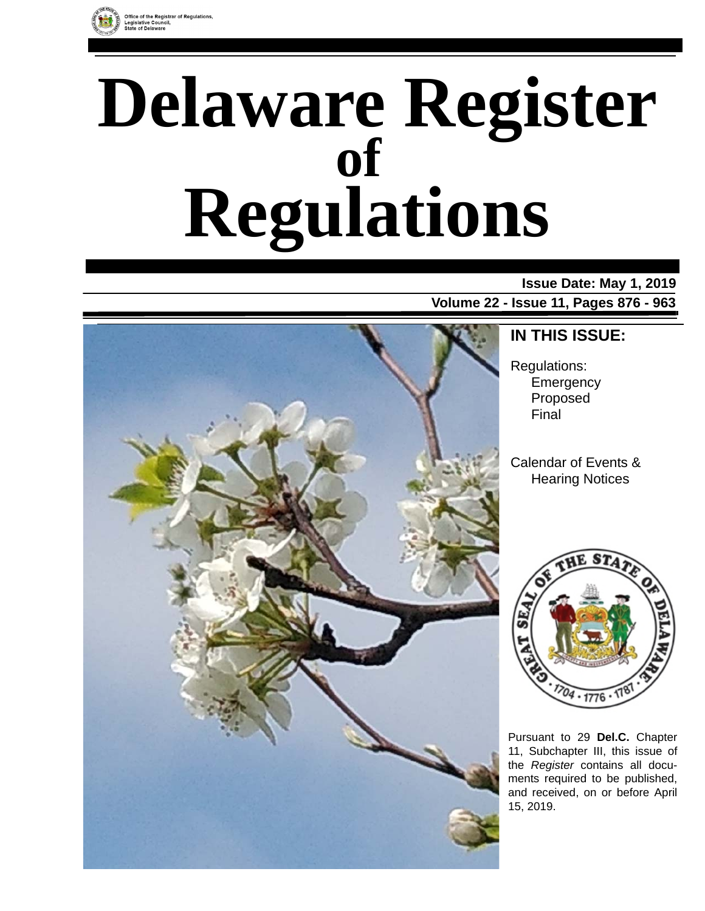Office of the Registrar of Regulations,
Legislative Council,
State of Delaware

# Delaware Register of Regulations

**Issue Date: May 1, 2019**

**Volume 22 - Issue 11, Pages 876 - 963**

## IN THIS ISSUE:

Regulations:
- Emergency
- Proposed
- Final

Calendar of Events &
Hearing Notices

Pursuant to 29 **Del.C.** Chapter 11, Subchapter III, this issue of the *Register* contains all documents required to be published, and received, on or before April 15, 2019.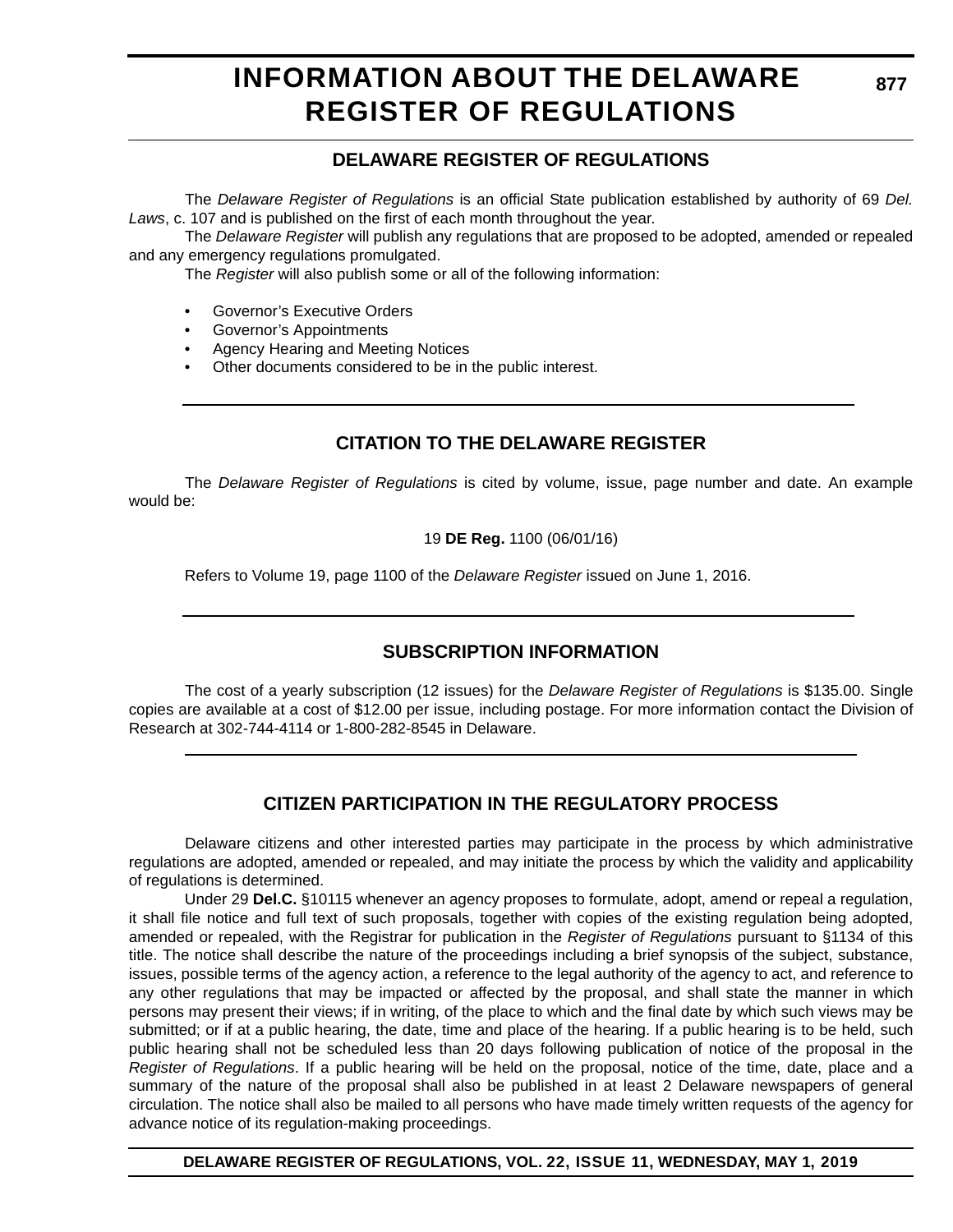# INFORMATION ABOUT THE DELAWARE REGISTER OF REGULATIONS

## DELAWARE REGISTER OF REGULATIONS

The *Delaware Register of Regulations* is an official State publication established by authority of 69 *Del. Laws*, c. 107 and is published on the first of each month throughout the year.

The *Delaware Register* will publish any regulations that are proposed to be adopted, amended or repealed and any emergency regulations promulgated.

The *Register* will also publish some or all of the following information:

- Governor's Executive Orders
- Governor's Appointments
- Agency Hearing and Meeting Notices
- Other documents considered to be in the public interest.

## CITATION TO THE DELAWARE REGISTER

The *Delaware Register of Regulations* is cited by volume, issue, page number and date. An example would be:

19 **DE Reg.** 1100 (06/01/16)

Refers to Volume 19, page 1100 of the *Delaware Register* issued on June 1, 2016.

## SUBSCRIPTION INFORMATION

The cost of a yearly subscription (12 issues) for the *Delaware Register of Regulations* is $135.00. Single copies are available at a cost of $12.00 per issue, including postage. For more information contact the Division of Research at 302-744-4114 or 1-800-282-8545 in Delaware.

## CITIZEN PARTICIPATION IN THE REGULATORY PROCESS

Delaware citizens and other interested parties may participate in the process by which administrative regulations are adopted, amended or repealed, and may initiate the process by which the validity and applicability of regulations is determined.

Under 29 **Del.C.** §10115 whenever an agency proposes to formulate, adopt, amend or repeal a regulation, it shall file notice and full text of such proposals, together with copies of the existing regulation being adopted, amended or repealed, with the Registrar for publication in the *Register of Regulations* pursuant to §1134 of this title. The notice shall describe the nature of the proceedings including a brief synopsis of the subject, substance, issues, possible terms of the agency action, a reference to the legal authority of the agency to act, and reference to any other regulations that may be impacted or affected by the proposal, and shall state the manner in which persons may present their views; if in writing, of the place to which and the final date by which such views may be submitted; or if at a public hearing, the date, time and place of the hearing. If a public hearing is to be held, such public hearing shall not be scheduled less than 20 days following publication of notice of the proposal in the *Register of Regulations*. If a public hearing will be held on the proposal, notice of the time, date, place and a summary of the nature of the proposal shall also be published in at least 2 Delaware newspapers of general circulation. The notice shall also be mailed to all persons who have made timely written requests of the agency for advance notice of its regulation-making proceedings.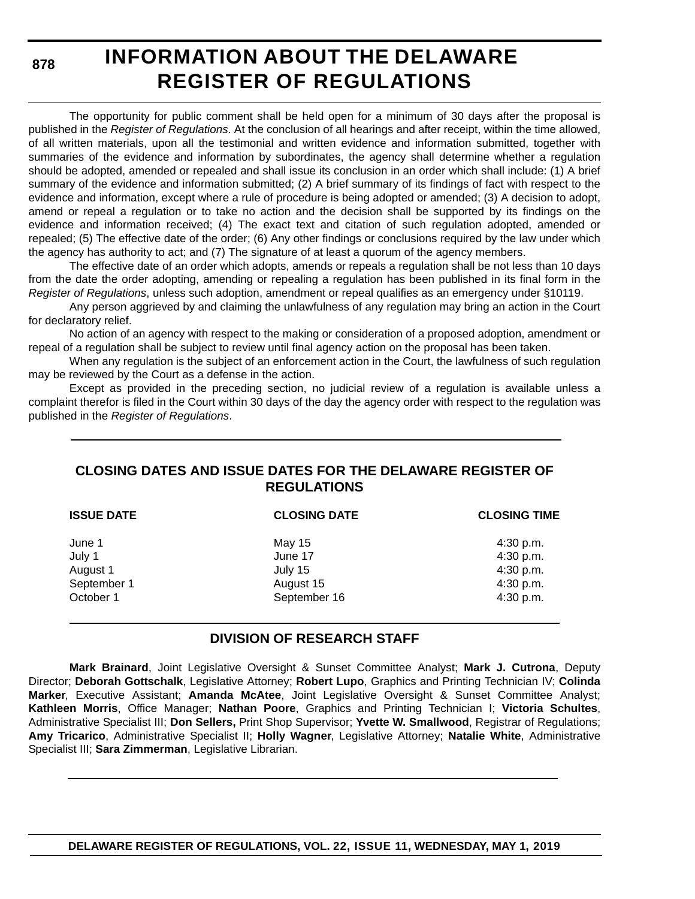# INFORMATION ABOUT THE DELAWARE REGISTER OF REGULATIONS

The opportunity for public comment shall be held open for a minimum of 30 days after the proposal is published in the *Register of Regulations*. At the conclusion of all hearings and after receipt, within the time allowed, of all written materials, upon all the testimonial and written evidence and information submitted, together with summaries of the evidence and information by subordinates, the agency shall determine whether a regulation should be adopted, amended or repealed and shall issue its conclusion in an order which shall include: (1) A brief summary of the evidence and information submitted; (2) A brief summary of its findings of fact with respect to the evidence and information, except where a rule of procedure is being adopted or amended; (3) A decision to adopt, amend or repeal a regulation or to take no action and the decision shall be supported by its findings on the evidence and information received; (4) The exact text and citation of such regulation adopted, amended or repealed; (5) The effective date of the order; (6) Any other findings or conclusions required by the law under which the agency has authority to act; and (7) The signature of at least a quorum of the agency members.

The effective date of an order which adopts, amends or repeals a regulation shall be not less than 10 days from the date the order adopting, amending or repealing a regulation has been published in its final form in the *Register of Regulations*, unless such adoption, amendment or repeal qualifies as an emergency under §10119.

Any person aggrieved by and claiming the unlawfulness of any regulation may bring an action in the Court for declaratory relief.

No action of an agency with respect to the making or consideration of a proposed adoption, amendment or repeal of a regulation shall be subject to review until final agency action on the proposal has been taken.

When any regulation is the subject of an enforcement action in the Court, the lawfulness of such regulation may be reviewed by the Court as a defense in the action.

Except as provided in the preceding section, no judicial review of a regulation is available unless a complaint therefor is filed in the Court within 30 days of the day the agency order with respect to the regulation was published in the *Register of Regulations*.

## CLOSING DATES AND ISSUE DATES FOR THE DELAWARE REGISTER OF REGULATIONS

| ISSUE DATE | CLOSING DATE | CLOSING TIME |
|---|---|---|
| June 1 | May 15 | 4:30 p.m. |
| July 1 | June 17 | 4:30 p.m. |
| August 1 | July 15 | 4:30 p.m. |
| September 1 | August 15 | 4:30 p.m. |
| October 1 | September 16 | 4:30 p.m. |

## DIVISION OF RESEARCH STAFF

**Mark Brainard**, Joint Legislative Oversight & Sunset Committee Analyst; **Mark J. Cutrona**, Deputy Director; **Deborah Gottschalk**, Legislative Attorney; **Robert Lupo**, Graphics and Printing Technician IV; **Colinda Marker**, Executive Assistant; **Amanda McAtee**, Joint Legislative Oversight & Sunset Committee Analyst; **Kathleen Morris**, Office Manager; **Nathan Poore**, Graphics and Printing Technician I; **Victoria Schultes**, Administrative Specialist III; **Don Sellers,** Print Shop Supervisor; **Yvette W. Smallwood**, Registrar of Regulations; **Amy Tricarico**, Administrative Specialist II; **Holly Wagner**, Legislative Attorney; **Natalie White**, Administrative Specialist III; **Sara Zimmerman**, Legislative Librarian.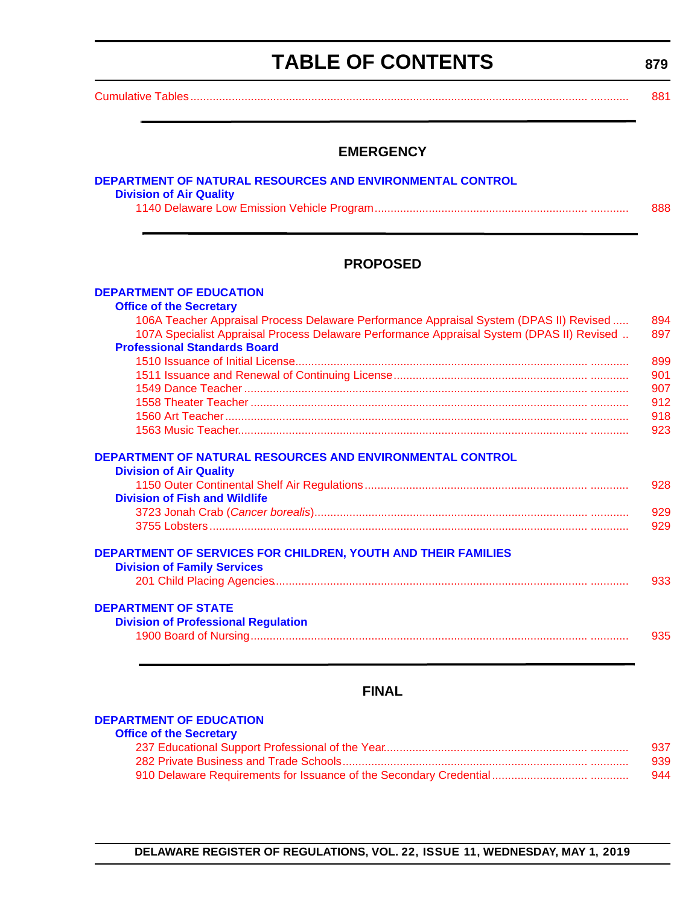# TABLE OF CONTENTS

Cumulative Tables ........................................................................................................................ 881

## EMERGENCY

**DEPARTMENT OF NATURAL RESOURCES AND ENVIRONMENTAL CONTROL**

**Division of Air Quality**

1140 Delaware Low Emission Vehicle Program ........................................................................ 888

## PROPOSED

**DEPARTMENT OF EDUCATION**

**Office of the Secretary**

106A Teacher Appraisal Process Delaware Performance Appraisal System (DPAS II) Revised ..... 894
107A Specialist Appraisal Process Delaware Performance Appraisal System (DPAS II) Revised .. 897

**Professional Standards Board**

1510 Issuance of Initial License ........................................................................................ 899
1511 Issuance and Renewal of Continuing License ............................................................ 901
1549 Dance Teacher ........................................................................................................ 907
1558 Theater Teacher ...................................................................................................... 912
1560 Art Teacher ............................................................................................................ 918
1563 Music Teacher ........................................................................................................ 923

**DEPARTMENT OF NATURAL RESOURCES AND ENVIRONMENTAL CONTROL**

**Division of Air Quality**

1150 Outer Continental Shelf Air Regulations ..................................................................... 928

**Division of Fish and Wildlife**

3723 Jonah Crab (*Cancer borealis*) .................................................................................... 929
3755 Lobsters .................................................................................................................. 929

**DEPARTMENT OF SERVICES FOR CHILDREN, YOUTH AND THEIR FAMILIES**

**Division of Family Services**

201 Child Placing Agencies ................................................................................................ 933

**DEPARTMENT OF STATE**

**Division of Professional Regulation**

1900 Board of Nursing ........................................................................................................ 935

## FINAL

**DEPARTMENT OF EDUCATION**

**Office of the Secretary**

237 Educational Support Professional of the Year ................................................................ 937
282 Private Business and Trade Schools ............................................................................. 939
910 Delaware Requirements for Issuance of the Secondary Credential ................................. 944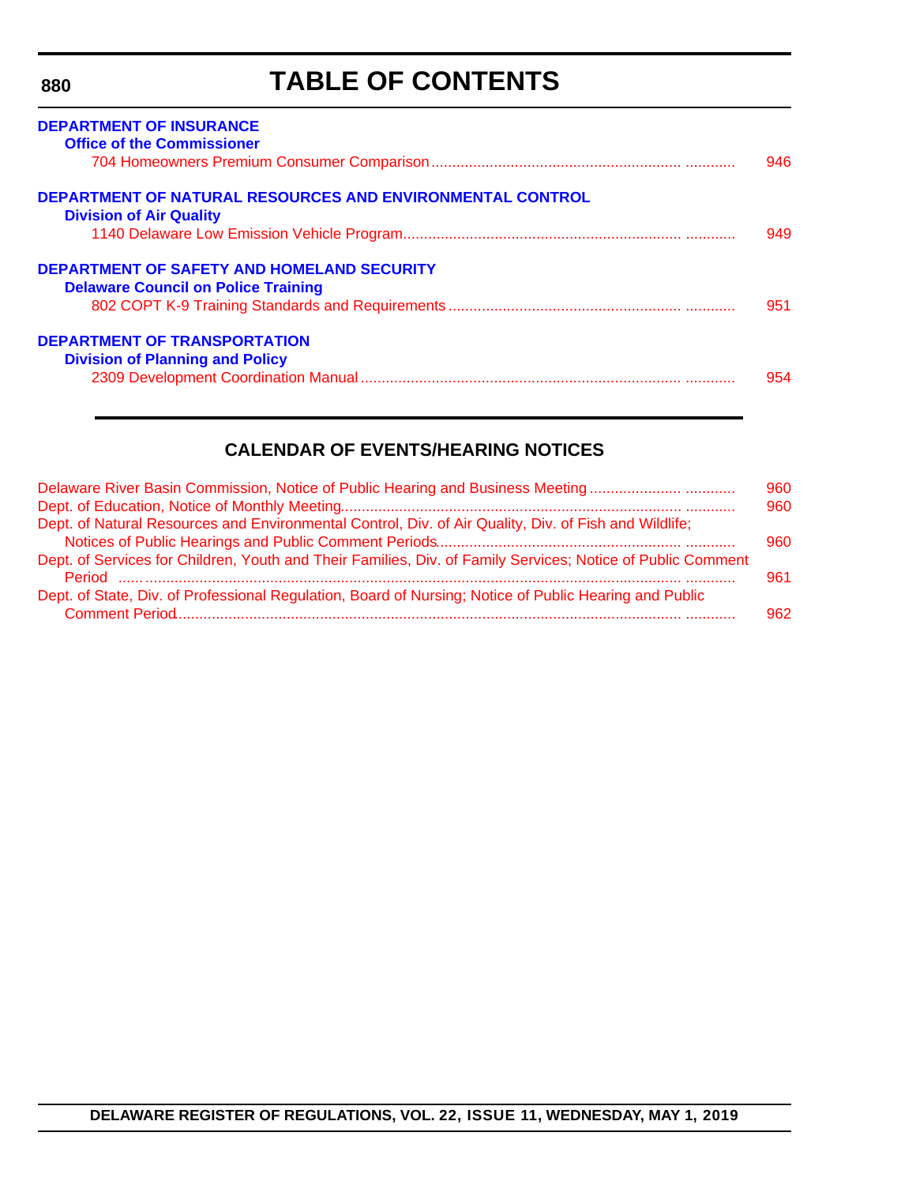# TABLE OF CONTENTS

**DEPARTMENT OF INSURANCE**

**Office of the Commissioner**

704 Homeowners Premium Consumer Comparison ........................................................................ 946

**DEPARTMENT OF NATURAL RESOURCES AND ENVIRONMENTAL CONTROL**

**Division of Air Quality**

1140 Delaware Low Emission Vehicle Program............................................................................ 949

**DEPARTMENT OF SAFETY AND HOMELAND SECURITY**

**Delaware Council on Police Training**

802 COPT K-9 Training Standards and Requirements ................................................................. 951

**DEPARTMENT OF TRANSPORTATION**

**Division of Planning and Policy**

2309 Development Coordination Manual ....................................................................................... 954

## CALENDAR OF EVENTS/HEARING NOTICES

Delaware River Basin Commission, Notice of Public Hearing and Business Meeting ..................... 960

Dept. of Education, Notice of Monthly Meeting............................................................................... 960

Dept. of Natural Resources and Environmental Control, Div. of Air Quality, Div. of Fish and Wildlife; Notices of Public Hearings and Public Comment Periods............................................................ 960

Dept. of Services for Children, Youth and Their Families, Div. of Family Services; Notice of Public Comment Period ............................................................................................................................ 961

Dept. of State, Div. of Professional Regulation, Board of Nursing; Notice of Public Hearing and Public Comment Period.............................................................................................................................. 962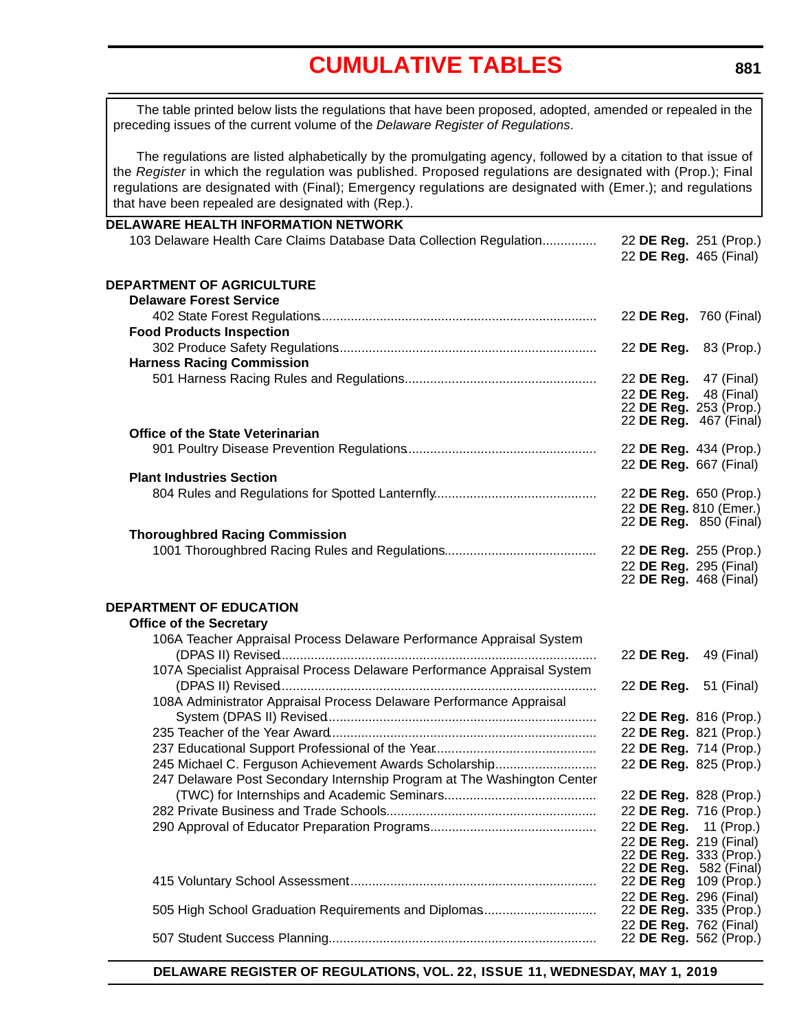# CUMULATIVE TABLES

The table printed below lists the regulations that have been proposed, adopted, amended or repealed in the preceding issues of the current volume of the *Delaware Register of Regulations*.

The regulations are listed alphabetically by the promulgating agency, followed by a citation to that issue of the *Register* in which the regulation was published. Proposed regulations are designated with (Prop.); Final regulations are designated with (Final); Emergency regulations are designated with (Emer.); and regulations that have been repealed are designated with (Rep.).

**DELAWARE HEALTH INFORMATION NETWORK**

| Regulation | Citation |
|---|---|
| 103 Delaware Health Care Claims Database Data Collection Regulation | 22 **DE Reg.** 251 (Prop.) |
| | 22 **DE Reg.** 465 (Final) |

**DEPARTMENT OF AGRICULTURE**

| Regulation | Citation |
|---|---|
| **Delaware Forest Service** | |
| 402 State Forest Regulations | 22 **DE Reg.** 760 (Final) |
| **Food Products Inspection** | |
| 302 Produce Safety Regulations | 22 **DE Reg.** 83 (Prop.) |
| **Harness Racing Commission** | |
| 501 Harness Racing Rules and Regulations | 22 **DE Reg.** 47 (Final) |
| | 22 **DE Reg.** 48 (Final) |
| | 22 **DE Reg.** 253 (Prop.) |
| | 22 **DE Reg.** 467 (Final) |
| **Office of the State Veterinarian** | |
| 901 Poultry Disease Prevention Regulations | 22 **DE Reg.** 434 (Prop.) |
| | 22 **DE Reg.** 667 (Final) |
| **Plant Industries Section** | |
| 804 Rules and Regulations for Spotted Lanternfly | 22 **DE Reg.** 650 (Prop.) |
| | 22 **DE Reg.** 810 (Emer.) |
| | 22 **DE Reg.** 850 (Final) |
| **Thoroughbred Racing Commission** | |
| 1001 Thoroughbred Racing Rules and Regulations | 22 **DE Reg.** 255 (Prop.) |
| | 22 **DE Reg.** 295 (Final) |
| | 22 **DE Reg.** 468 (Final) |

**DEPARTMENT OF EDUCATION**

| Regulation | Citation |
|---|---|
| **Office of the Secretary** | |
| 106A Teacher Appraisal Process Delaware Performance Appraisal System (DPAS II) Revised | 22 **DE Reg.** 49 (Final) |
| 107A Specialist Appraisal Process Delaware Performance Appraisal System (DPAS II) Revised | 22 **DE Reg.** 51 (Final) |
| 108A Administrator Appraisal Process Delaware Performance Appraisal System (DPAS II) Revised | 22 **DE Reg.** 816 (Prop.) |
| 235 Teacher of the Year Award | 22 **DE Reg.** 821 (Prop.) |
| 237 Educational Support Professional of the Year | 22 **DE Reg.** 714 (Prop.) |
| 245 Michael C. Ferguson Achievement Awards Scholarship | 22 **DE Reg.** 825 (Prop.) |
| 247 Delaware Post Secondary Internship Program at The Washington Center (TWC) for Internships and Academic Seminars | 22 **DE Reg.** 828 (Prop.) |
| 282 Private Business and Trade Schools | 22 **DE Reg.** 716 (Prop.) |
| 290 Approval of Educator Preparation Programs | 22 **DE Reg.** 11 (Prop.) |
| | 22 **DE Reg.** 219 (Final) |
| | 22 **DE Reg.** 333 (Prop.) |
| | 22 **DE Reg.** 582 (Final) |
| 415 Voluntary School Assessment | 22 **DE Reg** 109 (Prop.) |
| | 22 **DE Reg.** 296 (Final) |
| 505 High School Graduation Requirements and Diplomas | 22 **DE Reg.** 335 (Prop.) |
| | 22 **DE Reg.** 762 (Final) |
| 507 Student Success Planning | 22 **DE Reg.** 562 (Prop.) |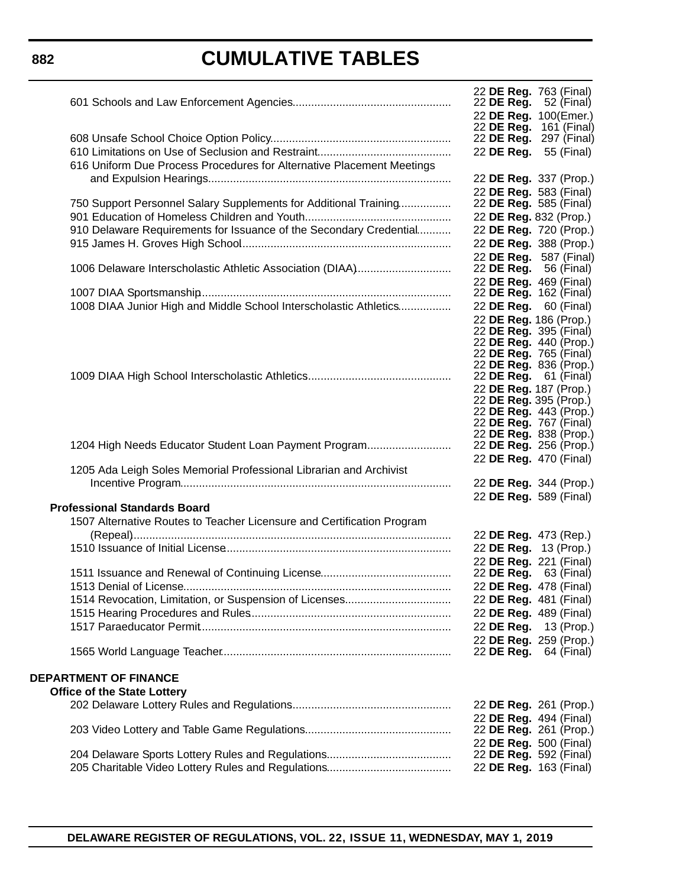# CUMULATIVE TABLES

| Regulation | Citation |
|---|---|
| | 22 **DE Reg.** 763 (Final) |
| 601 Schools and Law Enforcement Agencies | 22 **DE Reg.** 52 (Final) |
| | 22 **DE Reg.** 100(Emer.) |
| | 22 **DE Reg.** 161 (Final) |
| 608 Unsafe School Choice Option Policy | 22 **DE Reg.** 297 (Final) |
| 610 Limitations on Use of Seclusion and Restraint | 22 **DE Reg.** 55 (Final) |
| 616 Uniform Due Process Procedures for Alternative Placement Meetings and Expulsion Hearings | 22 **DE Reg.** 337 (Prop.) |
| | 22 **DE Reg.** 583 (Final) |
| 750 Support Personnel Salary Supplements for Additional Training | 22 **DE Reg.** 585 (Final) |
| 901 Education of Homeless Children and Youth | 22 **DE Reg.** 832 (Prop.) |
| 910 Delaware Requirements for Issuance of the Secondary Credential | 22 **DE Reg.** 720 (Prop.) |
| 915 James H. Groves High School | 22 **DE Reg.** 388 (Prop.) |
| | 22 **DE Reg.** 587 (Final) |
| 1006 Delaware Interscholastic Athletic Association (DIAA) | 22 **DE Reg.** 56 (Final) |
| | 22 **DE Reg.** 469 (Final) |
| 1007 DIAA Sportsmanship | 22 **DE Reg.** 162 (Final) |
| 1008 DIAA Junior High and Middle School Interscholastic Athletics | 22 **DE Reg.** 60 (Final) |
| | 22 **DE Reg.** 186 (Prop.) |
| | 22 **DE Reg.** 395 (Final) |
| | 22 **DE Reg.** 440 (Prop.) |
| | 22 **DE Reg.** 765 (Final) |
| | 22 **DE Reg.** 836 (Prop.) |
| 1009 DIAA High School Interscholastic Athletics | 22 **DE Reg.** 61 (Final) |
| | 22 **DE Reg.** 187 (Prop.) |
| | 22 **DE Reg.** 395 (Prop.) |
| | 22 **DE Reg.** 443 (Prop.) |
| | 22 **DE Reg.** 767 (Final) |
| | 22 **DE Reg.** 838 (Prop.) |
| 1204 High Needs Educator Student Loan Payment Program | 22 **DE Reg.** 256 (Prop.) |
| | 22 **DE Reg.** 470 (Final) |
| 1205 Ada Leigh Soles Memorial Professional Librarian and Archivist Incentive Program | 22 **DE Reg.** 344 (Prop.) |
| | 22 **DE Reg.** 589 (Final) |
| **Professional Standards Board** | |
| 1507 Alternative Routes to Teacher Licensure and Certification Program (Repeal) | 22 **DE Reg.** 473 (Rep.) |
| 1510 Issuance of Initial License | 22 **DE Reg.** 13 (Prop.) |
| | 22 **DE Reg.** 221 (Final) |
| 1511 Issuance and Renewal of Continuing License | 22 **DE Reg.** 63 (Final) |
| 1513 Denial of License | 22 **DE Reg.** 478 (Final) |
| 1514 Revocation, Limitation, or Suspension of Licenses | 22 **DE Reg.** 481 (Final) |
| 1515 Hearing Procedures and Rules | 22 **DE Reg.** 489 (Final) |
| 1517 Paraeducator Permit | 22 **DE Reg.** 13 (Prop.) |
| | 22 **DE Reg.** 259 (Prop.) |
| 1565 World Language Teacher | 22 **DE Reg.** 64 (Final) |

**DEPARTMENT OF FINANCE**

| Regulation | Citation |
|---|---|
| **Office of the State Lottery** | |
| 202 Delaware Lottery Rules and Regulations | 22 **DE Reg.** 261 (Prop.) |
| | 22 **DE Reg.** 494 (Final) |
| 203 Video Lottery and Table Game Regulations | 22 **DE Reg.** 261 (Prop.) |
| | 22 **DE Reg.** 500 (Final) |
| 204 Delaware Sports Lottery Rules and Regulations | 22 **DE Reg.** 592 (Final) |
| 205 Charitable Video Lottery Rules and Regulations | 22 **DE Reg.** 163 (Final) |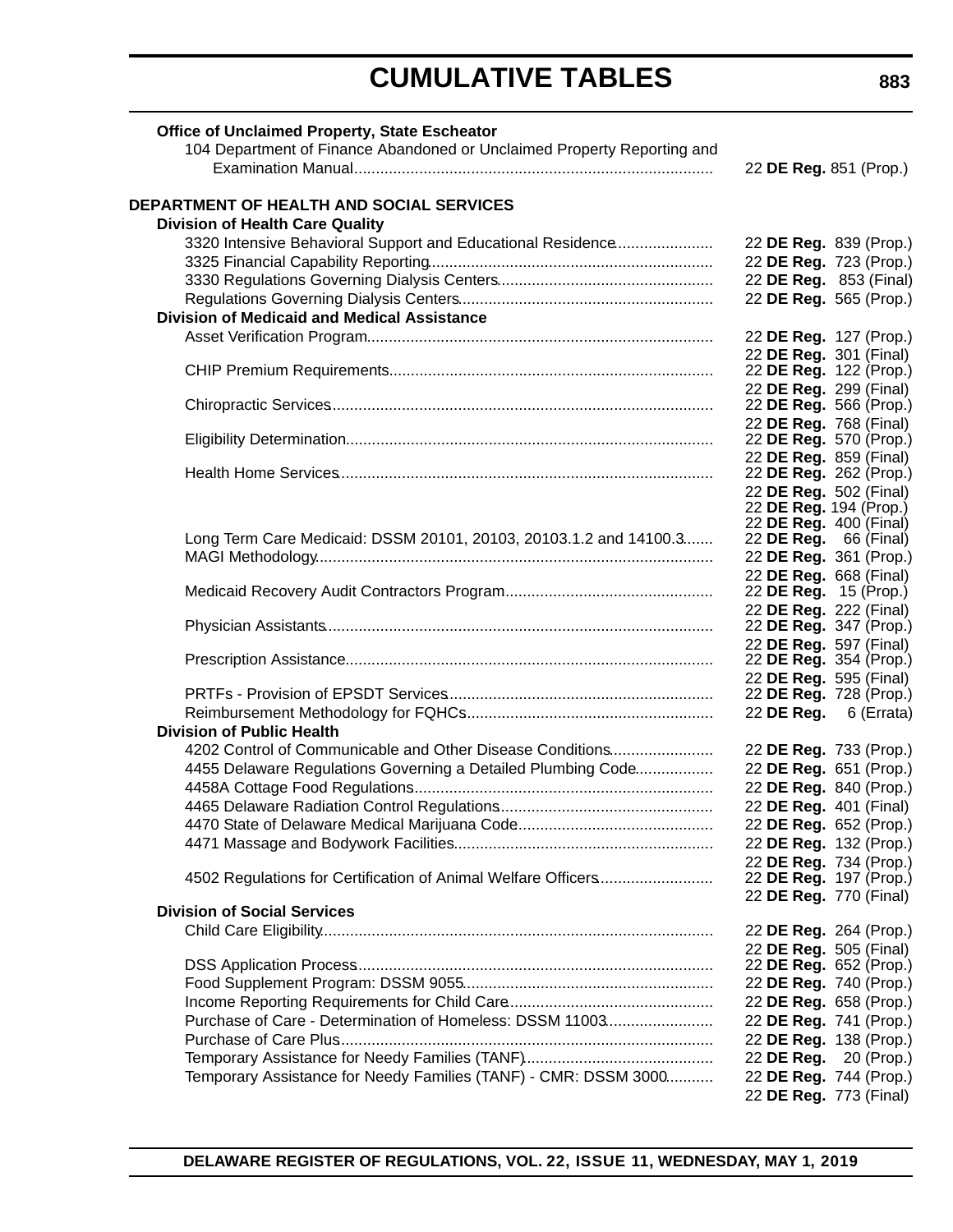**Office of Unclaimed Property, State Escheator**

104 Department of Finance Abandoned or Unclaimed Property Reporting and Examination Manual .................. 22 **DE Reg.** 851 (Prop.)

**DEPARTMENT OF HEALTH AND SOCIAL SERVICES**

**Division of Health Care Quality**

| | |
|---|---|
| 3320 Intensive Behavioral Support and Educational Residence | 22 **DE Reg.** 839 (Prop.) |
| 3325 Financial Capability Reporting | 22 **DE Reg.** 723 (Prop.) |
| 3330 Regulations Governing Dialysis Centers | 22 **DE Reg.** 853 (Final) |
| Regulations Governing Dialysis Centers | 22 **DE Reg.** 565 (Prop.) |

**Division of Medicaid and Medical Assistance**

| | |
|---|---|
| Asset Verification Program | 22 **DE Reg.** 127 (Prop.) |
| | 22 **DE Reg.** 301 (Final) |
| CHIP Premium Requirements | 22 **DE Reg.** 122 (Prop.) |
| | 22 **DE Reg.** 299 (Final) |
| Chiropractic Services | 22 **DE Reg.** 566 (Prop.) |
| | 22 **DE Reg.** 768 (Final) |
| Eligibility Determination | 22 **DE Reg.** 570 (Prop.) |
| | 22 **DE Reg.** 859 (Final) |
| Health Home Services | 22 **DE Reg.** 262 (Prop.) |
| | 22 **DE Reg.** 502 (Final) |
| | 22 **DE Reg.** 194 (Prop.) |
| | 22 **DE Reg.** 400 (Final) |
| Long Term Care Medicaid: DSSM 20101, 20103, 20103.1.2 and 14100.3 | 22 **DE Reg.** 66 (Final) |
| MAGI Methodology | 22 **DE Reg.** 361 (Prop.) |
| | 22 **DE Reg.** 668 (Final) |
| Medicaid Recovery Audit Contractors Program | 22 **DE Reg.** 15 (Prop.) |
| | 22 **DE Reg.** 222 (Final) |
| Physician Assistants | 22 **DE Reg.** 347 (Prop.) |
| | 22 **DE Reg.** 597 (Final) |
| Prescription Assistance | 22 **DE Reg.** 354 (Prop.) |
| | 22 **DE Reg.** 595 (Final) |
| PRTFs - Provision of EPSDT Services | 22 **DE Reg.** 728 (Prop.) |
| Reimbursement Methodology for FQHCs | 22 **DE Reg.** 6 (Errata) |

**Division of Public Health**

| | |
|---|---|
| 4202 Control of Communicable and Other Disease Conditions | 22 **DE Reg.** 733 (Prop.) |
| 4455 Delaware Regulations Governing a Detailed Plumbing Code | 22 **DE Reg.** 651 (Prop.) |
| 4458A Cottage Food Regulations | 22 **DE Reg.** 840 (Prop.) |
| 4465 Delaware Radiation Control Regulations | 22 **DE Reg.** 401 (Final) |
| 4470 State of Delaware Medical Marijuana Code | 22 **DE Reg.** 652 (Prop.) |
| 4471 Massage and Bodywork Facilities | 22 **DE Reg.** 132 (Prop.) |
| | 22 **DE Reg.** 734 (Prop.) |
| 4502 Regulations for Certification of Animal Welfare Officers | 22 **DE Reg.** 197 (Prop.) |
| | 22 **DE Reg.** 770 (Final) |

**Division of Social Services**

| | |
|---|---|
| Child Care Eligibility | 22 **DE Reg.** 264 (Prop.) |
| | 22 **DE Reg.** 505 (Final) |
| DSS Application Process | 22 **DE Reg.** 652 (Prop.) |
| Food Supplement Program: DSSM 9055 | 22 **DE Reg.** 740 (Prop.) |
| Income Reporting Requirements for Child Care | 22 **DE Reg.** 658 (Prop.) |
| Purchase of Care - Determination of Homeless: DSSM 11003 | 22 **DE Reg.** 741 (Prop.) |
| Purchase of Care Plus | 22 **DE Reg.** 138 (Prop.) |
| Temporary Assistance for Needy Families (TANF) | 22 **DE Reg.** 20 (Prop.) |
| Temporary Assistance for Needy Families (TANF) - CMR: DSSM 3000 | 22 **DE Reg.** 744 (Prop.) |
| | 22 **DE Reg.** 773 (Final) |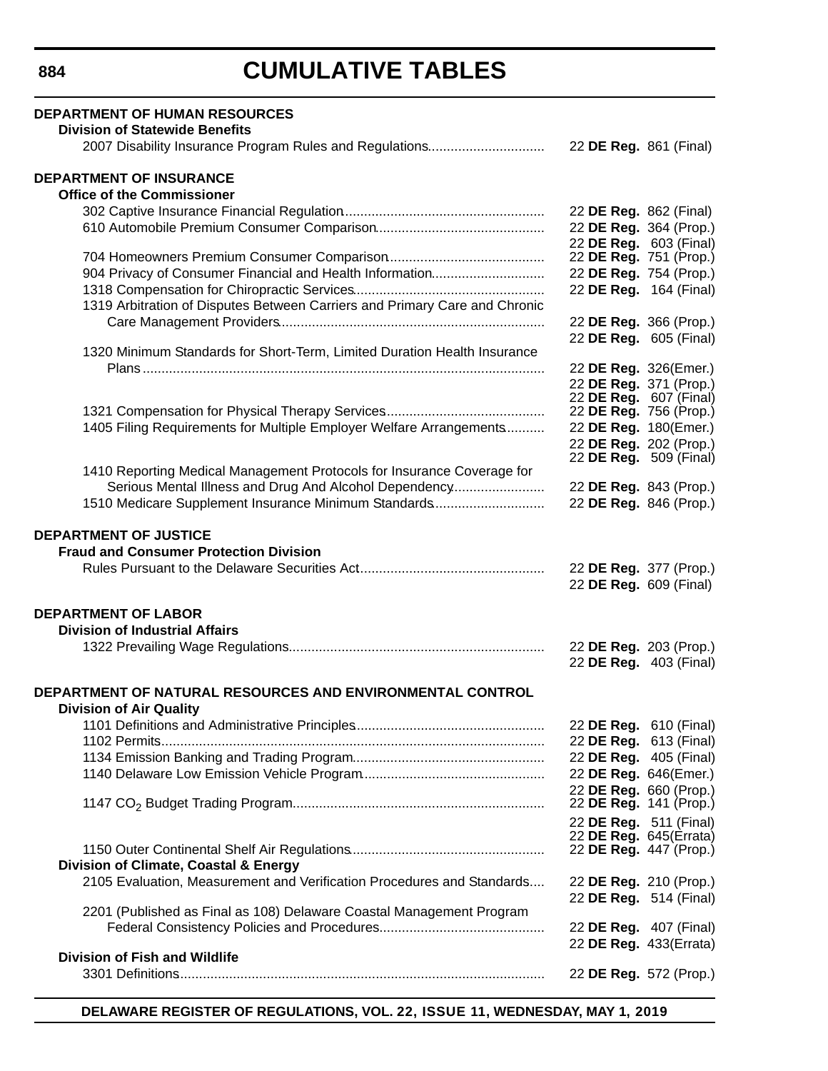# CUMULATIVE TABLES

**DEPARTMENT OF HUMAN RESOURCES**

**Division of Statewide Benefits**

2007 Disability Insurance Program Rules and Regulations.............................. 22 **DE Reg.** 861 (Final)

**DEPARTMENT OF INSURANCE**

**Office of the Commissioner**

302 Captive Insurance Financial Regulation.................................................... 22 **DE Reg.** 862 (Final)

610 Automobile Premium Consumer Comparison........................................... 22 **DE Reg.** 364 (Prop.)
22 **DE Reg.** 603 (Final)

704 Homeowners Premium Consumer Comparison......................................... 22 **DE Reg.** 751 (Prop.)

904 Privacy of Consumer Financial and Health Information............................. 22 **DE Reg.** 754 (Prop.)

1318 Compensation for Chiropractic Services.................................................. 22 **DE Reg.** 164 (Final)

1319 Arbitration of Disputes Between Carriers and Primary Care and Chronic Care Management Providers...................................................................... 22 **DE Reg.** 366 (Prop.)
22 **DE Reg.** 605 (Final)

1320 Minimum Standards for Short-Term, Limited Duration Health Insurance Plans.......................................................................................................... 22 **DE Reg.** 326(Emer.)
22 **DE Reg.** 371 (Prop.)
22 **DE Reg.** 607 (Final)

1321 Compensation for Physical Therapy Services.......................................... 22 **DE Reg.** 756 (Prop.)

1405 Filing Requirements for Multiple Employer Welfare Arrangements.......... 22 **DE Reg.** 180(Emer.)
22 **DE Reg.** 202 (Prop.)
22 **DE Reg.** 509 (Final)

1410 Reporting Medical Management Protocols for Insurance Coverage for Serious Mental Illness and Drug And Alcohol Dependency........................ 22 **DE Reg.** 843 (Prop.)

1510 Medicare Supplement Insurance Minimum Standards............................. 22 **DE Reg.** 846 (Prop.)

**DEPARTMENT OF JUSTICE**

**Fraud and Consumer Protection Division**

Rules Pursuant to the Delaware Securities Act................................................. 22 **DE Reg.** 377 (Prop.)
22 **DE Reg.** 609 (Final)

**DEPARTMENT OF LABOR**

**Division of Industrial Affairs**

1322 Prevailing Wage Regulations................................................................... 22 **DE Reg.** 203 (Prop.)
22 **DE Reg.** 403 (Final)

**DEPARTMENT OF NATURAL RESOURCES AND ENVIRONMENTAL CONTROL**

**Division of Air Quality**

1101 Definitions and Administrative Principles.................................................. 22 **DE Reg.** 610 (Final)

1102 Permits..................................................................................................... 22 **DE Reg.** 613 (Final)

1134 Emission Banking and Trading Program.................................................. 22 **DE Reg.** 405 (Final)

1140 Delaware Low Emission Vehicle Program................................................ 22 **DE Reg.** 646(Emer.)
22 **DE Reg.** 660 (Prop.)

1147 $CO_2$ Budget Trading Program.................................................................. 22 **DE Reg.** 141 (Prop.)
22 **DE Reg.** 511 (Final)
22 **DE Reg.** 645(Errata)

1150 Outer Continental Shelf Air Regulations................................................... 22 **DE Reg.** 447 (Prop.)

**Division of Climate, Coastal & Energy**

2105 Evaluation, Measurement and Verification Procedures and Standards.... 22 **DE Reg.** 210 (Prop.)
22 **DE Reg.** 514 (Final)

2201 (Published as Final as 108) Delaware Coastal Management Program Federal Consistency Policies and Procedures........................................... 22 **DE Reg.** 407 (Final)
22 **DE Reg.** 433(Errata)

**Division of Fish and Wildlife**

3301 Definitions................................................................................................ 22 **DE Reg.** 572 (Prop.)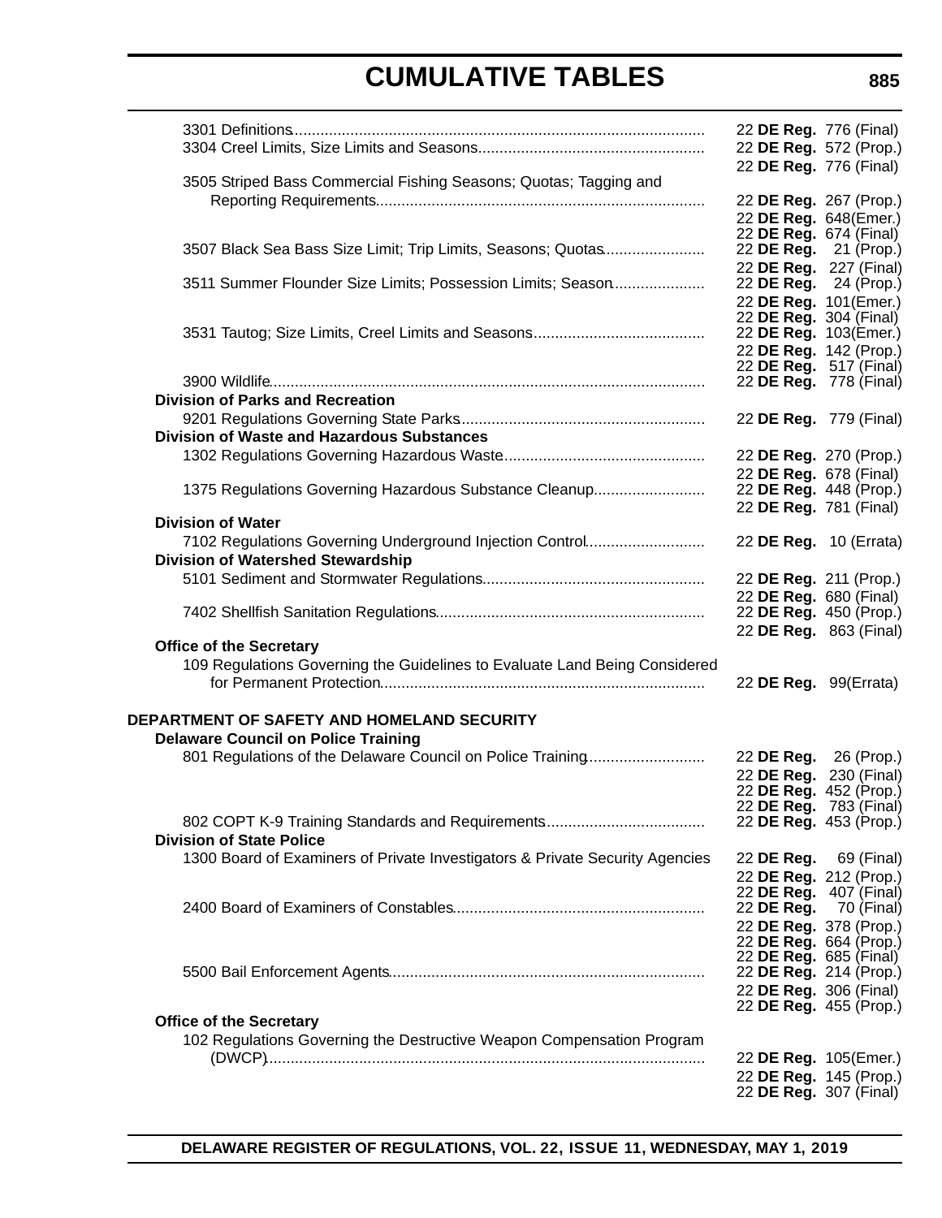# CUMULATIVE TABLES

3301 Definitions ........ 22 **DE Reg.** 776 (Final)
3304 Creel Limits, Size Limits and Seasons ........ 22 **DE Reg.** 572 (Prop.)
22 **DE Reg.** 776 (Final)
3505 Striped Bass Commercial Fishing Seasons; Quotas; Tagging and Reporting Requirements ........ 22 **DE Reg.** 267 (Prop.)
22 **DE Reg.** 648(Emer.)
22 **DE Reg.** 674 (Final)
3507 Black Sea Bass Size Limit; Trip Limits, Seasons; Quotas ........ 22 **DE Reg.** 21 (Prop.)
22 **DE Reg.** 227 (Final)
3511 Summer Flounder Size Limits; Possession Limits; Season ........ 22 **DE Reg.** 24 (Prop.)
22 **DE Reg.** 101(Emer.)
22 **DE Reg.** 304 (Final)
3531 Tautog; Size Limits, Creel Limits and Seasons ........ 22 **DE Reg.** 103(Emer.)
22 **DE Reg.** 142 (Prop.)
22 **DE Reg.** 517 (Final)
3900 Wildlife ........ 22 **DE Reg.** 778 (Final)

**Division of Parks and Recreation**
9201 Regulations Governing State Parks ........ 22 **DE Reg.** 779 (Final)

**Division of Waste and Hazardous Substances**
1302 Regulations Governing Hazardous Waste ........ 22 **DE Reg.** 270 (Prop.)
22 **DE Reg.** 678 (Final)
1375 Regulations Governing Hazardous Substance Cleanup ........ 22 **DE Reg.** 448 (Prop.)
22 **DE Reg.** 781 (Final)

**Division of Water**
7102 Regulations Governing Underground Injection Control ........ 22 **DE Reg.** 10 (Errata)

**Division of Watershed Stewardship**
5101 Sediment and Stormwater Regulations ........ 22 **DE Reg.** 211 (Prop.)
22 **DE Reg.** 680 (Final)
7402 Shellfish Sanitation Regulations ........ 22 **DE Reg.** 450 (Prop.)
22 **DE Reg.** 863 (Final)

**Office of the Secretary**
109 Regulations Governing the Guidelines to Evaluate Land Being Considered for Permanent Protection ........ 22 **DE Reg.** 99(Errata)

**DEPARTMENT OF SAFETY AND HOMELAND SECURITY**

**Delaware Council on Police Training**
801 Regulations of the Delaware Council on Police Training ........ 22 **DE Reg.** 26 (Prop.)
22 **DE Reg.** 230 (Final)
22 **DE Reg.** 452 (Prop.)
22 **DE Reg.** 783 (Final)
802 COPT K-9 Training Standards and Requirements ........ 22 **DE Reg.** 453 (Prop.)

**Division of State Police**
1300 Board of Examiners of Private Investigators & Private Security Agencies ........ 22 **DE Reg.** 69 (Final)
22 **DE Reg.** 212 (Prop.)
22 **DE Reg.** 407 (Final)
2400 Board of Examiners of Constables ........ 22 **DE Reg.** 70 (Final)
22 **DE Reg.** 378 (Prop.)
22 **DE Reg.** 664 (Prop.)
22 **DE Reg.** 685 (Final)
5500 Bail Enforcement Agents ........ 22 **DE Reg.** 214 (Prop.)
22 **DE Reg.** 306 (Final)
22 **DE Reg.** 455 (Prop.)

**Office of the Secretary**
102 Regulations Governing the Destructive Weapon Compensation Program (DWCP) ........ 22 **DE Reg.** 105(Emer.)
22 **DE Reg.** 145 (Prop.)
22 **DE Reg.** 307 (Final)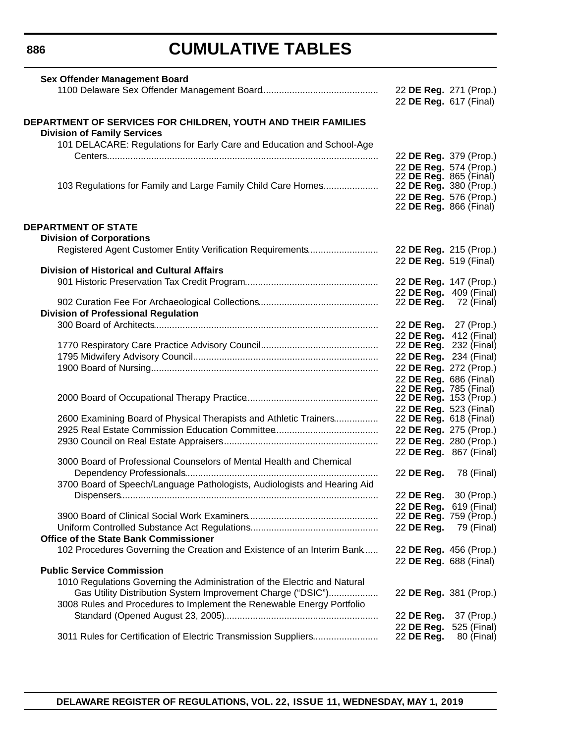# CUMULATIVE TABLES

**Sex Offender Management Board**

1100 Delaware Sex Offender Management Board............................................ 22 **DE Reg.** 271 (Prop.)
22 **DE Reg.** 617 (Final)

**DEPARTMENT OF SERVICES FOR CHILDREN, YOUTH AND THEIR FAMILIES**

**Division of Family Services**

101 DELACARE: Regulations for Early Care and Education and School-Age Centers........................................................................................................ 22 **DE Reg.** 379 (Prop.)
22 **DE Reg.** 574 (Prop.)
22 **DE Reg.** 865 (Final)

103 Regulations for Family and Large Family Child Care Homes..................... 22 **DE Reg.** 380 (Prop.)
22 **DE Reg.** 576 (Prop.)
22 **DE Reg.** 866 (Final)

**DEPARTMENT OF STATE**

**Division of Corporations**

Registered Agent Customer Entity Verification Requirements........................... 22 **DE Reg.** 215 (Prop.)
22 **DE Reg.** 519 (Final)

**Division of Historical and Cultural Affairs**

901 Historic Preservation Tax Credit Program................................................... 22 **DE Reg.** 147 (Prop.)
22 **DE Reg.** 409 (Final)

902 Curation Fee For Archaeological Collections.............................................. 22 **DE Reg.** 72 (Final)

**Division of Professional Regulation**

300 Board of Architects..................................................................................... 22 **DE Reg.** 27 (Prop.)
22 **DE Reg.** 412 (Final)

1770 Respiratory Care Practice Advisory Council............................................ 22 **DE Reg.** 232 (Final)

1795 Midwifery Advisory Council...................................................................... 22 **DE Reg.** 234 (Final)

1900 Board of Nursing...................................................................................... 22 **DE Reg.** 272 (Prop.)
22 **DE Reg.** 686 (Final)
22 **DE Reg.** 785 (Final)

2000 Board of Occupational Therapy Practice.................................................. 22 **DE Reg.** 153 (Prop.)
22 **DE Reg.** 523 (Final)

2600 Examining Board of Physical Therapists and Athletic Trainers................ 22 **DE Reg.** 618 (Final)

2925 Real Estate Commission Education Committee....................................... 22 **DE Reg.** 275 (Prop.)

2930 Council on Real Estate Appraisers........................................................... 22 **DE Reg.** 280 (Prop.)
22 **DE Reg.** 867 (Final)

3000 Board of Professional Counselors of Mental Health and Chemical Dependency Professionals......................................................................... 22 **DE Reg.** 78 (Final)

3700 Board of Speech/Language Pathologists, Audiologists and Hearing Aid Dispensers................................................................................................. 22 **DE Reg.** 30 (Prop.)
22 **DE Reg.** 619 (Final)

3900 Board of Clinical Social Work Examiners................................................. 22 **DE Reg.** 759 (Prop.)

Uniform Controlled Substance Act Regulations................................................. 22 **DE Reg.** 79 (Final)

**Office of the State Bank Commissioner**

102 Procedures Governing the Creation and Existence of an Interim Bank..... 22 **DE Reg.** 456 (Prop.)
22 **DE Reg.** 688 (Final)

**Public Service Commission**

1010 Regulations Governing the Administration of the Electric and Natural Gas Utility Distribution System Improvement Charge ("DSIC").................. 22 **DE Reg.** 381 (Prop.)

3008 Rules and Procedures to Implement the Renewable Energy Portfolio Standard (Opened August 23, 2005)........................................................... 22 **DE Reg.** 37 (Prop.)
22 **DE Reg.** 525 (Final)

3011 Rules for Certification of Electric Transmission Suppliers......................... 22 **DE Reg.** 80 (Final)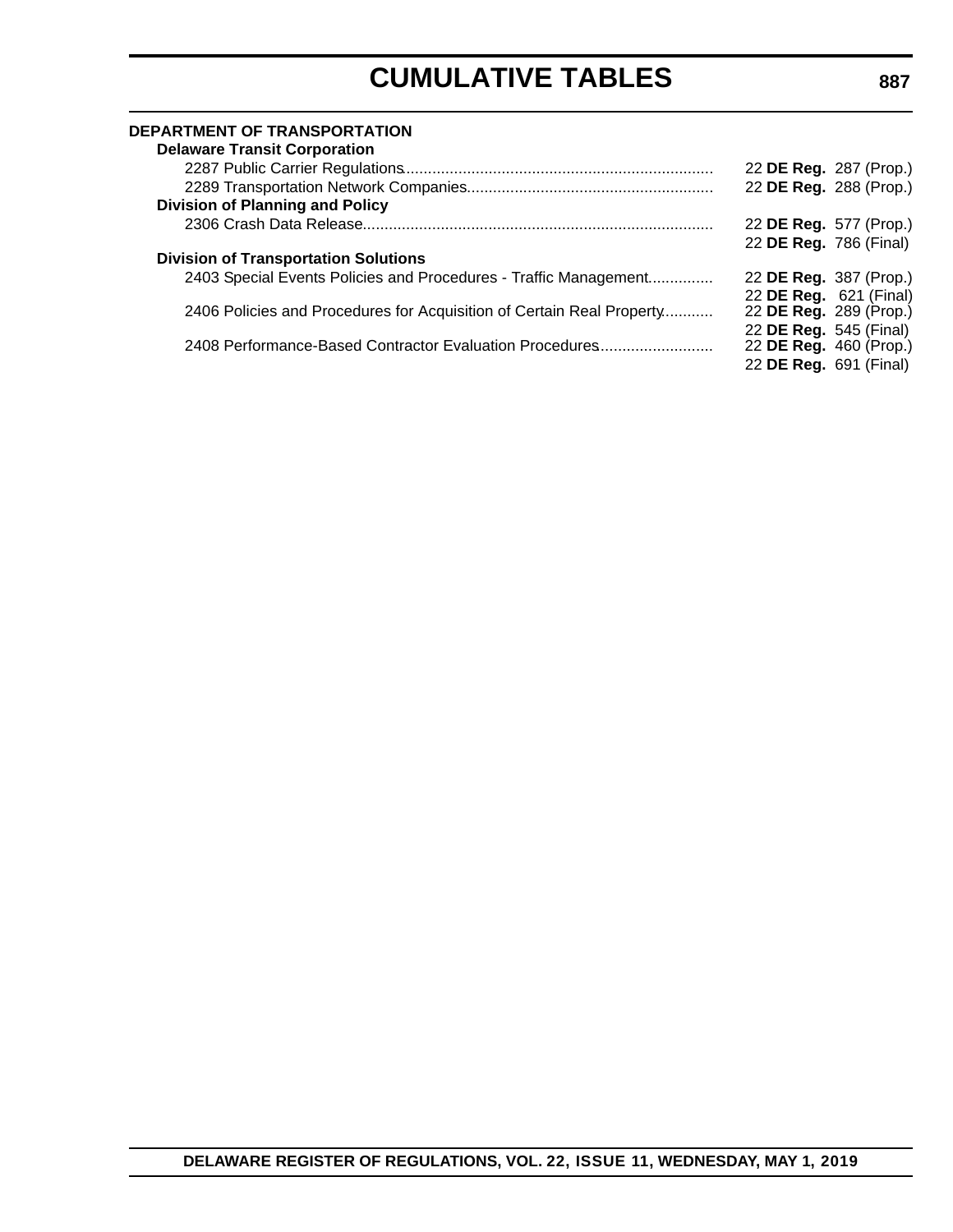## CUMULATIVE TABLES

**DEPARTMENT OF TRANSPORTATION**

**Delaware Transit Corporation**

2287 Public Carrier Regulations........................................................................ 22 **DE Reg.** 287 (Prop.)

2289 Transportation Network Companies......................................................... 22 **DE Reg.** 288 (Prop.)

**Division of Planning and Policy**

2306 Crash Data Release................................................................................. 22 **DE Reg.** 577 (Prop.)
22 **DE Reg.** 786 (Final)

**Division of Transportation Solutions**

2403 Special Events Policies and Procedures - Traffic Management............... 22 **DE Reg.** 387 (Prop.)
22 **DE Reg.** 621 (Final)

2406 Policies and Procedures for Acquisition of Certain Real Property........... 22 **DE Reg.** 289 (Prop.)
22 **DE Reg.** 545 (Final)

2408 Performance-Based Contractor Evaluation Procedures.......................... 22 **DE Reg.** 460 (Prop.)
22 **DE Reg.** 691 (Final)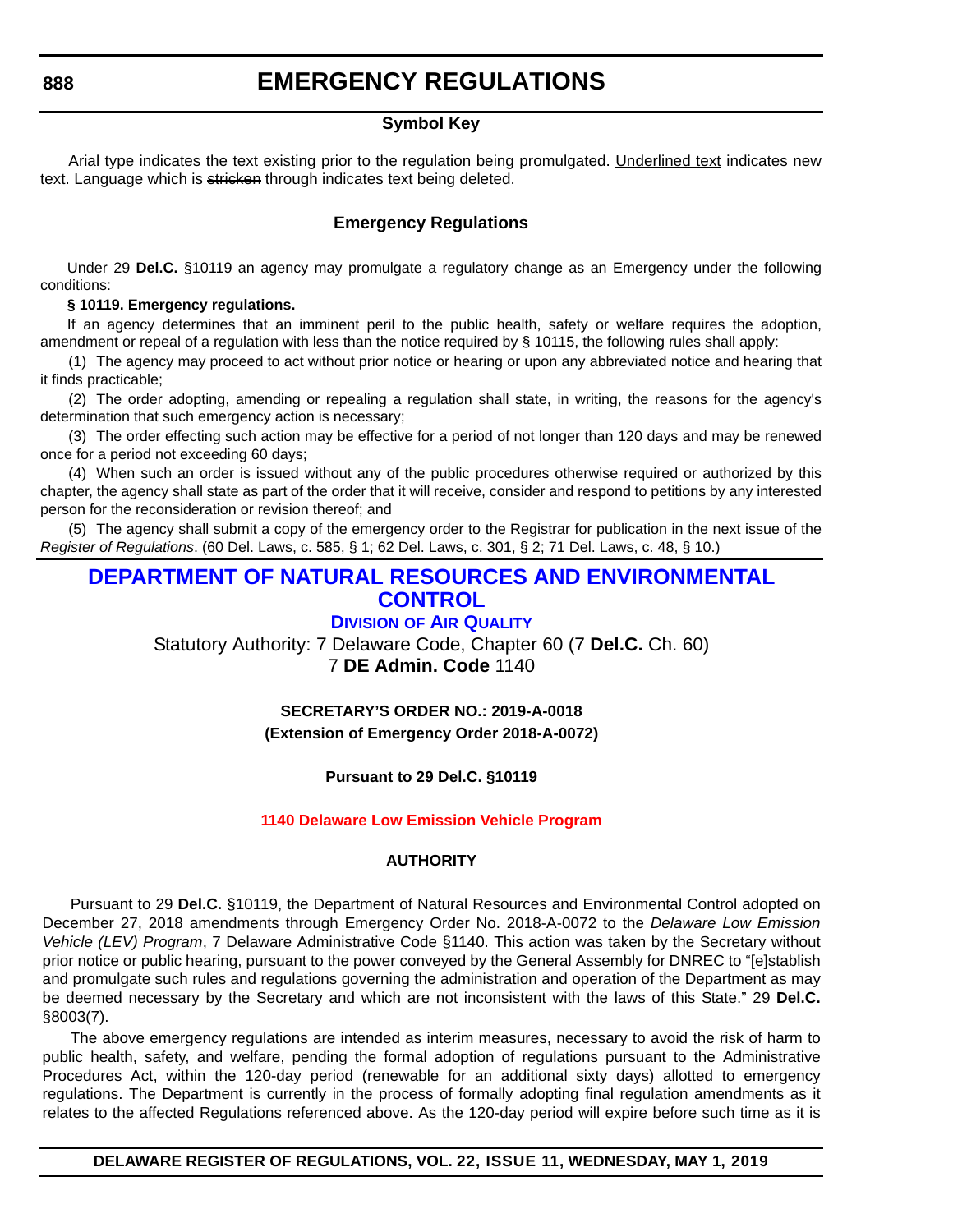# EMERGENCY REGULATIONS

### Symbol Key

Arial type indicates the text existing prior to the regulation being promulgated. Underlined text indicates new text. Language which is ~~stricken~~ through indicates text being deleted.

### Emergency Regulations

Under 29 **Del.C.** §10119 an agency may promulgate a regulatory change as an Emergency under the following conditions:

**§ 10119. Emergency regulations.**

If an agency determines that an imminent peril to the public health, safety or welfare requires the adoption, amendment or repeal of a regulation with less than the notice required by § 10115, the following rules shall apply:

(1) The agency may proceed to act without prior notice or hearing or upon any abbreviated notice and hearing that it finds practicable;

(2) The order adopting, amending or repealing a regulation shall state, in writing, the reasons for the agency's determination that such emergency action is necessary;

(3) The order effecting such action may be effective for a period of not longer than 120 days and may be renewed once for a period not exceeding 60 days;

(4) When such an order is issued without any of the public procedures otherwise required or authorized by this chapter, the agency shall state as part of the order that it will receive, consider and respond to petitions by any interested person for the reconsideration or revision thereof; and

(5) The agency shall submit a copy of the emergency order to the Registrar for publication in the next issue of the *Register of Regulations*. (60 Del. Laws, c. 585, § 1; 62 Del. Laws, c. 301, § 2; 71 Del. Laws, c. 48, § 10.)

## DEPARTMENT OF NATURAL RESOURCES AND ENVIRONMENTAL CONTROL

### DIVISION OF AIR QUALITY

Statutory Authority: 7 Delaware Code, Chapter 60 (7 **Del.C.** Ch. 60)
7 **DE Admin. Code** 1140

**SECRETARY'S ORDER NO.: 2019-A-0018**
**(Extension of Emergency Order 2018-A-0072)**

**Pursuant to 29 Del.C. §10119**

**1140 Delaware Low Emission Vehicle Program**

**AUTHORITY**

Pursuant to 29 **Del.C.** §10119, the Department of Natural Resources and Environmental Control adopted on December 27, 2018 amendments through Emergency Order No. 2018-A-0072 to the *Delaware Low Emission Vehicle (LEV) Program*, 7 Delaware Administrative Code §1140. This action was taken by the Secretary without prior notice or public hearing, pursuant to the power conveyed by the General Assembly for DNREC to "[e]stablish and promulgate such rules and regulations governing the administration and operation of the Department as may be deemed necessary by the Secretary and which are not inconsistent with the laws of this State." 29 **Del.C.** §8003(7).

The above emergency regulations are intended as interim measures, necessary to avoid the risk of harm to public health, safety, and welfare, pending the formal adoption of regulations pursuant to the Administrative Procedures Act, within the 120-day period (renewable for an additional sixty days) allotted to emergency regulations. The Department is currently in the process of formally adopting final regulation amendments as it relates to the affected Regulations referenced above. As the 120-day period will expire before such time as it is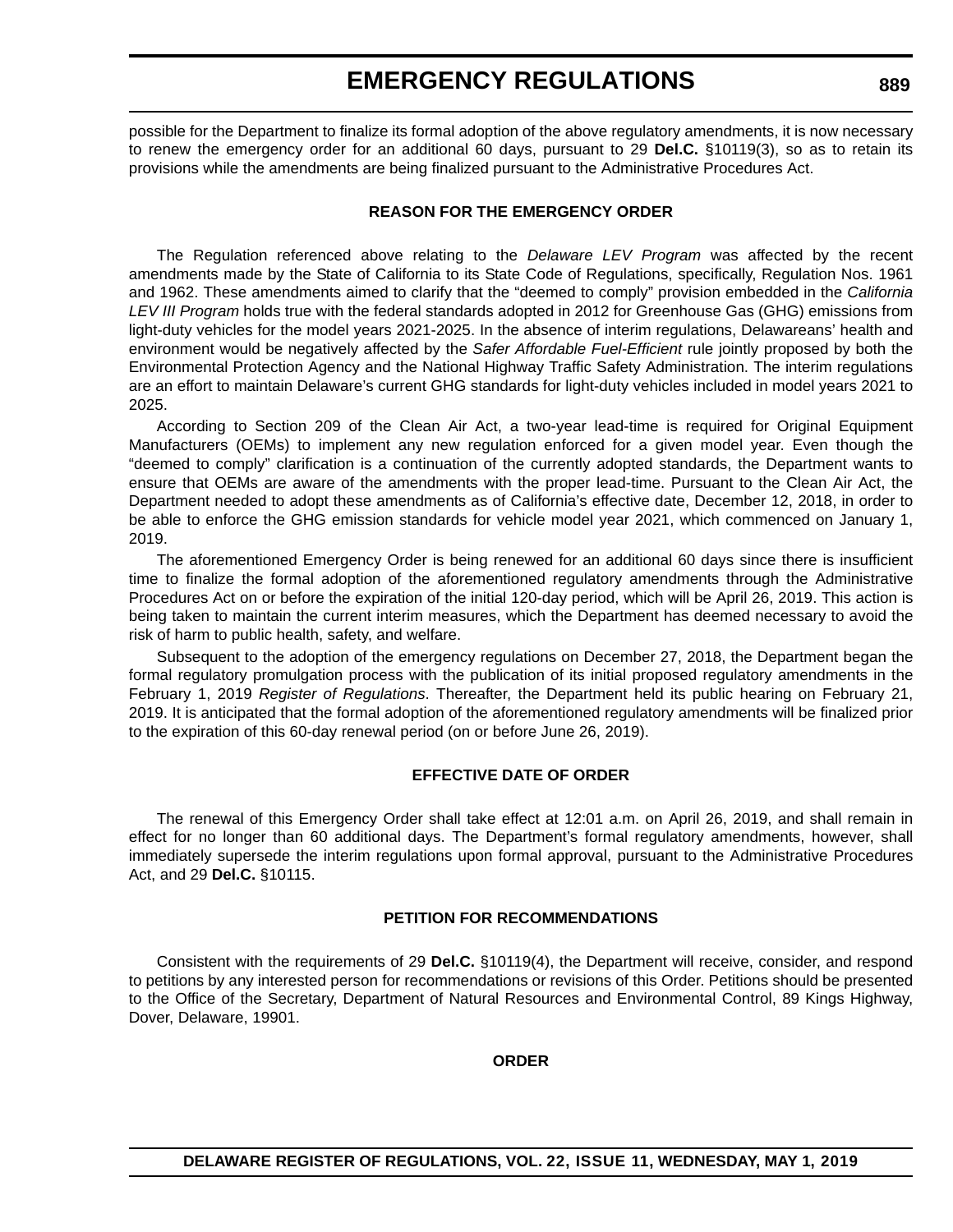possible for the Department to finalize its formal adoption of the above regulatory amendments, it is now necessary to renew the emergency order for an additional 60 days, pursuant to 29 **Del.C.** §10119(3), so as to retain its provisions while the amendments are being finalized pursuant to the Administrative Procedures Act.

### REASON FOR THE EMERGENCY ORDER

The Regulation referenced above relating to the *Delaware LEV Program* was affected by the recent amendments made by the State of California to its State Code of Regulations, specifically, Regulation Nos. 1961 and 1962. These amendments aimed to clarify that the "deemed to comply" provision embedded in the *California LEV III Program* holds true with the federal standards adopted in 2012 for Greenhouse Gas (GHG) emissions from light-duty vehicles for the model years 2021-2025. In the absence of interim regulations, Delawareans' health and environment would be negatively affected by the *Safer Affordable Fuel-Efficient* rule jointly proposed by both the Environmental Protection Agency and the National Highway Traffic Safety Administration. The interim regulations are an effort to maintain Delaware's current GHG standards for light-duty vehicles included in model years 2021 to 2025.

According to Section 209 of the Clean Air Act, a two-year lead-time is required for Original Equipment Manufacturers (OEMs) to implement any new regulation enforced for a given model year. Even though the "deemed to comply" clarification is a continuation of the currently adopted standards, the Department wants to ensure that OEMs are aware of the amendments with the proper lead-time. Pursuant to the Clean Air Act, the Department needed to adopt these amendments as of California's effective date, December 12, 2018, in order to be able to enforce the GHG emission standards for vehicle model year 2021, which commenced on January 1, 2019.

The aforementioned Emergency Order is being renewed for an additional 60 days since there is insufficient time to finalize the formal adoption of the aforementioned regulatory amendments through the Administrative Procedures Act on or before the expiration of the initial 120-day period, which will be April 26, 2019. This action is being taken to maintain the current interim measures, which the Department has deemed necessary to avoid the risk of harm to public health, safety, and welfare.

Subsequent to the adoption of the emergency regulations on December 27, 2018, the Department began the formal regulatory promulgation process with the publication of its initial proposed regulatory amendments in the February 1, 2019 *Register of Regulations*. Thereafter, the Department held its public hearing on February 21, 2019. It is anticipated that the formal adoption of the aforementioned regulatory amendments will be finalized prior to the expiration of this 60-day renewal period (on or before June 26, 2019).

### EFFECTIVE DATE OF ORDER

The renewal of this Emergency Order shall take effect at 12:01 a.m. on April 26, 2019, and shall remain in effect for no longer than 60 additional days. The Department's formal regulatory amendments, however, shall immediately supersede the interim regulations upon formal approval, pursuant to the Administrative Procedures Act, and 29 **Del.C.** §10115.

### PETITION FOR RECOMMENDATIONS

Consistent with the requirements of 29 **Del.C.** §10119(4), the Department will receive, consider, and respond to petitions by any interested person for recommendations or revisions of this Order. Petitions should be presented to the Office of the Secretary, Department of Natural Resources and Environmental Control, 89 Kings Highway, Dover, Delaware, 19901.

### ORDER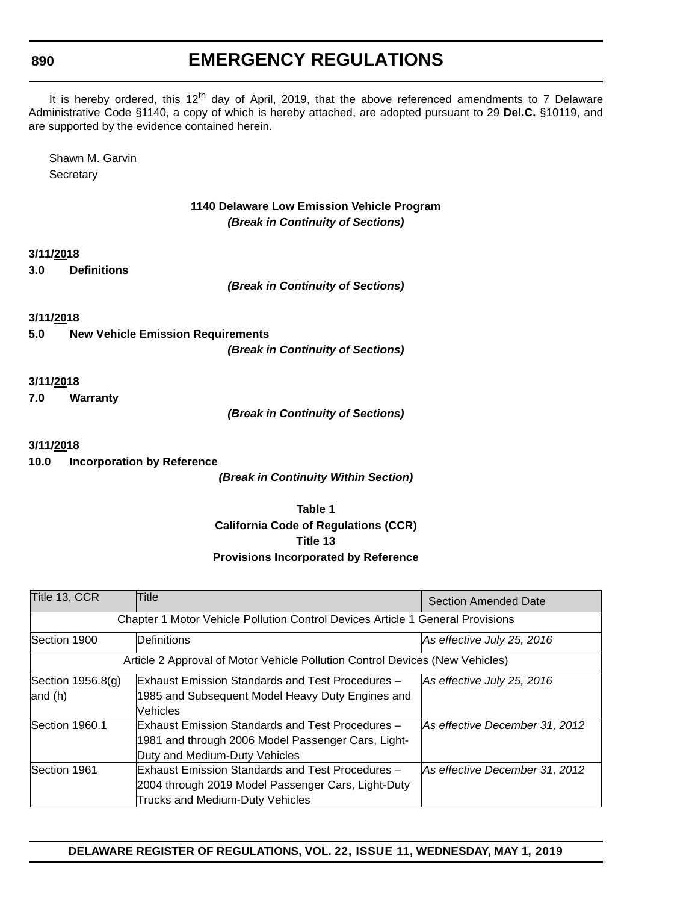It is hereby ordered, this 12th day of April, 2019, that the above referenced amendments to 7 Delaware Administrative Code §1140, a copy of which is hereby attached, are adopted pursuant to 29 **Del.C.** §10119, and are supported by the evidence contained herein.

Shawn M. Garvin
Secretary

**1140 Delaware Low Emission Vehicle Program**

***(Break in Continuity of Sections)***

**3/11/20**<u>**20**</u>**18**

**3.0 Definitions**

***(Break in Continuity of Sections)***

**3/11/**<u>**20**</u>**18**

**5.0 New Vehicle Emission Requirements**

***(Break in Continuity of Sections)***

**3/11/**<u>**20**</u>**18**

**7.0 Warranty**

***(Break in Continuity of Sections)***

**3/11/**<u>**20**</u>**18**

**10.0 Incorporation by Reference**

***(Break in Continuity Within Section)***

**Table 1**
**California Code of Regulations (CCR)**
**Title 13**
**Provisions Incorporated by Reference**

| Title 13, CCR | Title | Section Amended Date |
|---|---|---|
| Chapter 1 Motor Vehicle Pollution Control Devices Article 1 General Provisions | | |
| Section 1900 | Definitions | *As effective July 25, 2016* |
| Article 2 Approval of Motor Vehicle Pollution Control Devices (New Vehicles) | | |
| Section 1956.8(g) and (h) | Exhaust Emission Standards and Test Procedures – 1985 and Subsequent Model Heavy Duty Engines and Vehicles | *As effective July 25, 2016* |
| Section 1960.1 | Exhaust Emission Standards and Test Procedures – 1981 and through 2006 Model Passenger Cars, Light-Duty and Medium-Duty Vehicles | *As effective December 31, 2012* |
| Section 1961 | Exhaust Emission Standards and Test Procedures – 2004 through 2019 Model Passenger Cars, Light-Duty Trucks and Medium-Duty Vehicles | *As effective December 31, 2012* |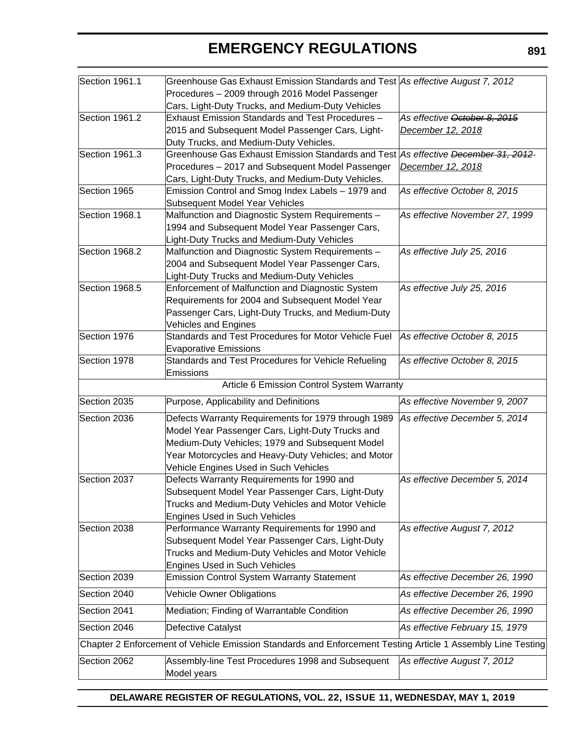| Section | Title | Effective |
|---|---|---|
| Section 1961.1 | Greenhouse Gas Exhaust Emission Standards and Test Procedures – 2009 through 2016 Model Passenger Cars, Light-Duty Trucks, and Medium-Duty Vehicles | *As effective August 7, 2012* |
| Section 1961.2 | Exhaust Emission Standards and Test Procedures – 2015 and Subsequent Model Passenger Cars, Light-Duty Trucks, and Medium-Duty Vehicles. | *As effective ~~October 8, 2015~~ <u>December 12, 2018</u>* |
| Section 1961.3 | Greenhouse Gas Exhaust Emission Standards and Test Procedures – 2017 and Subsequent Model Passenger Cars, Light-Duty Trucks, and Medium-Duty Vehicles. | *As effective ~~December 31, 2012~~ <u>December 12, 2018</u>* |
| Section 1965 | Emission Control and Smog Index Labels – 1979 and Subsequent Model Year Vehicles | *As effective October 8, 2015* |
| Section 1968.1 | Malfunction and Diagnostic System Requirements – 1994 and Subsequent Model Year Passenger Cars, Light-Duty Trucks and Medium-Duty Vehicles | *As effective November 27, 1999* |
| Section 1968.2 | Malfunction and Diagnostic System Requirements – 2004 and Subsequent Model Year Passenger Cars, Light-Duty Trucks and Medium-Duty Vehicles | *As effective July 25, 2016* |
| Section 1968.5 | Enforcement of Malfunction and Diagnostic System Requirements for 2004 and Subsequent Model Year Passenger Cars, Light-Duty Trucks, and Medium-Duty Vehicles and Engines | *As effective July 25, 2016* |
| Section 1976 | Standards and Test Procedures for Motor Vehicle Fuel Evaporative Emissions | *As effective October 8, 2015* |
| Section 1978 | Standards and Test Procedures for Vehicle Refueling Emissions | *As effective October 8, 2015* |
| Article 6 Emission Control System Warranty | | |
| Section 2035 | Purpose, Applicability and Definitions | *As effective November 9, 2007* |
| Section 2036 | Defects Warranty Requirements for 1979 through 1989 Model Year Passenger Cars, Light-Duty Trucks and Medium-Duty Vehicles; 1979 and Subsequent Model Year Motorcycles and Heavy-Duty Vehicles; and Motor Vehicle Engines Used in Such Vehicles | *As effective December 5, 2014* |
| Section 2037 | Defects Warranty Requirements for 1990 and Subsequent Model Year Passenger Cars, Light-Duty Trucks and Medium-Duty Vehicles and Motor Vehicle Engines Used in Such Vehicles | *As effective December 5, 2014* |
| Section 2038 | Performance Warranty Requirements for 1990 and Subsequent Model Year Passenger Cars, Light-Duty Trucks and Medium-Duty Vehicles and Motor Vehicle Engines Used in Such Vehicles | *As effective August 7, 2012* |
| Section 2039 | Emission Control System Warranty Statement | *As effective December 26, 1990* |
| Section 2040 | Vehicle Owner Obligations | *As effective December 26, 1990* |
| Section 2041 | Mediation; Finding of Warrantable Condition | *As effective December 26, 1990* |
| Section 2046 | Defective Catalyst | *As effective February 15, 1979* |
| Chapter 2 Enforcement of Vehicle Emission Standards and Enforcement Testing Article 1 Assembly Line Testing | | |
| Section 2062 | Assembly-line Test Procedures 1998 and Subsequent Model years | *As effective August 7, 2012* |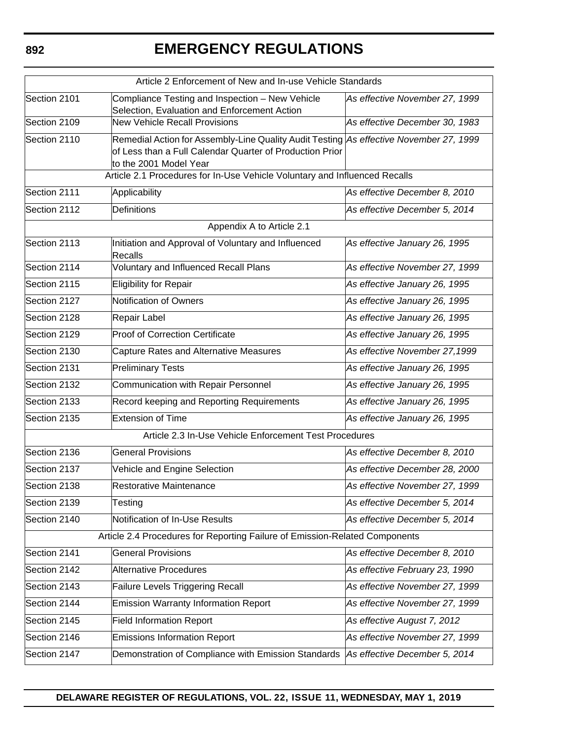| Article 2 Enforcement of New and In-use Vehicle Standards | | |
|---|---|---|
| Section 2101 | Compliance Testing and Inspection – New Vehicle Selection, Evaluation and Enforcement Action | *As effective November 27, 1999* |
| Section 2109 | New Vehicle Recall Provisions | *As effective December 30, 1983* |
| Section 2110 | Remedial Action for Assembly-Line Quality Audit Testing of Less than a Full Calendar Quarter of Production Prior to the 2001 Model Year | *As effective November 27, 1999* |
| Article 2.1 Procedures for In-Use Vehicle Voluntary and Influenced Recalls | | |
| Section 2111 | Applicability | *As effective December 8, 2010* |
| Section 2112 | Definitions | *As effective December 5, 2014* |
| Appendix A to Article 2.1 | | |
| Section 2113 | Initiation and Approval of Voluntary and Influenced Recalls | *As effective January 26, 1995* |
| Section 2114 | Voluntary and Influenced Recall Plans | *As effective November 27, 1999* |
| Section 2115 | Eligibility for Repair | *As effective January 26, 1995* |
| Section 2127 | Notification of Owners | *As effective January 26, 1995* |
| Section 2128 | Repair Label | *As effective January 26, 1995* |
| Section 2129 | Proof of Correction Certificate | *As effective January 26, 1995* |
| Section 2130 | Capture Rates and Alternative Measures | *As effective November 27,1999* |
| Section 2131 | Preliminary Tests | *As effective January 26, 1995* |
| Section 2132 | Communication with Repair Personnel | *As effective January 26, 1995* |
| Section 2133 | Record keeping and Reporting Requirements | *As effective January 26, 1995* |
| Section 2135 | Extension of Time | *As effective January 26, 1995* |
| Article 2.3 In-Use Vehicle Enforcement Test Procedures | | |
| Section 2136 | General Provisions | *As effective December 8, 2010* |
| Section 2137 | Vehicle and Engine Selection | *As effective December 28, 2000* |
| Section 2138 | Restorative Maintenance | *As effective November 27, 1999* |
| Section 2139 | Testing | *As effective December 5, 2014* |
| Section 2140 | Notification of In-Use Results | *As effective December 5, 2014* |
| Article 2.4 Procedures for Reporting Failure of Emission-Related Components | | |
| Section 2141 | General Provisions | *As effective December 8, 2010* |
| Section 2142 | Alternative Procedures | *As effective February 23, 1990* |
| Section 2143 | Failure Levels Triggering Recall | *As effective November 27, 1999* |
| Section 2144 | Emission Warranty Information Report | *As effective November 27, 1999* |
| Section 2145 | Field Information Report | *As effective August 7, 2012* |
| Section 2146 | Emissions Information Report | *As effective November 27, 1999* |
| Section 2147 | Demonstration of Compliance with Emission Standards | *As effective December 5, 2014* |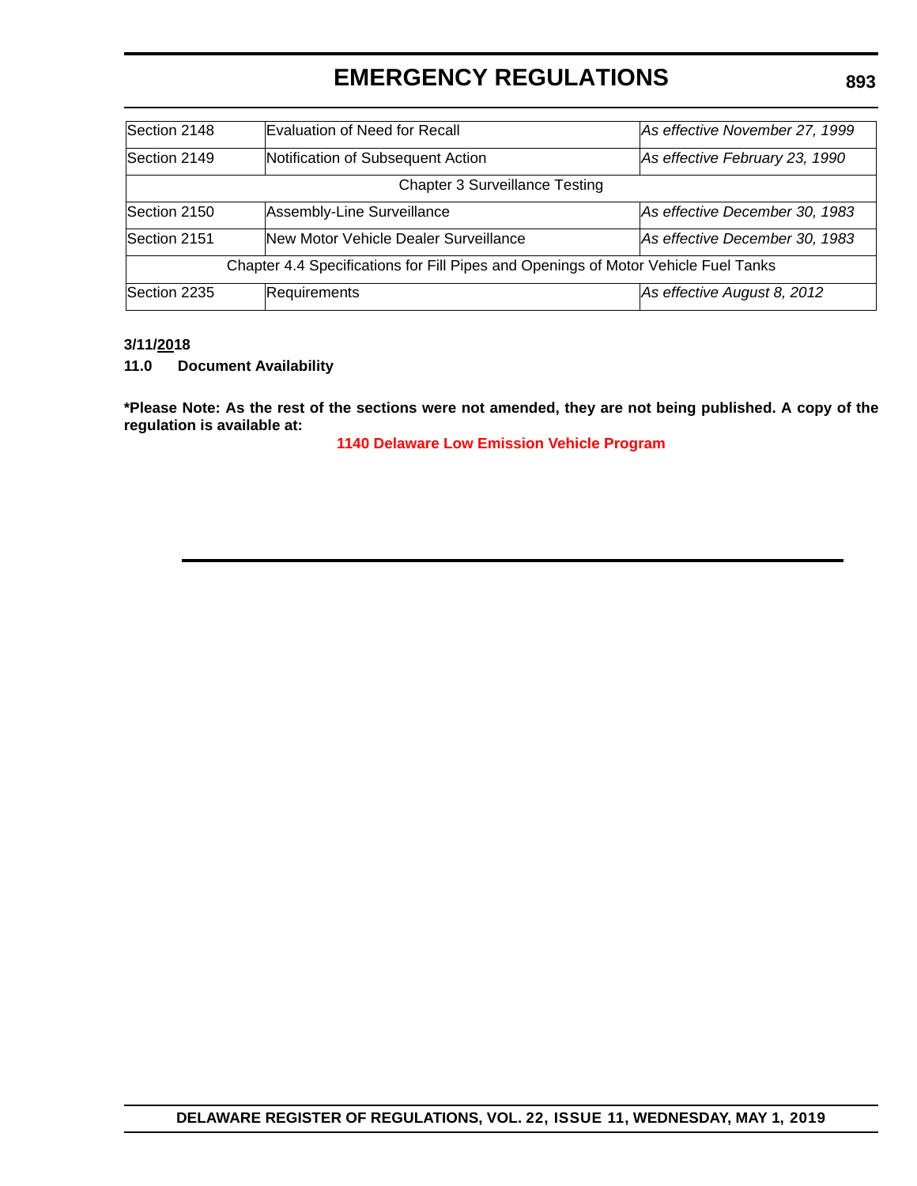| | | |
|---|---|---|
| Section 2148 | Evaluation of Need for Recall | *As effective November 27, 1999* |
| Section 2149 | Notification of Subsequent Action | *As effective February 23, 1990* |
| Chapter 3 Surveillance Testing | | |
| Section 2150 | Assembly-Line Surveillance | *As effective December 30, 1983* |
| Section 2151 | New Motor Vehicle Dealer Surveillance | *As effective December 30, 1983* |
| Chapter 4.4 Specifications for Fill Pipes and Openings of Motor Vehicle Fuel Tanks | | |
| Section 2235 | Requirements | *As effective August 8, 2012* |

**3/11/2018**

**11.0 Document Availability**

**\*Please Note: As the rest of the sections were not amended, they are not being published. A copy of the regulation is available at:**

**1140 Delaware Low Emission Vehicle Program**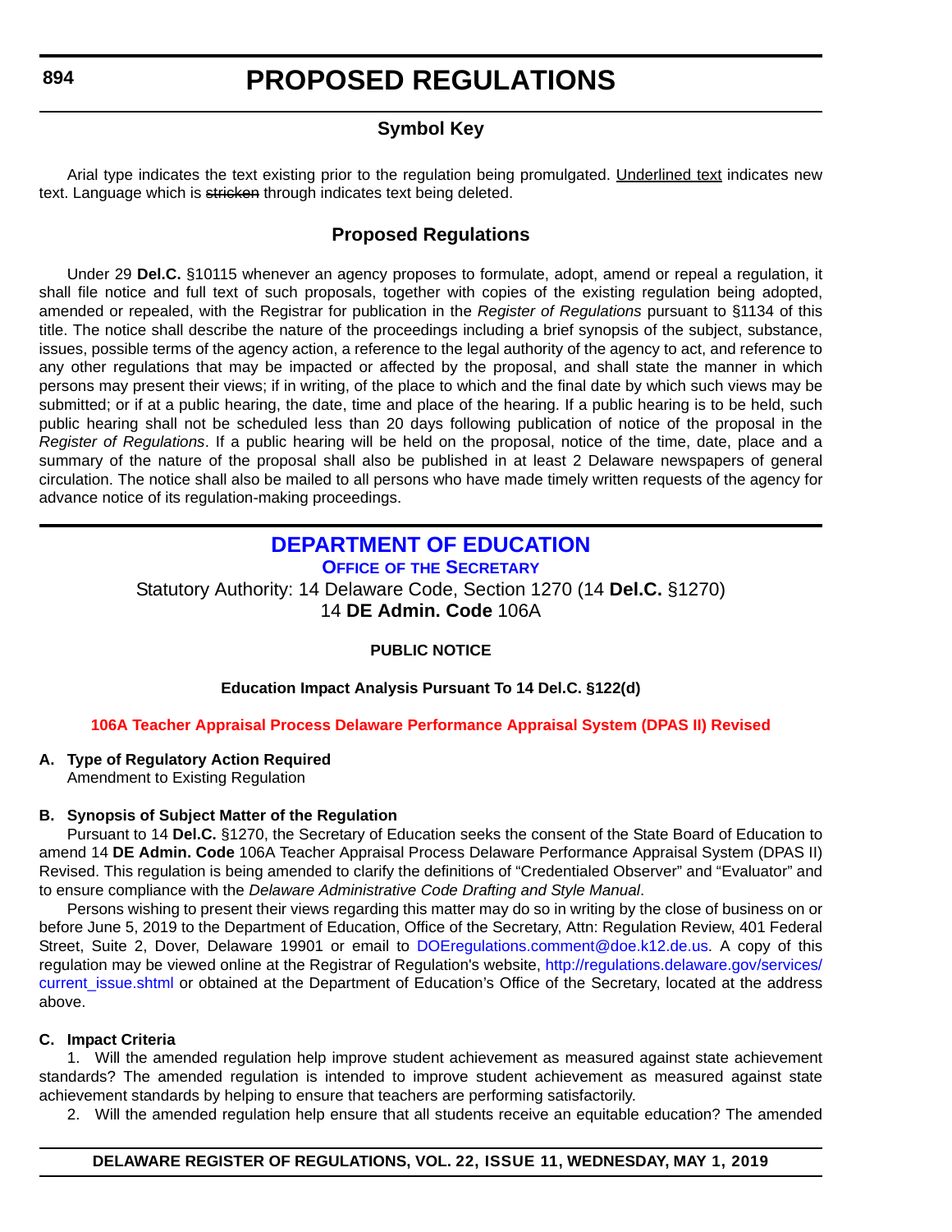# PROPOSED REGULATIONS

## Symbol Key

Arial type indicates the text existing prior to the regulation being promulgated. Underlined text indicates new text. Language which is ~~stricken~~ through indicates text being deleted.

## Proposed Regulations

Under 29 **Del.C.** §10115 whenever an agency proposes to formulate, adopt, amend or repeal a regulation, it shall file notice and full text of such proposals, together with copies of the existing regulation being adopted, amended or repealed, with the Registrar for publication in the *Register of Regulations* pursuant to §1134 of this title. The notice shall describe the nature of the proceedings including a brief synopsis of the subject, substance, issues, possible terms of the agency action, a reference to the legal authority of the agency to act, and reference to any other regulations that may be impacted or affected by the proposal, and shall state the manner in which persons may present their views; if in writing, of the place to which and the final date by which such views may be submitted; or if at a public hearing, the date, time and place of the hearing. If a public hearing is to be held, such public hearing shall not be scheduled less than 20 days following publication of notice of the proposal in the *Register of Regulations*. If a public hearing will be held on the proposal, notice of the time, date, place and a summary of the nature of the proposal shall also be published in at least 2 Delaware newspapers of general circulation. The notice shall also be mailed to all persons who have made timely written requests of the agency for advance notice of its regulation-making proceedings.

## DEPARTMENT OF EDUCATION

### Office of the Secretary

Statutory Authority: 14 Delaware Code, Section 1270 (14 **Del.C.** §1270)
14 **DE Admin. Code** 106A

**PUBLIC NOTICE**

**Education Impact Analysis Pursuant To 14 Del.C. §122(d)**

**106A Teacher Appraisal Process Delaware Performance Appraisal System (DPAS II) Revised**

**A. Type of Regulatory Action Required**
Amendment to Existing Regulation

**B. Synopsis of Subject Matter of the Regulation**

Pursuant to 14 **Del.C.** §1270, the Secretary of Education seeks the consent of the State Board of Education to amend 14 **DE Admin. Code** 106A Teacher Appraisal Process Delaware Performance Appraisal System (DPAS II) Revised. This regulation is being amended to clarify the definitions of "Credentialed Observer" and "Evaluator" and to ensure compliance with the *Delaware Administrative Code Drafting and Style Manual*.

Persons wishing to present their views regarding this matter may do so in writing by the close of business on or before June 5, 2019 to the Department of Education, Office of the Secretary, Attn: Regulation Review, 401 Federal Street, Suite 2, Dover, Delaware 19901 or email to DOEregulations.comment@doe.k12.de.us. A copy of this regulation may be viewed online at the Registrar of Regulation's website, http://regulations.delaware.gov/services/current_issue.shtml or obtained at the Department of Education's Office of the Secretary, located at the address above.

**C. Impact Criteria**

1. Will the amended regulation help improve student achievement as measured against state achievement standards? The amended regulation is intended to improve student achievement as measured against state achievement standards by helping to ensure that teachers are performing satisfactorily.

2. Will the amended regulation help ensure that all students receive an equitable education? The amended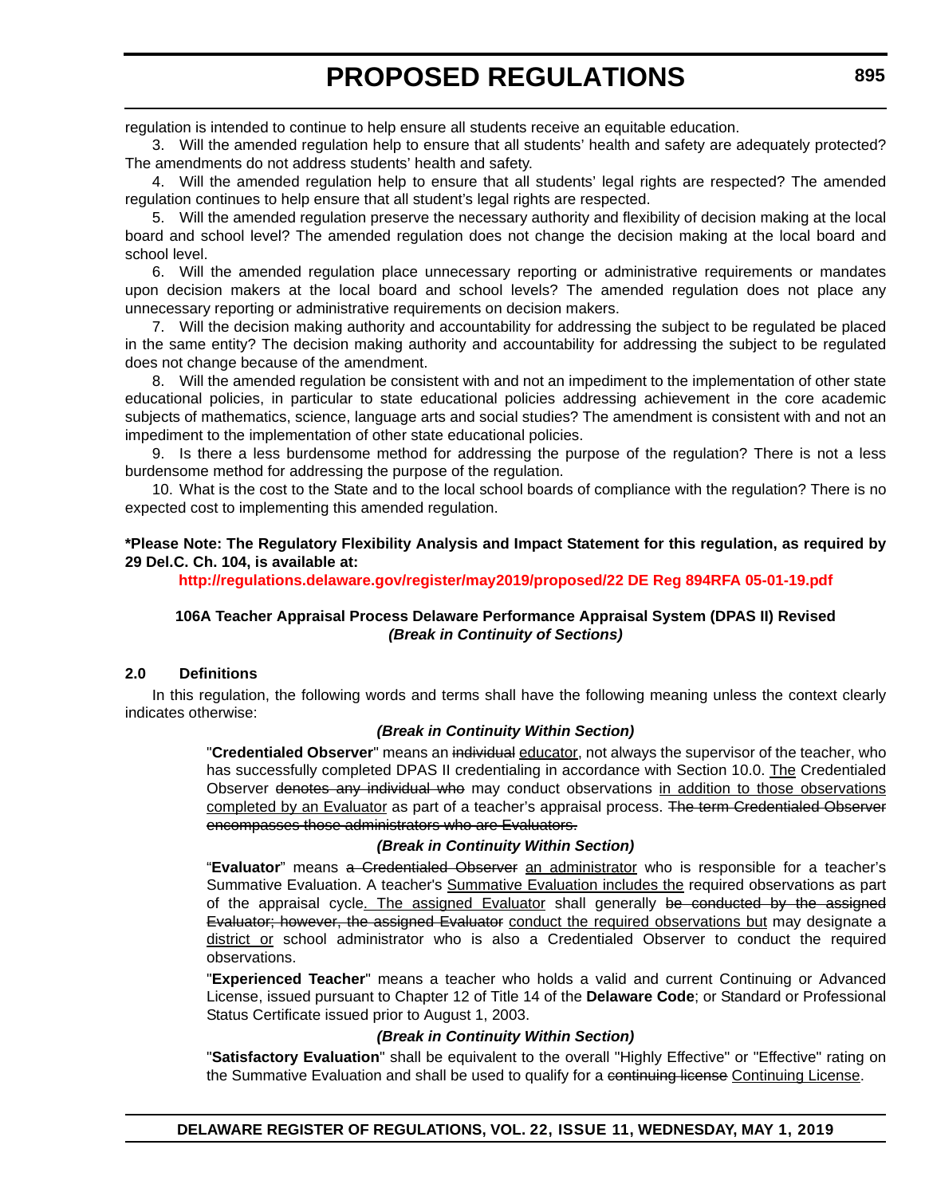regulation is intended to continue to help ensure all students receive an equitable education.

3. Will the amended regulation help to ensure that all students' health and safety are adequately protected? The amendments do not address students' health and safety.

4. Will the amended regulation help to ensure that all students' legal rights are respected? The amended regulation continues to help ensure that all student's legal rights are respected.

5. Will the amended regulation preserve the necessary authority and flexibility of decision making at the local board and school level? The amended regulation does not change the decision making at the local board and school level.

6. Will the amended regulation place unnecessary reporting or administrative requirements or mandates upon decision makers at the local board and school levels? The amended regulation does not place any unnecessary reporting or administrative requirements on decision makers.

7. Will the decision making authority and accountability for addressing the subject to be regulated be placed in the same entity? The decision making authority and accountability for addressing the subject to be regulated does not change because of the amendment.

8. Will the amended regulation be consistent with and not an impediment to the implementation of other state educational policies, in particular to state educational policies addressing achievement in the core academic subjects of mathematics, science, language arts and social studies? The amendment is consistent with and not an impediment to the implementation of other state educational policies.

9. Is there a less burdensome method for addressing the purpose of the regulation? There is not a less burdensome method for addressing the purpose of the regulation.

10. What is the cost to the State and to the local school boards of compliance with the regulation? There is no expected cost to implementing this amended regulation.

**\*Please Note: The Regulatory Flexibility Analysis and Impact Statement for this regulation, as required by 29 Del.C. Ch. 104, is available at:**

**http://regulations.delaware.gov/register/may2019/proposed/22 DE Reg 894RFA 05-01-19.pdf**

**106A Teacher Appraisal Process Delaware Performance Appraisal System (DPAS II) Revised**
***(Break in Continuity of Sections)***

### 2.0 Definitions

In this regulation, the following words and terms shall have the following meaning unless the context clearly indicates otherwise:

***(Break in Continuity Within Section)***

"**Credentialed Observer**" means an ~~individual~~ <u>educator</u>, not always the supervisor of the teacher, who has successfully completed DPAS II credentialing in accordance with Section 10.0. <u>The</u> Credentialed Observer ~~denotes any individual who~~ may conduct observations <u>in addition to those observations completed by an Evaluator</u> as part of a teacher's appraisal process. ~~The term Credentialed Observer encompasses those administrators who are Evaluators.~~

***(Break in Continuity Within Section)***

"**Evaluator**" means ~~a Credentialed Observer~~ <u>an administrator</u> who is responsible for a teacher's Summative Evaluation. A teacher's <u>Summative Evaluation includes the</u> required observations as part of the appraisal cycle<u>. The assigned Evaluator</u> shall generally ~~be conducted by the assigned Evaluator; however, the assigned Evaluator~~ <u>conduct the required observations but</u> may designate a <u>district or</u> school administrator who is also a Credentialed Observer to conduct the required observations.

"**Experienced Teacher**" means a teacher who holds a valid and current Continuing or Advanced License, issued pursuant to Chapter 12 of Title 14 of the **Delaware Code**; or Standard or Professional Status Certificate issued prior to August 1, 2003.

***(Break in Continuity Within Section)***

"**Satisfactory Evaluation**" shall be equivalent to the overall "Highly Effective" or "Effective" rating on the Summative Evaluation and shall be used to qualify for a ~~continuing license~~ <u>Continuing License</u>.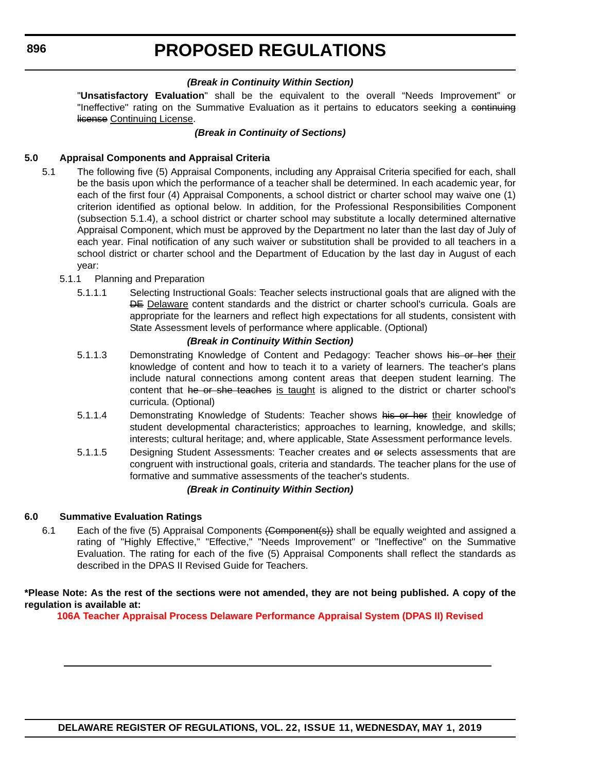*(Break in Continuity Within Section)*

"**Unsatisfactory Evaluation**" shall be the equivalent to the overall "Needs Improvement" or "Ineffective" rating on the Summative Evaluation as it pertains to educators seeking a ~~continuing license~~ Continuing License.

*(Break in Continuity of Sections)*

**5.0 Appraisal Components and Appraisal Criteria**

5.1 The following five (5) Appraisal Components, including any Appraisal Criteria specified for each, shall be the basis upon which the performance of a teacher shall be determined. In each academic year, for each of the first four (4) Appraisal Components, a school district or charter school may waive one (1) criterion identified as optional below. In addition, for the Professional Responsibilities Component (subsection 5.1.4), a school district or charter school may substitute a locally determined alternative Appraisal Component, which must be approved by the Department no later than the last day of July of each year. Final notification of any such waiver or substitution shall be provided to all teachers in a school district or charter school and the Department of Education by the last day in August of each year:

5.1.1 Planning and Preparation

5.1.1.1 Selecting Instructional Goals: Teacher selects instructional goals that are aligned with the ~~DE~~ Delaware content standards and the district or charter school's curricula. Goals are appropriate for the learners and reflect high expectations for all students, consistent with State Assessment levels of performance where applicable. (Optional)

*(Break in Continuity Within Section)*

5.1.1.3 Demonstrating Knowledge of Content and Pedagogy: Teacher shows ~~his or her~~ their knowledge of content and how to teach it to a variety of learners. The teacher's plans include natural connections among content areas that deepen student learning. The content that ~~he or she teaches~~ is taught is aligned to the district or charter school's curricula. (Optional)

5.1.1.4 Demonstrating Knowledge of Students: Teacher shows ~~his or her~~ their knowledge of student developmental characteristics; approaches to learning, knowledge, and skills; interests; cultural heritage; and, where applicable, State Assessment performance levels.

5.1.1.5 Designing Student Assessments: Teacher creates and ~~or~~ selects assessments that are congruent with instructional goals, criteria and standards. The teacher plans for the use of formative and summative assessments of the teacher's students.

*(Break in Continuity Within Section)*

**6.0 Summative Evaluation Ratings**

6.1 Each of the five (5) Appraisal Components ~~(Component(s))~~ shall be equally weighted and assigned a rating of "Highly Effective," "Effective," "Needs Improvement" or "Ineffective" on the Summative Evaluation. The rating for each of the five (5) Appraisal Components shall reflect the standards as described in the DPAS II Revised Guide for Teachers.

**\*Please Note: As the rest of the sections were not amended, they are not being published. A copy of the regulation is available at:**

**106A Teacher Appraisal Process Delaware Performance Appraisal System (DPAS II) Revised**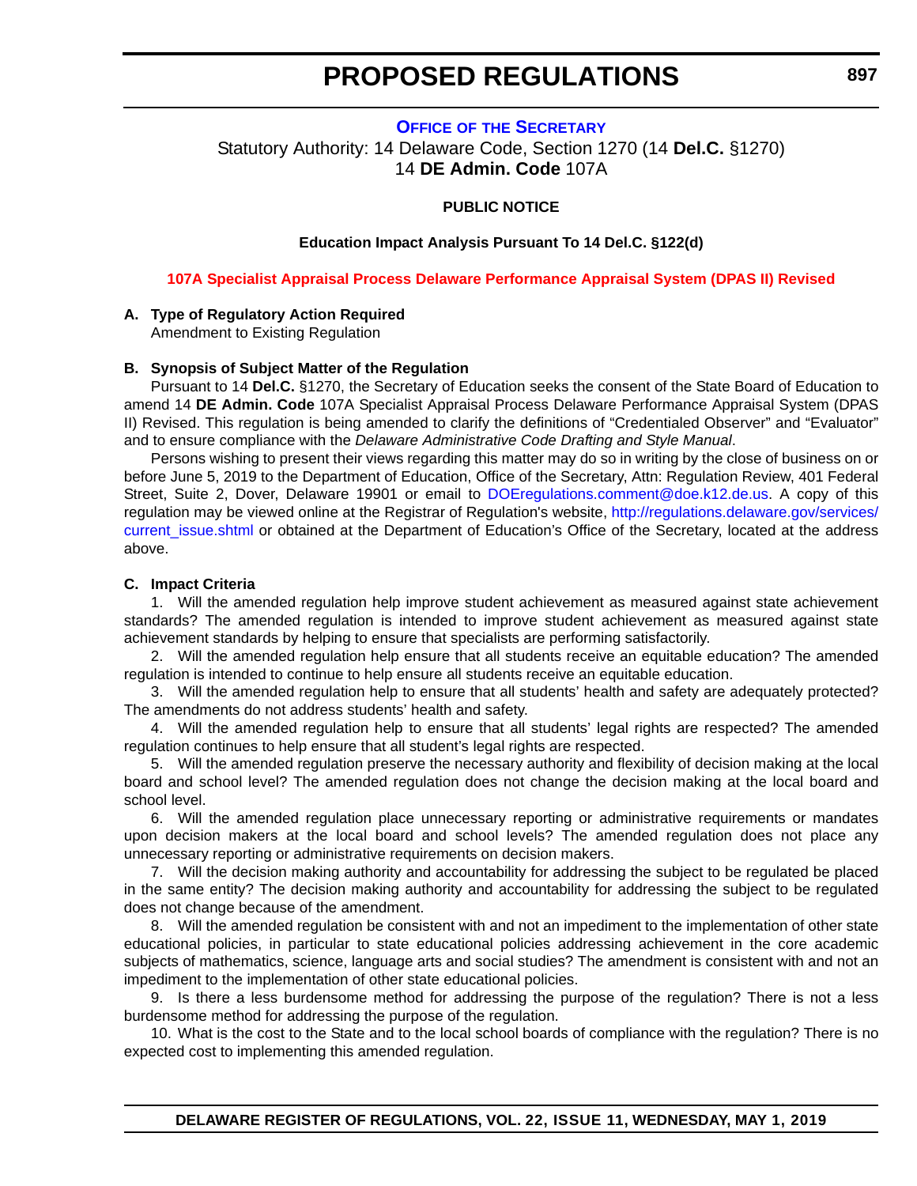# OFFICE OF THE SECRETARY

Statutory Authority: 14 Delaware Code, Section 1270 (14 **Del.C.** §1270)
14 **DE Admin. Code** 107A

**PUBLIC NOTICE**

**Education Impact Analysis Pursuant To 14 Del.C. §122(d)**

**107A Specialist Appraisal Process Delaware Performance Appraisal System (DPAS II) Revised**

**A. Type of Regulatory Action Required**

Amendment to Existing Regulation

**B. Synopsis of Subject Matter of the Regulation**

Pursuant to 14 **Del.C.** §1270, the Secretary of Education seeks the consent of the State Board of Education to amend 14 **DE Admin. Code** 107A Specialist Appraisal Process Delaware Performance Appraisal System (DPAS II) Revised. This regulation is being amended to clarify the definitions of "Credentialed Observer" and "Evaluator" and to ensure compliance with the *Delaware Administrative Code Drafting and Style Manual*.

Persons wishing to present their views regarding this matter may do so in writing by the close of business on or before June 5, 2019 to the Department of Education, Office of the Secretary, Attn: Regulation Review, 401 Federal Street, Suite 2, Dover, Delaware 19901 or email to DOEregulations.comment@doe.k12.de.us. A copy of this regulation may be viewed online at the Registrar of Regulation's website, http://regulations.delaware.gov/services/current_issue.shtml or obtained at the Department of Education's Office of the Secretary, located at the address above.

**C. Impact Criteria**

1. Will the amended regulation help improve student achievement as measured against state achievement standards? The amended regulation is intended to improve student achievement as measured against state achievement standards by helping to ensure that specialists are performing satisfactorily.

2. Will the amended regulation help ensure that all students receive an equitable education? The amended regulation is intended to continue to help ensure all students receive an equitable education.

3. Will the amended regulation help to ensure that all students' health and safety are adequately protected? The amendments do not address students' health and safety.

4. Will the amended regulation help to ensure that all students' legal rights are respected? The amended regulation continues to help ensure that all student's legal rights are respected.

5. Will the amended regulation preserve the necessary authority and flexibility of decision making at the local board and school level? The amended regulation does not change the decision making at the local board and school level.

6. Will the amended regulation place unnecessary reporting or administrative requirements or mandates upon decision makers at the local board and school levels? The amended regulation does not place any unnecessary reporting or administrative requirements on decision makers.

7. Will the decision making authority and accountability for addressing the subject to be regulated be placed in the same entity? The decision making authority and accountability for addressing the subject to be regulated does not change because of the amendment.

8. Will the amended regulation be consistent with and not an impediment to the implementation of other state educational policies, in particular to state educational policies addressing achievement in the core academic subjects of mathematics, science, language arts and social studies? The amendment is consistent with and not an impediment to the implementation of other state educational policies.

9. Is there a less burdensome method for addressing the purpose of the regulation? There is not a less burdensome method for addressing the purpose of the regulation.

10. What is the cost to the State and to the local school boards of compliance with the regulation? There is no expected cost to implementing this amended regulation.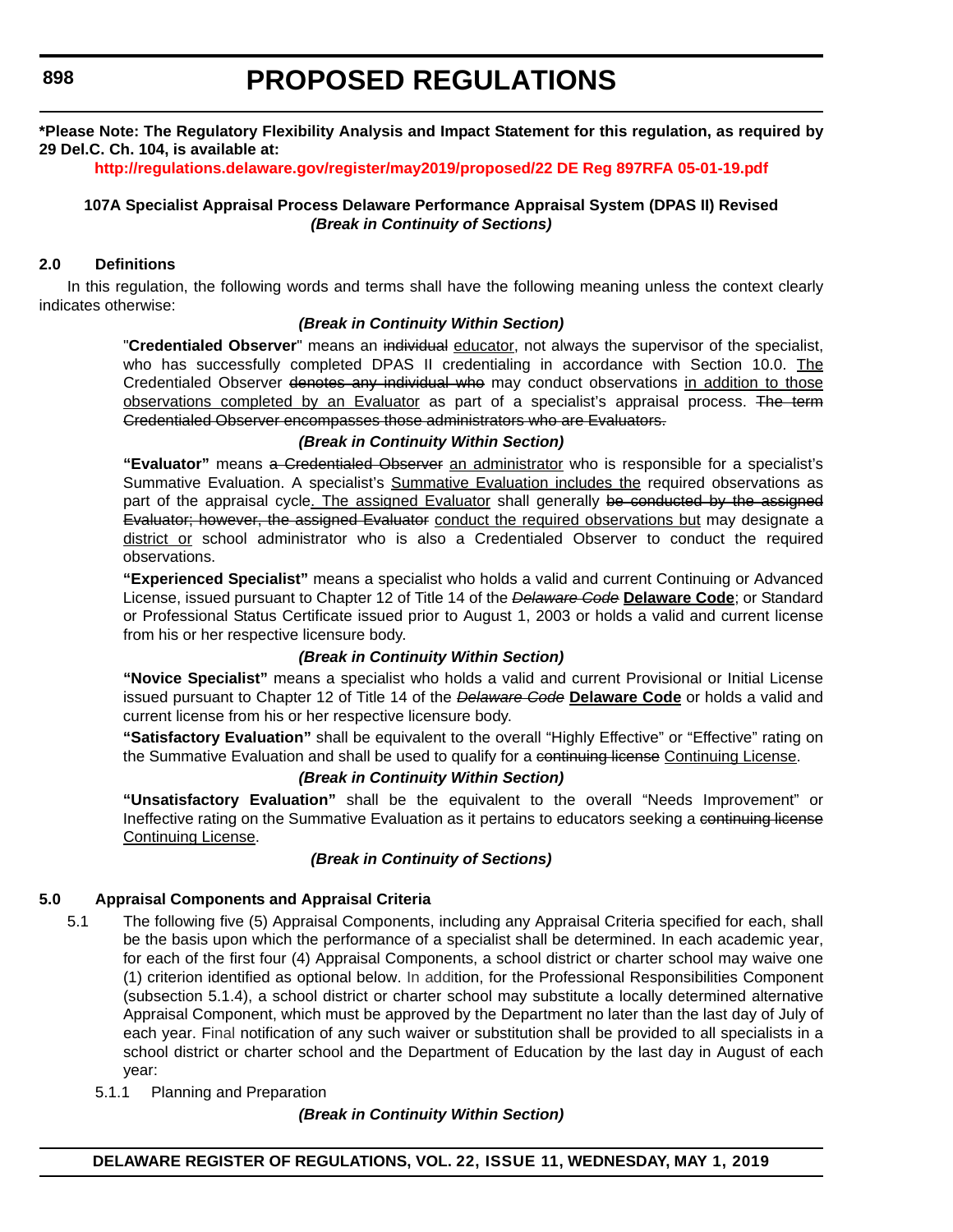**\*Please Note: The Regulatory Flexibility Analysis and Impact Statement for this regulation, as required by 29 Del.C. Ch. 104, is available at:**

**http://regulations.delaware.gov/register/may2019/proposed/22 DE Reg 897RFA 05-01-19.pdf**

**107A Specialist Appraisal Process Delaware Performance Appraisal System (DPAS II) Revised**

***(Break in Continuity of Sections)***

**2.0 Definitions**

In this regulation, the following words and terms shall have the following meaning unless the context clearly indicates otherwise:

***(Break in Continuity Within Section)***

"**Credentialed Observer**" means an ~~individual~~ educator, not always the supervisor of the specialist, who has successfully completed DPAS II credentialing in accordance with Section 10.0. The Credentialed Observer ~~denotes any individual who~~ may conduct observations in addition to those observations completed by an Evaluator as part of a specialist's appraisal process. ~~The term Credentialed Observer encompasses those administrators who are Evaluators.~~

***(Break in Continuity Within Section)***

**"Evaluator"** means ~~a Credentialed Observer~~ an administrator who is responsible for a specialist's Summative Evaluation. A specialist's Summative Evaluation includes the required observations as part of the appraisal cycle. The assigned Evaluator shall generally ~~be conducted by the assigned Evaluator; however, the assigned Evaluator~~ conduct the required observations but may designate a district or school administrator who is also a Credentialed Observer to conduct the required observations.

**"Experienced Specialist"** means a specialist who holds a valid and current Continuing or Advanced License, issued pursuant to Chapter 12 of Title 14 of the ~~*Delaware Code*~~ **Delaware Code**; or Standard or Professional Status Certificate issued prior to August 1, 2003 or holds a valid and current license from his or her respective licensure body.

***(Break in Continuity Within Section)***

**"Novice Specialist"** means a specialist who holds a valid and current Provisional or Initial License issued pursuant to Chapter 12 of Title 14 of the ~~*Delaware Code*~~ **Delaware Code** or holds a valid and current license from his or her respective licensure body.

**"Satisfactory Evaluation"** shall be equivalent to the overall "Highly Effective" or "Effective" rating on the Summative Evaluation and shall be used to qualify for a ~~continuing license~~ Continuing License.

***(Break in Continuity Within Section)***

**"Unsatisfactory Evaluation"** shall be the equivalent to the overall "Needs Improvement" or Ineffective rating on the Summative Evaluation as it pertains to educators seeking a ~~continuing license~~ Continuing License.

***(Break in Continuity of Sections)***

**5.0 Appraisal Components and Appraisal Criteria**

5.1 The following five (5) Appraisal Components, including any Appraisal Criteria specified for each, shall be the basis upon which the performance of a specialist shall be determined. In each academic year, for each of the first four (4) Appraisal Components, a school district or charter school may waive one (1) criterion identified as optional below. In addition, for the Professional Responsibilities Component (subsection 5.1.4), a school district or charter school may substitute a locally determined alternative Appraisal Component, which must be approved by the Department no later than the last day of July of each year. Final notification of any such waiver or substitution shall be provided to all specialists in a school district or charter school and the Department of Education by the last day in August of each year:

5.1.1 Planning and Preparation

***(Break in Continuity Within Section)***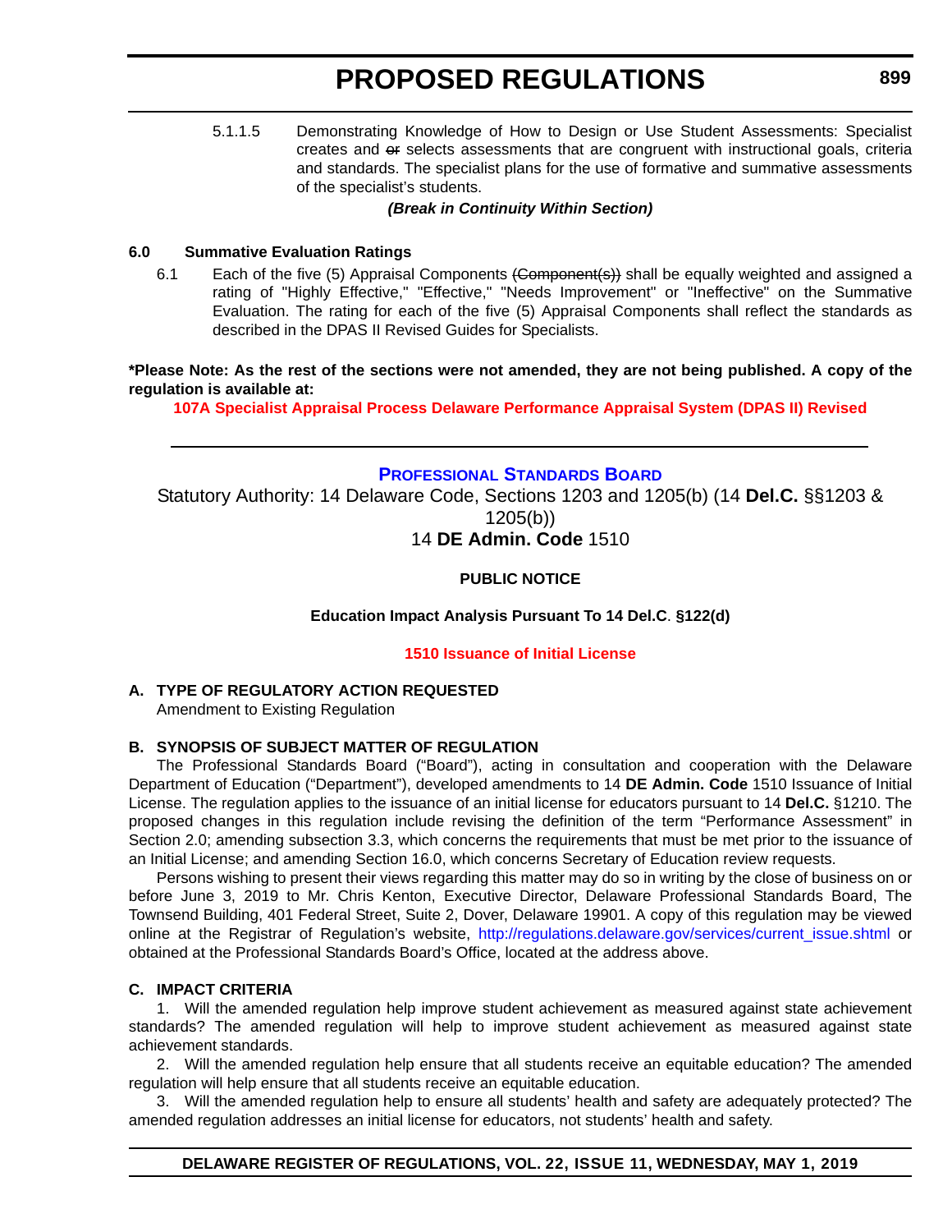5.1.1.5 Demonstrating Knowledge of How to Design or Use Student Assessments: Specialist creates and ~~or~~ selects assessments that are congruent with instructional goals, criteria and standards. The specialist plans for the use of formative and summative assessments of the specialist's students.

***(Break in Continuity Within Section)***

**6.0 Summative Evaluation Ratings**

6.1 Each of the five (5) Appraisal Components ~~(Component(s))~~ shall be equally weighted and assigned a rating of "Highly Effective," "Effective," "Needs Improvement" or "Ineffective" on the Summative Evaluation. The rating for each of the five (5) Appraisal Components shall reflect the standards as described in the DPAS II Revised Guides for Specialists.

**\*Please Note: As the rest of the sections were not amended, they are not being published. A copy of the regulation is available at:**

**107A Specialist Appraisal Process Delaware Performance Appraisal System (DPAS II) Revised**

---

## PROFESSIONAL STANDARDS BOARD

Statutory Authority: 14 Delaware Code, Sections 1203 and 1205(b) (14 **Del.C.** §§1203 & 1205(b))

14 **DE Admin. Code** 1510

**PUBLIC NOTICE**

**Education Impact Analysis Pursuant To 14 Del.C. §122(d)**

**1510 Issuance of Initial License**

**A. TYPE OF REGULATORY ACTION REQUESTED**

Amendment to Existing Regulation

**B. SYNOPSIS OF SUBJECT MATTER OF REGULATION**

The Professional Standards Board ("Board"), acting in consultation and cooperation with the Delaware Department of Education ("Department"), developed amendments to 14 **DE Admin. Code** 1510 Issuance of Initial License. The regulation applies to the issuance of an initial license for educators pursuant to 14 **Del.C.** §1210. The proposed changes in this regulation include revising the definition of the term "Performance Assessment" in Section 2.0; amending subsection 3.3, which concerns the requirements that must be met prior to the issuance of an Initial License; and amending Section 16.0, which concerns Secretary of Education review requests.

Persons wishing to present their views regarding this matter may do so in writing by the close of business on or before June 3, 2019 to Mr. Chris Kenton, Executive Director, Delaware Professional Standards Board, The Townsend Building, 401 Federal Street, Suite 2, Dover, Delaware 19901. A copy of this regulation may be viewed online at the Registrar of Regulation's website, http://regulations.delaware.gov/services/current_issue.shtml or obtained at the Professional Standards Board's Office, located at the address above.

**C. IMPACT CRITERIA**

1. Will the amended regulation help improve student achievement as measured against state achievement standards? The amended regulation will help to improve student achievement as measured against state achievement standards.

2. Will the amended regulation help ensure that all students receive an equitable education? The amended regulation will help ensure that all students receive an equitable education.

3. Will the amended regulation help to ensure all students' health and safety are adequately protected? The amended regulation addresses an initial license for educators, not students' health and safety.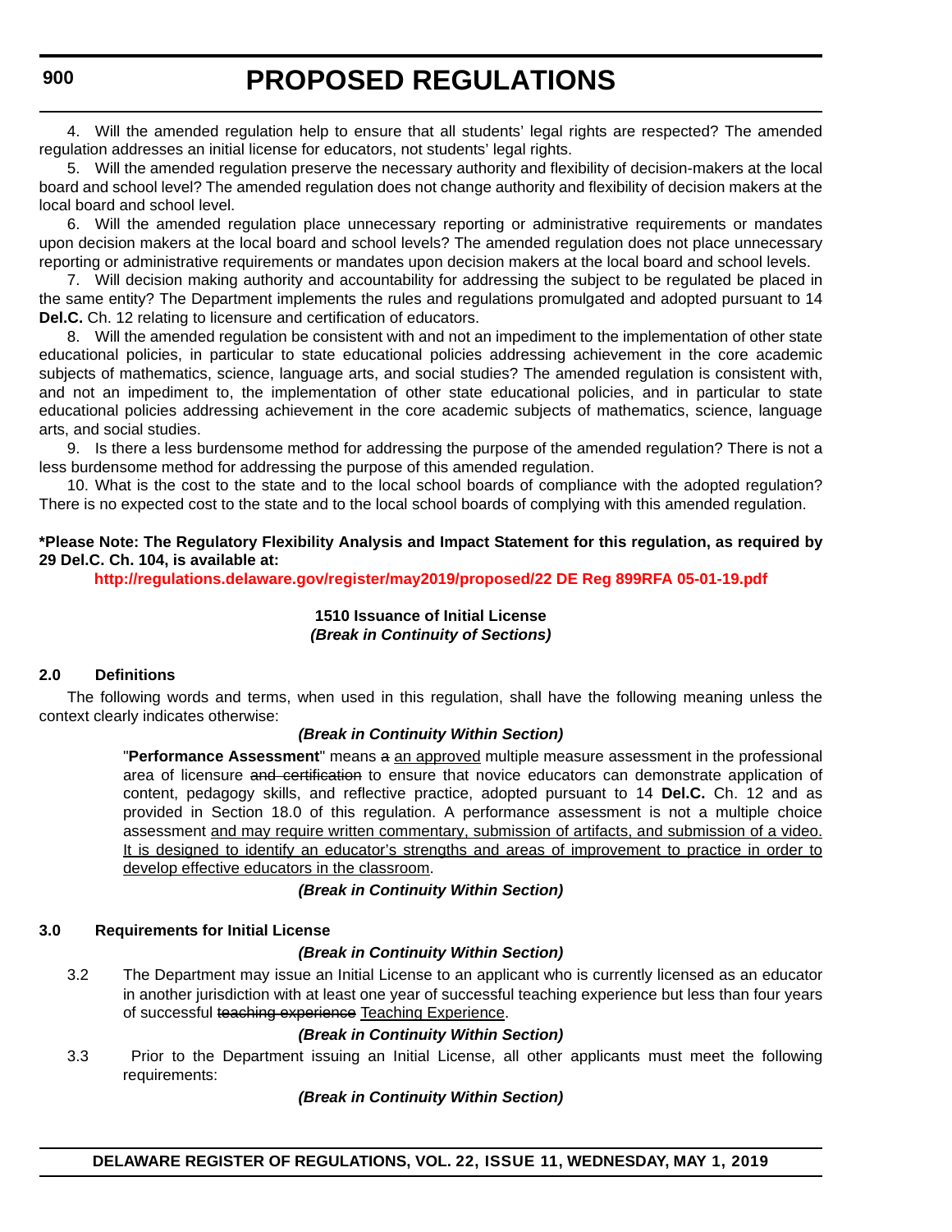4. Will the amended regulation help to ensure that all students' legal rights are respected? The amended regulation addresses an initial license for educators, not students' legal rights.

5. Will the amended regulation preserve the necessary authority and flexibility of decision-makers at the local board and school level? The amended regulation does not change authority and flexibility of decision makers at the local board and school level.

6. Will the amended regulation place unnecessary reporting or administrative requirements or mandates upon decision makers at the local board and school levels? The amended regulation does not place unnecessary reporting or administrative requirements or mandates upon decision makers at the local board and school levels.

7. Will decision making authority and accountability for addressing the subject to be regulated be placed in the same entity? The Department implements the rules and regulations promulgated and adopted pursuant to 14 **Del.C.** Ch. 12 relating to licensure and certification of educators.

8. Will the amended regulation be consistent with and not an impediment to the implementation of other state educational policies, in particular to state educational policies addressing achievement in the core academic subjects of mathematics, science, language arts, and social studies? The amended regulation is consistent with, and not an impediment to, the implementation of other state educational policies, and in particular to state educational policies addressing achievement in the core academic subjects of mathematics, science, language arts, and social studies.

9. Is there a less burdensome method for addressing the purpose of the amended regulation? There is not a less burdensome method for addressing the purpose of this amended regulation.

10. What is the cost to the state and to the local school boards of compliance with the adopted regulation? There is no expected cost to the state and to the local school boards of complying with this amended regulation.

**\*Please Note: The Regulatory Flexibility Analysis and Impact Statement for this regulation, as required by 29 Del.C. Ch. 104, is available at:**

**http://regulations.delaware.gov/register/may2019/proposed/22 DE Reg 899RFA 05-01-19.pdf**

**1510 Issuance of Initial License**

***(Break in Continuity of Sections)***

**2.0 Definitions**

The following words and terms, when used in this regulation, shall have the following meaning unless the context clearly indicates otherwise:

***(Break in Continuity Within Section)***

"**Performance Assessment**" means ~~a~~ an approved multiple measure assessment in the professional area of licensure ~~and certification~~ to ensure that novice educators can demonstrate application of content, pedagogy skills, and reflective practice, adopted pursuant to 14 **Del.C.** Ch. 12 and as provided in Section 18.0 of this regulation. A performance assessment is not a multiple choice assessment and may require written commentary, submission of artifacts, and submission of a video. It is designed to identify an educator's strengths and areas of improvement to practice in order to develop effective educators in the classroom.

***(Break in Continuity Within Section)***

**3.0 Requirements for Initial License**

***(Break in Continuity Within Section)***

3.2 The Department may issue an Initial License to an applicant who is currently licensed as an educator in another jurisdiction with at least one year of successful teaching experience but less than four years of successful ~~teaching experience~~ Teaching Experience.

***(Break in Continuity Within Section)***

3.3 Prior to the Department issuing an Initial License, all other applicants must meet the following requirements:

***(Break in Continuity Within Section)***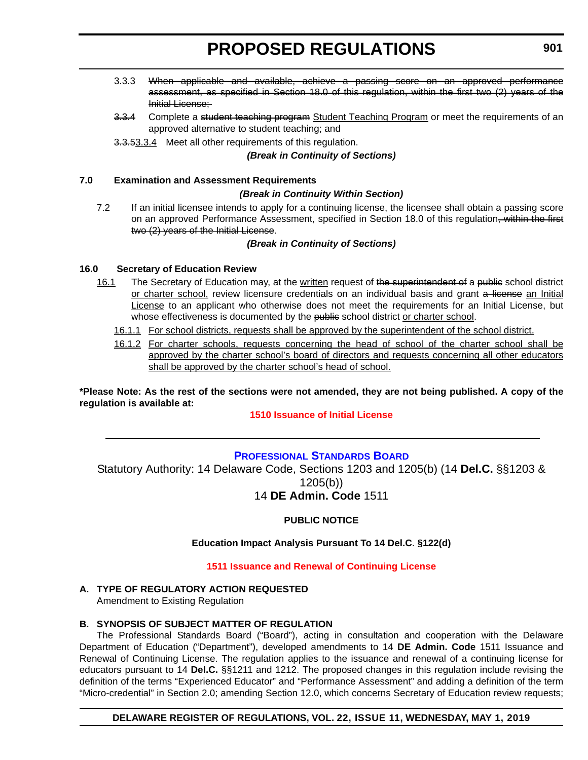3.3.3 ~~When applicable and available, achieve a passing score on an approved performance assessment, as specified in Section 18.0 of this regulation, within the first two (2) years of the Initial License;~~

~~3.3.4~~ Complete a ~~student teaching program~~ <u>Student Teaching Program</u> or meet the requirements of an approved alternative to student teaching; and

~~3.3.5~~<u>3.3.4</u> Meet all other requirements of this regulation.

***(Break in Continuity of Sections)***

**7.0 Examination and Assessment Requirements**

***(Break in Continuity Within Section)***

7.2 If an initial licensee intends to apply for a continuing license, the licensee shall obtain a passing score on an approved Performance Assessment, specified in Section 18.0 of this regulation~~, within the first two (2) years of the Initial License~~.

***(Break in Continuity of Sections)***

**16.0 Secretary of Education Review**

<u>16.1</u> The Secretary of Education may, at the <u>written</u> request of ~~the superintendent of~~ a ~~public~~ school district <u>or charter school,</u> review licensure credentials on an individual basis and grant ~~a license~~ <u>an Initial License</u> to an applicant who otherwise does not meet the requirements for an Initial License, but whose effectiveness is documented by the ~~public~~ school district <u>or charter school</u>.

<u>16.1.1 For school districts, requests shall be approved by the superintendent of the school district.</u>

<u>16.1.2 For charter schools, requests concerning the head of school of the charter school shall be approved by the charter school's board of directors and requests concerning all other educators shall be approved by the charter school's head of school.</u>

**\*Please Note: As the rest of the sections were not amended, they are not being published. A copy of the regulation is available at:**

**1510 Issuance of Initial License**

---

## PROFESSIONAL STANDARDS BOARD

Statutory Authority: 14 Delaware Code, Sections 1203 and 1205(b) (14 **Del.C.** §§1203 & 1205(b))

14 **DE Admin. Code** 1511

**PUBLIC NOTICE**

**Education Impact Analysis Pursuant To 14 Del.C. §122(d)**

**1511 Issuance and Renewal of Continuing License**

**A. TYPE OF REGULATORY ACTION REQUESTED**

Amendment to Existing Regulation

**B. SYNOPSIS OF SUBJECT MATTER OF REGULATION**

The Professional Standards Board ("Board"), acting in consultation and cooperation with the Delaware Department of Education ("Department"), developed amendments to 14 **DE Admin. Code** 1511 Issuance and Renewal of Continuing License. The regulation applies to the issuance and renewal of a continuing license for educators pursuant to 14 **Del.C.** §§1211 and 1212. The proposed changes in this regulation include revising the definition of the terms "Experienced Educator" and "Performance Assessment" and adding a definition of the term "Micro-credential" in Section 2.0; amending Section 12.0, which concerns Secretary of Education review requests;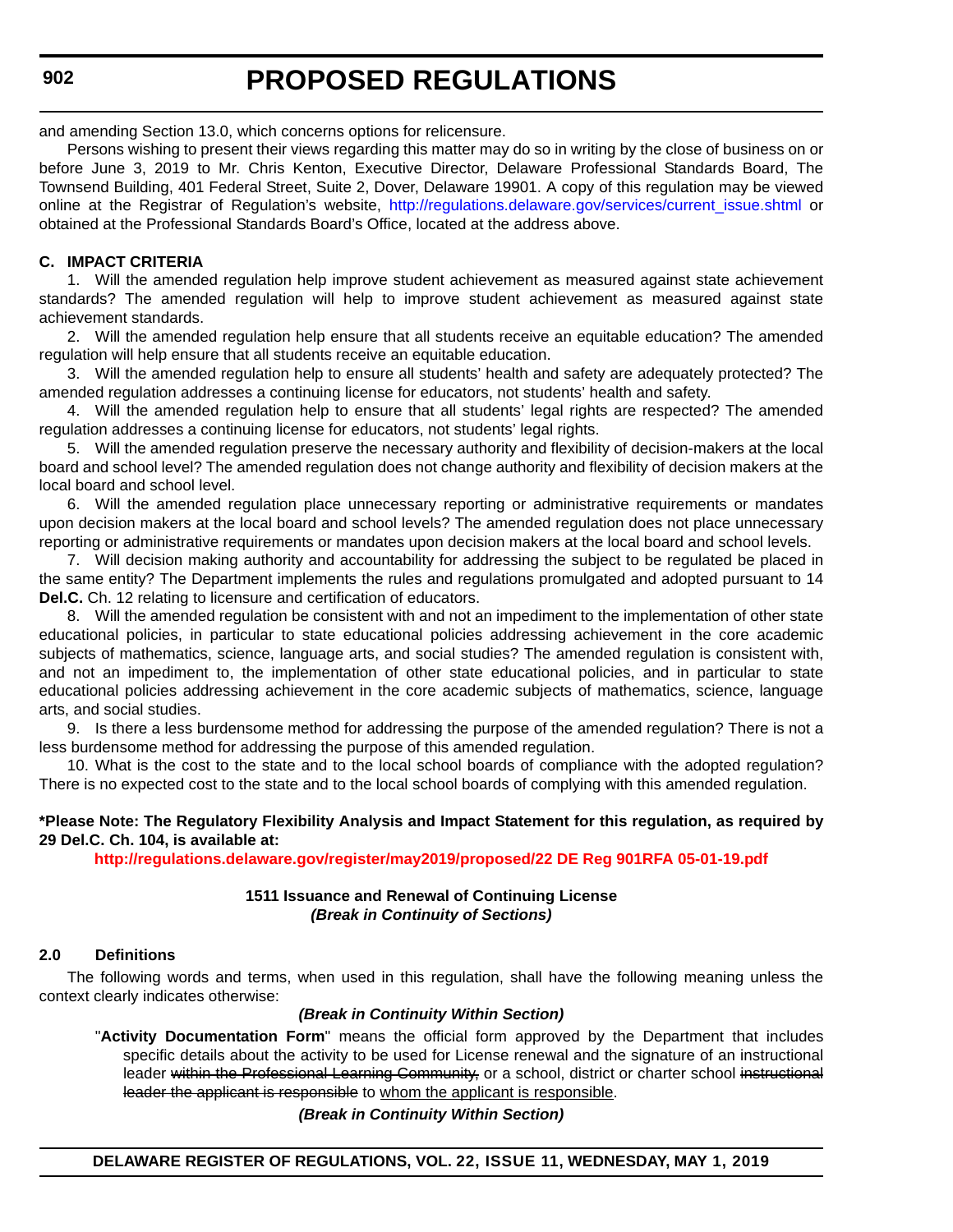and amending Section 13.0, which concerns options for relicensure.

Persons wishing to present their views regarding this matter may do so in writing by the close of business on or before June 3, 2019 to Mr. Chris Kenton, Executive Director, Delaware Professional Standards Board, The Townsend Building, 401 Federal Street, Suite 2, Dover, Delaware 19901. A copy of this regulation may be viewed online at the Registrar of Regulation's website, http://regulations.delaware.gov/services/current_issue.shtml or obtained at the Professional Standards Board's Office, located at the address above.

**C. IMPACT CRITERIA**

1. Will the amended regulation help improve student achievement as measured against state achievement standards? The amended regulation will help to improve student achievement as measured against state achievement standards.

2. Will the amended regulation help ensure that all students receive an equitable education? The amended regulation will help ensure that all students receive an equitable education.

3. Will the amended regulation help to ensure all students' health and safety are adequately protected? The amended regulation addresses a continuing license for educators, not students' health and safety.

4. Will the amended regulation help to ensure that all students' legal rights are respected? The amended regulation addresses a continuing license for educators, not students' legal rights.

5. Will the amended regulation preserve the necessary authority and flexibility of decision-makers at the local board and school level? The amended regulation does not change authority and flexibility of decision makers at the local board and school level.

6. Will the amended regulation place unnecessary reporting or administrative requirements or mandates upon decision makers at the local board and school levels? The amended regulation does not place unnecessary reporting or administrative requirements or mandates upon decision makers at the local board and school levels.

7. Will decision making authority and accountability for addressing the subject to be regulated be placed in the same entity? The Department implements the rules and regulations promulgated and adopted pursuant to 14 **Del.C.** Ch. 12 relating to licensure and certification of educators.

8. Will the amended regulation be consistent with and not an impediment to the implementation of other state educational policies, in particular to state educational policies addressing achievement in the core academic subjects of mathematics, science, language arts, and social studies? The amended regulation is consistent with, and not an impediment to, the implementation of other state educational policies, and in particular to state educational policies addressing achievement in the core academic subjects of mathematics, science, language arts, and social studies.

9. Is there a less burdensome method for addressing the purpose of the amended regulation? There is not a less burdensome method for addressing the purpose of this amended regulation.

10. What is the cost to the state and to the local school boards of compliance with the adopted regulation? There is no expected cost to the state and to the local school boards of complying with this amended regulation.

**\*Please Note: The Regulatory Flexibility Analysis and Impact Statement for this regulation, as required by 29 Del.C. Ch. 104, is available at:**

**http://regulations.delaware.gov/register/may2019/proposed/22 DE Reg 901RFA 05-01-19.pdf**

**1511 Issuance and Renewal of Continuing License**
***(Break in Continuity of Sections)***

**2.0 Definitions**

The following words and terms, when used in this regulation, shall have the following meaning unless the context clearly indicates otherwise:

***(Break in Continuity Within Section)***

"**Activity Documentation Form**" means the official form approved by the Department that includes specific details about the activity to be used for License renewal and the signature of an instructional leader ~~within the Professional Learning Community,~~ or a school, district or charter school ~~instructional leader the applicant is responsible~~ to <u>whom the applicant is responsible</u>.

***(Break in Continuity Within Section)***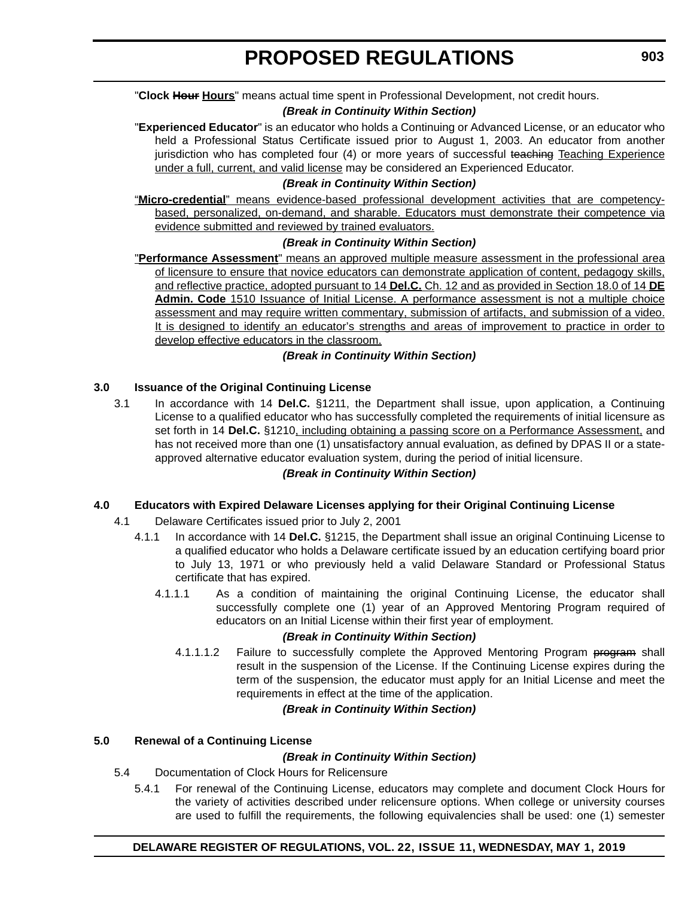"**Clock** ~~**Hour**~~ **<u>Hours</u>**" means actual time spent in Professional Development, not credit hours.

***(Break in Continuity Within Section)***

"**Experienced Educator**" is an educator who holds a Continuing or Advanced License, or an educator who held a Professional Status Certificate issued prior to August 1, 2003. An educator from another jurisdiction who has completed four (4) or more years of successful ~~teaching~~ <u>Teaching Experience under a full, current, and valid license</u> may be considered an Experienced Educator.

***(Break in Continuity Within Section)***

"**<u>Micro-credential</u>**" <u>means evidence-based professional development activities that are competency-based, personalized, on-demand, and sharable. Educators must demonstrate their competence via evidence submitted and reviewed by trained evaluators.</u>

***(Break in Continuity Within Section)***

"**<u>Performance Assessment</u>**" <u>means an approved multiple measure assessment in the professional area of licensure to ensure that novice educators can demonstrate application of content, pedagogy skills, and reflective practice, adopted pursuant to 14</u> **<u>Del.C.</u>** <u>Ch. 12 and as provided in Section 18.0 of 14</u> **<u>DE Admin. Code</u>** <u>1510 Issuance of Initial License. A performance assessment is not a multiple choice assessment and may require written commentary, submission of artifacts, and submission of a video. It is designed to identify an educator's strengths and areas of improvement to practice in order to develop effective educators in the classroom.</u>

***(Break in Continuity Within Section)***

**3.0 Issuance of the Original Continuing License**

3.1 In accordance with 14 **Del.C.** §1211, the Department shall issue, upon application, a Continuing License to a qualified educator who has successfully completed the requirements of initial licensure as set forth in 14 **Del.C.** §1210<u>, including obtaining a passing score on a Performance Assessment,</u> and has not received more than one (1) unsatisfactory annual evaluation, as defined by DPAS II or a state-approved alternative educator evaluation system, during the period of initial licensure.

***(Break in Continuity Within Section)***

**4.0 Educators with Expired Delaware Licenses applying for their Original Continuing License**

4.1 Delaware Certificates issued prior to July 2, 2001

4.1.1 In accordance with 14 **Del.C.** §1215, the Department shall issue an original Continuing License to a qualified educator who holds a Delaware certificate issued by an education certifying board prior to July 13, 1971 or who previously held a valid Delaware Standard or Professional Status certificate that has expired.

4.1.1.1 As a condition of maintaining the original Continuing License, the educator shall successfully complete one (1) year of an Approved Mentoring Program required of educators on an Initial License within their first year of employment.

***(Break in Continuity Within Section)***

4.1.1.1.2 Failure to successfully complete the Approved Mentoring Program ~~program~~ shall result in the suspension of the License. If the Continuing License expires during the term of the suspension, the educator must apply for an Initial License and meet the requirements in effect at the time of the application.

***(Break in Continuity Within Section)***

**5.0 Renewal of a Continuing License**

***(Break in Continuity Within Section)***

5.4 Documentation of Clock Hours for Relicensure

5.4.1 For renewal of the Continuing License, educators may complete and document Clock Hours for the variety of activities described under relicensure options. When college or university courses are used to fulfill the requirements, the following equivalencies shall be used: one (1) semester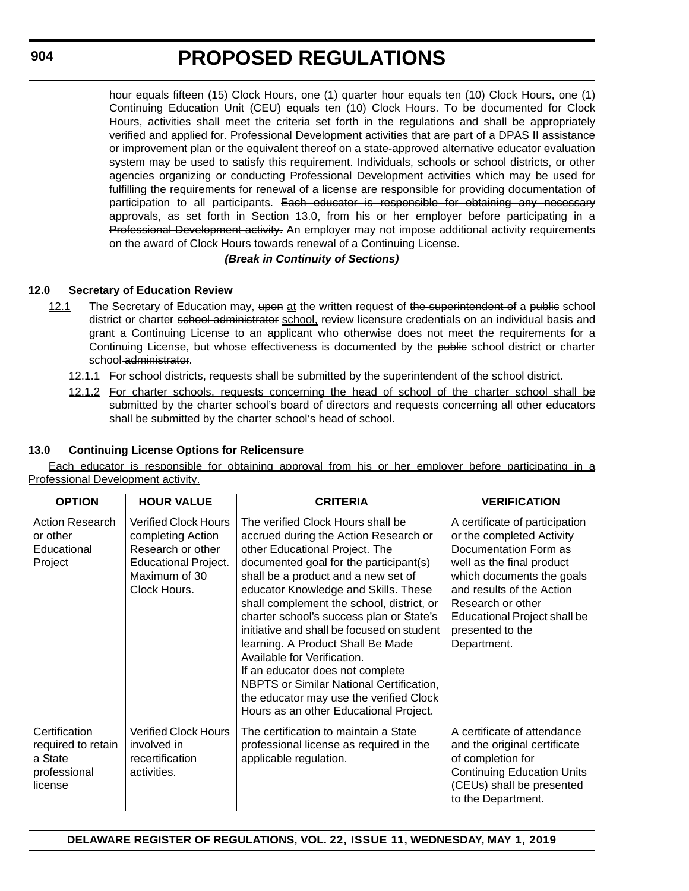hour equals fifteen (15) Clock Hours, one (1) quarter hour equals ten (10) Clock Hours, one (1) Continuing Education Unit (CEU) equals ten (10) Clock Hours. To be documented for Clock Hours, activities shall meet the criteria set forth in the regulations and shall be appropriately verified and applied for. Professional Development activities that are part of a DPAS II assistance or improvement plan or the equivalent thereof on a state-approved alternative educator evaluation system may be used to satisfy this requirement. Individuals, schools or school districts, or other agencies organizing or conducting Professional Development activities which may be used for fulfilling the requirements for renewal of a license are responsible for providing documentation of participation to all participants. ~~Each educator is responsible for obtaining any necessary approvals, as set forth in Section 13.0, from his or her employer before participating in a Professional Development activity.~~ An employer may not impose additional activity requirements on the award of Clock Hours towards renewal of a Continuing License.

***(Break in Continuity of Sections)***

**12.0 Secretary of Education Review**

12.1 The Secretary of Education may, ~~upon~~ at the written request of ~~the superintendent of~~ a ~~public~~ school district or charter ~~school administrator~~ school, review licensure credentials on an individual basis and grant a Continuing License to an applicant who otherwise does not meet the requirements for a Continuing License, but whose effectiveness is documented by the ~~public~~ school district or charter school ~~administrator~~.

12.1.1 For school districts, requests shall be submitted by the superintendent of the school district.

12.1.2 For charter schools, requests concerning the head of school of the charter school shall be submitted by the charter school's board of directors and requests concerning all other educators shall be submitted by the charter school's head of school.

**13.0 Continuing License Options for Relicensure**

Each educator is responsible for obtaining approval from his or her employer before participating in a Professional Development activity.

| OPTION | HOUR VALUE | CRITERIA | VERIFICATION |
|---|---|---|---|
| Action Research or other Educational Project | Verified Clock Hours completing Action Research or other Educational Project. Maximum of 30 Clock Hours. | The verified Clock Hours shall be accrued during the Action Research or other Educational Project. The documented goal for the participant(s) shall be a product and a new set of educator Knowledge and Skills. These shall complement the school, district, or charter school's success plan or State's initiative and shall be focused on student learning. A Product Shall Be Made Available for Verification.<br>If an educator does not complete NBPTS or Similar National Certification, the educator may use the verified Clock Hours as an other Educational Project. | A certificate of participation or the completed Activity Documentation Form as well as the final product which documents the goals and results of the Action Research or other Educational Project shall be presented to the Department. |
| Certification required to retain a State professional license | Verified Clock Hours involved in recertification activities. | The certification to maintain a State professional license as required in the applicable regulation. | A certificate of attendance and the original certificate of completion for Continuing Education Units (CEUs) shall be presented to the Department. |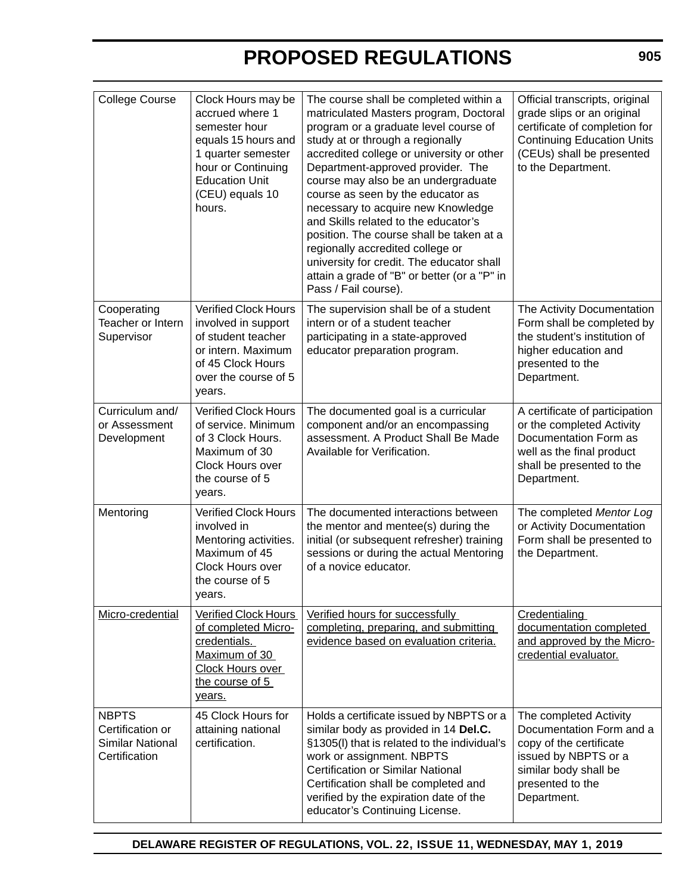| College Course | Clock Hours may be accrued where 1 semester hour equals 15 hours and 1 quarter semester hour or Continuing Education Unit (CEU) equals 10 hours. | The course shall be completed within a matriculated Masters program, Doctoral program or a graduate level course of study at or through a regionally accredited college or university or other Department-approved provider. The course may also be an undergraduate course as seen by the educator as necessary to acquire new Knowledge and Skills related to the educator's position. The course shall be taken at a regionally accredited college or university for credit. The educator shall attain a grade of "B" or better (or a "P" in Pass / Fail course). | Official transcripts, original grade slips or an original certificate of completion for Continuing Education Units (CEUs) shall be presented to the Department. |
|---|---|---|---|
| Cooperating Teacher or Intern Supervisor | Verified Clock Hours involved in support of student teacher or intern. Maximum of 45 Clock Hours over the course of 5 years. | The supervision shall be of a student intern or of a student teacher participating in a state-approved educator preparation program. | The Activity Documentation Form shall be completed by the student's institution of higher education and presented to the Department. |
| Curriculum and/ or Assessment Development | Verified Clock Hours of service. Minimum of 3 Clock Hours. Maximum of 30 Clock Hours over the course of 5 years. | The documented goal is a curricular component and/or an encompassing assessment. A Product Shall Be Made Available for Verification. | A certificate of participation or the completed Activity Documentation Form as well as the final product shall be presented to the Department. |
| Mentoring | Verified Clock Hours involved in Mentoring activities. Maximum of 45 Clock Hours over the course of 5 years. | The documented interactions between the mentor and mentee(s) during the initial (or subsequent refresher) training sessions or during the actual Mentoring of a novice educator. | The completed *Mentor Log* or Activity Documentation Form shall be presented to the Department. |
| <u>Micro-credential</u> | <u>Verified Clock Hours of completed Micro-credentials. Maximum of 30 Clock Hours over the course of 5 years.</u> | <u>Verified hours for successfully completing, preparing, and submitting evidence based on evaluation criteria.</u> | <u>Credentialing documentation completed and approved by the Micro-credential evaluator.</u> |
| NBPTS Certification or Similar National Certification | 45 Clock Hours for attaining national certification. | Holds a certificate issued by NBPTS or a similar body as provided in 14 **Del.C.** §1305(l) that is related to the individual's work or assignment. NBPTS Certification or Similar National Certification shall be completed and verified by the expiration date of the educator's Continuing License. | The completed Activity Documentation Form and a copy of the certificate issued by NBPTS or a similar body shall be presented to the Department. |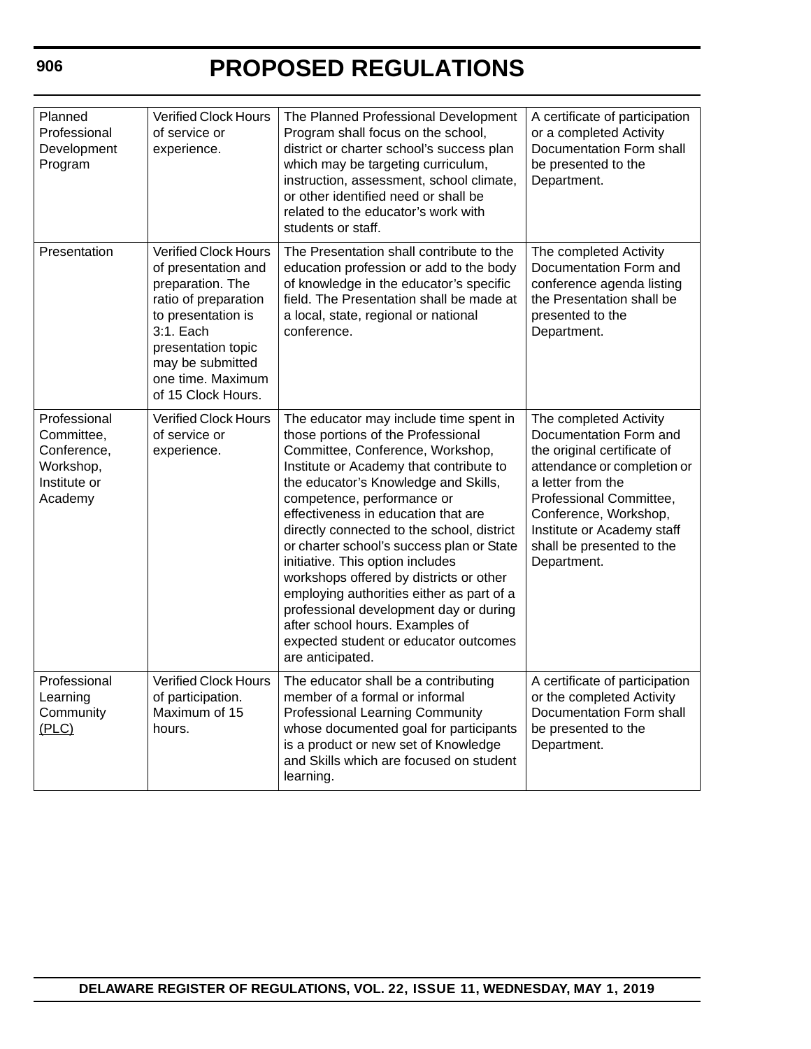| Planned Professional Development Program | Verified Clock Hours of service or experience. | The Planned Professional Development Program shall focus on the school, district or charter school's success plan which may be targeting curriculum, instruction, assessment, school climate, or other identified need or shall be related to the educator's work with students or staff. | A certificate of participation or a completed Activity Documentation Form shall be presented to the Department. |
|---|---|---|---|
| Presentation | Verified Clock Hours of presentation and preparation. The ratio of preparation to presentation is 3:1. Each presentation topic may be submitted one time. Maximum of 15 Clock Hours. | The Presentation shall contribute to the education profession or add to the body of knowledge in the educator's specific field. The Presentation shall be made at a local, state, regional or national conference. | The completed Activity Documentation Form and conference agenda listing the Presentation shall be presented to the Department. |
| Professional Committee, Conference, Workshop, Institute or Academy | Verified Clock Hours of service or experience. | The educator may include time spent in those portions of the Professional Committee, Conference, Workshop, Institute or Academy that contribute to the educator's Knowledge and Skills, competence, performance or effectiveness in education that are directly connected to the school, district or charter school's success plan or State initiative. This option includes workshops offered by districts or other employing authorities either as part of a professional development day or during after school hours. Examples of expected student or educator outcomes are anticipated. | The completed Activity Documentation Form and the original certificate of attendance or completion or a letter from the Professional Committee, Conference, Workshop, Institute or Academy staff shall be presented to the Department. |
| Professional Learning Community <u>(PLC)</u> | Verified Clock Hours of participation. Maximum of 15 hours. | The educator shall be a contributing member of a formal or informal Professional Learning Community whose documented goal for participants is a product or new set of Knowledge and Skills which are focused on student learning. | A certificate of participation or the completed Activity Documentation Form shall be presented to the Department. |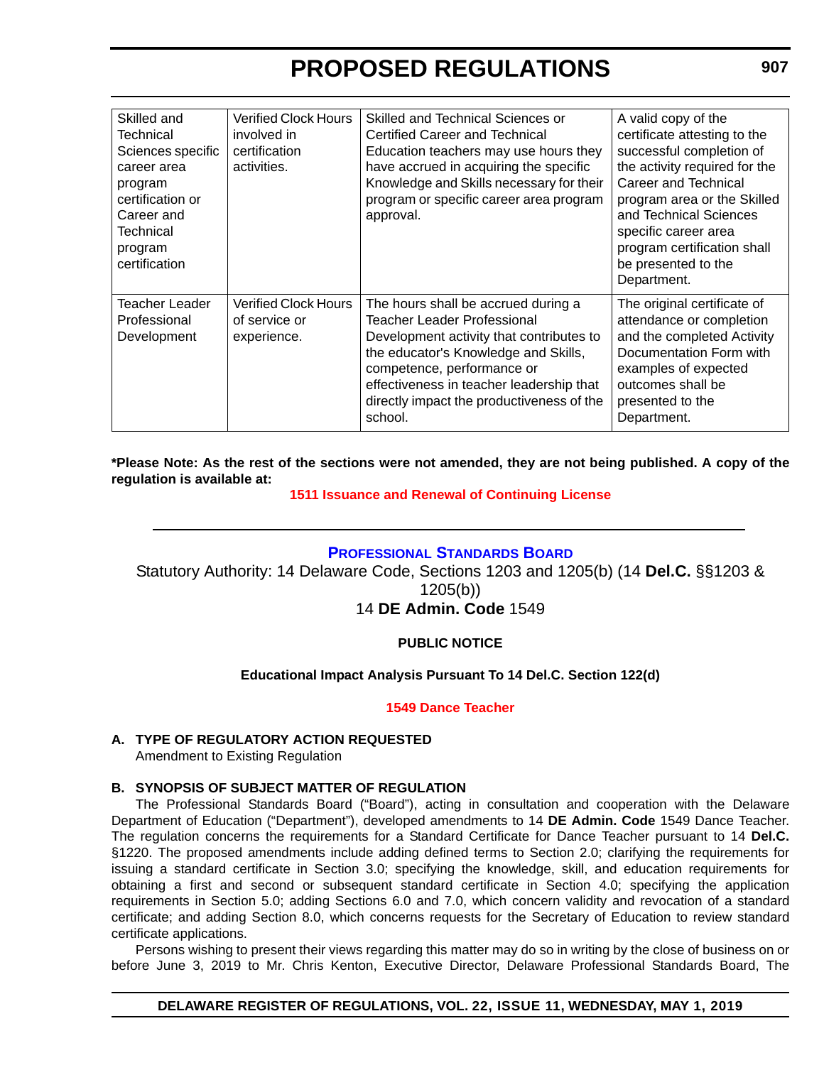| Skilled and Technical Sciences specific career area program certification or Career and Technical program certification | Verified Clock Hours involved in certification activities. | Skilled and Technical Sciences or Certified Career and Technical Education teachers may use hours they have accrued in acquiring the specific Knowledge and Skills necessary for their program or specific career area program approval. | A valid copy of the certificate attesting to the successful completion of the activity required for the Career and Technical program area or the Skilled and Technical Sciences specific career area program certification shall be presented to the Department. |
|---|---|---|---|
| Teacher Leader Professional Development | Verified Clock Hours of service or experience. | The hours shall be accrued during a Teacher Leader Professional Development activity that contributes to the educator's Knowledge and Skills, competence, performance or effectiveness in teacher leadership that directly impact the productiveness of the school. | The original certificate of attendance or completion and the completed Activity Documentation Form with examples of expected outcomes shall be presented to the Department. |

**\*Please Note: As the rest of the sections were not amended, they are not being published. A copy of the regulation is available at:**

**1511 Issuance and Renewal of Continuing License**

---

**PROFESSIONAL STANDARDS BOARD**

Statutory Authority: 14 Delaware Code, Sections 1203 and 1205(b) (14 **Del.C.** §§1203 & 1205(b))

14 **DE Admin. Code** 1549

**PUBLIC NOTICE**

**Educational Impact Analysis Pursuant To 14 Del.C. Section 122(d)**

**1549 Dance Teacher**

**A. TYPE OF REGULATORY ACTION REQUESTED**

Amendment to Existing Regulation

**B. SYNOPSIS OF SUBJECT MATTER OF REGULATION**

The Professional Standards Board ("Board"), acting in consultation and cooperation with the Delaware Department of Education ("Department"), developed amendments to 14 **DE Admin. Code** 1549 Dance Teacher. The regulation concerns the requirements for a Standard Certificate for Dance Teacher pursuant to 14 **Del.C.** §1220. The proposed amendments include adding defined terms to Section 2.0; clarifying the requirements for issuing a standard certificate in Section 3.0; specifying the knowledge, skill, and education requirements for obtaining a first and second or subsequent standard certificate in Section 4.0; specifying the application requirements in Section 5.0; adding Sections 6.0 and 7.0, which concern validity and revocation of a standard certificate; and adding Section 8.0, which concerns requests for the Secretary of Education to review standard certificate applications.

Persons wishing to present their views regarding this matter may do so in writing by the close of business on or before June 3, 2019 to Mr. Chris Kenton, Executive Director, Delaware Professional Standards Board, The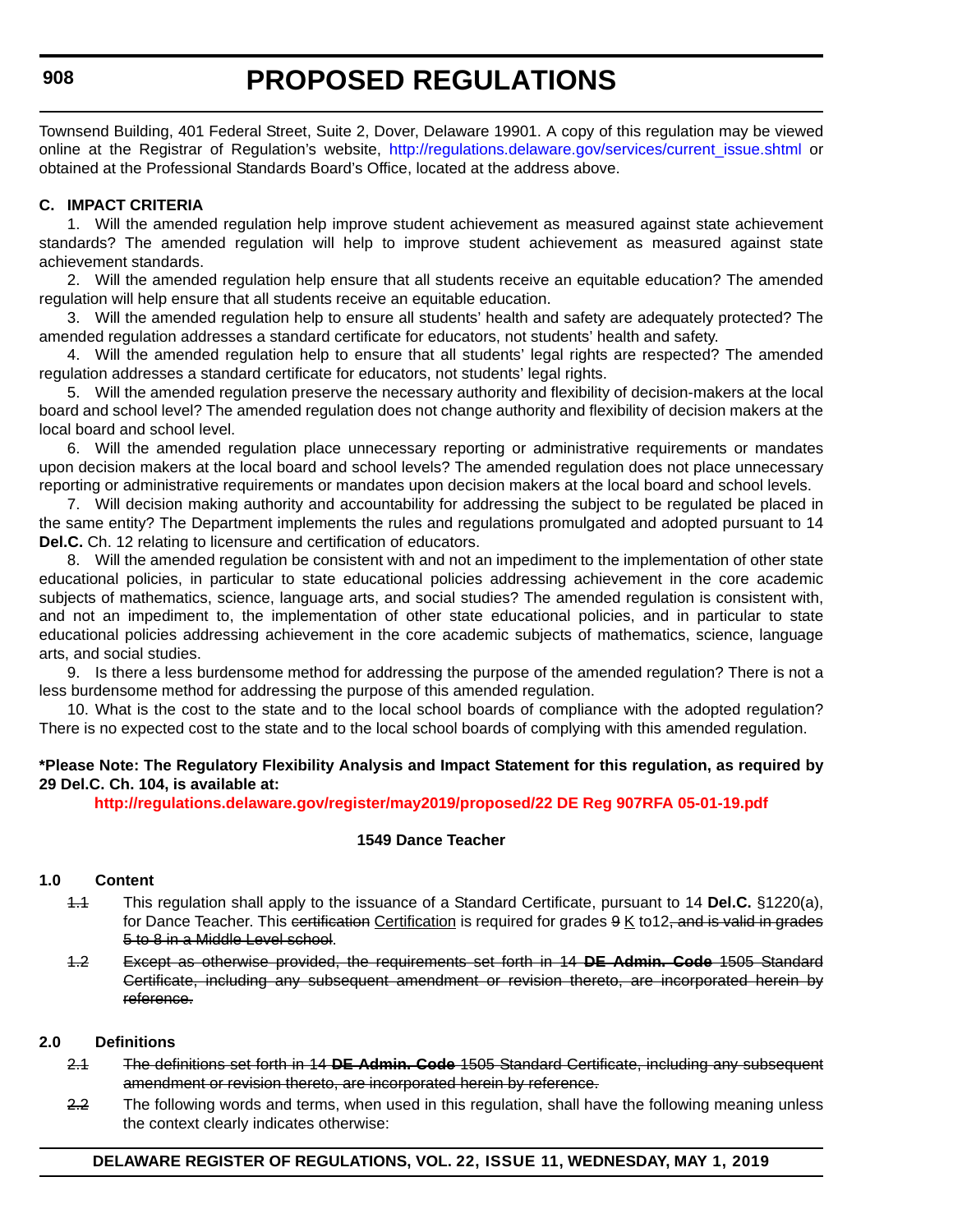Townsend Building, 401 Federal Street, Suite 2, Dover, Delaware 19901. A copy of this regulation may be viewed online at the Registrar of Regulation's website, http://regulations.delaware.gov/services/current_issue.shtml or obtained at the Professional Standards Board's Office, located at the address above.

**C. IMPACT CRITERIA**

1. Will the amended regulation help improve student achievement as measured against state achievement standards? The amended regulation will help to improve student achievement as measured against state achievement standards.

2. Will the amended regulation help ensure that all students receive an equitable education? The amended regulation will help ensure that all students receive an equitable education.

3. Will the amended regulation help to ensure all students' health and safety are adequately protected? The amended regulation addresses a standard certificate for educators, not students' health and safety.

4. Will the amended regulation help to ensure that all students' legal rights are respected? The amended regulation addresses a standard certificate for educators, not students' legal rights.

5. Will the amended regulation preserve the necessary authority and flexibility of decision-makers at the local board and school level? The amended regulation does not change authority and flexibility of decision makers at the local board and school level.

6. Will the amended regulation place unnecessary reporting or administrative requirements or mandates upon decision makers at the local board and school levels? The amended regulation does not place unnecessary reporting or administrative requirements or mandates upon decision makers at the local board and school levels.

7. Will decision making authority and accountability for addressing the subject to be regulated be placed in the same entity? The Department implements the rules and regulations promulgated and adopted pursuant to 14 **Del.C.** Ch. 12 relating to licensure and certification of educators.

8. Will the amended regulation be consistent with and not an impediment to the implementation of other state educational policies, in particular to state educational policies addressing achievement in the core academic subjects of mathematics, science, language arts, and social studies? The amended regulation is consistent with, and not an impediment to, the implementation of other state educational policies, and in particular to state educational policies addressing achievement in the core academic subjects of mathematics, science, language arts, and social studies.

9. Is there a less burdensome method for addressing the purpose of the amended regulation? There is not a less burdensome method for addressing the purpose of this amended regulation.

10. What is the cost to the state and to the local school boards of compliance with the adopted regulation? There is no expected cost to the state and to the local school boards of complying with this amended regulation.

**\*Please Note: The Regulatory Flexibility Analysis and Impact Statement for this regulation, as required by 29 Del.C. Ch. 104, is available at:**

**http://regulations.delaware.gov/register/may2019/proposed/22 DE Reg 907RFA 05-01-19.pdf**

**1549 Dance Teacher**

**1.0 Content**

~~1.1~~ This regulation shall apply to the issuance of a Standard Certificate, pursuant to 14 **Del.C.** §1220(a), for Dance Teacher. This ~~certification~~ <u>Certification</u> is required for grades ~~9~~ <u>K</u> to12~~, and is valid in grades 5 to 8 in a Middle Level school~~.

~~1.2 Except as otherwise provided, the requirements set forth in 14 **DE Admin. Code** 1505 Standard Certificate, including any subsequent amendment or revision thereto, are incorporated herein by reference.~~

**2.0 Definitions**

~~2.1 The definitions set forth in 14 **DE Admin. Code** 1505 Standard Certificate, including any subsequent amendment or revision thereto, are incorporated herein by reference.~~

~~2.2~~ The following words and terms, when used in this regulation, shall have the following meaning unless the context clearly indicates otherwise: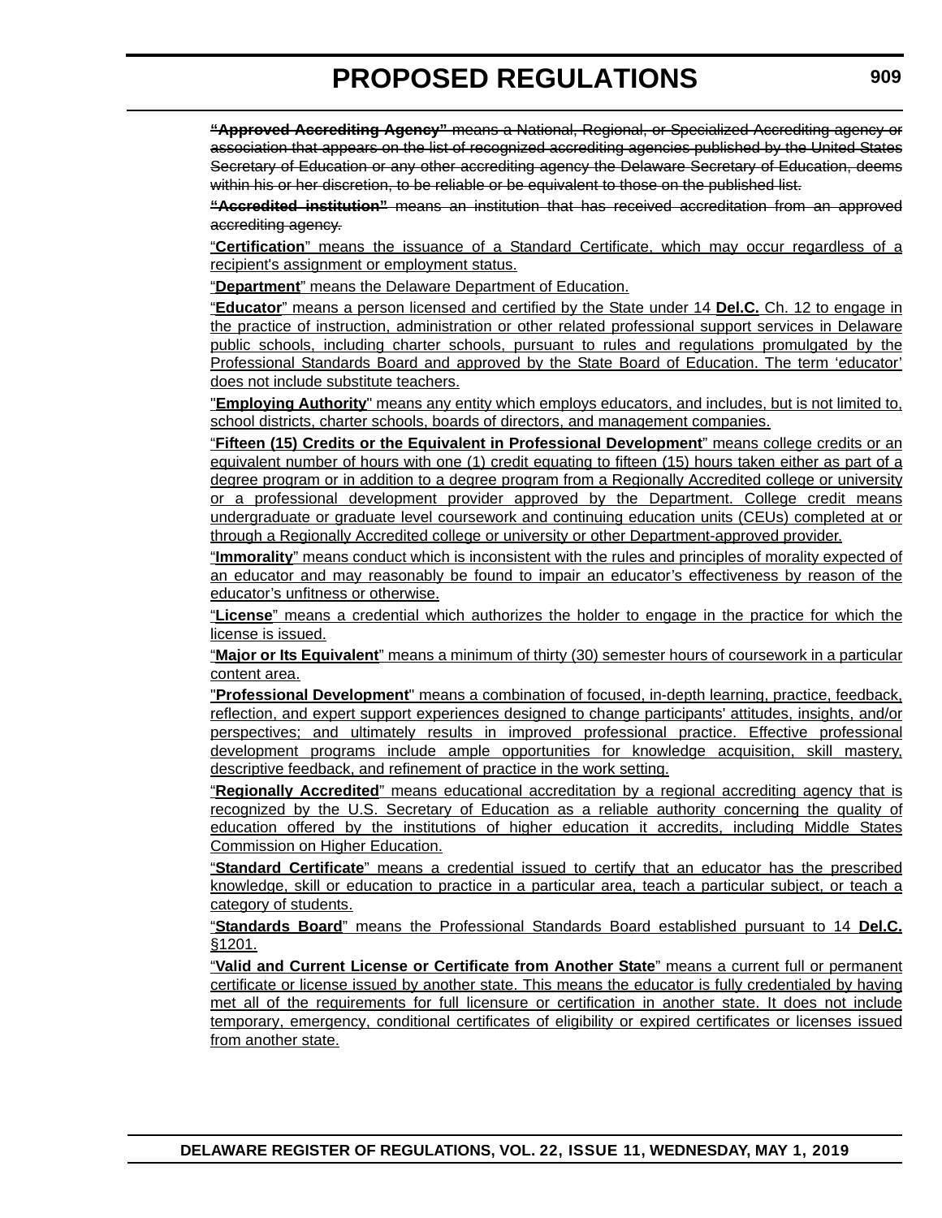~~**“Approved Accrediting Agency”** means a National, Regional, or Specialized Accrediting agency or association that appears on the list of recognized accrediting agencies published by the United States Secretary of Education or any other accrediting agency the Delaware Secretary of Education, deems within his or her discretion, to be reliable or be equivalent to those on the published list.~~

~~**“Accredited institution”** means an institution that has received accreditation from an approved accrediting agency.~~

<u>“**Certification**” means the issuance of a Standard Certificate, which may occur regardless of a recipient's assignment or employment status.</u>

<u>“**Department**” means the Delaware Department of Education.</u>

<u>“**Educator**” means a person licensed and certified by the State under 14 **Del.C.** Ch. 12 to engage in the practice of instruction, administration or other related professional support services in Delaware public schools, including charter schools, pursuant to rules and regulations promulgated by the Professional Standards Board and approved by the State Board of Education. The term ‘educator’ does not include substitute teachers.</u>

<u>"**Employing Authority**" means any entity which employs educators, and includes, but is not limited to, school districts, charter schools, boards of directors, and management companies.</u>

<u>“**Fifteen (15) Credits or the Equivalent in Professional Development**” means college credits or an equivalent number of hours with one (1) credit equating to fifteen (15) hours taken either as part of a degree program or in addition to a degree program from a Regionally Accredited college or university or a professional development provider approved by the Department. College credit means undergraduate or graduate level coursework and continuing education units (CEUs) completed at or through a Regionally Accredited college or university or other Department-approved provider.</u>

<u>“**Immorality**” means conduct which is inconsistent with the rules and principles of morality expected of an educator and may reasonably be found to impair an educator’s effectiveness by reason of the educator’s unfitness or otherwise.</u>

<u>“**License**” means a credential which authorizes the holder to engage in the practice for which the license is issued.</u>

<u>“**Major or Its Equivalent**” means a minimum of thirty (30) semester hours of coursework in a particular content area.</u>

<u>"**Professional Development**" means a combination of focused, in-depth learning, practice, feedback, reflection, and expert support experiences designed to change participants' attitudes, insights, and/or perspectives; and ultimately results in improved professional practice. Effective professional development programs include ample opportunities for knowledge acquisition, skill mastery, descriptive feedback, and refinement of practice in the work setting.</u>

<u>“**Regionally Accredited**” means educational accreditation by a regional accrediting agency that is recognized by the U.S. Secretary of Education as a reliable authority concerning the quality of education offered by the institutions of higher education it accredits, including Middle States Commission on Higher Education.</u>

<u>“**Standard Certificate**” means a credential issued to certify that an educator has the prescribed knowledge, skill or education to practice in a particular area, teach a particular subject, or teach a category of students.</u>

<u>“**Standards Board**” means the Professional Standards Board established pursuant to 14 **Del.C.** §1201.</u>

<u>“**Valid and Current License or Certificate from Another State**” means a current full or permanent certificate or license issued by another state. This means the educator is fully credentialed by having met all of the requirements for full licensure or certification in another state. It does not include temporary, emergency, conditional certificates of eligibility or expired certificates or licenses issued from another state.</u>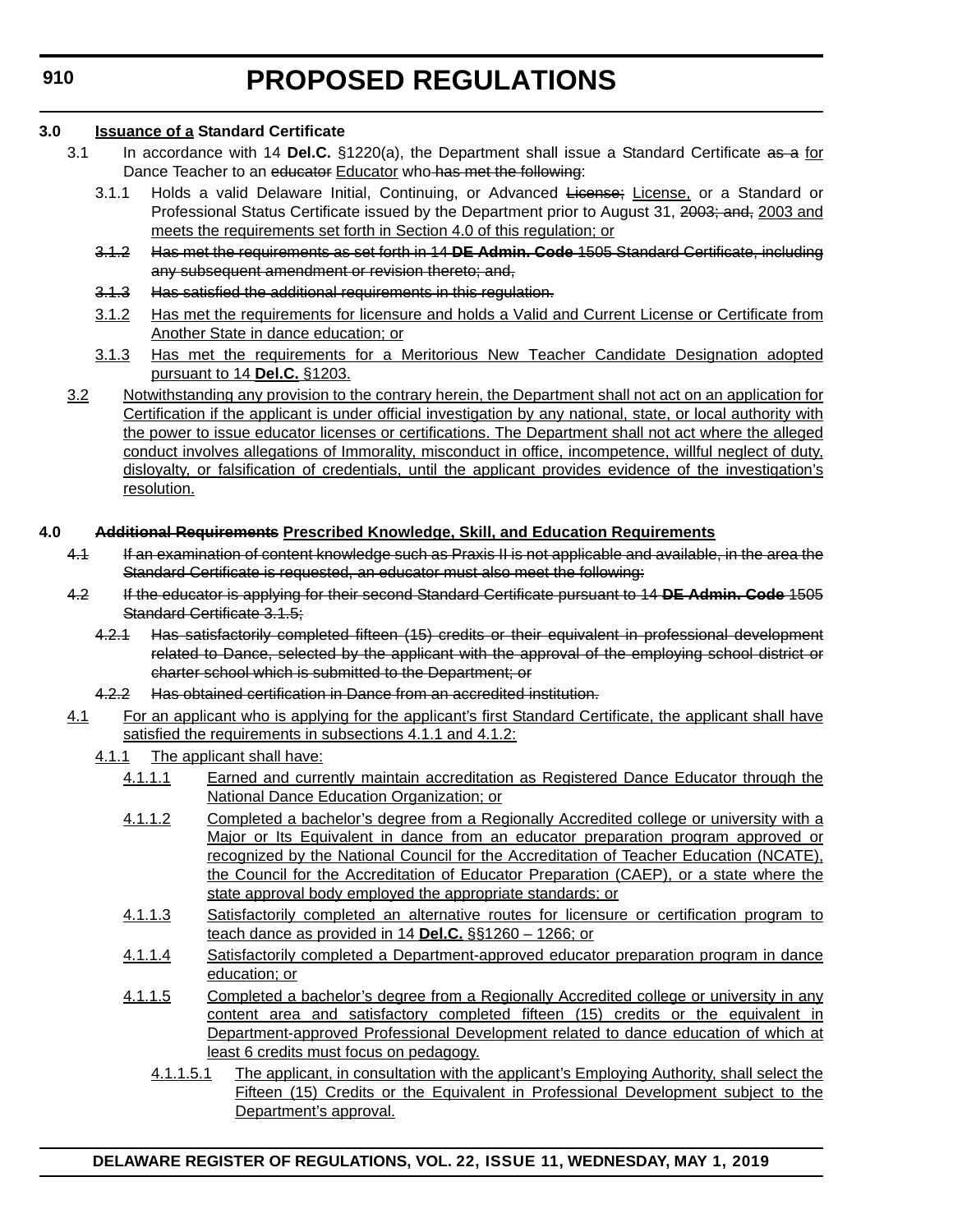**3.0 ~~Issuance of a~~ Standard Certificate**

3.1 In accordance with 14 **Del.C.** §1220(a), the Department shall issue a Standard Certificate ~~as a~~ for Dance Teacher to an ~~educator~~ Educator who ~~has met the following~~:

3.1.1 Holds a valid Delaware Initial, Continuing, or Advanced ~~License;~~ License, or a Standard or Professional Status Certificate issued by the Department prior to August 31, ~~2003; and,~~ 2003 and meets the requirements set forth in Section 4.0 of this regulation; or

~~3.1.2 Has met the requirements as set forth in 14 **DE Admin. Code** 1505 Standard Certificate, including any subsequent amendment or revision thereto; and,~~

~~3.1.3 Has satisfied the additional requirements in this regulation.~~

3.1.2 Has met the requirements for licensure and holds a Valid and Current License or Certificate from Another State in dance education; or

3.1.3 Has met the requirements for a Meritorious New Teacher Candidate Designation adopted pursuant to 14 **Del.C.** §1203.

3.2 Notwithstanding any provision to the contrary herein, the Department shall not act on an application for Certification if the applicant is under official investigation by any national, state, or local authority with the power to issue educator licenses or certifications. The Department shall not act where the alleged conduct involves allegations of Immorality, misconduct in office, incompetence, willful neglect of duty, disloyalty, or falsification of credentials, until the applicant provides evidence of the investigation's resolution.

**4.0 ~~Additional Requirements~~ Prescribed Knowledge, Skill, and Education Requirements**

~~4.1 If an examination of content knowledge such as Praxis II is not applicable and available, in the area the Standard Certificate is requested, an educator must also meet the following:~~

~~4.2 If the educator is applying for their second Standard Certificate pursuant to 14 **DE Admin. Code** 1505 Standard Certificate 3.1.5;~~

~~4.2.1 Has satisfactorily completed fifteen (15) credits or their equivalent in professional development related to Dance, selected by the applicant with the approval of the employing school district or charter school which is submitted to the Department; or~~

~~4.2.2 Has obtained certification in Dance from an accredited institution.~~

4.1 For an applicant who is applying for the applicant's first Standard Certificate, the applicant shall have satisfied the requirements in subsections 4.1.1 and 4.1.2:

4.1.1 The applicant shall have:

4.1.1.1 Earned and currently maintain accreditation as Registered Dance Educator through the National Dance Education Organization; or

4.1.1.2 Completed a bachelor's degree from a Regionally Accredited college or university with a Major or Its Equivalent in dance from an educator preparation program approved or recognized by the National Council for the Accreditation of Teacher Education (NCATE), the Council for the Accreditation of Educator Preparation (CAEP), or a state where the state approval body employed the appropriate standards; or

4.1.1.3 Satisfactorily completed an alternative routes for licensure or certification program to teach dance as provided in 14 **Del.C.** §§1260 – 1266; or

4.1.1.4 Satisfactorily completed a Department-approved educator preparation program in dance education; or

4.1.1.5 Completed a bachelor's degree from a Regionally Accredited college or university in any content area and satisfactory completed fifteen (15) credits or the equivalent in Department-approved Professional Development related to dance education of which at least 6 credits must focus on pedagogy.

4.1.1.5.1 The applicant, in consultation with the applicant's Employing Authority, shall select the Fifteen (15) Credits or the Equivalent in Professional Development subject to the Department's approval.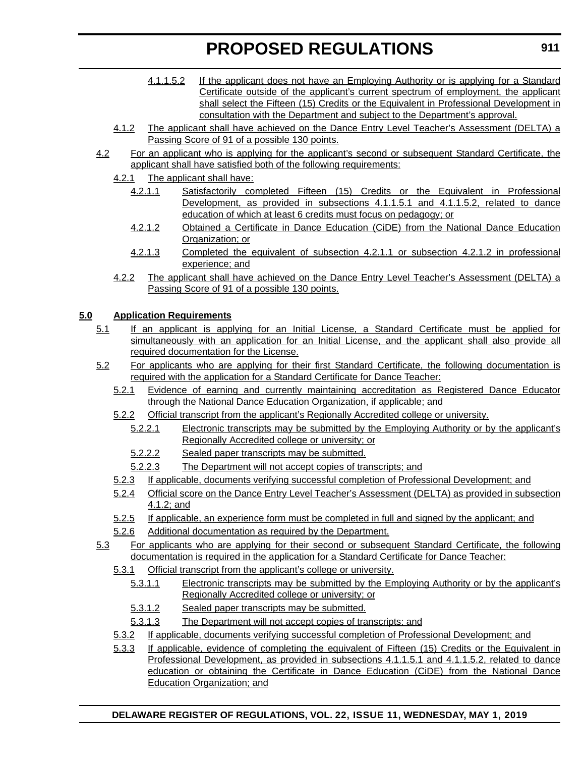4.1.1.5.2 If the applicant does not have an Employing Authority or is applying for a Standard Certificate outside of the applicant's current spectrum of employment, the applicant shall select the Fifteen (15) Credits or the Equivalent in Professional Development in consultation with the Department and subject to the Department's approval.

4.1.2 The applicant shall have achieved on the Dance Entry Level Teacher's Assessment (DELTA) a Passing Score of 91 of a possible 130 points.

4.2 For an applicant who is applying for the applicant's second or subsequent Standard Certificate, the applicant shall have satisfied both of the following requirements:

4.2.1 The applicant shall have:

4.2.1.1 Satisfactorily completed Fifteen (15) Credits or the Equivalent in Professional Development, as provided in subsections 4.1.1.5.1 and 4.1.1.5.2, related to dance education of which at least 6 credits must focus on pedagogy; or

4.2.1.2 Obtained a Certificate in Dance Education (CiDE) from the National Dance Education Organization; or

4.2.1.3 Completed the equivalent of subsection 4.2.1.1 or subsection 4.2.1.2 in professional experience; and

4.2.2 The applicant shall have achieved on the Dance Entry Level Teacher's Assessment (DELTA) a Passing Score of 91 of a possible 130 points.

**5.0 Application Requirements**

5.1 If an applicant is applying for an Initial License, a Standard Certificate must be applied for simultaneously with an application for an Initial License, and the applicant shall also provide all required documentation for the License.

5.2 For applicants who are applying for their first Standard Certificate, the following documentation is required with the application for a Standard Certificate for Dance Teacher:

5.2.1 Evidence of earning and currently maintaining accreditation as Registered Dance Educator through the National Dance Education Organization, if applicable; and

5.2.2 Official transcript from the applicant's Regionally Accredited college or university.

5.2.2.1 Electronic transcripts may be submitted by the Employing Authority or by the applicant's Regionally Accredited college or university; or

5.2.2.2 Sealed paper transcripts may be submitted.

5.2.2.3 The Department will not accept copies of transcripts; and

5.2.3 If applicable, documents verifying successful completion of Professional Development; and

5.2.4 Official score on the Dance Entry Level Teacher's Assessment (DELTA) as provided in subsection 4.1.2; and

5.2.5 If applicable, an experience form must be completed in full and signed by the applicant; and

5.2.6 Additional documentation as required by the Department.

5.3 For applicants who are applying for their second or subsequent Standard Certificate, the following documentation is required in the application for a Standard Certificate for Dance Teacher:

5.3.1 Official transcript from the applicant's college or university.

5.3.1.1 Electronic transcripts may be submitted by the Employing Authority or by the applicant's Regionally Accredited college or university; or

5.3.1.2 Sealed paper transcripts may be submitted.

5.3.1.3 The Department will not accept copies of transcripts; and

5.3.2 If applicable, documents verifying successful completion of Professional Development; and

5.3.3 If applicable, evidence of completing the equivalent of Fifteen (15) Credits or the Equivalent in Professional Development, as provided in subsections 4.1.1.5.1 and 4.1.1.5.2, related to dance education or obtaining the Certificate in Dance Education (CiDE) from the National Dance Education Organization; and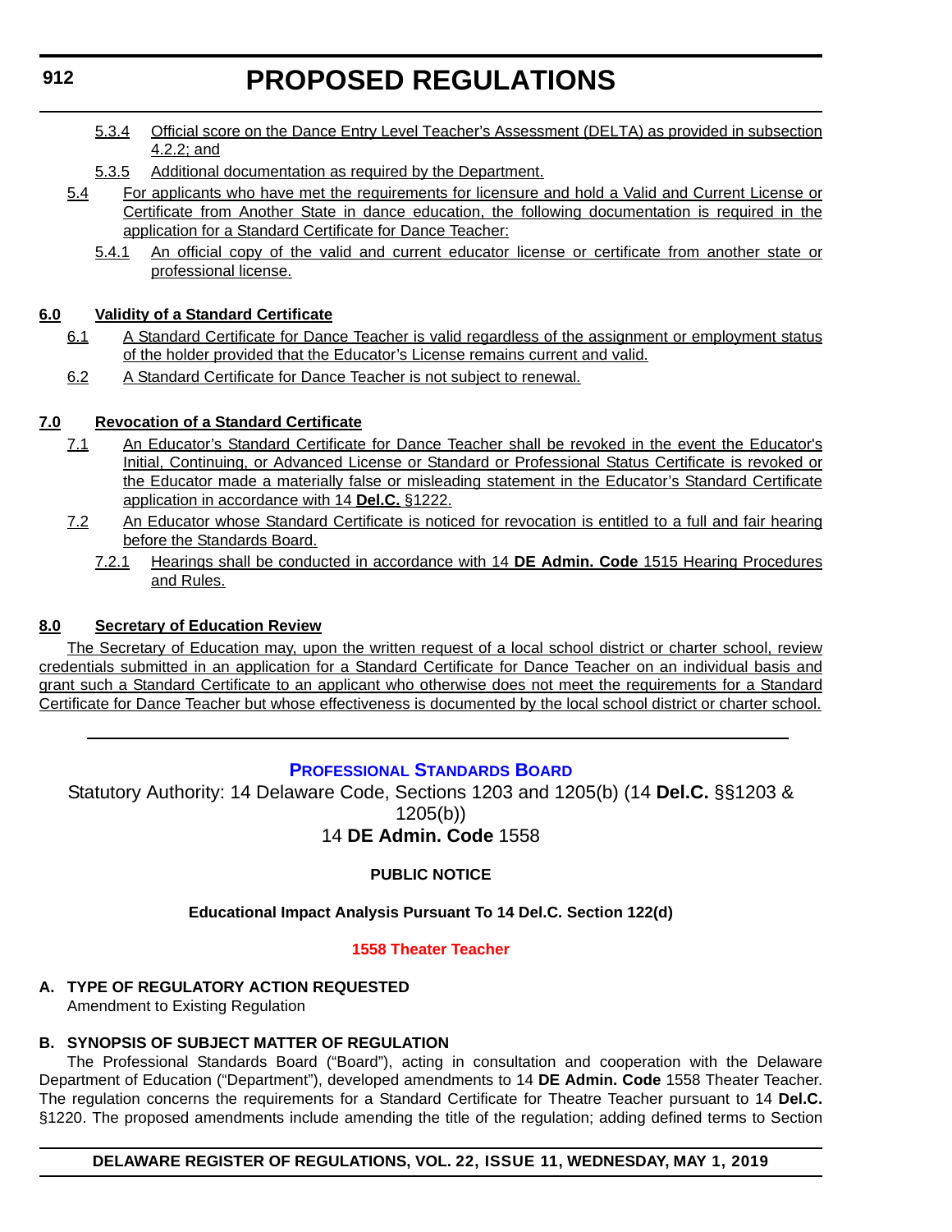5.3.4 Official score on the Dance Entry Level Teacher's Assessment (DELTA) as provided in subsection 4.2.2; and

5.3.5 Additional documentation as required by the Department.

5.4 For applicants who have met the requirements for licensure and hold a Valid and Current License or Certificate from Another State in dance education, the following documentation is required in the application for a Standard Certificate for Dance Teacher:

5.4.1 An official copy of the valid and current educator license or certificate from another state or professional license.

**6.0 Validity of a Standard Certificate**

6.1 A Standard Certificate for Dance Teacher is valid regardless of the assignment or employment status of the holder provided that the Educator's License remains current and valid.

6.2 A Standard Certificate for Dance Teacher is not subject to renewal.

**7.0 Revocation of a Standard Certificate**

7.1 An Educator's Standard Certificate for Dance Teacher shall be revoked in the event the Educator's Initial, Continuing, or Advanced License or Standard or Professional Status Certificate is revoked or the Educator made a materially false or misleading statement in the Educator's Standard Certificate application in accordance with 14 **Del.C.** §1222.

7.2 An Educator whose Standard Certificate is noticed for revocation is entitled to a full and fair hearing before the Standards Board.

7.2.1 Hearings shall be conducted in accordance with 14 **DE Admin. Code** 1515 Hearing Procedures and Rules.

**8.0 Secretary of Education Review**

The Secretary of Education may, upon the written request of a local school district or charter school, review credentials submitted in an application for a Standard Certificate for Dance Teacher on an individual basis and grant such a Standard Certificate to an applicant who otherwise does not meet the requirements for a Standard Certificate for Dance Teacher but whose effectiveness is documented by the local school district or charter school.

---

## PROFESSIONAL STANDARDS BOARD

Statutory Authority: 14 Delaware Code, Sections 1203 and 1205(b) (14 **Del.C.** §§1203 & 1205(b))
14 **DE Admin. Code** 1558

**PUBLIC NOTICE**

**Educational Impact Analysis Pursuant To 14 Del.C. Section 122(d)**

**1558 Theater Teacher**

**A. TYPE OF REGULATORY ACTION REQUESTED**

Amendment to Existing Regulation

**B. SYNOPSIS OF SUBJECT MATTER OF REGULATION**

The Professional Standards Board ("Board"), acting in consultation and cooperation with the Delaware Department of Education ("Department"), developed amendments to 14 **DE Admin. Code** 1558 Theater Teacher. The regulation concerns the requirements for a Standard Certificate for Theatre Teacher pursuant to 14 **Del.C.** §1220. The proposed amendments include amending the title of the regulation; adding defined terms to Section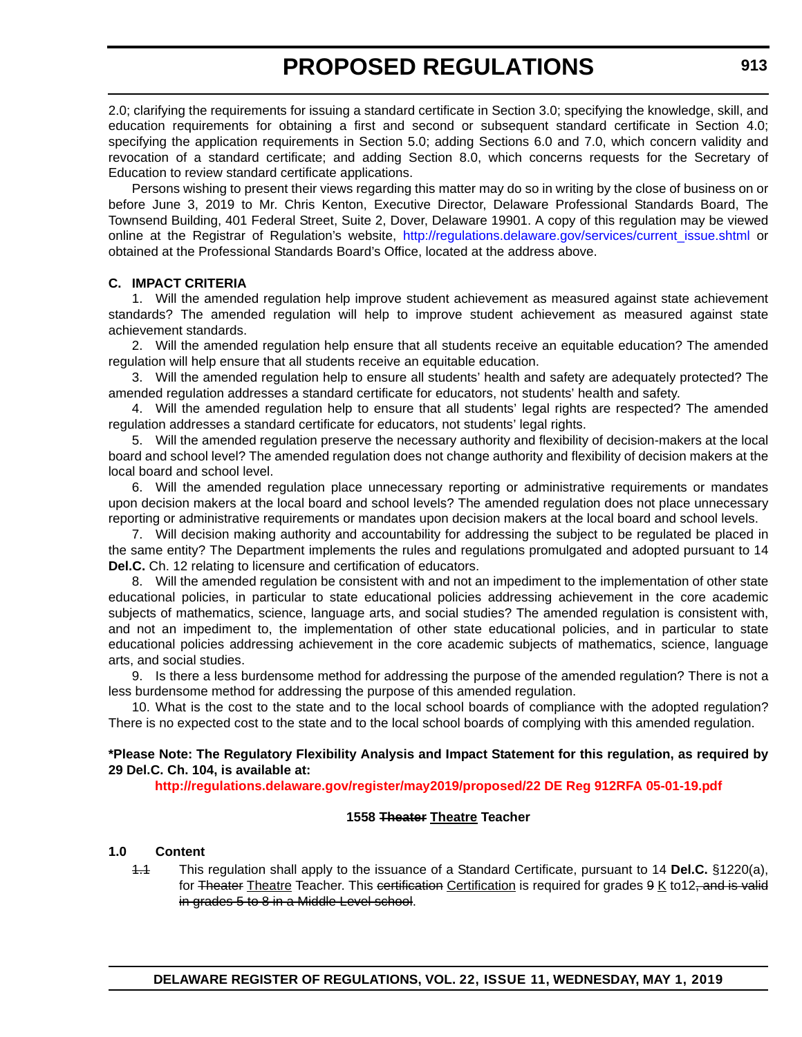2.0; clarifying the requirements for issuing a standard certificate in Section 3.0; specifying the knowledge, skill, and education requirements for obtaining a first and second or subsequent standard certificate in Section 4.0; specifying the application requirements in Section 5.0; adding Sections 6.0 and 7.0, which concern validity and revocation of a standard certificate; and adding Section 8.0, which concerns requests for the Secretary of Education to review standard certificate applications.

Persons wishing to present their views regarding this matter may do so in writing by the close of business on or before June 3, 2019 to Mr. Chris Kenton, Executive Director, Delaware Professional Standards Board, The Townsend Building, 401 Federal Street, Suite 2, Dover, Delaware 19901. A copy of this regulation may be viewed online at the Registrar of Regulation's website, http://regulations.delaware.gov/services/current_issue.shtml or obtained at the Professional Standards Board's Office, located at the address above.

**C. IMPACT CRITERIA**

1. Will the amended regulation help improve student achievement as measured against state achievement standards? The amended regulation will help to improve student achievement as measured against state achievement standards.

2. Will the amended regulation help ensure that all students receive an equitable education? The amended regulation will help ensure that all students receive an equitable education.

3. Will the amended regulation help to ensure all students' health and safety are adequately protected? The amended regulation addresses a standard certificate for educators, not students' health and safety.

4. Will the amended regulation help to ensure that all students' legal rights are respected? The amended regulation addresses a standard certificate for educators, not students' legal rights.

5. Will the amended regulation preserve the necessary authority and flexibility of decision-makers at the local board and school level? The amended regulation does not change authority and flexibility of decision makers at the local board and school level.

6. Will the amended regulation place unnecessary reporting or administrative requirements or mandates upon decision makers at the local board and school levels? The amended regulation does not place unnecessary reporting or administrative requirements or mandates upon decision makers at the local board and school levels.

7. Will decision making authority and accountability for addressing the subject to be regulated be placed in the same entity? The Department implements the rules and regulations promulgated and adopted pursuant to 14 **Del.C.** Ch. 12 relating to licensure and certification of educators.

8. Will the amended regulation be consistent with and not an impediment to the implementation of other state educational policies, in particular to state educational policies addressing achievement in the core academic subjects of mathematics, science, language arts, and social studies? The amended regulation is consistent with, and not an impediment to, the implementation of other state educational policies, and in particular to state educational policies addressing achievement in the core academic subjects of mathematics, science, language arts, and social studies.

9. Is there a less burdensome method for addressing the purpose of the amended regulation? There is not a less burdensome method for addressing the purpose of this amended regulation.

10. What is the cost to the state and to the local school boards of compliance with the adopted regulation? There is no expected cost to the state and to the local school boards of complying with this amended regulation.

**\*Please Note: The Regulatory Flexibility Analysis and Impact Statement for this regulation, as required by 29 Del.C. Ch. 104, is available at:**

**http://regulations.delaware.gov/register/may2019/proposed/22 DE Reg 912RFA 05-01-19.pdf**

**1558 ~~Theater~~ Theatre Teacher**

**1.0 Content**

~~1.1~~ This regulation shall apply to the issuance of a Standard Certificate, pursuant to 14 **Del.C.** §1220(a), for ~~Theater~~ Theatre Teacher. This ~~certification~~ Certification is required for grades ~~9~~ K to12~~, and is valid in grades 5 to 8 in a Middle Level school~~.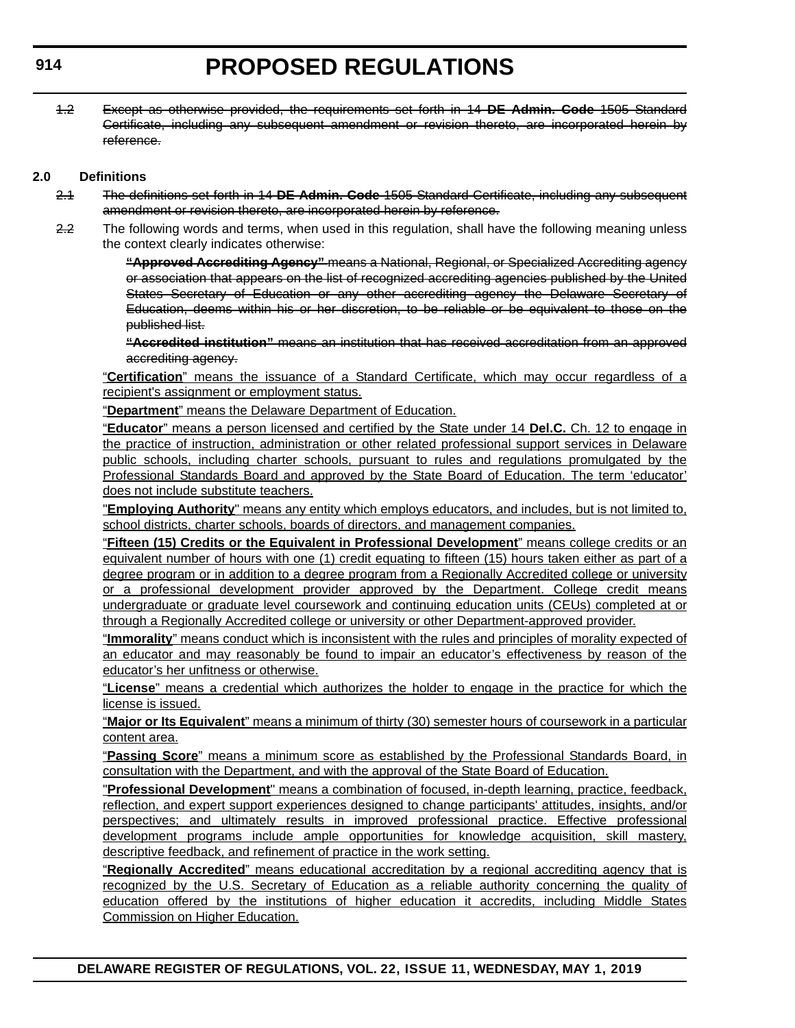~~1.2 Except as otherwise provided, the requirements set forth in 14 **DE Admin. Code** 1505 Standard Certificate, including any subsequent amendment or revision thereto, are incorporated herein by reference.~~

**2.0 Definitions**

~~2.1 The definitions set forth in 14 **DE Admin. Code** 1505 Standard Certificate, including any subsequent amendment or revision thereto, are incorporated herein by reference.~~

~~2.2~~ The following words and terms, when used in this regulation, shall have the following meaning unless the context clearly indicates otherwise:

~~**"Approved Accrediting Agency"** means a National, Regional, or Specialized Accrediting agency or association that appears on the list of recognized accrediting agencies published by the United States Secretary of Education or any other accrediting agency the Delaware Secretary of Education, deems within his or her discretion, to be reliable or be equivalent to those on the published list.~~

~~**"Accredited institution"** means an institution that has received accreditation from an approved accrediting agency.~~

<u>"**Certification**" means the issuance of a Standard Certificate, which may occur regardless of a recipient's assignment or employment status.</u>

<u>"**Department**" means the Delaware Department of Education.</u>

<u>"**Educator**" means a person licensed and certified by the State under 14 **Del.C.** Ch. 12 to engage in the practice of instruction, administration or other related professional support services in Delaware public schools, including charter schools, pursuant to rules and regulations promulgated by the Professional Standards Board and approved by the State Board of Education. The term 'educator' does not include substitute teachers.</u>

<u>"**Employing Authority**" means any entity which employs educators, and includes, but is not limited to, school districts, charter schools, boards of directors, and management companies.</u>

<u>"**Fifteen (15) Credits or the Equivalent in Professional Development**" means college credits or an equivalent number of hours with one (1) credit equating to fifteen (15) hours taken either as part of a degree program or in addition to a degree program from a Regionally Accredited college or university or a professional development provider approved by the Department. College credit means undergraduate or graduate level coursework and continuing education units (CEUs) completed at or through a Regionally Accredited college or university or other Department-approved provider.</u>

<u>"**Immorality**" means conduct which is inconsistent with the rules and principles of morality expected of an educator and may reasonably be found to impair an educator's effectiveness by reason of the educator's her unfitness or otherwise.</u>

<u>"**License**" means a credential which authorizes the holder to engage in the practice for which the license is issued.</u>

<u>"**Major or Its Equivalent**" means a minimum of thirty (30) semester hours of coursework in a particular content area.</u>

<u>"**Passing Score**" means a minimum score as established by the Professional Standards Board, in consultation with the Department, and with the approval of the State Board of Education.</u>

<u>"**Professional Development**" means a combination of focused, in-depth learning, practice, feedback, reflection, and expert support experiences designed to change participants' attitudes, insights, and/or perspectives; and ultimately results in improved professional practice. Effective professional development programs include ample opportunities for knowledge acquisition, skill mastery, descriptive feedback, and refinement of practice in the work setting.</u>

<u>"**Regionally Accredited**" means educational accreditation by a regional accrediting agency that is recognized by the U.S. Secretary of Education as a reliable authority concerning the quality of education offered by the institutions of higher education it accredits, including Middle States Commission on Higher Education.</u>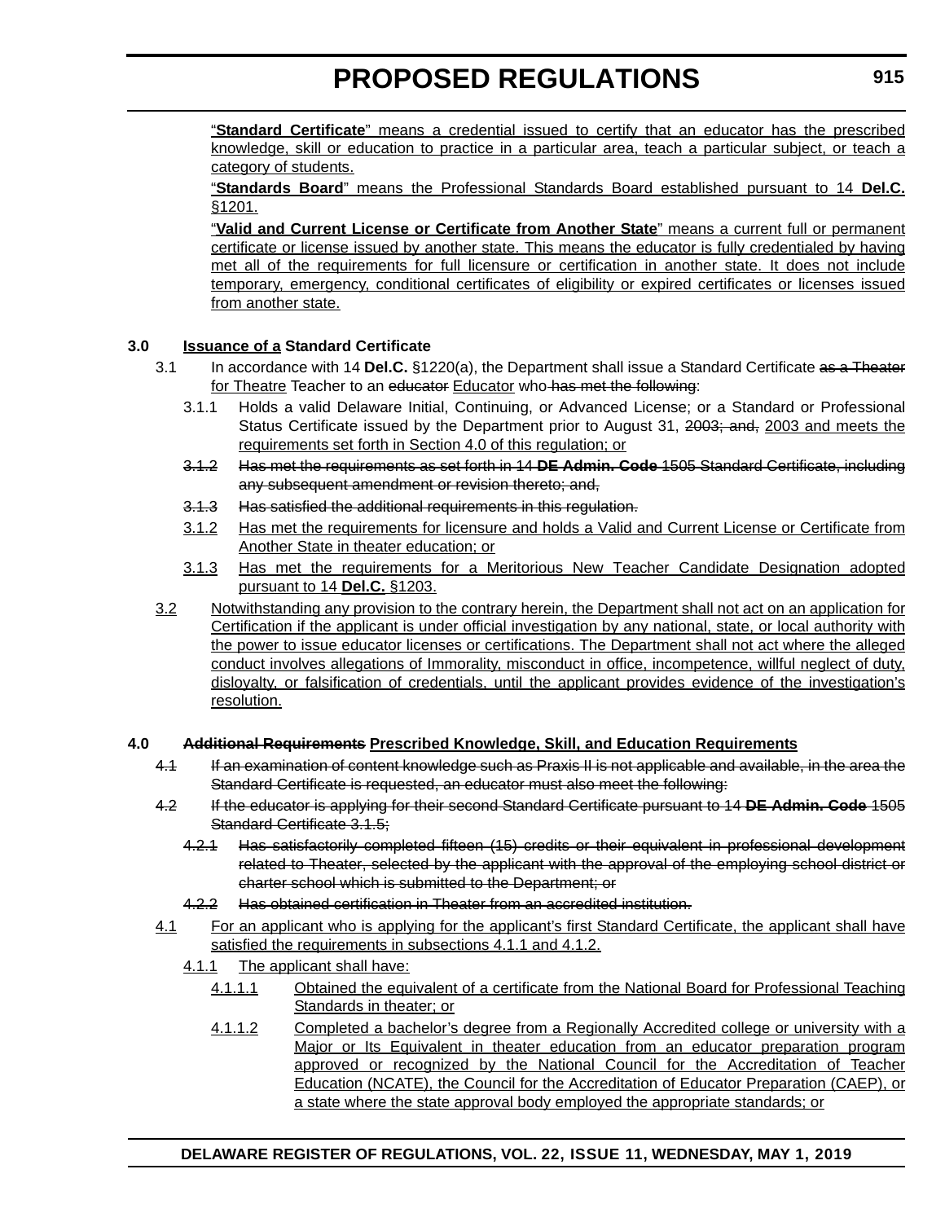"**Standard Certificate**" means a credential issued to certify that an educator has the prescribed knowledge, skill or education to practice in a particular area, teach a particular subject, or teach a category of students.

"**Standards Board**" means the Professional Standards Board established pursuant to 14 **Del.C.** §1201.

"**Valid and Current License or Certificate from Another State**" means a current full or permanent certificate or license issued by another state. This means the educator is fully credentialed by having met all of the requirements for full licensure or certification in another state. It does not include temporary, emergency, conditional certificates of eligibility or expired certificates or licenses issued from another state.

**3.0 Issuance of a Standard Certificate**

3.1 In accordance with 14 **Del.C.** §1220(a), the Department shall issue a Standard Certificate ~~as a Theater~~ for Theatre Teacher to an ~~educator~~ Educator who ~~has met the following~~:

3.1.1 Holds a valid Delaware Initial, Continuing, or Advanced License; or a Standard or Professional Status Certificate issued by the Department prior to August 31, ~~2003; and,~~ 2003 and meets the requirements set forth in Section 4.0 of this regulation; or

~~3.1.2 Has met the requirements as set forth in 14 **DE Admin. Code** 1505 Standard Certificate, including any subsequent amendment or revision thereto; and,~~

~~3.1.3 Has satisfied the additional requirements in this regulation.~~

3.1.2 Has met the requirements for licensure and holds a Valid and Current License or Certificate from Another State in theater education; or

3.1.3 Has met the requirements for a Meritorious New Teacher Candidate Designation adopted pursuant to 14 **Del.C.** §1203.

3.2 Notwithstanding any provision to the contrary herein, the Department shall not act on an application for Certification if the applicant is under official investigation by any national, state, or local authority with the power to issue educator licenses or certifications. The Department shall not act where the alleged conduct involves allegations of Immorality, misconduct in office, incompetence, willful neglect of duty, disloyalty, or falsification of credentials, until the applicant provides evidence of the investigation's resolution.

**4.0 ~~Additional Requirements~~ Prescribed Knowledge, Skill, and Education Requirements**

~~4.1 If an examination of content knowledge such as Praxis II is not applicable and available, in the area the Standard Certificate is requested, an educator must also meet the following:~~

~~4.2 If the educator is applying for their second Standard Certificate pursuant to 14 **DE Admin. Code** 1505 Standard Certificate 3.1.5;~~

~~4.2.1 Has satisfactorily completed fifteen (15) credits or their equivalent in professional development related to Theater, selected by the applicant with the approval of the employing school district or charter school which is submitted to the Department; or~~

~~4.2.2 Has obtained certification in Theater from an accredited institution.~~

4.1 For an applicant who is applying for the applicant's first Standard Certificate, the applicant shall have satisfied the requirements in subsections 4.1.1 and 4.1.2.

4.1.1 The applicant shall have:

4.1.1.1 Obtained the equivalent of a certificate from the National Board for Professional Teaching Standards in theater; or

4.1.1.2 Completed a bachelor's degree from a Regionally Accredited college or university with a Major or Its Equivalent in theater education from an educator preparation program approved or recognized by the National Council for the Accreditation of Teacher Education (NCATE), the Council for the Accreditation of Educator Preparation (CAEP), or a state where the state approval body employed the appropriate standards; or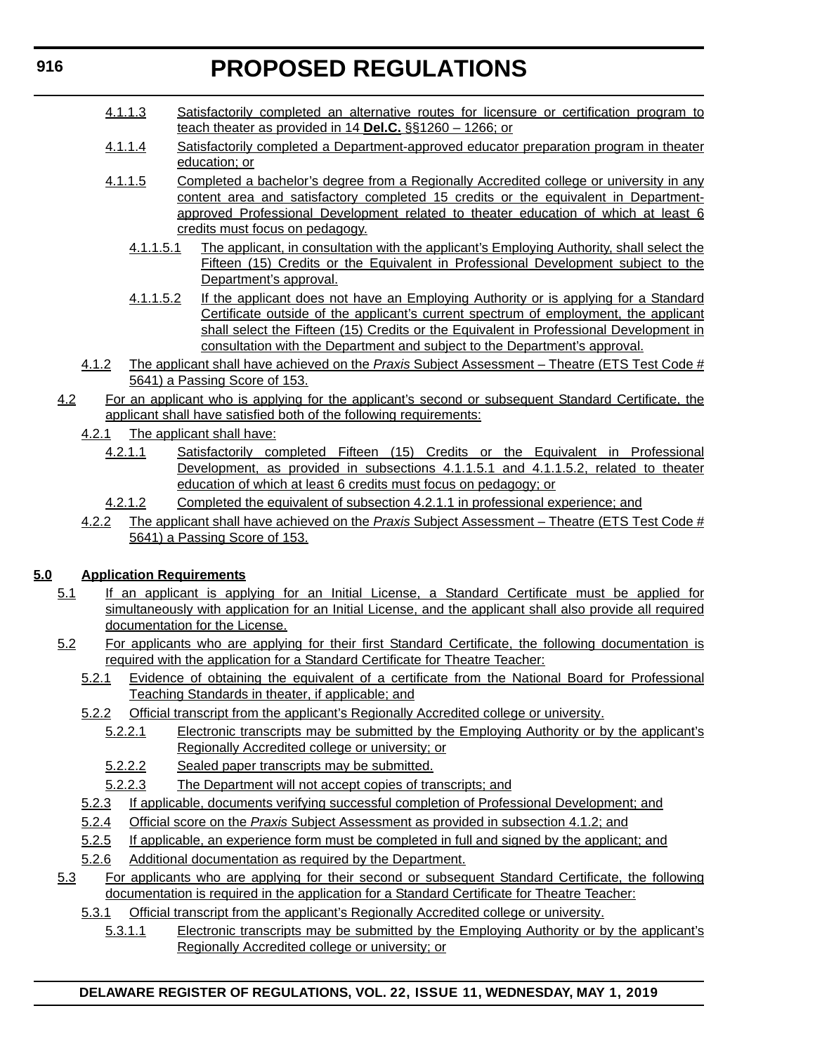4.1.1.3 Satisfactorily completed an alternative routes for licensure or certification program to teach theater as provided in 14 **Del.C.** §§1260 – 1266; or

4.1.1.4 Satisfactorily completed a Department-approved educator preparation program in theater education; or

4.1.1.5 Completed a bachelor's degree from a Regionally Accredited college or university in any content area and satisfactory completed 15 credits or the equivalent in Department-approved Professional Development related to theater education of which at least 6 credits must focus on pedagogy.

4.1.1.5.1 The applicant, in consultation with the applicant's Employing Authority, shall select the Fifteen (15) Credits or the Equivalent in Professional Development subject to the Department's approval.

4.1.1.5.2 If the applicant does not have an Employing Authority or is applying for a Standard Certificate outside of the applicant's current spectrum of employment, the applicant shall select the Fifteen (15) Credits or the Equivalent in Professional Development in consultation with the Department and subject to the Department's approval.

4.1.2 The applicant shall have achieved on the *Praxis* Subject Assessment – Theatre (ETS Test Code # 5641) a Passing Score of 153.

4.2 For an applicant who is applying for the applicant's second or subsequent Standard Certificate, the applicant shall have satisfied both of the following requirements:

4.2.1 The applicant shall have:

4.2.1.1 Satisfactorily completed Fifteen (15) Credits or the Equivalent in Professional Development, as provided in subsections 4.1.1.5.1 and 4.1.1.5.2, related to theater education of which at least 6 credits must focus on pedagogy; or

4.2.1.2 Completed the equivalent of subsection 4.2.1.1 in professional experience; and

4.2.2 The applicant shall have achieved on the *Praxis* Subject Assessment – Theatre (ETS Test Code # 5641) a Passing Score of 153.

**5.0 Application Requirements**

5.1 If an applicant is applying for an Initial License, a Standard Certificate must be applied for simultaneously with application for an Initial License, and the applicant shall also provide all required documentation for the License.

5.2 For applicants who are applying for their first Standard Certificate, the following documentation is required with the application for a Standard Certificate for Theatre Teacher:

5.2.1 Evidence of obtaining the equivalent of a certificate from the National Board for Professional Teaching Standards in theater, if applicable; and

5.2.2 Official transcript from the applicant's Regionally Accredited college or university.

5.2.2.1 Electronic transcripts may be submitted by the Employing Authority or by the applicant's Regionally Accredited college or university; or

5.2.2.2 Sealed paper transcripts may be submitted.

5.2.2.3 The Department will not accept copies of transcripts; and

5.2.3 If applicable, documents verifying successful completion of Professional Development; and

5.2.4 Official score on the *Praxis* Subject Assessment as provided in subsection 4.1.2; and

5.2.5 If applicable, an experience form must be completed in full and signed by the applicant; and

5.2.6 Additional documentation as required by the Department.

5.3 For applicants who are applying for their second or subsequent Standard Certificate, the following documentation is required in the application for a Standard Certificate for Theatre Teacher:

5.3.1 Official transcript from the applicant's Regionally Accredited college or university.

5.3.1.1 Electronic transcripts may be submitted by the Employing Authority or by the applicant's Regionally Accredited college or university; or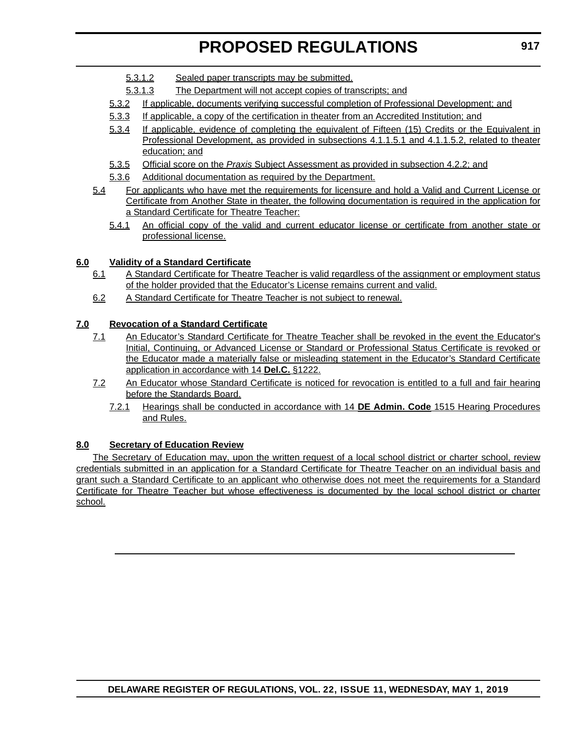5.3.1.2 Sealed paper transcripts may be submitted.

5.3.1.3 The Department will not accept copies of transcripts; and

5.3.2 If applicable, documents verifying successful completion of Professional Development; and

5.3.3 If applicable, a copy of the certification in theater from an Accredited Institution; and

5.3.4 If applicable, evidence of completing the equivalent of Fifteen (15) Credits or the Equivalent in Professional Development, as provided in subsections 4.1.1.5.1 and 4.1.1.5.2, related to theater education; and

5.3.5 Official score on the *Praxis* Subject Assessment as provided in subsection 4.2.2; and

5.3.6 Additional documentation as required by the Department.

5.4 For applicants who have met the requirements for licensure and hold a Valid and Current License or Certificate from Another State in theater, the following documentation is required in the application for a Standard Certificate for Theatre Teacher:

5.4.1 An official copy of the valid and current educator license or certificate from another state or professional license.

**6.0 Validity of a Standard Certificate**

6.1 A Standard Certificate for Theatre Teacher is valid regardless of the assignment or employment status of the holder provided that the Educator's License remains current and valid.

6.2 A Standard Certificate for Theatre Teacher is not subject to renewal.

**7.0 Revocation of a Standard Certificate**

7.1 An Educator's Standard Certificate for Theatre Teacher shall be revoked in the event the Educator's Initial, Continuing, or Advanced License or Standard or Professional Status Certificate is revoked or the Educator made a materially false or misleading statement in the Educator's Standard Certificate application in accordance with 14 **Del.C.** §1222.

7.2 An Educator whose Standard Certificate is noticed for revocation is entitled to a full and fair hearing before the Standards Board.

7.2.1 Hearings shall be conducted in accordance with 14 **DE Admin. Code** 1515 Hearing Procedures and Rules.

**8.0 Secretary of Education Review**

The Secretary of Education may, upon the written request of a local school district or charter school, review credentials submitted in an application for a Standard Certificate for Theatre Teacher on an individual basis and grant such a Standard Certificate to an applicant who otherwise does not meet the requirements for a Standard Certificate for Theatre Teacher but whose effectiveness is documented by the local school district or charter school.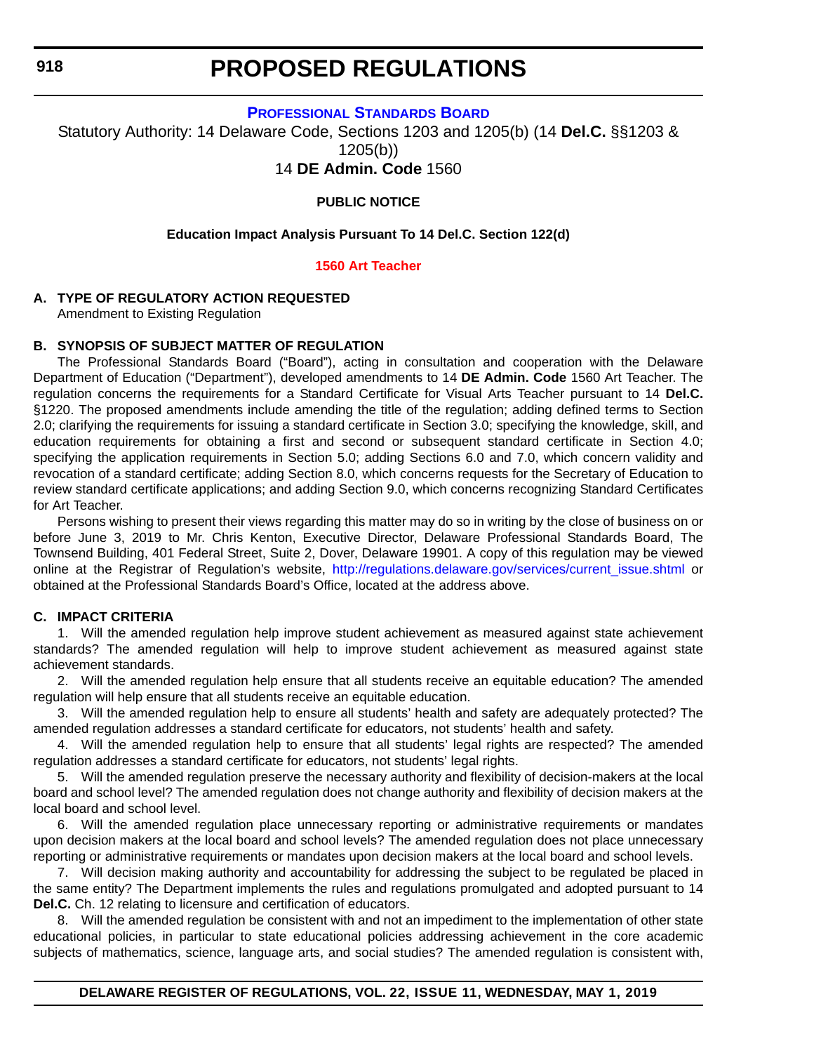# PROPOSED REGULATIONS

### PROFESSIONAL STANDARDS BOARD

Statutory Authority: 14 Delaware Code, Sections 1203 and 1205(b) (14 **Del.C.** §§1203 & 1205(b))
14 **DE Admin. Code** 1560

**PUBLIC NOTICE**

**Education Impact Analysis Pursuant To 14 Del.C. Section 122(d)**

**1560 Art Teacher**

**A. TYPE OF REGULATORY ACTION REQUESTED**

Amendment to Existing Regulation

**B. SYNOPSIS OF SUBJECT MATTER OF REGULATION**

The Professional Standards Board ("Board"), acting in consultation and cooperation with the Delaware Department of Education ("Department"), developed amendments to 14 **DE Admin. Code** 1560 Art Teacher. The regulation concerns the requirements for a Standard Certificate for Visual Arts Teacher pursuant to 14 **Del.C.** §1220. The proposed amendments include amending the title of the regulation; adding defined terms to Section 2.0; clarifying the requirements for issuing a standard certificate in Section 3.0; specifying the knowledge, skill, and education requirements for obtaining a first and second or subsequent standard certificate in Section 4.0; specifying the application requirements in Section 5.0; adding Sections 6.0 and 7.0, which concern validity and revocation of a standard certificate; adding Section 8.0, which concerns requests for the Secretary of Education to review standard certificate applications; and adding Section 9.0, which concerns recognizing Standard Certificates for Art Teacher.

Persons wishing to present their views regarding this matter may do so in writing by the close of business on or before June 3, 2019 to Mr. Chris Kenton, Executive Director, Delaware Professional Standards Board, The Townsend Building, 401 Federal Street, Suite 2, Dover, Delaware 19901. A copy of this regulation may be viewed online at the Registrar of Regulation's website, http://regulations.delaware.gov/services/current_issue.shtml or obtained at the Professional Standards Board's Office, located at the address above.

**C. IMPACT CRITERIA**

1. Will the amended regulation help improve student achievement as measured against state achievement standards? The amended regulation will help to improve student achievement as measured against state achievement standards.

2. Will the amended regulation help ensure that all students receive an equitable education? The amended regulation will help ensure that all students receive an equitable education.

3. Will the amended regulation help to ensure all students' health and safety are adequately protected? The amended regulation addresses a standard certificate for educators, not students' health and safety.

4. Will the amended regulation help to ensure that all students' legal rights are respected? The amended regulation addresses a standard certificate for educators, not students' legal rights.

5. Will the amended regulation preserve the necessary authority and flexibility of decision-makers at the local board and school level? The amended regulation does not change authority and flexibility of decision makers at the local board and school level.

6. Will the amended regulation place unnecessary reporting or administrative requirements or mandates upon decision makers at the local board and school levels? The amended regulation does not place unnecessary reporting or administrative requirements or mandates upon decision makers at the local board and school levels.

7. Will decision making authority and accountability for addressing the subject to be regulated be placed in the same entity? The Department implements the rules and regulations promulgated and adopted pursuant to 14 **Del.C.** Ch. 12 relating to licensure and certification of educators.

8. Will the amended regulation be consistent with and not an impediment to the implementation of other state educational policies, in particular to state educational policies addressing achievement in the core academic subjects of mathematics, science, language arts, and social studies? The amended regulation is consistent with,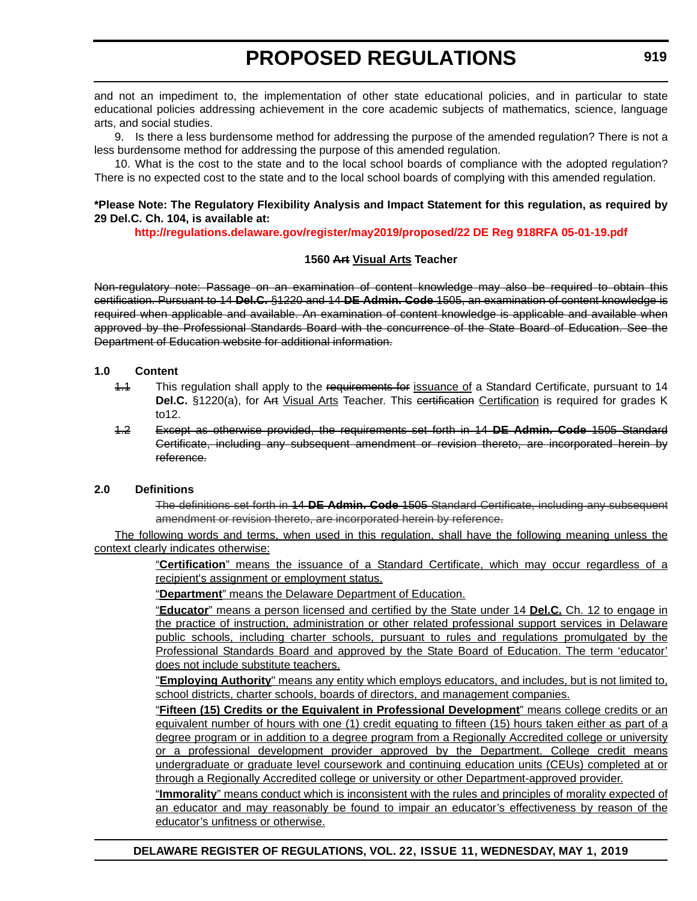and not an impediment to, the implementation of other state educational policies, and in particular to state educational policies addressing achievement in the core academic subjects of mathematics, science, language arts, and social studies.

9. Is there a less burdensome method for addressing the purpose of the amended regulation? There is not a less burdensome method for addressing the purpose of this amended regulation.

10. What is the cost to the state and to the local school boards of compliance with the adopted regulation? There is no expected cost to the state and to the local school boards of complying with this amended regulation.

**\*Please Note: The Regulatory Flexibility Analysis and Impact Statement for this regulation, as required by 29 Del.C. Ch. 104, is available at:**

**http://regulations.delaware.gov/register/may2019/proposed/22 DE Reg 918RFA 05-01-19.pdf**

### 1560 ~~Art~~ Visual Arts Teacher

~~Non-regulatory note: Passage on an examination of content knowledge may also be required to obtain this certification. Pursuant to 14 **Del.C.** §1220 and 14 **DE Admin. Code** 1505, an examination of content knowledge is required when applicable and available. An examination of content knowledge is applicable and available when approved by the Professional Standards Board with the concurrence of the State Board of Education. See the Department of Education website for additional information.~~

**1.0 Content**

~~1.1~~ This regulation shall apply to the ~~requirements for~~ issuance of a Standard Certificate, pursuant to 14 **Del.C.** §1220(a), for ~~Art~~ Visual Arts Teacher. This ~~certification~~ Certification is required for grades K to12.

~~1.2 Except as otherwise provided, the requirements set forth in 14 **DE Admin. Code** 1505 Standard Certificate, including any subsequent amendment or revision thereto, are incorporated herein by reference.~~

**2.0 Definitions**

~~The definitions set forth in 14 **DE Admin. Code** 1505 Standard Certificate, including any subsequent amendment or revision thereto, are incorporated herein by reference.~~

The following words and terms, when used in this regulation, shall have the following meaning unless the context clearly indicates otherwise:

"**Certification**" means the issuance of a Standard Certificate, which may occur regardless of a recipient's assignment or employment status.

"**Department**" means the Delaware Department of Education.

"**Educator**" means a person licensed and certified by the State under 14 **Del.C.** Ch. 12 to engage in the practice of instruction, administration or other related professional support services in Delaware public schools, including charter schools, pursuant to rules and regulations promulgated by the Professional Standards Board and approved by the State Board of Education. The term 'educator' does not include substitute teachers.

"**Employing Authority**" means any entity which employs educators, and includes, but is not limited to, school districts, charter schools, boards of directors, and management companies.

"**Fifteen (15) Credits or the Equivalent in Professional Development**" means college credits or an equivalent number of hours with one (1) credit equating to fifteen (15) hours taken either as part of a degree program or in addition to a degree program from a Regionally Accredited college or university or a professional development provider approved by the Department. College credit means undergraduate or graduate level coursework and continuing education units (CEUs) completed at or through a Regionally Accredited college or university or other Department-approved provider.

"**Immorality**" means conduct which is inconsistent with the rules and principles of morality expected of an educator and may reasonably be found to impair an educator's effectiveness by reason of the educator's unfitness or otherwise.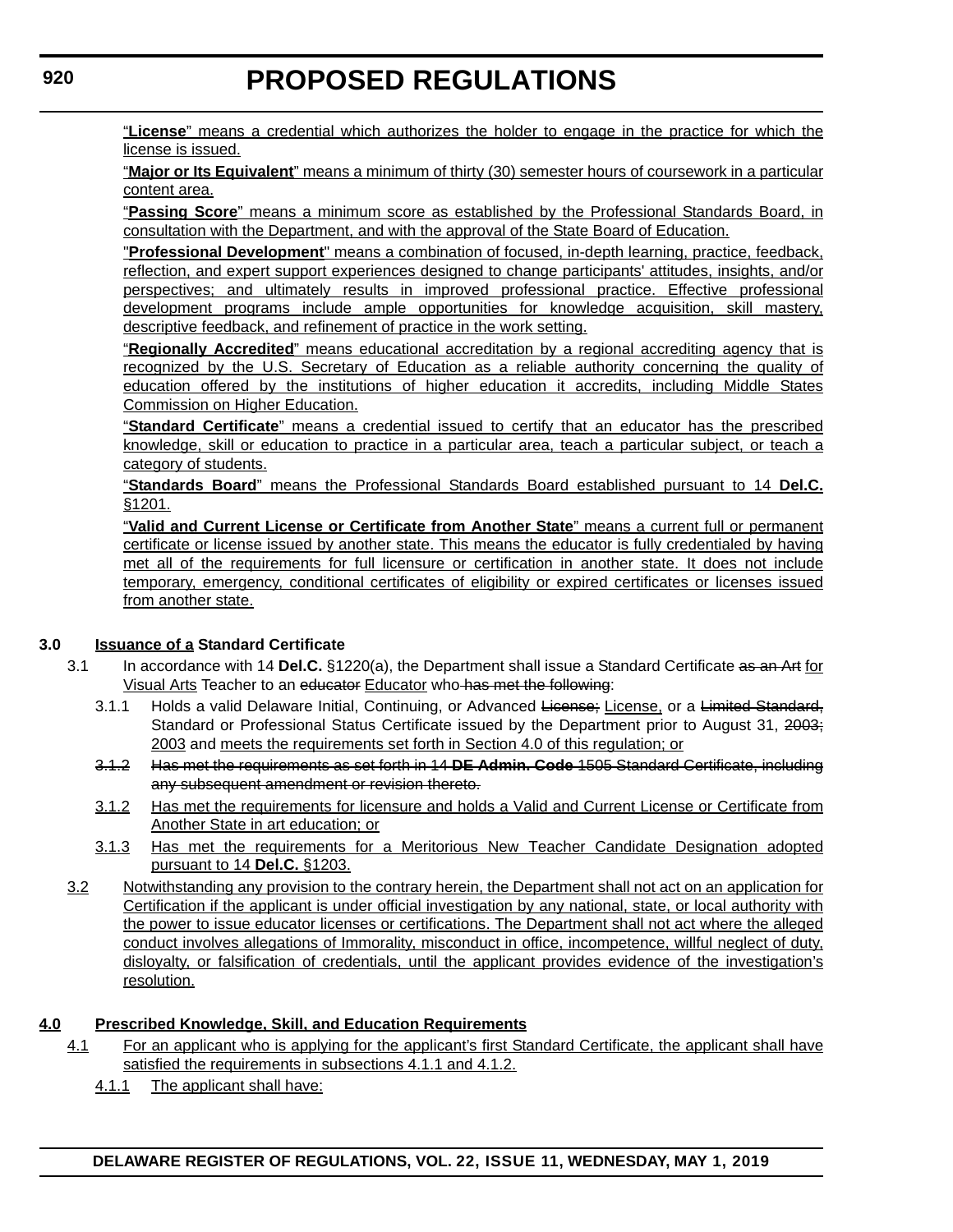"**License**" means a credential which authorizes the holder to engage in the practice for which the license is issued.

"**Major or Its Equivalent**" means a minimum of thirty (30) semester hours of coursework in a particular content area.

"**Passing Score**" means a minimum score as established by the Professional Standards Board, in consultation with the Department, and with the approval of the State Board of Education.

"**Professional Development**" means a combination of focused, in-depth learning, practice, feedback, reflection, and expert support experiences designed to change participants' attitudes, insights, and/or perspectives; and ultimately results in improved professional practice. Effective professional development programs include ample opportunities for knowledge acquisition, skill mastery, descriptive feedback, and refinement of practice in the work setting.

"**Regionally Accredited**" means educational accreditation by a regional accrediting agency that is recognized by the U.S. Secretary of Education as a reliable authority concerning the quality of education offered by the institutions of higher education it accredits, including Middle States Commission on Higher Education.

"**Standard Certificate**" means a credential issued to certify that an educator has the prescribed knowledge, skill or education to practice in a particular area, teach a particular subject, or teach a category of students.

"**Standards Board**" means the Professional Standards Board established pursuant to 14 **Del.C.** §1201.

"**Valid and Current License or Certificate from Another State**" means a current full or permanent certificate or license issued by another state. This means the educator is fully credentialed by having met all of the requirements for full licensure or certification in another state. It does not include temporary, emergency, conditional certificates of eligibility or expired certificates or licenses issued from another state.

**3.0 Issuance of a Standard Certificate**

3.1 In accordance with 14 **Del.C.** §1220(a), the Department shall issue a Standard Certificate ~~as an Art~~ for Visual Arts Teacher to an ~~educator~~ Educator who ~~has met the following~~:

3.1.1 Holds a valid Delaware Initial, Continuing, or Advanced ~~License;~~ License, or a ~~Limited Standard,~~ Standard or Professional Status Certificate issued by the Department prior to August 31, ~~2003;~~ 2003 and meets the requirements set forth in Section 4.0 of this regulation; or

~~3.1.2 Has met the requirements as set forth in 14 **DE Admin. Code** 1505 Standard Certificate, including any subsequent amendment or revision thereto.~~

3.1.2 Has met the requirements for licensure and holds a Valid and Current License or Certificate from Another State in art education; or

3.1.3 Has met the requirements for a Meritorious New Teacher Candidate Designation adopted pursuant to 14 **Del.C.** §1203.

3.2 Notwithstanding any provision to the contrary herein, the Department shall not act on an application for Certification if the applicant is under official investigation by any national, state, or local authority with the power to issue educator licenses or certifications. The Department shall not act where the alleged conduct involves allegations of Immorality, misconduct in office, incompetence, willful neglect of duty, disloyalty, or falsification of credentials, until the applicant provides evidence of the investigation's resolution.

**4.0 Prescribed Knowledge, Skill, and Education Requirements**

4.1 For an applicant who is applying for the applicant's first Standard Certificate, the applicant shall have satisfied the requirements in subsections 4.1.1 and 4.1.2.

4.1.1 The applicant shall have: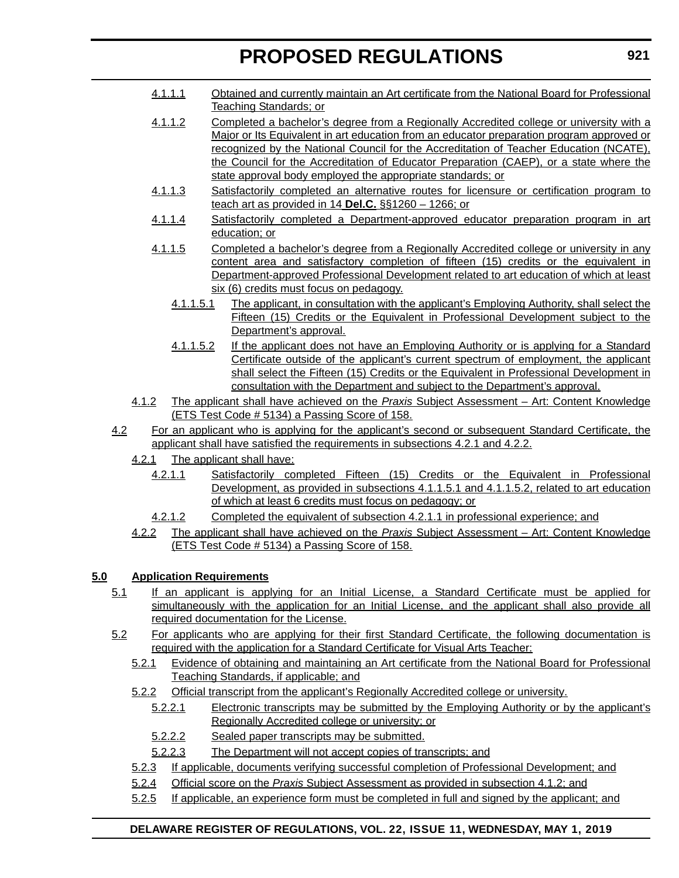4.1.1.1 Obtained and currently maintain an Art certificate from the National Board for Professional Teaching Standards; or

4.1.1.2 Completed a bachelor's degree from a Regionally Accredited college or university with a Major or Its Equivalent in art education from an educator preparation program approved or recognized by the National Council for the Accreditation of Teacher Education (NCATE), the Council for the Accreditation of Educator Preparation (CAEP), or a state where the state approval body employed the appropriate standards; or

4.1.1.3 Satisfactorily completed an alternative routes for licensure or certification program to teach art as provided in 14 **Del.C.** §§1260 – 1266; or

4.1.1.4 Satisfactorily completed a Department-approved educator preparation program in art education; or

4.1.1.5 Completed a bachelor's degree from a Regionally Accredited college or university in any content area and satisfactory completion of fifteen (15) credits or the equivalent in Department-approved Professional Development related to art education of which at least six (6) credits must focus on pedagogy.

4.1.1.5.1 The applicant, in consultation with the applicant's Employing Authority, shall select the Fifteen (15) Credits or the Equivalent in Professional Development subject to the Department's approval.

4.1.1.5.2 If the applicant does not have an Employing Authority or is applying for a Standard Certificate outside of the applicant's current spectrum of employment, the applicant shall select the Fifteen (15) Credits or the Equivalent in Professional Development in consultation with the Department and subject to the Department's approval.

4.1.2 The applicant shall have achieved on the *Praxis* Subject Assessment – Art: Content Knowledge (ETS Test Code # 5134) a Passing Score of 158.

4.2 For an applicant who is applying for the applicant's second or subsequent Standard Certificate, the applicant shall have satisfied the requirements in subsections 4.2.1 and 4.2.2.

4.2.1 The applicant shall have:

4.2.1.1 Satisfactorily completed Fifteen (15) Credits or the Equivalent in Professional Development, as provided in subsections 4.1.1.5.1 and 4.1.1.5.2, related to art education of which at least 6 credits must focus on pedagogy; or

4.2.1.2 Completed the equivalent of subsection 4.2.1.1 in professional experience; and

4.2.2 The applicant shall have achieved on the *Praxis* Subject Assessment – Art: Content Knowledge (ETS Test Code # 5134) a Passing Score of 158.

**5.0 Application Requirements**

5.1 If an applicant is applying for an Initial License, a Standard Certificate must be applied for simultaneously with the application for an Initial License, and the applicant shall also provide all required documentation for the License.

5.2 For applicants who are applying for their first Standard Certificate, the following documentation is required with the application for a Standard Certificate for Visual Arts Teacher:

5.2.1 Evidence of obtaining and maintaining an Art certificate from the National Board for Professional Teaching Standards, if applicable; and

5.2.2 Official transcript from the applicant's Regionally Accredited college or university.

5.2.2.1 Electronic transcripts may be submitted by the Employing Authority or by the applicant's Regionally Accredited college or university; or

5.2.2.2 Sealed paper transcripts may be submitted.

5.2.2.3 The Department will not accept copies of transcripts; and

5.2.3 If applicable, documents verifying successful completion of Professional Development; and

5.2.4 Official score on the *Praxis* Subject Assessment as provided in subsection 4.1.2; and

5.2.5 If applicable, an experience form must be completed in full and signed by the applicant; and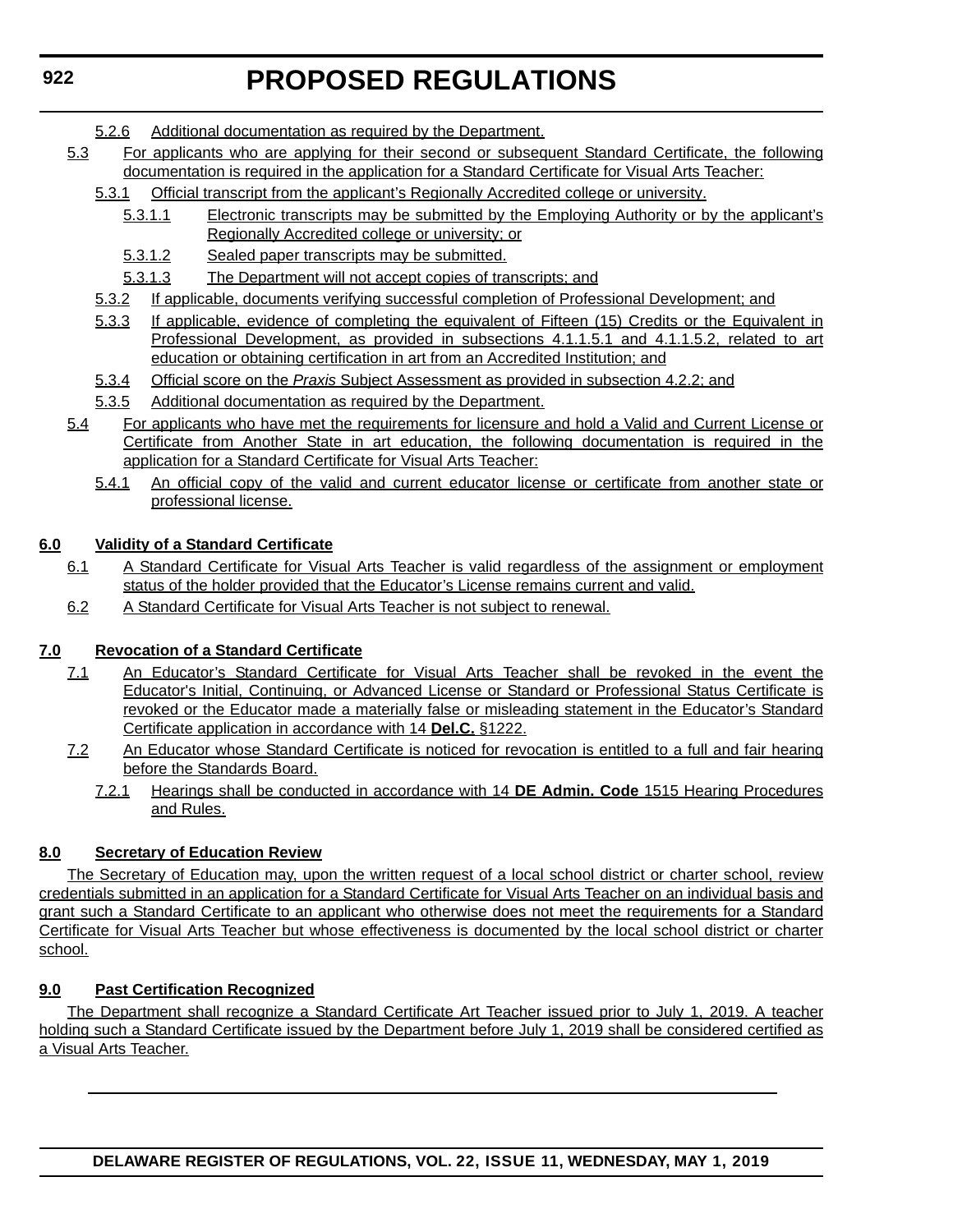5.2.6 Additional documentation as required by the Department.

5.3 For applicants who are applying for their second or subsequent Standard Certificate, the following documentation is required in the application for a Standard Certificate for Visual Arts Teacher:

5.3.1 Official transcript from the applicant's Regionally Accredited college or university.

5.3.1.1 Electronic transcripts may be submitted by the Employing Authority or by the applicant's Regionally Accredited college or university; or

5.3.1.2 Sealed paper transcripts may be submitted.

5.3.1.3 The Department will not accept copies of transcripts; and

5.3.2 If applicable, documents verifying successful completion of Professional Development; and

5.3.3 If applicable, evidence of completing the equivalent of Fifteen (15) Credits or the Equivalent in Professional Development, as provided in subsections 4.1.1.5.1 and 4.1.1.5.2, related to art education or obtaining certification in art from an Accredited Institution; and

5.3.4 Official score on the *Praxis* Subject Assessment as provided in subsection 4.2.2; and

5.3.5 Additional documentation as required by the Department.

5.4 For applicants who have met the requirements for licensure and hold a Valid and Current License or Certificate from Another State in art education, the following documentation is required in the application for a Standard Certificate for Visual Arts Teacher:

5.4.1 An official copy of the valid and current educator license or certificate from another state or professional license.

**6.0 Validity of a Standard Certificate**

6.1 A Standard Certificate for Visual Arts Teacher is valid regardless of the assignment or employment status of the holder provided that the Educator's License remains current and valid.

6.2 A Standard Certificate for Visual Arts Teacher is not subject to renewal.

**7.0 Revocation of a Standard Certificate**

7.1 An Educator's Standard Certificate for Visual Arts Teacher shall be revoked in the event the Educator's Initial, Continuing, or Advanced License or Standard or Professional Status Certificate is revoked or the Educator made a materially false or misleading statement in the Educator's Standard Certificate application in accordance with 14 **Del.C.** §1222.

7.2 An Educator whose Standard Certificate is noticed for revocation is entitled to a full and fair hearing before the Standards Board.

7.2.1 Hearings shall be conducted in accordance with 14 **DE Admin. Code** 1515 Hearing Procedures and Rules.

**8.0 Secretary of Education Review**

The Secretary of Education may, upon the written request of a local school district or charter school, review credentials submitted in an application for a Standard Certificate for Visual Arts Teacher on an individual basis and grant such a Standard Certificate to an applicant who otherwise does not meet the requirements for a Standard Certificate for Visual Arts Teacher but whose effectiveness is documented by the local school district or charter school.

**9.0 Past Certification Recognized**

The Department shall recognize a Standard Certificate Art Teacher issued prior to July 1, 2019. A teacher holding such a Standard Certificate issued by the Department before July 1, 2019 shall be considered certified as a Visual Arts Teacher.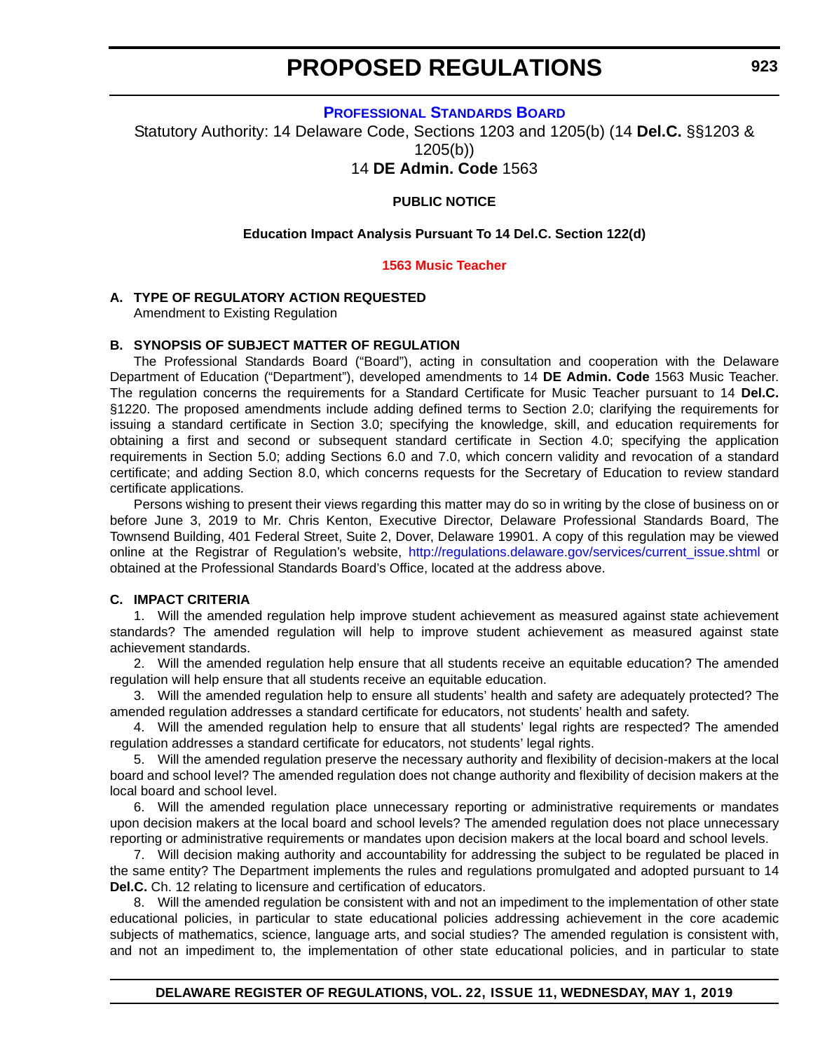## PROFESSIONAL STANDARDS BOARD

Statutory Authority: 14 Delaware Code, Sections 1203 and 1205(b) (14 **Del.C.** §§1203 & 1205(b))
14 **DE Admin. Code** 1563

**PUBLIC NOTICE**

**Education Impact Analysis Pursuant To 14 Del.C. Section 122(d)**

**1563 Music Teacher**

**A. TYPE OF REGULATORY ACTION REQUESTED**
Amendment to Existing Regulation

**B. SYNOPSIS OF SUBJECT MATTER OF REGULATION**

The Professional Standards Board ("Board"), acting in consultation and cooperation with the Delaware Department of Education ("Department"), developed amendments to 14 **DE Admin. Code** 1563 Music Teacher. The regulation concerns the requirements for a Standard Certificate for Music Teacher pursuant to 14 **Del.C.** §1220. The proposed amendments include adding defined terms to Section 2.0; clarifying the requirements for issuing a standard certificate in Section 3.0; specifying the knowledge, skill, and education requirements for obtaining a first and second or subsequent standard certificate in Section 4.0; specifying the application requirements in Section 5.0; adding Sections 6.0 and 7.0, which concern validity and revocation of a standard certificate; and adding Section 8.0, which concerns requests for the Secretary of Education to review standard certificate applications.

Persons wishing to present their views regarding this matter may do so in writing by the close of business on or before June 3, 2019 to Mr. Chris Kenton, Executive Director, Delaware Professional Standards Board, The Townsend Building, 401 Federal Street, Suite 2, Dover, Delaware 19901. A copy of this regulation may be viewed online at the Registrar of Regulation's website, http://regulations.delaware.gov/services/current_issue.shtml or obtained at the Professional Standards Board's Office, located at the address above.

**C. IMPACT CRITERIA**

1. Will the amended regulation help improve student achievement as measured against state achievement standards? The amended regulation will help to improve student achievement as measured against state achievement standards.

2. Will the amended regulation help ensure that all students receive an equitable education? The amended regulation will help ensure that all students receive an equitable education.

3. Will the amended regulation help to ensure all students' health and safety are adequately protected? The amended regulation addresses a standard certificate for educators, not students' health and safety.

4. Will the amended regulation help to ensure that all students' legal rights are respected? The amended regulation addresses a standard certificate for educators, not students' legal rights.

5. Will the amended regulation preserve the necessary authority and flexibility of decision-makers at the local board and school level? The amended regulation does not change authority and flexibility of decision makers at the local board and school level.

6. Will the amended regulation place unnecessary reporting or administrative requirements or mandates upon decision makers at the local board and school levels? The amended regulation does not place unnecessary reporting or administrative requirements or mandates upon decision makers at the local board and school levels.

7. Will decision making authority and accountability for addressing the subject to be regulated be placed in the same entity? The Department implements the rules and regulations promulgated and adopted pursuant to 14 **Del.C.** Ch. 12 relating to licensure and certification of educators.

8. Will the amended regulation be consistent with and not an impediment to the implementation of other state educational policies, in particular to state educational policies addressing achievement in the core academic subjects of mathematics, science, language arts, and social studies? The amended regulation is consistent with, and not an impediment to, the implementation of other state educational policies, and in particular to state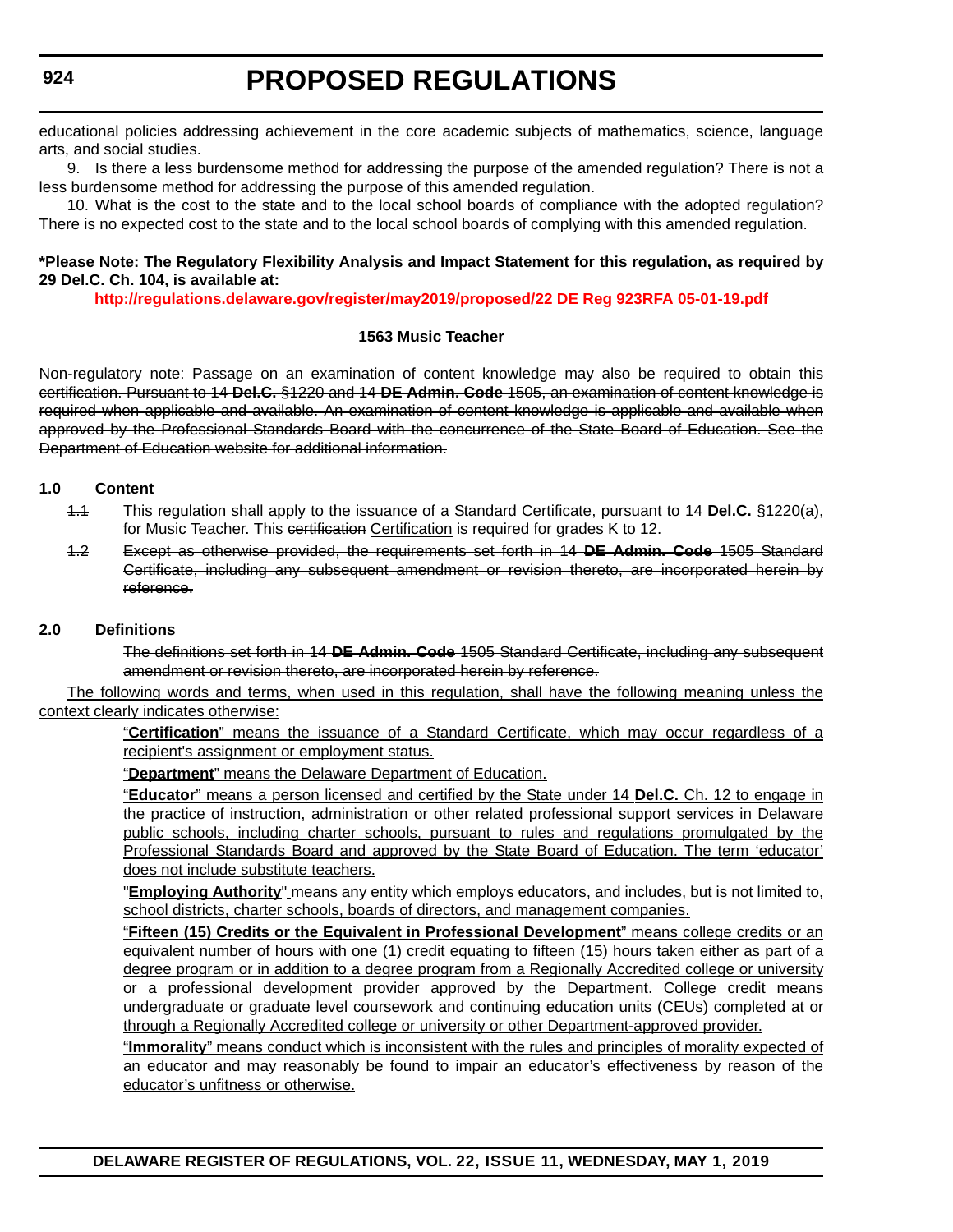educational policies addressing achievement in the core academic subjects of mathematics, science, language arts, and social studies.

9. Is there a less burdensome method for addressing the purpose of the amended regulation? There is not a less burdensome method for addressing the purpose of this amended regulation.

10. What is the cost to the state and to the local school boards of compliance with the adopted regulation? There is no expected cost to the state and to the local school boards of complying with this amended regulation.

**\*Please Note: The Regulatory Flexibility Analysis and Impact Statement for this regulation, as required by 29 Del.C. Ch. 104, is available at:**

**http://regulations.delaware.gov/register/may2019/proposed/22 DE Reg 923RFA 05-01-19.pdf**

**1563 Music Teacher**

~~Non-regulatory note: Passage on an examination of content knowledge may also be required to obtain this certification. Pursuant to 14 **Del.C.** §1220 and 14 **DE Admin. Code** 1505, an examination of content knowledge is required when applicable and available. An examination of content knowledge is applicable and available when approved by the Professional Standards Board with the concurrence of the State Board of Education. See the Department of Education website for additional information.~~

**1.0 Content**

~~1.1~~ This regulation shall apply to the issuance of a Standard Certificate, pursuant to 14 **Del.C.** §1220(a), for Music Teacher. This ~~certification~~ <u>Certification</u> is required for grades K to 12.

~~1.2 Except as otherwise provided, the requirements set forth in 14 **DE Admin. Code** 1505 Standard Certificate, including any subsequent amendment or revision thereto, are incorporated herein by reference.~~

**2.0 Definitions**

~~The definitions set forth in 14 **DE Admin. Code** 1505 Standard Certificate, including any subsequent amendment or revision thereto, are incorporated herein by reference.~~

<u>The following words and terms, when used in this regulation, shall have the following meaning unless the context clearly indicates otherwise:</u>

<u>"**Certification**" means the issuance of a Standard Certificate, which may occur regardless of a recipient's assignment or employment status.</u>

<u>"**Department**" means the Delaware Department of Education.</u>

<u>"**Educator**" means a person licensed and certified by the State under 14 **Del.C.** Ch. 12 to engage in the practice of instruction, administration or other related professional support services in Delaware public schools, including charter schools, pursuant to rules and regulations promulgated by the Professional Standards Board and approved by the State Board of Education. The term 'educator' does not include substitute teachers.</u>

<u>"**Employing Authority**" means any entity which employs educators, and includes, but is not limited to, school districts, charter schools, boards of directors, and management companies.</u>

<u>"**Fifteen (15) Credits or the Equivalent in Professional Development**" means college credits or an equivalent number of hours with one (1) credit equating to fifteen (15) hours taken either as part of a degree program or in addition to a degree program from a Regionally Accredited college or university or a professional development provider approved by the Department. College credit means undergraduate or graduate level coursework and continuing education units (CEUs) completed at or through a Regionally Accredited college or university or other Department-approved provider.</u>

<u>"**Immorality**" means conduct which is inconsistent with the rules and principles of morality expected of an educator and may reasonably be found to impair an educator's effectiveness by reason of the educator's unfitness or otherwise.</u>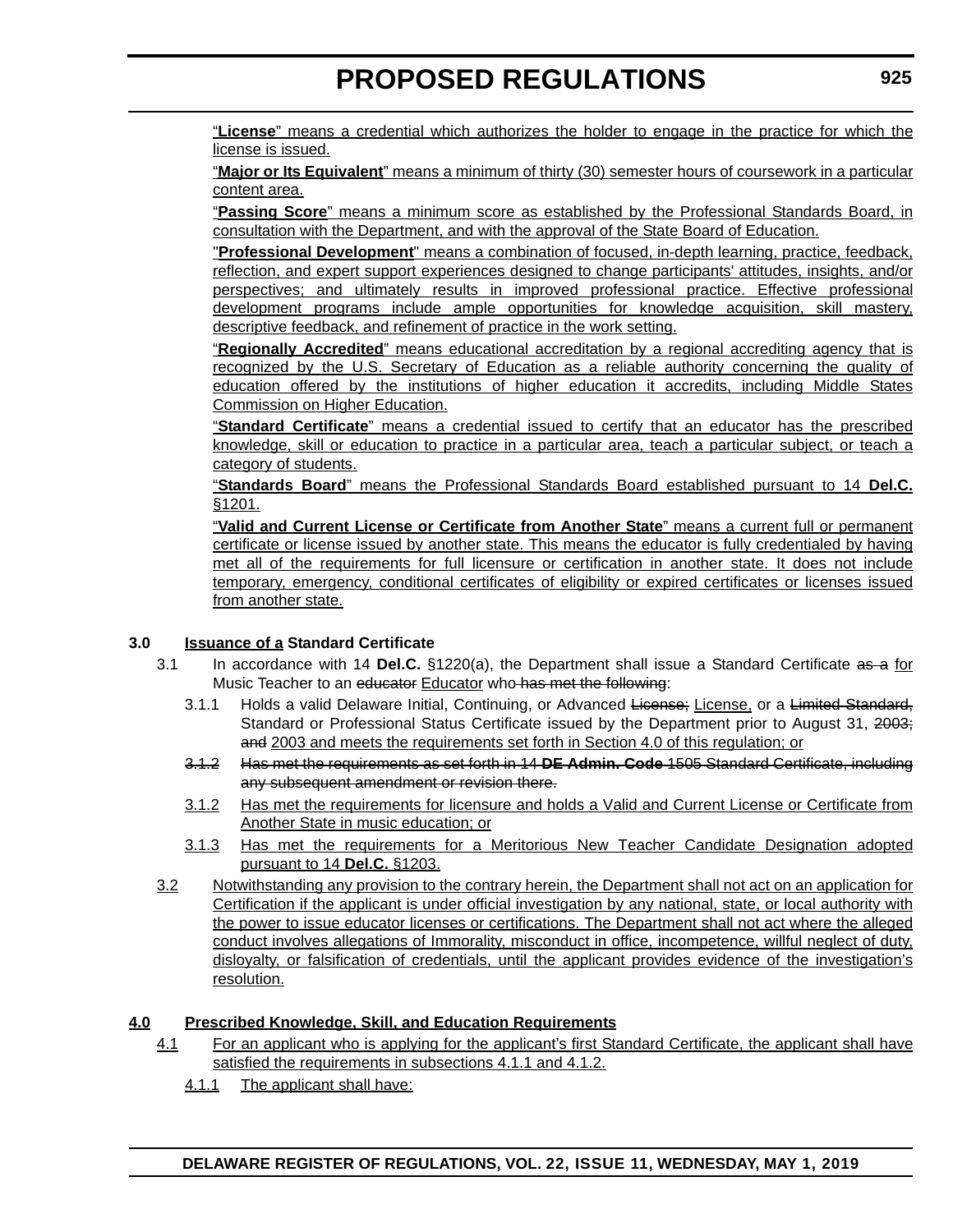"**License**" means a credential which authorizes the holder to engage in the practice for which the license is issued.

"**Major or Its Equivalent**" means a minimum of thirty (30) semester hours of coursework in a particular content area.

"**Passing Score**" means a minimum score as established by the Professional Standards Board, in consultation with the Department, and with the approval of the State Board of Education.

"**Professional Development**" means a combination of focused, in-depth learning, practice, feedback, reflection, and expert support experiences designed to change participants' attitudes, insights, and/or perspectives; and ultimately results in improved professional practice. Effective professional development programs include ample opportunities for knowledge acquisition, skill mastery, descriptive feedback, and refinement of practice in the work setting.

"**Regionally Accredited**" means educational accreditation by a regional accrediting agency that is recognized by the U.S. Secretary of Education as a reliable authority concerning the quality of education offered by the institutions of higher education it accredits, including Middle States Commission on Higher Education.

"**Standard Certificate**" means a credential issued to certify that an educator has the prescribed knowledge, skill or education to practice in a particular area, teach a particular subject, or teach a category of students.

"**Standards Board**" means the Professional Standards Board established pursuant to 14 **Del.C.** §1201.

"**Valid and Current License or Certificate from Another State**" means a current full or permanent certificate or license issued by another state. This means the educator is fully credentialed by having met all of the requirements for full licensure or certification in another state. It does not include temporary, emergency, conditional certificates of eligibility or expired certificates or licenses issued from another state.

**3.0 Issuance of a Standard Certificate**

3.1 In accordance with 14 **Del.C.** §1220(a), the Department shall issue a Standard Certificate ~~as a~~ for Music Teacher to an ~~educator~~ Educator who ~~has met the following~~:

3.1.1 Holds a valid Delaware Initial, Continuing, or Advanced ~~License;~~ License, or a ~~Limited Standard,~~ Standard or Professional Status Certificate issued by the Department prior to August 31, ~~2003; and~~ 2003 and meets the requirements set forth in Section 4.0 of this regulation; or

~~3.1.2 Has met the requirements as set forth in 14 **DE Admin. Code** 1505 Standard Certificate, including any subsequent amendment or revision there.~~

3.1.2 Has met the requirements for licensure and holds a Valid and Current License or Certificate from Another State in music education; or

3.1.3 Has met the requirements for a Meritorious New Teacher Candidate Designation adopted pursuant to 14 **Del.C.** §1203.

3.2 Notwithstanding any provision to the contrary herein, the Department shall not act on an application for Certification if the applicant is under official investigation by any national, state, or local authority with the power to issue educator licenses or certifications. The Department shall not act where the alleged conduct involves allegations of Immorality, misconduct in office, incompetence, willful neglect of duty, disloyalty, or falsification of credentials, until the applicant provides evidence of the investigation's resolution.

**4.0 Prescribed Knowledge, Skill, and Education Requirements**

4.1 For an applicant who is applying for the applicant's first Standard Certificate, the applicant shall have satisfied the requirements in subsections 4.1.1 and 4.1.2.

4.1.1 The applicant shall have: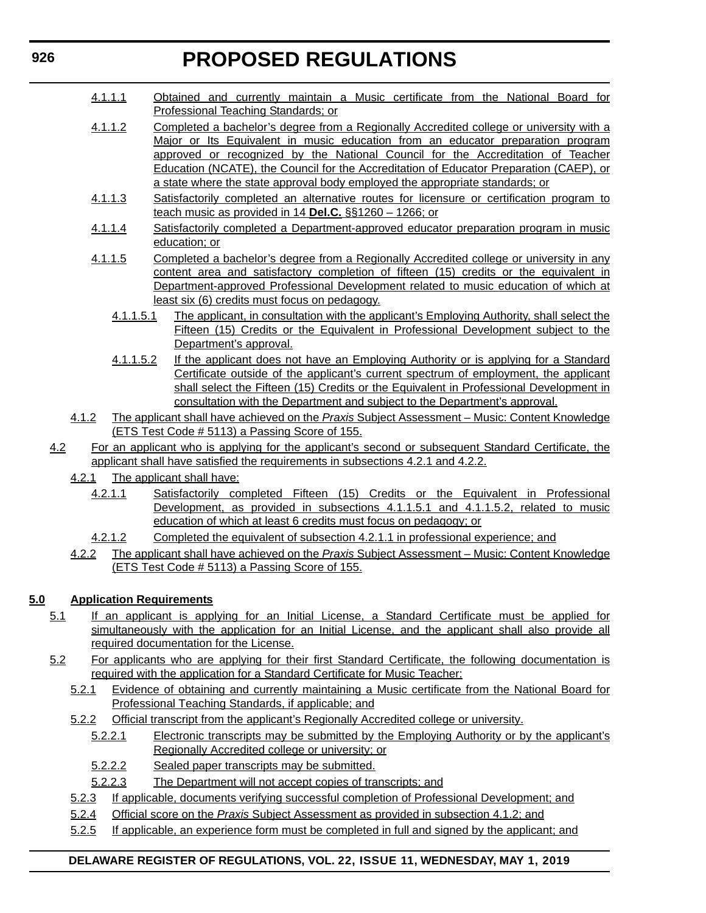4.1.1.1 Obtained and currently maintain a Music certificate from the National Board for Professional Teaching Standards; or

4.1.1.2 Completed a bachelor's degree from a Regionally Accredited college or university with a Major or Its Equivalent in music education from an educator preparation program approved or recognized by the National Council for the Accreditation of Teacher Education (NCATE), the Council for the Accreditation of Educator Preparation (CAEP), or a state where the state approval body employed the appropriate standards; or

4.1.1.3 Satisfactorily completed an alternative routes for licensure or certification program to teach music as provided in 14 **Del.C.** §§1260 – 1266; or

4.1.1.4 Satisfactorily completed a Department-approved educator preparation program in music education; or

4.1.1.5 Completed a bachelor's degree from a Regionally Accredited college or university in any content area and satisfactory completion of fifteen (15) credits or the equivalent in Department-approved Professional Development related to music education of which at least six (6) credits must focus on pedagogy.

4.1.1.5.1 The applicant, in consultation with the applicant's Employing Authority, shall select the Fifteen (15) Credits or the Equivalent in Professional Development subject to the Department's approval.

4.1.1.5.2 If the applicant does not have an Employing Authority or is applying for a Standard Certificate outside of the applicant's current spectrum of employment, the applicant shall select the Fifteen (15) Credits or the Equivalent in Professional Development in consultation with the Department and subject to the Department's approval.

4.1.2 The applicant shall have achieved on the *Praxis* Subject Assessment – Music: Content Knowledge (ETS Test Code # 5113) a Passing Score of 155.

4.2 For an applicant who is applying for the applicant's second or subsequent Standard Certificate, the applicant shall have satisfied the requirements in subsections 4.2.1 and 4.2.2.

4.2.1 The applicant shall have:

4.2.1.1 Satisfactorily completed Fifteen (15) Credits or the Equivalent in Professional Development, as provided in subsections 4.1.1.5.1 and 4.1.1.5.2, related to music education of which at least 6 credits must focus on pedagogy; or

4.2.1.2 Completed the equivalent of subsection 4.2.1.1 in professional experience; and

4.2.2 The applicant shall have achieved on the *Praxis* Subject Assessment – Music: Content Knowledge (ETS Test Code # 5113) a Passing Score of 155.

**5.0 Application Requirements**

5.1 If an applicant is applying for an Initial License, a Standard Certificate must be applied for simultaneously with the application for an Initial License, and the applicant shall also provide all required documentation for the License.

5.2 For applicants who are applying for their first Standard Certificate, the following documentation is required with the application for a Standard Certificate for Music Teacher:

5.2.1 Evidence of obtaining and currently maintaining a Music certificate from the National Board for Professional Teaching Standards, if applicable; and

5.2.2 Official transcript from the applicant's Regionally Accredited college or university.

5.2.2.1 Electronic transcripts may be submitted by the Employing Authority or by the applicant's Regionally Accredited college or university; or

5.2.2.2 Sealed paper transcripts may be submitted.

5.2.2.3 The Department will not accept copies of transcripts; and

5.2.3 If applicable, documents verifying successful completion of Professional Development; and

5.2.4 Official score on the *Praxis* Subject Assessment as provided in subsection 4.1.2; and

5.2.5 If applicable, an experience form must be completed in full and signed by the applicant; and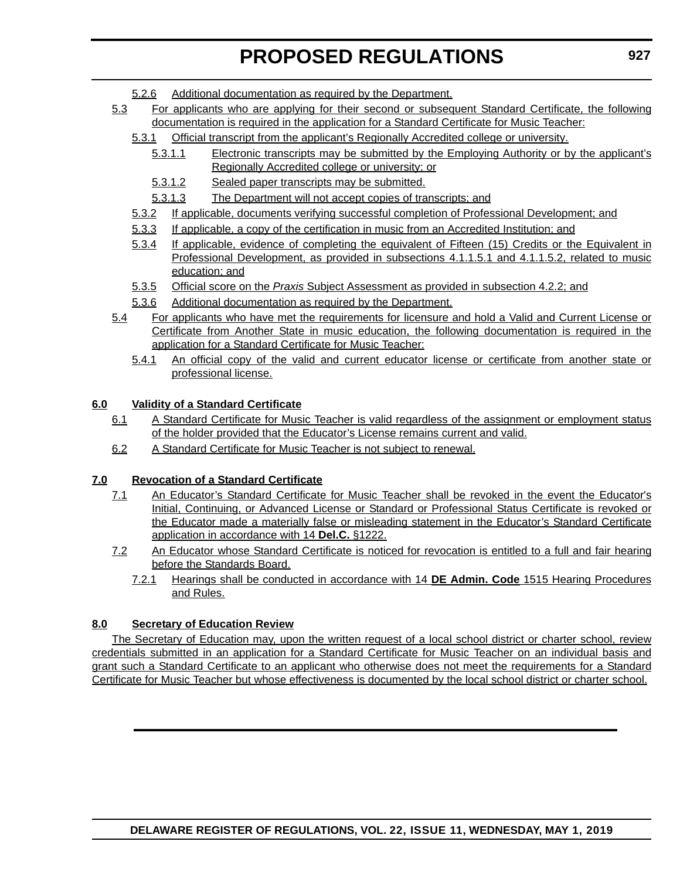5.2.6 Additional documentation as required by the Department.

5.3 For applicants who are applying for their second or subsequent Standard Certificate, the following documentation is required in the application for a Standard Certificate for Music Teacher:

5.3.1 Official transcript from the applicant's Regionally Accredited college or university.

5.3.1.1 Electronic transcripts may be submitted by the Employing Authority or by the applicant's Regionally Accredited college or university; or

5.3.1.2 Sealed paper transcripts may be submitted.

5.3.1.3 The Department will not accept copies of transcripts; and

5.3.2 If applicable, documents verifying successful completion of Professional Development; and

5.3.3 If applicable, a copy of the certification in music from an Accredited Institution; and

5.3.4 If applicable, evidence of completing the equivalent of Fifteen (15) Credits or the Equivalent in Professional Development, as provided in subsections 4.1.1.5.1 and 4.1.1.5.2, related to music education; and

5.3.5 Official score on the *Praxis* Subject Assessment as provided in subsection 4.2.2; and

5.3.6 Additional documentation as required by the Department.

5.4 For applicants who have met the requirements for licensure and hold a Valid and Current License or Certificate from Another State in music education, the following documentation is required in the application for a Standard Certificate for Music Teacher:

5.4.1 An official copy of the valid and current educator license or certificate from another state or professional license.

**6.0 Validity of a Standard Certificate**

6.1 A Standard Certificate for Music Teacher is valid regardless of the assignment or employment status of the holder provided that the Educator's License remains current and valid.

6.2 A Standard Certificate for Music Teacher is not subject to renewal.

**7.0 Revocation of a Standard Certificate**

7.1 An Educator's Standard Certificate for Music Teacher shall be revoked in the event the Educator's Initial, Continuing, or Advanced License or Standard or Professional Status Certificate is revoked or the Educator made a materially false or misleading statement in the Educator's Standard Certificate application in accordance with 14 **Del.C.** §1222.

7.2 An Educator whose Standard Certificate is noticed for revocation is entitled to a full and fair hearing before the Standards Board.

7.2.1 Hearings shall be conducted in accordance with 14 **DE Admin. Code** 1515 Hearing Procedures and Rules.

**8.0 Secretary of Education Review**

The Secretary of Education may, upon the written request of a local school district or charter school, review credentials submitted in an application for a Standard Certificate for Music Teacher on an individual basis and grant such a Standard Certificate to an applicant who otherwise does not meet the requirements for a Standard Certificate for Music Teacher but whose effectiveness is documented by the local school district or charter school.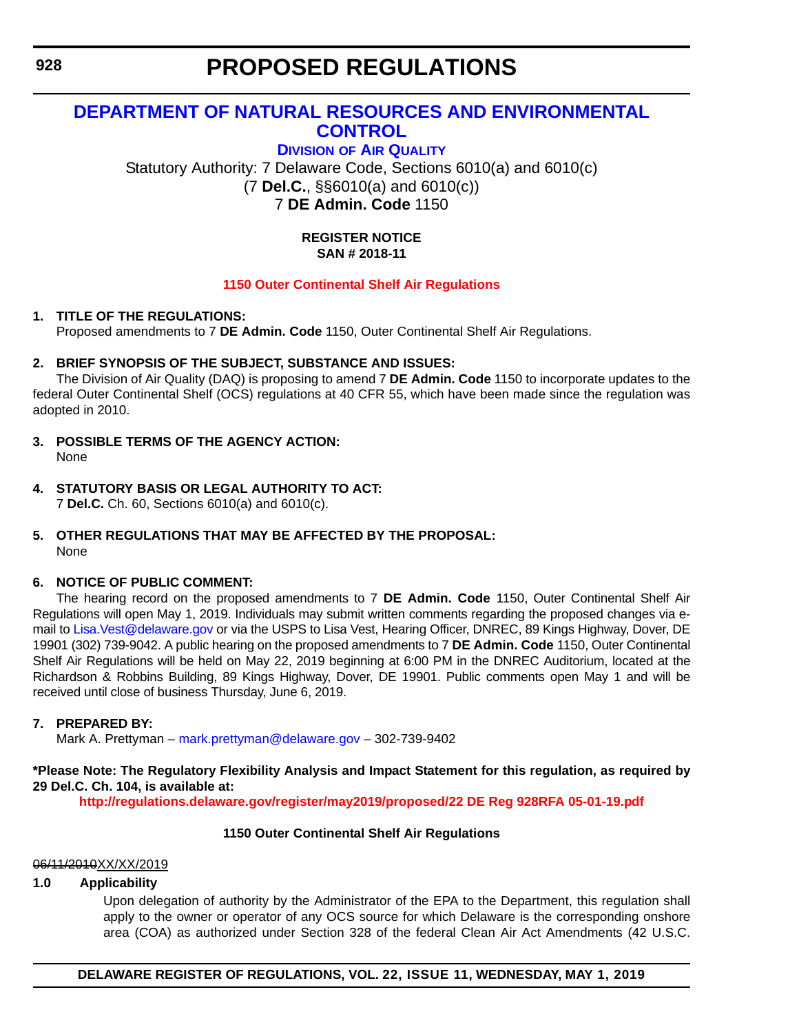# PROPOSED REGULATIONS

## DEPARTMENT OF NATURAL RESOURCES AND ENVIRONMENTAL CONTROL

### DIVISION OF AIR QUALITY

Statutory Authority: 7 Delaware Code, Sections 6010(a) and 6010(c)
(7 **Del.C.**, §§6010(a) and 6010(c))
7 **DE Admin. Code** 1150

**REGISTER NOTICE**
**SAN # 2018-11**

**1150 Outer Continental Shelf Air Regulations**

**1. TITLE OF THE REGULATIONS:**

Proposed amendments to 7 **DE Admin. Code** 1150, Outer Continental Shelf Air Regulations.

**2. BRIEF SYNOPSIS OF THE SUBJECT, SUBSTANCE AND ISSUES:**

The Division of Air Quality (DAQ) is proposing to amend 7 **DE Admin. Code** 1150 to incorporate updates to the federal Outer Continental Shelf (OCS) regulations at 40 CFR 55, which have been made since the regulation was adopted in 2010.

**3. POSSIBLE TERMS OF THE AGENCY ACTION:**

None

**4. STATUTORY BASIS OR LEGAL AUTHORITY TO ACT:**

7 **Del.C.** Ch. 60, Sections 6010(a) and 6010(c).

**5. OTHER REGULATIONS THAT MAY BE AFFECTED BY THE PROPOSAL:**

None

**6. NOTICE OF PUBLIC COMMENT:**

The hearing record on the proposed amendments to 7 **DE Admin. Code** 1150, Outer Continental Shelf Air Regulations will open May 1, 2019. Individuals may submit written comments regarding the proposed changes via e-mail to Lisa.Vest@delaware.gov or via the USPS to Lisa Vest, Hearing Officer, DNREC, 89 Kings Highway, Dover, DE 19901 (302) 739-9042. A public hearing on the proposed amendments to 7 **DE Admin. Code** 1150, Outer Continental Shelf Air Regulations will be held on May 22, 2019 beginning at 6:00 PM in the DNREC Auditorium, located at the Richardson & Robbins Building, 89 Kings Highway, Dover, DE 19901. Public comments open May 1 and will be received until close of business Thursday, June 6, 2019.

**7. PREPARED BY:**

Mark A. Prettyman – mark.prettyman@delaware.gov – 302-739-9402

**\*Please Note: The Regulatory Flexibility Analysis and Impact Statement for this regulation, as required by 29 Del.C. Ch. 104, is available at:**

**http://regulations.delaware.gov/register/may2019/proposed/22 DE Reg 928RFA 05-01-19.pdf**

**1150 Outer Continental Shelf Air Regulations**

~~06/11/2010~~<u>XX/XX/2019</u>

**1.0 Applicability**

Upon delegation of authority by the Administrator of the EPA to the Department, this regulation shall apply to the owner or operator of any OCS source for which Delaware is the corresponding onshore area (COA) as authorized under Section 328 of the federal Clean Air Act Amendments (42 U.S.C.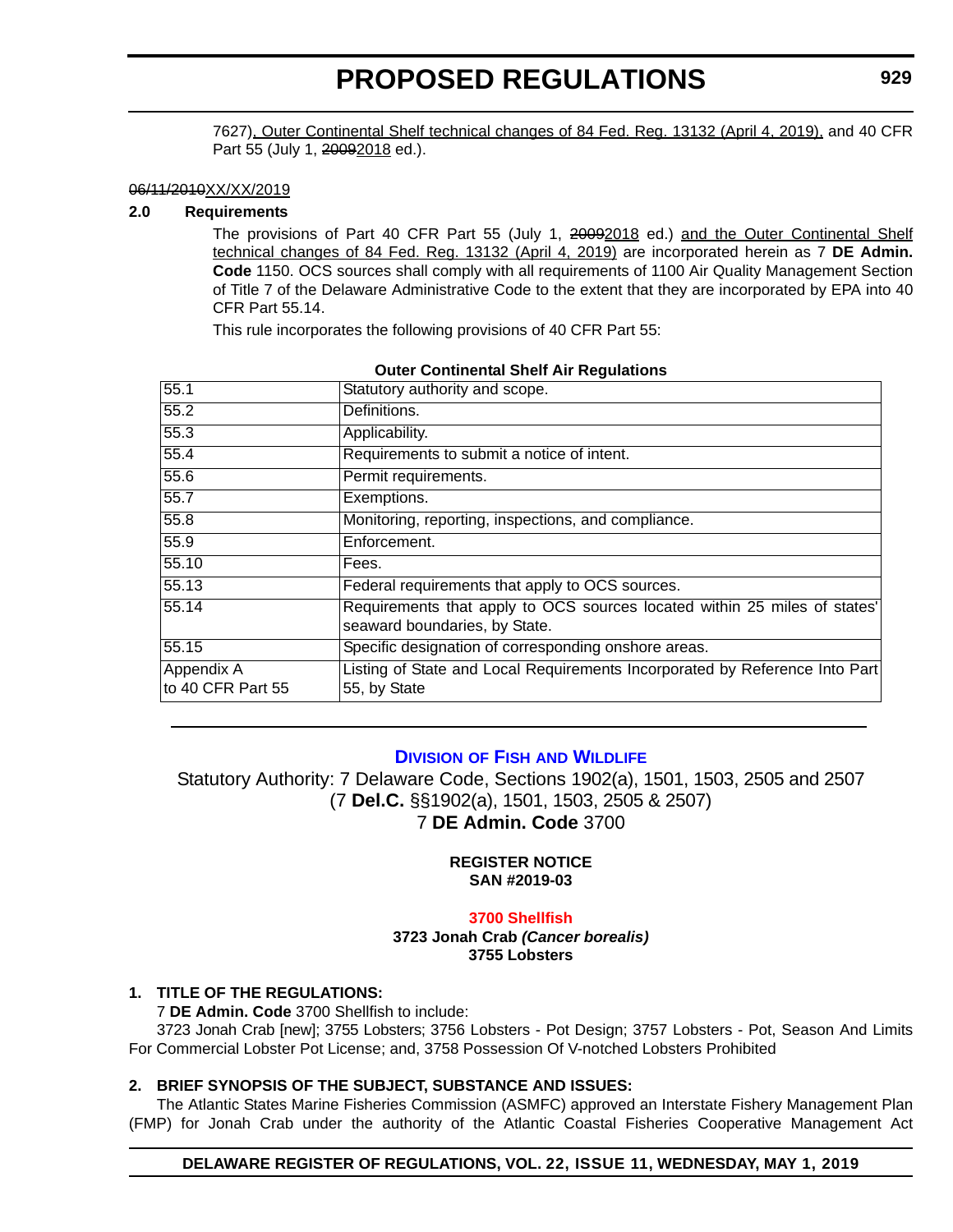7627), Outer Continental Shelf technical changes of 84 Fed. Reg. 13132 (April 4, 2019), and 40 CFR Part 55 (July 1, ~~2009~~2018 ed.).

~~06/11/2010~~XX/XX/2019

**2.0 Requirements**

The provisions of Part 40 CFR Part 55 (July 1, ~~2009~~2018 ed.) and the Outer Continental Shelf technical changes of 84 Fed. Reg. 13132 (April 4, 2019) are incorporated herein as 7 **DE Admin. Code** 1150. OCS sources shall comply with all requirements of 1100 Air Quality Management Section of Title 7 of the Delaware Administrative Code to the extent that they are incorporated by EPA into 40 CFR Part 55.14.

This rule incorporates the following provisions of 40 CFR Part 55:

**Outer Continental Shelf Air Regulations**

| | |
|---|---|
| 55.1 | Statutory authority and scope. |
| 55.2 | Definitions. |
| 55.3 | Applicability. |
| 55.4 | Requirements to submit a notice of intent. |
| 55.6 | Permit requirements. |
| 55.7 | Exemptions. |
| 55.8 | Monitoring, reporting, inspections, and compliance. |
| 55.9 | Enforcement. |
| 55.10 | Fees. |
| 55.13 | Federal requirements that apply to OCS sources. |
| 55.14 | Requirements that apply to OCS sources located within 25 miles of states' seaward boundaries, by State. |
| 55.15 | Specific designation of corresponding onshore areas. |
| Appendix A to 40 CFR Part 55 | Listing of State and Local Requirements Incorporated by Reference Into Part 55, by State |

---

## DIVISION OF FISH AND WILDLIFE

Statutory Authority: 7 Delaware Code, Sections 1902(a), 1501, 1503, 2505 and 2507 (7 **Del.C.** §§1902(a), 1501, 1503, 2505 & 2507)
7 **DE Admin. Code** 3700

**REGISTER NOTICE**
**SAN #2019-03**

### 3700 Shellfish

**3723 Jonah Crab *(Cancer borealis)***
**3755 Lobsters**

**1. TITLE OF THE REGULATIONS:**

7 **DE Admin. Code** 3700 Shellfish to include:

3723 Jonah Crab [new]; 3755 Lobsters; 3756 Lobsters - Pot Design; 3757 Lobsters - Pot, Season And Limits For Commercial Lobster Pot License; and, 3758 Possession Of V-notched Lobsters Prohibited

**2. BRIEF SYNOPSIS OF THE SUBJECT, SUBSTANCE AND ISSUES:**

The Atlantic States Marine Fisheries Commission (ASMFC) approved an Interstate Fishery Management Plan (FMP) for Jonah Crab under the authority of the Atlantic Coastal Fisheries Cooperative Management Act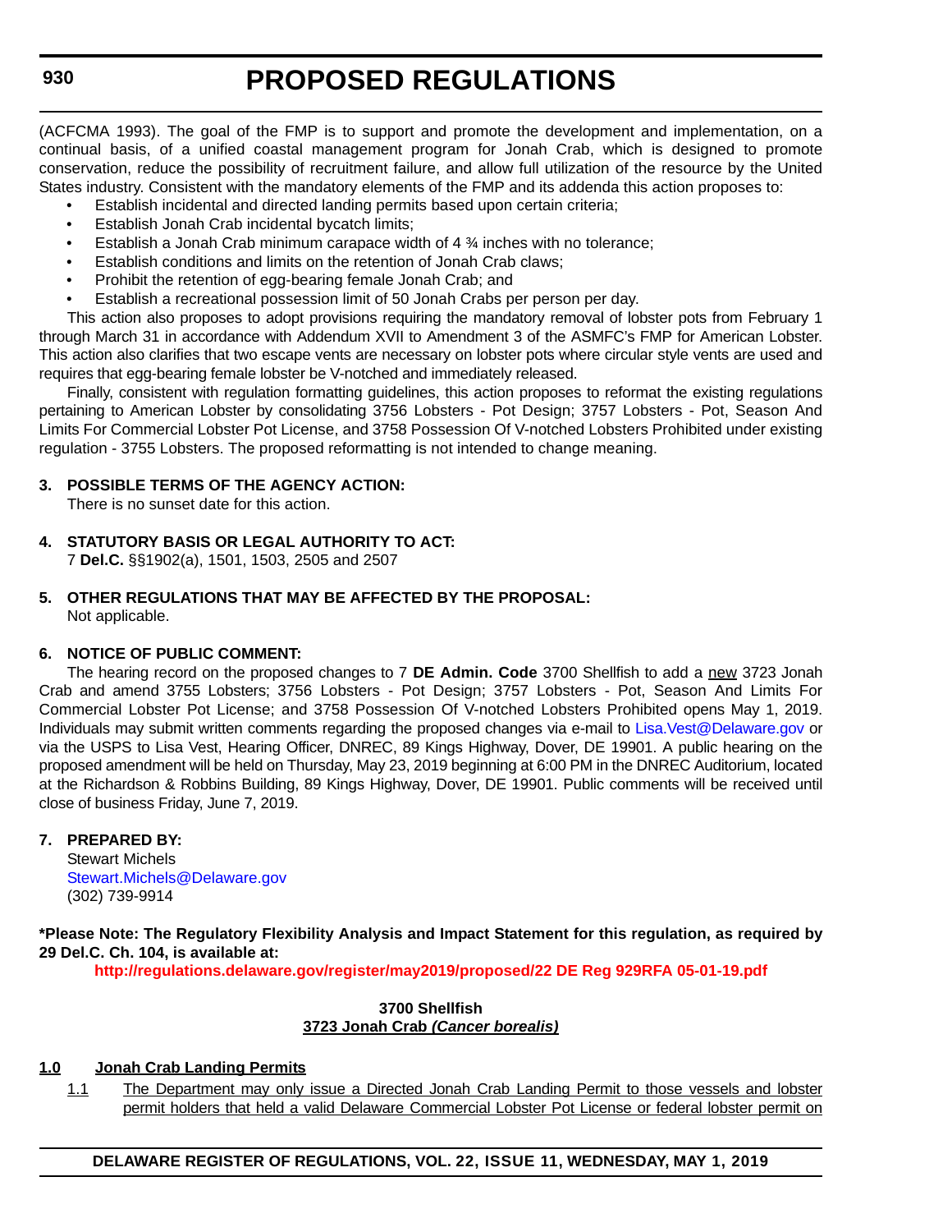(ACFCMA 1993). The goal of the FMP is to support and promote the development and implementation, on a continual basis, of a unified coastal management program for Jonah Crab, which is designed to promote conservation, reduce the possibility of recruitment failure, and allow full utilization of the resource by the United States industry. Consistent with the mandatory elements of the FMP and its addenda this action proposes to:

- Establish incidental and directed landing permits based upon certain criteria;
- Establish Jonah Crab incidental bycatch limits;
- Establish a Jonah Crab minimum carapace width of 4 ¾ inches with no tolerance;
- Establish conditions and limits on the retention of Jonah Crab claws;
- Prohibit the retention of egg-bearing female Jonah Crab; and
- Establish a recreational possession limit of 50 Jonah Crabs per person per day.

This action also proposes to adopt provisions requiring the mandatory removal of lobster pots from February 1 through March 31 in accordance with Addendum XVII to Amendment 3 of the ASMFC's FMP for American Lobster. This action also clarifies that two escape vents are necessary on lobster pots where circular style vents are used and requires that egg-bearing female lobster be V-notched and immediately released.

Finally, consistent with regulation formatting guidelines, this action proposes to reformat the existing regulations pertaining to American Lobster by consolidating 3756 Lobsters - Pot Design; 3757 Lobsters - Pot, Season And Limits For Commercial Lobster Pot License, and 3758 Possession Of V-notched Lobsters Prohibited under existing regulation - 3755 Lobsters. The proposed reformatting is not intended to change meaning.

**3. POSSIBLE TERMS OF THE AGENCY ACTION:**

There is no sunset date for this action.

**4. STATUTORY BASIS OR LEGAL AUTHORITY TO ACT:**

7 **Del.C.** §§1902(a), 1501, 1503, 2505 and 2507

**5. OTHER REGULATIONS THAT MAY BE AFFECTED BY THE PROPOSAL:**

Not applicable.

**6. NOTICE OF PUBLIC COMMENT:**

The hearing record on the proposed changes to 7 **DE Admin. Code** 3700 Shellfish to add a new 3723 Jonah Crab and amend 3755 Lobsters; 3756 Lobsters - Pot Design; 3757 Lobsters - Pot, Season And Limits For Commercial Lobster Pot License; and 3758 Possession Of V-notched Lobsters Prohibited opens May 1, 2019. Individuals may submit written comments regarding the proposed changes via e-mail to Lisa.Vest@Delaware.gov or via the USPS to Lisa Vest, Hearing Officer, DNREC, 89 Kings Highway, Dover, DE 19901. A public hearing on the proposed amendment will be held on Thursday, May 23, 2019 beginning at 6:00 PM in the DNREC Auditorium, located at the Richardson & Robbins Building, 89 Kings Highway, Dover, DE 19901. Public comments will be received until close of business Friday, June 7, 2019.

**7. PREPARED BY:**

Stewart Michels
Stewart.Michels@Delaware.gov
(302) 739-9914

**\*Please Note: The Regulatory Flexibility Analysis and Impact Statement for this regulation, as required by 29 Del.C. Ch. 104, is available at:**

**http://regulations.delaware.gov/register/may2019/proposed/22 DE Reg 929RFA 05-01-19.pdf**

**3700 Shellfish**
**3723 Jonah Crab *(Cancer borealis)***

**1.0 Jonah Crab Landing Permits**

1.1 The Department may only issue a Directed Jonah Crab Landing Permit to those vessels and lobster permit holders that held a valid Delaware Commercial Lobster Pot License or federal lobster permit on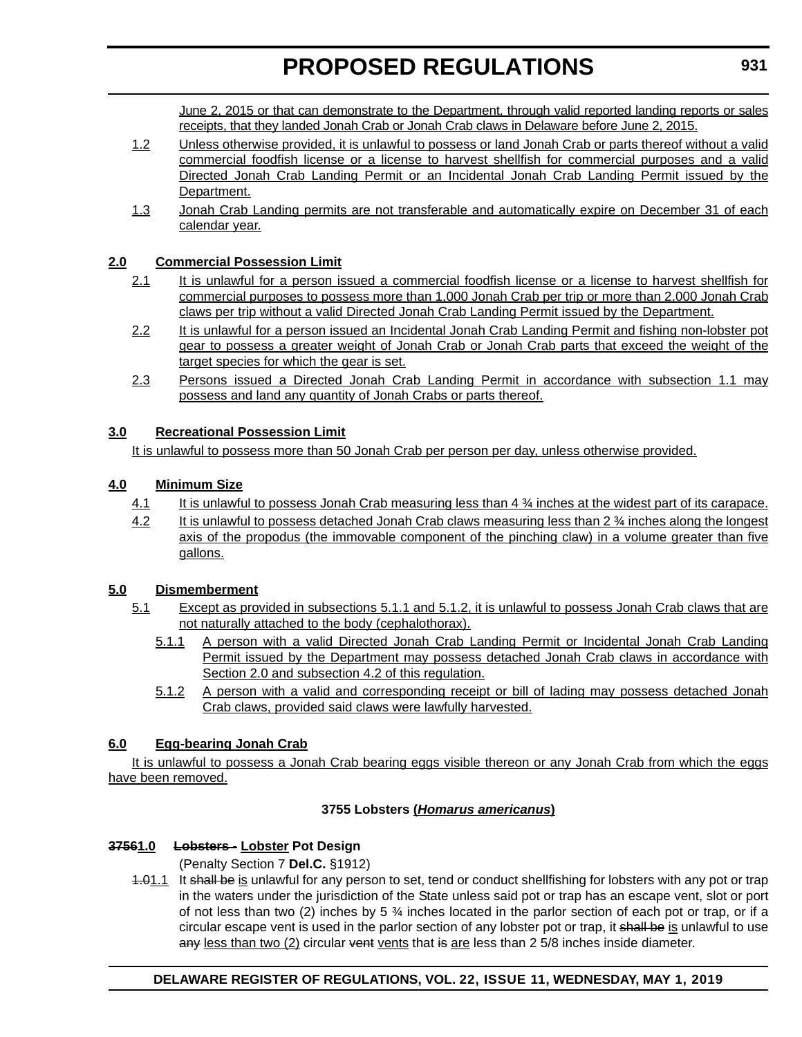June 2, 2015 or that can demonstrate to the Department, through valid reported landing reports or sales receipts, that they landed Jonah Crab or Jonah Crab claws in Delaware before June 2, 2015.

1.2 Unless otherwise provided, it is unlawful to possess or land Jonah Crab or parts thereof without a valid commercial foodfish license or a license to harvest shellfish for commercial purposes and a valid Directed Jonah Crab Landing Permit or an Incidental Jonah Crab Landing Permit issued by the Department.

1.3 Jonah Crab Landing permits are not transferable and automatically expire on December 31 of each calendar year.

**2.0 Commercial Possession Limit**

2.1 It is unlawful for a person issued a commercial foodfish license or a license to harvest shellfish for commercial purposes to possess more than 1,000 Jonah Crab per trip or more than 2,000 Jonah Crab claws per trip without a valid Directed Jonah Crab Landing Permit issued by the Department.

2.2 It is unlawful for a person issued an Incidental Jonah Crab Landing Permit and fishing non-lobster pot gear to possess a greater weight of Jonah Crab or Jonah Crab parts that exceed the weight of the target species for which the gear is set.

2.3 Persons issued a Directed Jonah Crab Landing Permit in accordance with subsection 1.1 may possess and land any quantity of Jonah Crabs or parts thereof.

**3.0 Recreational Possession Limit**

It is unlawful to possess more than 50 Jonah Crab per person per day, unless otherwise provided.

**4.0 Minimum Size**

4.1 It is unlawful to possess Jonah Crab measuring less than 4 ¾ inches at the widest part of its carapace.

4.2 It is unlawful to possess detached Jonah Crab claws measuring less than 2 ¾ inches along the longest axis of the propodus (the immovable component of the pinching claw) in a volume greater than five gallons.

**5.0 Dismemberment**

5.1 Except as provided in subsections 5.1.1 and 5.1.2, it is unlawful to possess Jonah Crab claws that are not naturally attached to the body (cephalothorax).

5.1.1 A person with a valid Directed Jonah Crab Landing Permit or Incidental Jonah Crab Landing Permit issued by the Department may possess detached Jonah Crab claws in accordance with Section 2.0 and subsection 4.2 of this regulation.

5.1.2 A person with a valid and corresponding receipt or bill of lading may possess detached Jonah Crab claws, provided said claws were lawfully harvested.

**6.0 Egg-bearing Jonah Crab**

It is unlawful to possess a Jonah Crab bearing eggs visible thereon or any Jonah Crab from which the eggs have been removed.

**3755 Lobsters (*Homarus americanus*)**

**~~3756~~1.0 ~~Lobsters -~~ Lobster Pot Design**

(Penalty Section 7 **Del.C.** §1912)

~~1.0~~1.1 It ~~shall be~~ is unlawful for any person to set, tend or conduct shellfishing for lobsters with any pot or trap in the waters under the jurisdiction of the State unless said pot or trap has an escape vent, slot or port of not less than two (2) inches by 5 ¾ inches located in the parlor section of each pot or trap, or if a circular escape vent is used in the parlor section of any lobster pot or trap, it ~~shall be~~ is unlawful to use ~~any~~ less than two (2) circular ~~vent~~ vents that ~~is~~ are less than 2 5/8 inches inside diameter.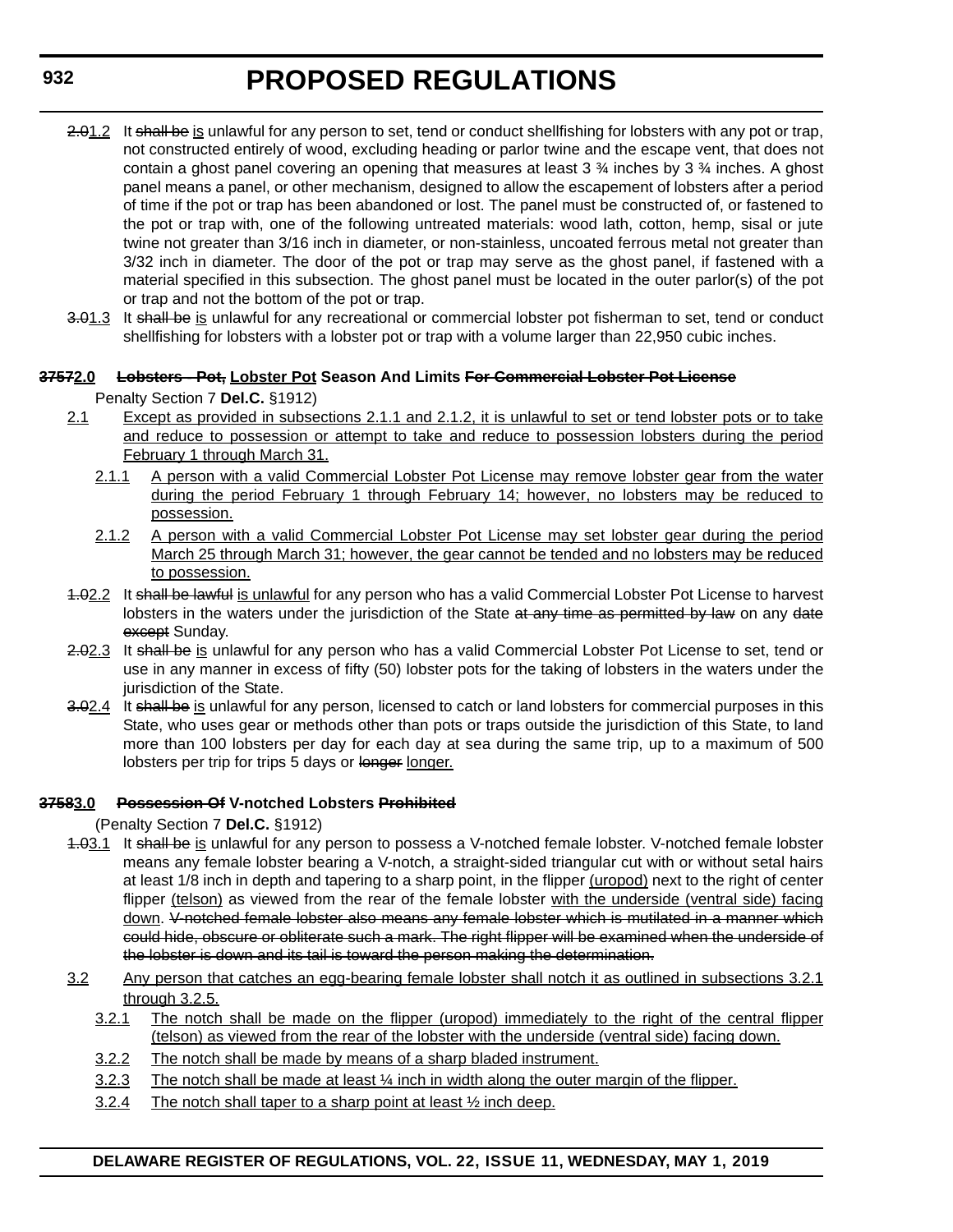~~2.0~~<u>1.2</u> It ~~shall be~~ <u>is</u> unlawful for any person to set, tend or conduct shellfishing for lobsters with any pot or trap, not constructed entirely of wood, excluding heading or parlor twine and the escape vent, that does not contain a ghost panel covering an opening that measures at least 3 ¾ inches by 3 ¾ inches. A ghost panel means a panel, or other mechanism, designed to allow the escapement of lobsters after a period of time if the pot or trap has been abandoned or lost. The panel must be constructed of, or fastened to the pot or trap with, one of the following untreated materials: wood lath, cotton, hemp, sisal or jute twine not greater than 3/16 inch in diameter, or non-stainless, uncoated ferrous metal not greater than 3/32 inch in diameter. The door of the pot or trap may serve as the ghost panel, if fastened with a material specified in this subsection. The ghost panel must be located in the outer parlor(s) of the pot or trap and not the bottom of the pot or trap.

~~3.0~~<u>1.3</u> It ~~shall be~~ <u>is</u> unlawful for any recreational or commercial lobster pot fisherman to set, tend or conduct shellfishing for lobsters with a lobster pot or trap with a volume larger than 22,950 cubic inches.

**~~3757~~<u>2.0</u> ~~Lobsters - Pot,~~ <u>Lobster Pot</u> Season And Limits ~~For Commercial Lobster Pot License~~**

Penalty Section 7 **Del.C.** §1912)

<u>2.1 Except as provided in subsections 2.1.1 and 2.1.2, it is unlawful to set or tend lobster pots or to take and reduce to possession or attempt to take and reduce to possession lobsters during the period February 1 through March 31.</u>

<u>2.1.1 A person with a valid Commercial Lobster Pot License may remove lobster gear from the water during the period February 1 through February 14; however, no lobsters may be reduced to possession.</u>

<u>2.1.2 A person with a valid Commercial Lobster Pot License may set lobster gear during the period March 25 through March 31; however, the gear cannot be tended and no lobsters may be reduced to possession.</u>

~~1.0~~<u>2.2</u> It ~~shall be lawful~~ <u>is unlawful</u> for any person who has a valid Commercial Lobster Pot License to harvest lobsters in the waters under the jurisdiction of the State ~~at any time as permitted by law~~ on any ~~date except~~ Sunday.

~~2.0~~<u>2.3</u> It ~~shall be~~ <u>is</u> unlawful for any person who has a valid Commercial Lobster Pot License to set, tend or use in any manner in excess of fifty (50) lobster pots for the taking of lobsters in the waters under the jurisdiction of the State.

~~3.0~~<u>2.4</u> It ~~shall be~~ <u>is</u> unlawful for any person, licensed to catch or land lobsters for commercial purposes in this State, who uses gear or methods other than pots or traps outside the jurisdiction of this State, to land more than 100 lobsters per day for each day at sea during the same trip, up to a maximum of 500 lobsters per trip for trips 5 days or ~~longer~~ <u>longer.</u>

**~~3758~~<u>3.0</u> ~~Possession Of~~ V-notched Lobsters ~~Prohibited~~**

(Penalty Section 7 **Del.C.** §1912)

~~1.0~~<u>3.1</u> It ~~shall be~~ <u>is</u> unlawful for any person to possess a V-notched female lobster. V-notched female lobster means any female lobster bearing a V-notch, a straight-sided triangular cut with or without setal hairs at least 1/8 inch in depth and tapering to a sharp point, in the flipper <u>(uropod)</u> next to the right of center flipper <u>(telson)</u> as viewed from the rear of the female lobster <u>with the underside (ventral side) facing down</u>. ~~V-notched female lobster also means any female lobster which is mutilated in a manner which could hide, obscure or obliterate such a mark. The right flipper will be examined when the underside of the lobster is down and its tail is toward the person making the determination.~~

<u>3.2 Any person that catches an egg-bearing female lobster shall notch it as outlined in subsections 3.2.1 through 3.2.5.</u>

<u>3.2.1 The notch shall be made on the flipper (uropod) immediately to the right of the central flipper (telson) as viewed from the rear of the lobster with the underside (ventral side) facing down.</u>

<u>3.2.2 The notch shall be made by means of a sharp bladed instrument.</u>

<u>3.2.3 The notch shall be made at least ¼ inch in width along the outer margin of the flipper.</u>

<u>3.2.4 The notch shall taper to a sharp point at least ½ inch deep.</u>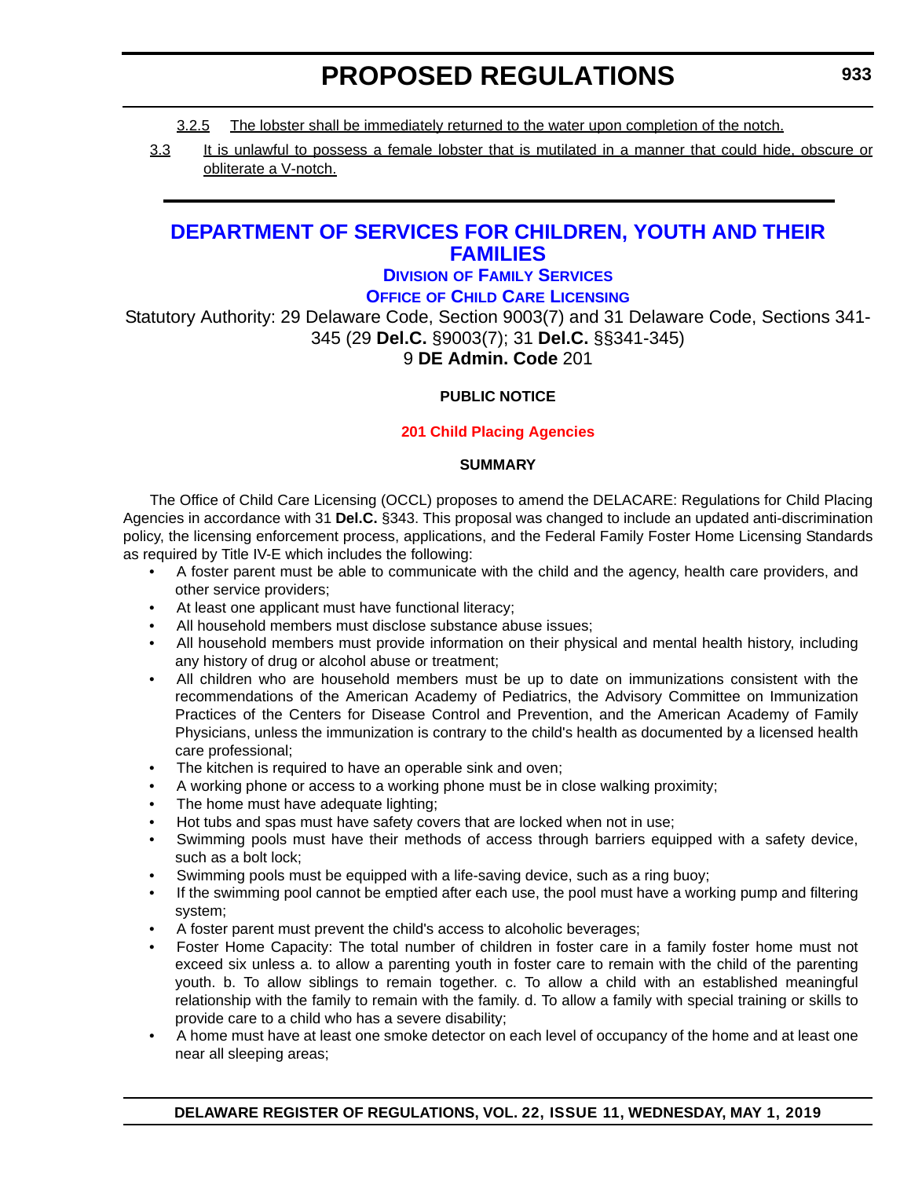3.2.5 The lobster shall be immediately returned to the water upon completion of the notch.

3.3 It is unlawful to possess a female lobster that is mutilated in a manner that could hide, obscure or obliterate a V-notch.

## DEPARTMENT OF SERVICES FOR CHILDREN, YOUTH AND THEIR FAMILIES

### DIVISION OF FAMILY SERVICES

### OFFICE OF CHILD CARE LICENSING

Statutory Authority: 29 Delaware Code, Section 9003(7) and 31 Delaware Code, Sections 341-345 (29 **Del.C.** §9003(7); 31 **Del.C.** §§341-345)
9 **DE Admin. Code** 201

**PUBLIC NOTICE**

**201 Child Placing Agencies**

**SUMMARY**

The Office of Child Care Licensing (OCCL) proposes to amend the DELACARE: Regulations for Child Placing Agencies in accordance with 31 **Del.C.** §343. This proposal was changed to include an updated anti-discrimination policy, the licensing enforcement process, applications, and the Federal Family Foster Home Licensing Standards as required by Title IV-E which includes the following:

- A foster parent must be able to communicate with the child and the agency, health care providers, and other service providers;
- At least one applicant must have functional literacy;
- All household members must disclose substance abuse issues;
- All household members must provide information on their physical and mental health history, including any history of drug or alcohol abuse or treatment;
- All children who are household members must be up to date on immunizations consistent with the recommendations of the American Academy of Pediatrics, the Advisory Committee on Immunization Practices of the Centers for Disease Control and Prevention, and the American Academy of Family Physicians, unless the immunization is contrary to the child's health as documented by a licensed health care professional;
- The kitchen is required to have an operable sink and oven;
- A working phone or access to a working phone must be in close walking proximity;
- The home must have adequate lighting;
- Hot tubs and spas must have safety covers that are locked when not in use;
- Swimming pools must have their methods of access through barriers equipped with a safety device, such as a bolt lock;
- Swimming pools must be equipped with a life-saving device, such as a ring buoy;
- If the swimming pool cannot be emptied after each use, the pool must have a working pump and filtering system;
- A foster parent must prevent the child's access to alcoholic beverages;
- Foster Home Capacity: The total number of children in foster care in a family foster home must not exceed six unless a. to allow a parenting youth in foster care to remain with the child of the parenting youth. b. To allow siblings to remain together. c. To allow a child with an established meaningful relationship with the family to remain with the family. d. To allow a family with special training or skills to provide care to a child who has a severe disability;
- A home must have at least one smoke detector on each level of occupancy of the home and at least one near all sleeping areas;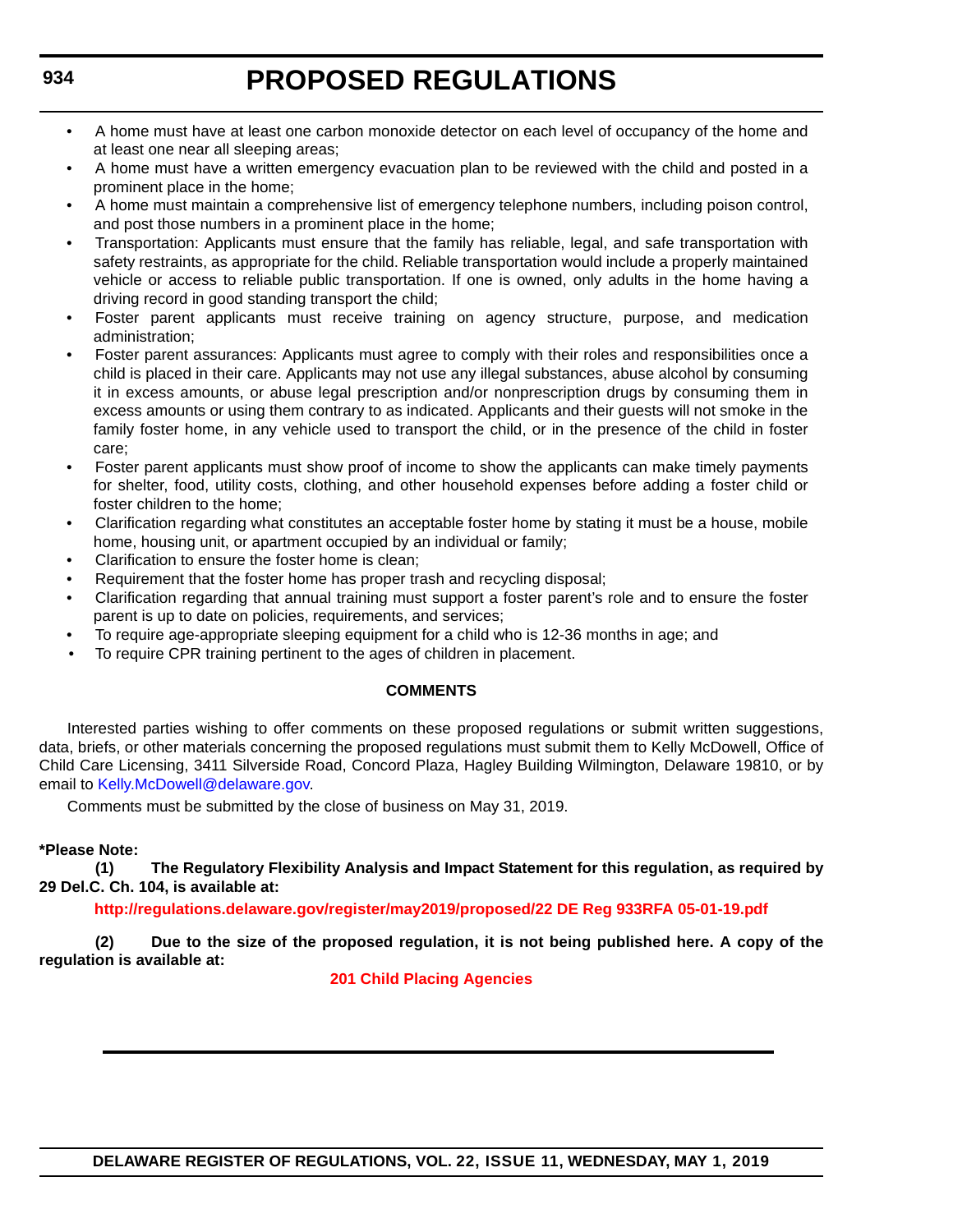- A home must have at least one carbon monoxide detector on each level of occupancy of the home and at least one near all sleeping areas;
- A home must have a written emergency evacuation plan to be reviewed with the child and posted in a prominent place in the home;
- A home must maintain a comprehensive list of emergency telephone numbers, including poison control, and post those numbers in a prominent place in the home;
- Transportation: Applicants must ensure that the family has reliable, legal, and safe transportation with safety restraints, as appropriate for the child. Reliable transportation would include a properly maintained vehicle or access to reliable public transportation. If one is owned, only adults in the home having a driving record in good standing transport the child;
- Foster parent applicants must receive training on agency structure, purpose, and medication administration;
- Foster parent assurances: Applicants must agree to comply with their roles and responsibilities once a child is placed in their care. Applicants may not use any illegal substances, abuse alcohol by consuming it in excess amounts, or abuse legal prescription and/or nonprescription drugs by consuming them in excess amounts or using them contrary to as indicated. Applicants and their guests will not smoke in the family foster home, in any vehicle used to transport the child, or in the presence of the child in foster care;
- Foster parent applicants must show proof of income to show the applicants can make timely payments for shelter, food, utility costs, clothing, and other household expenses before adding a foster child or foster children to the home;
- Clarification regarding what constitutes an acceptable foster home by stating it must be a house, mobile home, housing unit, or apartment occupied by an individual or family;
- Clarification to ensure the foster home is clean;
- Requirement that the foster home has proper trash and recycling disposal;
- Clarification regarding that annual training must support a foster parent's role and to ensure the foster parent is up to date on policies, requirements, and services;
- To require age-appropriate sleeping equipment for a child who is 12-36 months in age; and
- To require CPR training pertinent to the ages of children in placement.

## COMMENTS

Interested parties wishing to offer comments on these proposed regulations or submit written suggestions, data, briefs, or other materials concerning the proposed regulations must submit them to Kelly McDowell, Office of Child Care Licensing, 3411 Silverside Road, Concord Plaza, Hagley Building Wilmington, Delaware 19810, or by email to Kelly.McDowell@delaware.gov.

Comments must be submitted by the close of business on May 31, 2019.

**\*Please Note:**

**(1) The Regulatory Flexibility Analysis and Impact Statement for this regulation, as required by 29 Del.C. Ch. 104, is available at:**

**http://regulations.delaware.gov/register/may2019/proposed/22 DE Reg 933RFA 05-01-19.pdf**

**(2) Due to the size of the proposed regulation, it is not being published here. A copy of the regulation is available at:**

**201 Child Placing Agencies**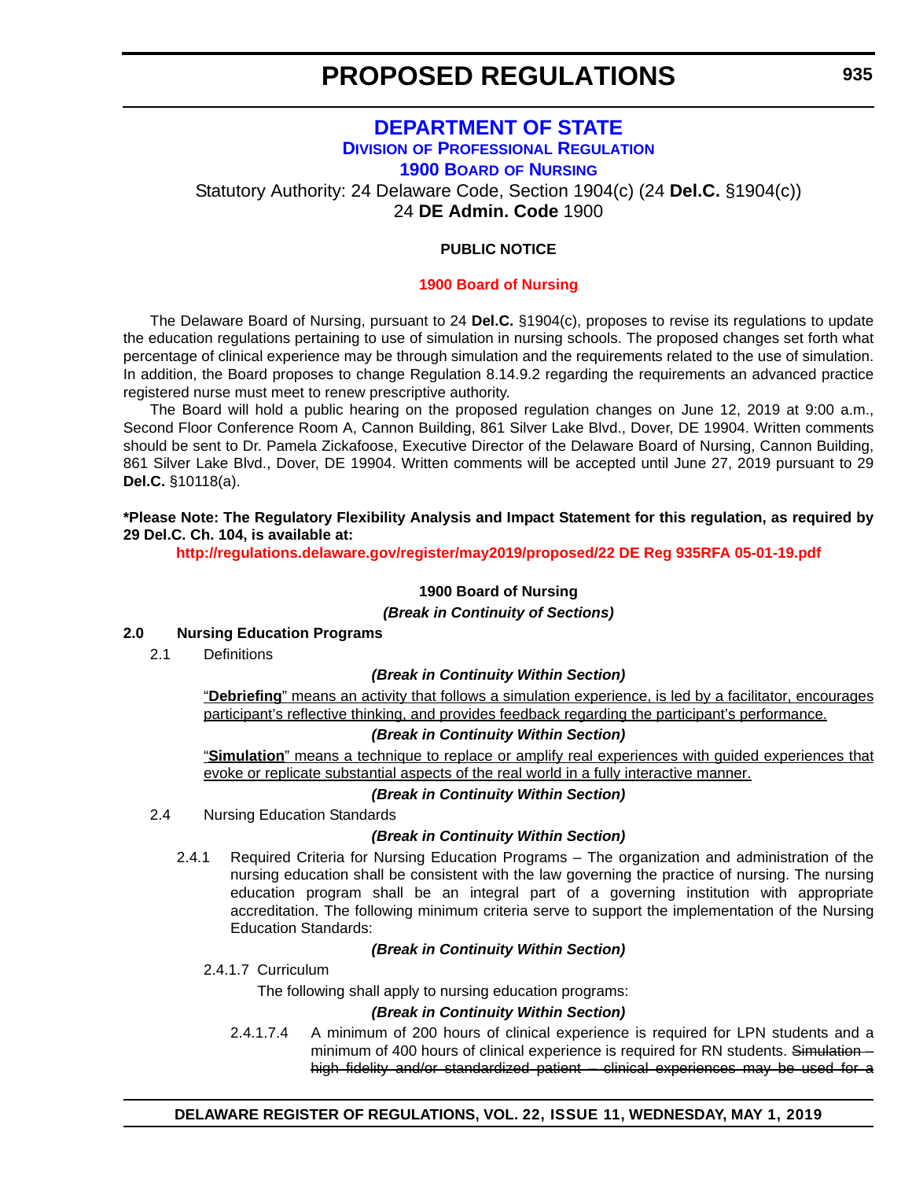# PROPOSED REGULATIONS

## DEPARTMENT OF STATE

### DIVISION OF PROFESSIONAL REGULATION

### 1900 BOARD OF NURSING

Statutory Authority: 24 Delaware Code, Section 1904(c) (24 **Del.C.** §1904(c))
24 **DE Admin. Code** 1900

**PUBLIC NOTICE**

**1900 Board of Nursing**

The Delaware Board of Nursing, pursuant to 24 **Del.C.** §1904(c), proposes to revise its regulations to update the education regulations pertaining to use of simulation in nursing schools. The proposed changes set forth what percentage of clinical experience may be through simulation and the requirements related to the use of simulation. In addition, the Board proposes to change Regulation 8.14.9.2 regarding the requirements an advanced practice registered nurse must meet to renew prescriptive authority.

The Board will hold a public hearing on the proposed regulation changes on June 12, 2019 at 9:00 a.m., Second Floor Conference Room A, Cannon Building, 861 Silver Lake Blvd., Dover, DE 19904. Written comments should be sent to Dr. Pamela Zickafoose, Executive Director of the Delaware Board of Nursing, Cannon Building, 861 Silver Lake Blvd., Dover, DE 19904. Written comments will be accepted until June 27, 2019 pursuant to 29 **Del.C.** §10118(a).

**\*Please Note: The Regulatory Flexibility Analysis and Impact Statement for this regulation, as required by 29 Del.C. Ch. 104, is available at:**

**http://regulations.delaware.gov/register/may2019/proposed/22 DE Reg 935RFA 05-01-19.pdf**

**1900 Board of Nursing**

***(Break in Continuity of Sections)***

**2.0 Nursing Education Programs**

2.1 Definitions

***(Break in Continuity Within Section)***

<u>"**Debriefing**" means an activity that follows a simulation experience, is led by a facilitator, encourages participant's reflective thinking, and provides feedback regarding the participant's performance.</u>

***(Break in Continuity Within Section)***

<u>"**Simulation**" means a technique to replace or amplify real experiences with guided experiences that evoke or replicate substantial aspects of the real world in a fully interactive manner.</u>

***(Break in Continuity Within Section)***

2.4 Nursing Education Standards

***(Break in Continuity Within Section)***

2.4.1 Required Criteria for Nursing Education Programs – The organization and administration of the nursing education shall be consistent with the law governing the practice of nursing. The nursing education program shall be an integral part of a governing institution with appropriate accreditation. The following minimum criteria serve to support the implementation of the Nursing Education Standards:

***(Break in Continuity Within Section)***

2.4.1.7 Curriculum

The following shall apply to nursing education programs:

***(Break in Continuity Within Section)***

2.4.1.7.4 A minimum of 200 hours of clinical experience is required for LPN students and a minimum of 400 hours of clinical experience is required for RN students. ~~Simulation – high fidelity and/or standardized patient – clinical experiences may be used for a~~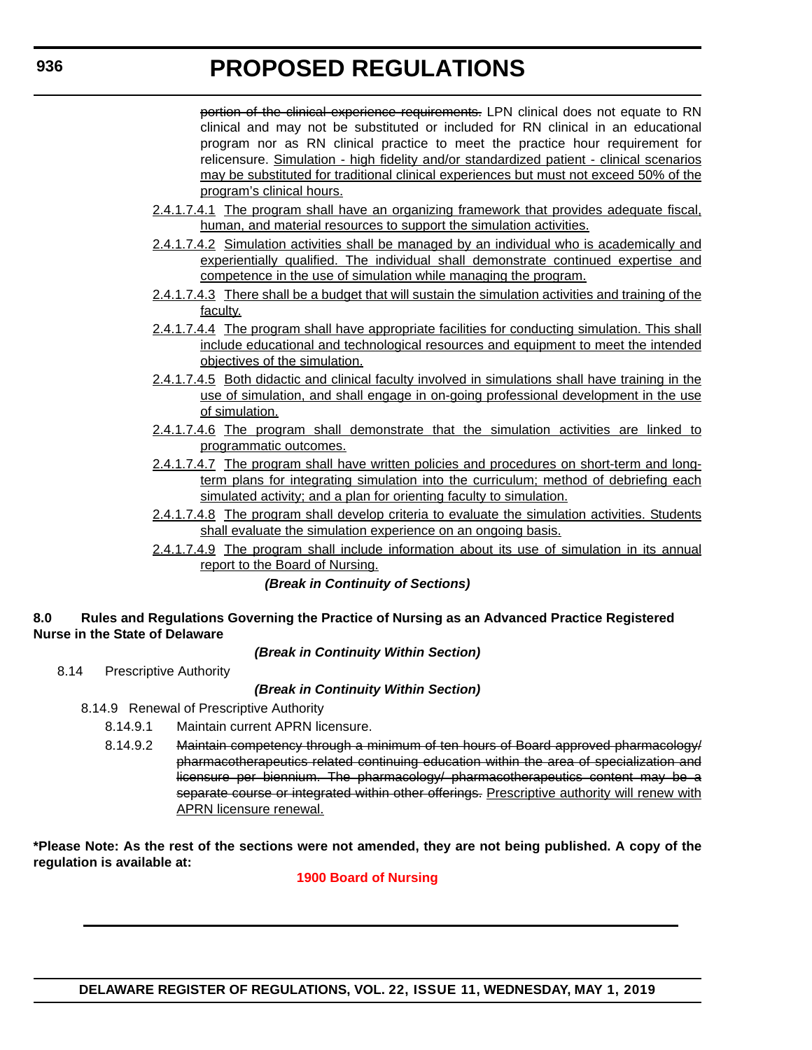~~portion of the clinical experience requirements.~~ LPN clinical does not equate to RN clinical and may not be substituted or included for RN clinical in an educational program nor as RN clinical practice to meet the practice hour requirement for relicensure. <u>Simulation - high fidelity and/or standardized patient - clinical scenarios may be substituted for traditional clinical experiences but must not exceed 50% of the program's clinical hours.</u>

<u>2.4.1.7.4.1 The program shall have an organizing framework that provides adequate fiscal, human, and material resources to support the simulation activities.</u>

<u>2.4.1.7.4.2 Simulation activities shall be managed by an individual who is academically and experientially qualified. The individual shall demonstrate continued expertise and competence in the use of simulation while managing the program.</u>

<u>2.4.1.7.4.3 There shall be a budget that will sustain the simulation activities and training of the faculty.</u>

<u>2.4.1.7.4.4 The program shall have appropriate facilities for conducting simulation. This shall include educational and technological resources and equipment to meet the intended objectives of the simulation.</u>

<u>2.4.1.7.4.5 Both didactic and clinical faculty involved in simulations shall have training in the use of simulation, and shall engage in on-going professional development in the use of simulation.</u>

<u>2.4.1.7.4.6 The program shall demonstrate that the simulation activities are linked to programmatic outcomes.</u>

<u>2.4.1.7.4.7 The program shall have written policies and procedures on short-term and long-term plans for integrating simulation into the curriculum; method of debriefing each simulated activity; and a plan for orienting faculty to simulation.</u>

<u>2.4.1.7.4.8 The program shall develop criteria to evaluate the simulation activities. Students shall evaluate the simulation experience on an ongoing basis.</u>

<u>2.4.1.7.4.9 The program shall include information about its use of simulation in its annual report to the Board of Nursing.</u>

***(Break in Continuity of Sections)***

**8.0 Rules and Regulations Governing the Practice of Nursing as an Advanced Practice Registered Nurse in the State of Delaware**

***(Break in Continuity Within Section)***

8.14 Prescriptive Authority

***(Break in Continuity Within Section)***

8.14.9 Renewal of Prescriptive Authority

8.14.9.1 Maintain current APRN licensure.

8.14.9.2 ~~Maintain competency through a minimum of ten hours of Board approved pharmacology/ pharmacotherapeutics related continuing education within the area of specialization and licensure per biennium. The pharmacology/ pharmacotherapeutics content may be a separate course or integrated within other offerings.~~ <u>Prescriptive authority will renew with APRN licensure renewal.</u>

**\*Please Note: As the rest of the sections were not amended, they are not being published. A copy of the regulation is available at:**

**1900 Board of Nursing**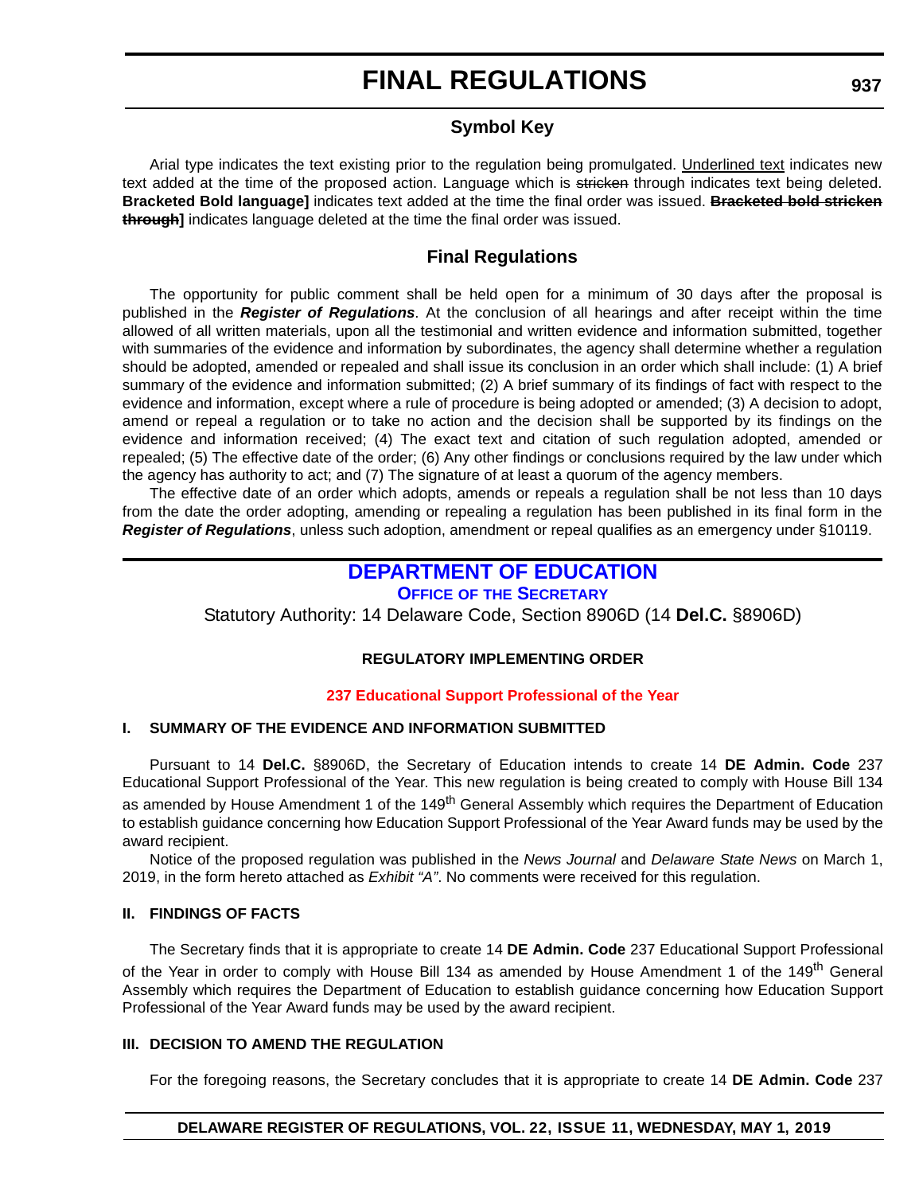# FINAL REGULATIONS

## Symbol Key

Arial type indicates the text existing prior to the regulation being promulgated. Underlined text indicates new text added at the time of the proposed action. Language which is ~~stricken~~ through indicates text being deleted. **Bracketed Bold language]** indicates text added at the time the final order was issued. **~~Bracketed bold stricken through~~]** indicates language deleted at the time the final order was issued.

## Final Regulations

The opportunity for public comment shall be held open for a minimum of 30 days after the proposal is published in the ***Register of Regulations***. At the conclusion of all hearings and after receipt within the time allowed of all written materials, upon all the testimonial and written evidence and information submitted, together with summaries of the evidence and information by subordinates, the agency shall determine whether a regulation should be adopted, amended or repealed and shall issue its conclusion in an order which shall include: (1) A brief summary of the evidence and information submitted; (2) A brief summary of its findings of fact with respect to the evidence and information, except where a rule of procedure is being adopted or amended; (3) A decision to adopt, amend or repeal a regulation or to take no action and the decision shall be supported by its findings on the evidence and information received; (4) The exact text and citation of such regulation adopted, amended or repealed; (5) The effective date of the order; (6) Any other findings or conclusions required by the law under which the agency has authority to act; and (7) The signature of at least a quorum of the agency members.

The effective date of an order which adopts, amends or repeals a regulation shall be not less than 10 days from the date the order adopting, amending or repealing a regulation has been published in its final form in the ***Register of Regulations***, unless such adoption, amendment or repeal qualifies as an emergency under §10119.

## DEPARTMENT OF EDUCATION

### OFFICE OF THE SECRETARY

Statutory Authority: 14 Delaware Code, Section 8906D (14 **Del.C.** §8906D)

**REGULATORY IMPLEMENTING ORDER**

**237 Educational Support Professional of the Year**

**I. SUMMARY OF THE EVIDENCE AND INFORMATION SUBMITTED**

Pursuant to 14 **Del.C.** §8906D, the Secretary of Education intends to create 14 **DE Admin. Code** 237 Educational Support Professional of the Year. This new regulation is being created to comply with House Bill 134 as amended by House Amendment 1 of the 149th General Assembly which requires the Department of Education to establish guidance concerning how Education Support Professional of the Year Award funds may be used by the award recipient.

Notice of the proposed regulation was published in the *News Journal* and *Delaware State News* on March 1, 2019, in the form hereto attached as *Exhibit "A"*. No comments were received for this regulation.

**II. FINDINGS OF FACTS**

The Secretary finds that it is appropriate to create 14 **DE Admin. Code** 237 Educational Support Professional of the Year in order to comply with House Bill 134 as amended by House Amendment 1 of the 149th General Assembly which requires the Department of Education to establish guidance concerning how Education Support Professional of the Year Award funds may be used by the award recipient.

**III. DECISION TO AMEND THE REGULATION**

For the foregoing reasons, the Secretary concludes that it is appropriate to create 14 **DE Admin. Code** 237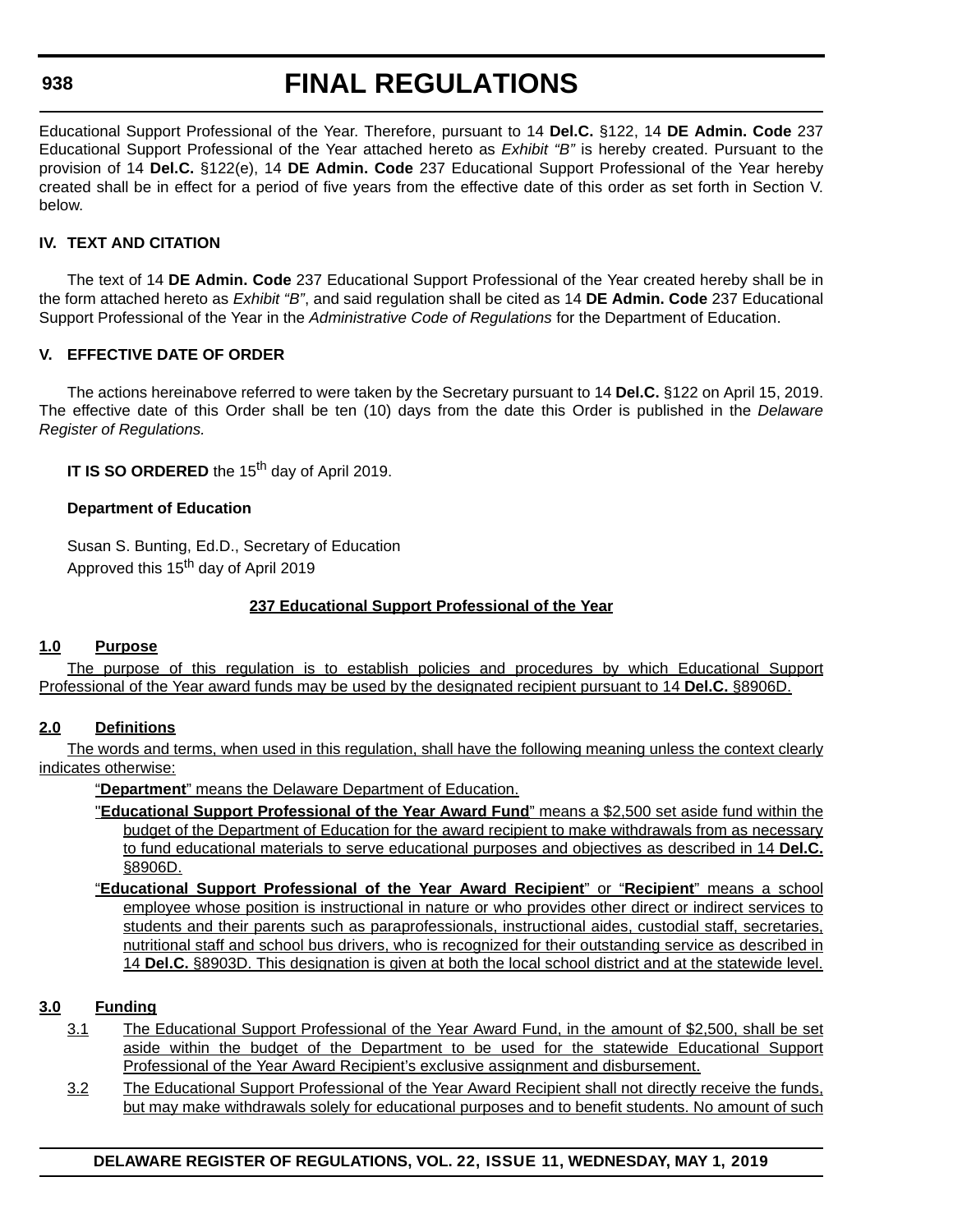Educational Support Professional of the Year. Therefore, pursuant to 14 **Del.C.** §122, 14 **DE Admin. Code** 237 Educational Support Professional of the Year attached hereto as *Exhibit "B"* is hereby created. Pursuant to the provision of 14 **Del.C.** §122(e), 14 **DE Admin. Code** 237 Educational Support Professional of the Year hereby created shall be in effect for a period of five years from the effective date of this order as set forth in Section V. below.

**IV. TEXT AND CITATION**

The text of 14 **DE Admin. Code** 237 Educational Support Professional of the Year created hereby shall be in the form attached hereto as *Exhibit "B"*, and said regulation shall be cited as 14 **DE Admin. Code** 237 Educational Support Professional of the Year in the *Administrative Code of Regulations* for the Department of Education.

**V. EFFECTIVE DATE OF ORDER**

The actions hereinabove referred to were taken by the Secretary pursuant to 14 **Del.C.** §122 on April 15, 2019. The effective date of this Order shall be ten (10) days from the date this Order is published in the *Delaware Register of Regulations.*

**IT IS SO ORDERED** the 15th day of April 2019.

**Department of Education**

Susan S. Bunting, Ed.D., Secretary of Education
Approved this 15th day of April 2019

**237 Educational Support Professional of the Year**

**1.0 Purpose**

The purpose of this regulation is to establish policies and procedures by which Educational Support Professional of the Year award funds may be used by the designated recipient pursuant to 14 **Del.C.** §8906D.

**2.0 Definitions**

The words and terms, when used in this regulation, shall have the following meaning unless the context clearly indicates otherwise:

"**Department**" means the Delaware Department of Education.

"**Educational Support Professional of the Year Award Fund**" means a $2,500 set aside fund within the budget of the Department of Education for the award recipient to make withdrawals from as necessary to fund educational materials to serve educational purposes and objectives as described in 14 **Del.C.** §8906D.

"**Educational Support Professional of the Year Award Recipient**" or "**Recipient**" means a school employee whose position is instructional in nature or who provides other direct or indirect services to students and their parents such as paraprofessionals, instructional aides, custodial staff, secretaries, nutritional staff and school bus drivers, who is recognized for their outstanding service as described in 14 **Del.C.** §8903D. This designation is given at both the local school district and at the statewide level.

**3.0 Funding**

3.1 The Educational Support Professional of the Year Award Fund, in the amount of $2,500, shall be set aside within the budget of the Department to be used for the statewide Educational Support Professional of the Year Award Recipient's exclusive assignment and disbursement.

3.2 The Educational Support Professional of the Year Award Recipient shall not directly receive the funds, but may make withdrawals solely for educational purposes and to benefit students. No amount of such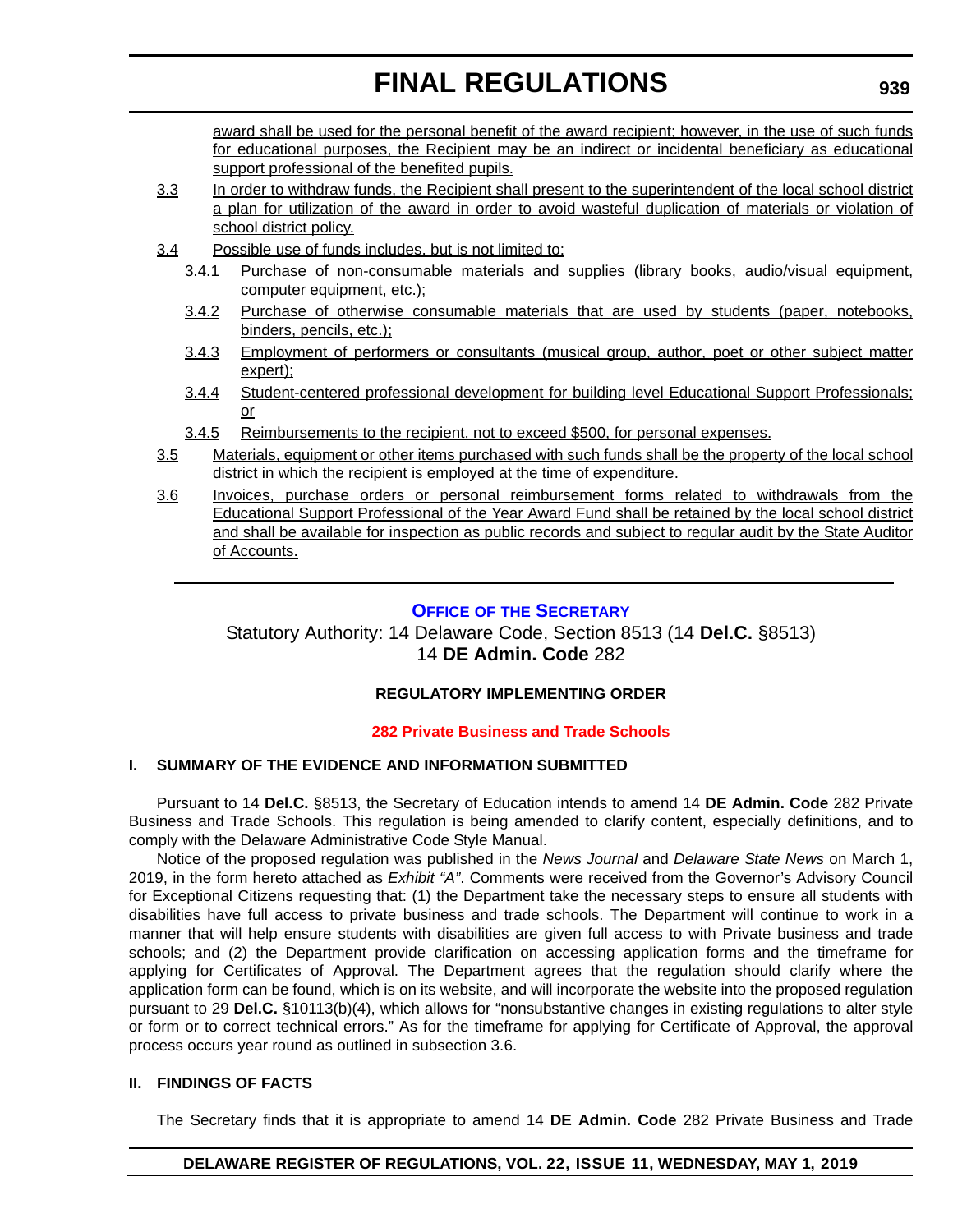award shall be used for the personal benefit of the award recipient; however, in the use of such funds for educational purposes, the Recipient may be an indirect or incidental beneficiary as educational support professional of the benefited pupils.

3.3 In order to withdraw funds, the Recipient shall present to the superintendent of the local school district a plan for utilization of the award in order to avoid wasteful duplication of materials or violation of school district policy.

3.4 Possible use of funds includes, but is not limited to:

3.4.1 Purchase of non-consumable materials and supplies (library books, audio/visual equipment, computer equipment, etc.);

3.4.2 Purchase of otherwise consumable materials that are used by students (paper, notebooks, binders, pencils, etc.);

3.4.3 Employment of performers or consultants (musical group, author, poet or other subject matter expert);

3.4.4 Student-centered professional development for building level Educational Support Professionals; or

3.4.5 Reimbursements to the recipient, not to exceed $500, for personal expenses.

3.5 Materials, equipment or other items purchased with such funds shall be the property of the local school district in which the recipient is employed at the time of expenditure.

3.6 Invoices, purchase orders or personal reimbursement forms related to withdrawals from the Educational Support Professional of the Year Award Fund shall be retained by the local school district and shall be available for inspection as public records and subject to regular audit by the State Auditor of Accounts.

---

## Office of the Secretary

Statutory Authority: 14 Delaware Code, Section 8513 (14 **Del.C.** §8513)
14 **DE Admin. Code** 282

### REGULATORY IMPLEMENTING ORDER

### 282 Private Business and Trade Schools

#### I. SUMMARY OF THE EVIDENCE AND INFORMATION SUBMITTED

Pursuant to 14 **Del.C.** §8513, the Secretary of Education intends to amend 14 **DE Admin. Code** 282 Private Business and Trade Schools. This regulation is being amended to clarify content, especially definitions, and to comply with the Delaware Administrative Code Style Manual.

Notice of the proposed regulation was published in the *News Journal* and *Delaware State News* on March 1, 2019, in the form hereto attached as *Exhibit "A"*. Comments were received from the Governor's Advisory Council for Exceptional Citizens requesting that: (1) the Department take the necessary steps to ensure all students with disabilities have full access to private business and trade schools. The Department will continue to work in a manner that will help ensure students with disabilities are given full access to with Private business and trade schools; and (2) the Department provide clarification on accessing application forms and the timeframe for applying for Certificates of Approval. The Department agrees that the regulation should clarify where the application form can be found, which is on its website, and will incorporate the website into the proposed regulation pursuant to 29 **Del.C.** §10113(b)(4), which allows for "nonsubstantive changes in existing regulations to alter style or form or to correct technical errors." As for the timeframe for applying for Certificate of Approval, the approval process occurs year round as outlined in subsection 3.6.

#### II. FINDINGS OF FACTS

The Secretary finds that it is appropriate to amend 14 **DE Admin. Code** 282 Private Business and Trade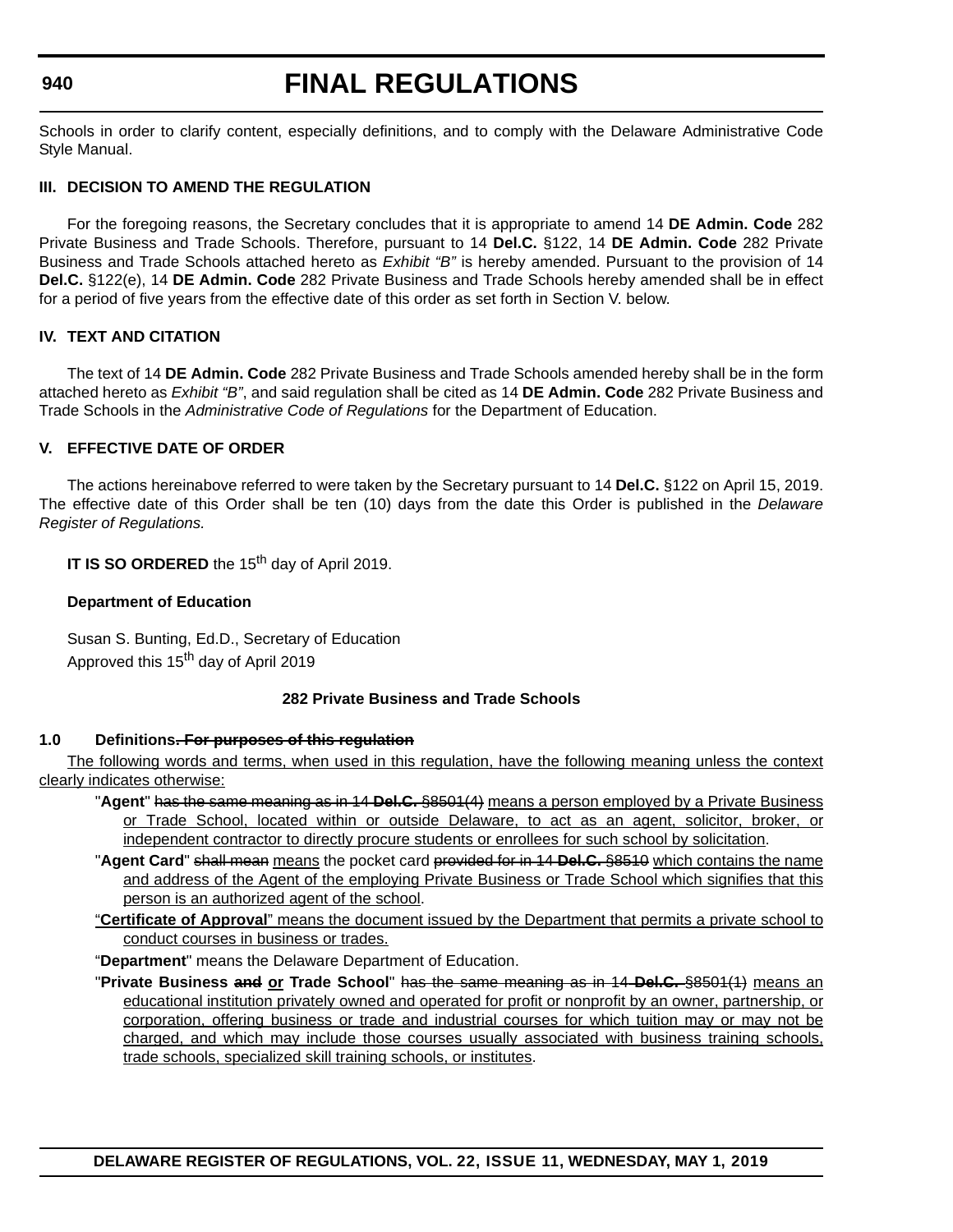Schools in order to clarify content, especially definitions, and to comply with the Delaware Administrative Code Style Manual.

**III. DECISION TO AMEND THE REGULATION**

For the foregoing reasons, the Secretary concludes that it is appropriate to amend 14 **DE Admin. Code** 282 Private Business and Trade Schools. Therefore, pursuant to 14 **Del.C.** §122, 14 **DE Admin. Code** 282 Private Business and Trade Schools attached hereto as *Exhibit "B"* is hereby amended. Pursuant to the provision of 14 **Del.C.** §122(e), 14 **DE Admin. Code** 282 Private Business and Trade Schools hereby amended shall be in effect for a period of five years from the effective date of this order as set forth in Section V. below.

**IV. TEXT AND CITATION**

The text of 14 **DE Admin. Code** 282 Private Business and Trade Schools amended hereby shall be in the form attached hereto as *Exhibit "B"*, and said regulation shall be cited as 14 **DE Admin. Code** 282 Private Business and Trade Schools in the *Administrative Code of Regulations* for the Department of Education.

**V. EFFECTIVE DATE OF ORDER**

The actions hereinabove referred to were taken by the Secretary pursuant to 14 **Del.C.** §122 on April 15, 2019. The effective date of this Order shall be ten (10) days from the date this Order is published in the *Delaware Register of Regulations.*

**IT IS SO ORDERED** the 15th day of April 2019.

**Department of Education**

Susan S. Bunting, Ed.D., Secretary of Education
Approved this 15th day of April 2019

**282 Private Business and Trade Schools**

**1.0 Definitions~~. For purposes of this regulation~~**

<u>The following words and terms, when used in this regulation, have the following meaning unless the context clearly indicates otherwise:</u>

"**Agent**" ~~has the same meaning as in 14 **Del.C.** §8501(4)~~ <u>means a person employed by a Private Business or Trade School, located within or outside Delaware, to act as an agent, solicitor, broker, or independent contractor to directly procure students or enrollees for such school by solicitation</u>.

"**Agent Card**" ~~shall mean~~ <u>means</u> the pocket card ~~provided for in 14 **Del.C.** §8510~~ <u>which contains the name and address of the Agent of the employing Private Business or Trade School which signifies that this person is an authorized agent of the school</u>.

<u>"**Certificate of Approval**" means the document issued by the Department that permits a private school to conduct courses in business or trades.</u>

"**Department**" means the Delaware Department of Education.

"**Private Business ~~and~~ <u>or</u> Trade School**" ~~has the same meaning as in 14 **Del.C.** §8501(1)~~ <u>means an educational institution privately owned and operated for profit or nonprofit by an owner, partnership, or corporation, offering business or trade and industrial courses for which tuition may or may not be charged, and which may include those courses usually associated with business training schools, trade schools, specialized skill training schools, or institutes</u>.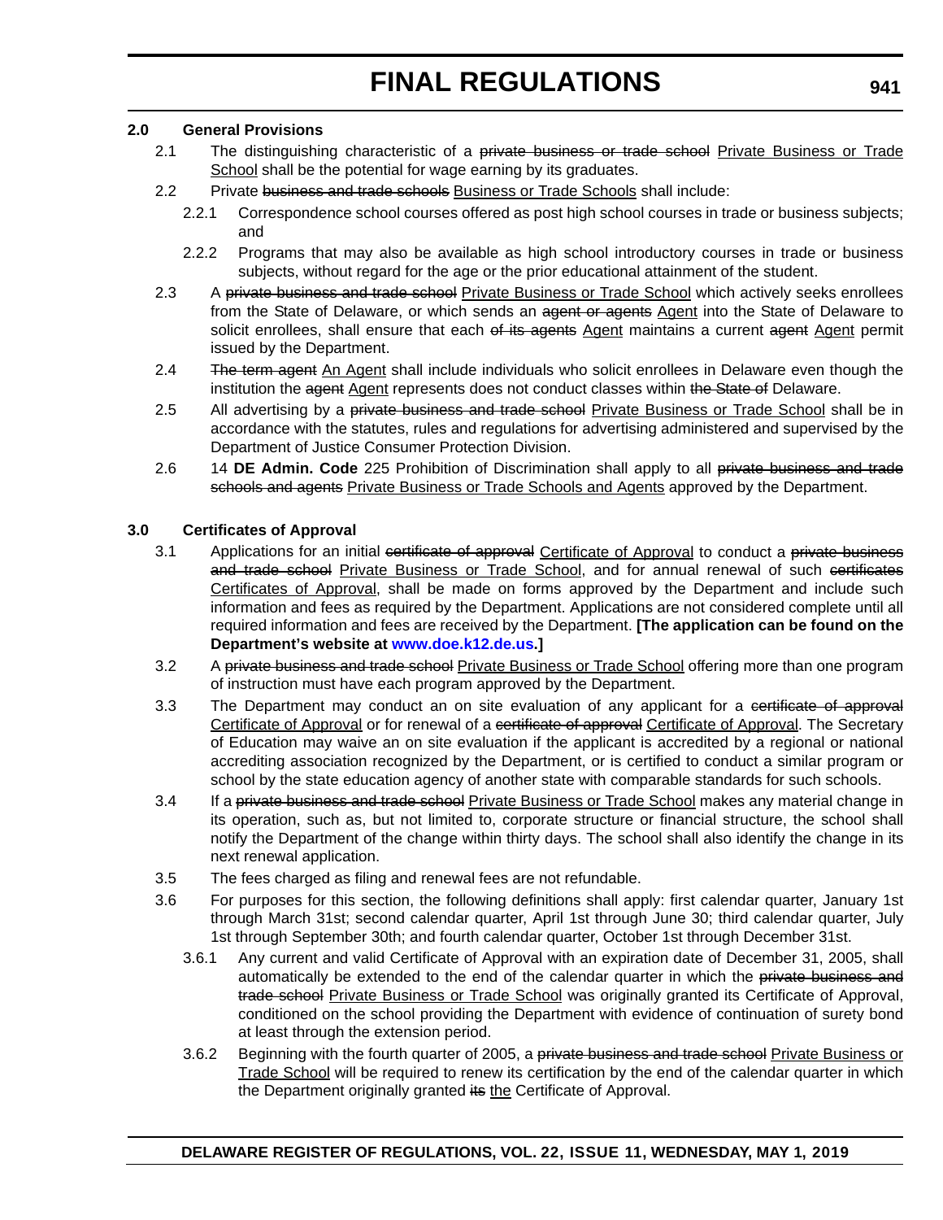**2.0 General Provisions**

2.1 The distinguishing characteristic of a ~~private business or trade school~~ <u>Private Business or Trade School</u> shall be the potential for wage earning by its graduates.

2.2 Private ~~business and trade schools~~ <u>Business or Trade Schools</u> shall include:

2.2.1 Correspondence school courses offered as post high school courses in trade or business subjects; and

2.2.2 Programs that may also be available as high school introductory courses in trade or business subjects, without regard for the age or the prior educational attainment of the student.

2.3 A ~~private business and trade school~~ <u>Private Business or Trade School</u> which actively seeks enrollees from the State of Delaware, or which sends an ~~agent or agents~~ <u>Agent</u> into the State of Delaware to solicit enrollees, shall ensure that each ~~of its agents~~ <u>Agent</u> maintains a current ~~agent~~ <u>Agent</u> permit issued by the Department.

2.4 ~~The term agent~~ <u>An Agent</u> shall include individuals who solicit enrollees in Delaware even though the institution the ~~agent~~ <u>Agent</u> represents does not conduct classes within ~~the State of~~ Delaware.

2.5 All advertising by a ~~private business and trade school~~ <u>Private Business or Trade School</u> shall be in accordance with the statutes, rules and regulations for advertising administered and supervised by the Department of Justice Consumer Protection Division.

2.6 14 **DE Admin. Code** 225 Prohibition of Discrimination shall apply to all ~~private business and trade schools and agents~~ <u>Private Business or Trade Schools and Agents</u> approved by the Department.

**3.0 Certificates of Approval**

3.1 Applications for an initial ~~certificate of approval~~ <u>Certificate of Approval</u> to conduct a ~~private business and trade school~~ <u>Private Business or Trade School</u>, and for annual renewal of such ~~certificates~~ <u>Certificates of Approval</u>, shall be made on forms approved by the Department and include such information and fees as required by the Department. Applications are not considered complete until all required information and fees are received by the Department. **[The application can be found on the Department's website at www.doe.k12.de.us.]**

3.2 A ~~private business and trade school~~ <u>Private Business or Trade School</u> offering more than one program of instruction must have each program approved by the Department.

3.3 The Department may conduct an on site evaluation of any applicant for a ~~certificate of approval~~ <u>Certificate of Approval</u> or for renewal of a ~~certificate of approval~~ <u>Certificate of Approval</u>. The Secretary of Education may waive an on site evaluation if the applicant is accredited by a regional or national accrediting association recognized by the Department, or is certified to conduct a similar program or school by the state education agency of another state with comparable standards for such schools.

3.4 If a ~~private business and trade school~~ <u>Private Business or Trade School</u> makes any material change in its operation, such as, but not limited to, corporate structure or financial structure, the school shall notify the Department of the change within thirty days. The school shall also identify the change in its next renewal application.

3.5 The fees charged as filing and renewal fees are not refundable.

3.6 For purposes for this section, the following definitions shall apply: first calendar quarter, January 1st through March 31st; second calendar quarter, April 1st through June 30; third calendar quarter, July 1st through September 30th; and fourth calendar quarter, October 1st through December 31st.

3.6.1 Any current and valid Certificate of Approval with an expiration date of December 31, 2005, shall automatically be extended to the end of the calendar quarter in which the ~~private business and trade school~~ <u>Private Business or Trade School</u> was originally granted its Certificate of Approval, conditioned on the school providing the Department with evidence of continuation of surety bond at least through the extension period.

3.6.2 Beginning with the fourth quarter of 2005, a ~~private business and trade school~~ <u>Private Business or Trade School</u> will be required to renew its certification by the end of the calendar quarter in which the Department originally granted ~~its~~ <u>the</u> Certificate of Approval.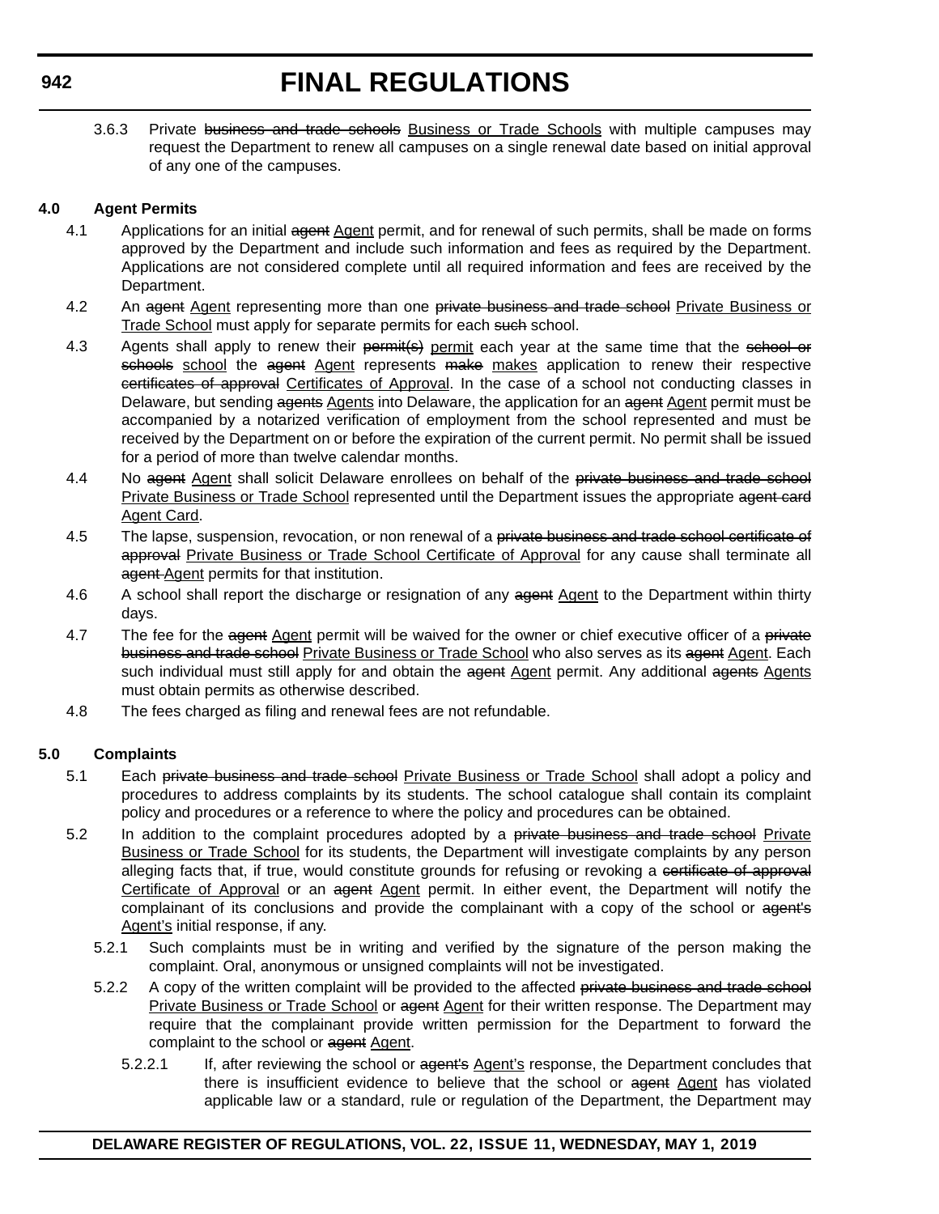3.6.3 Private ~~business and trade schools~~ Business or Trade Schools with multiple campuses may request the Department to renew all campuses on a single renewal date based on initial approval of any one of the campuses.

**4.0 Agent Permits**

4.1 Applications for an initial ~~agent~~ Agent permit, and for renewal of such permits, shall be made on forms approved by the Department and include such information and fees as required by the Department. Applications are not considered complete until all required information and fees are received by the Department.

4.2 An ~~agent~~ Agent representing more than one ~~private business and trade school~~ Private Business or Trade School must apply for separate permits for each ~~such~~ school.

4.3 Agents shall apply to renew their ~~permit(s)~~ permit each year at the same time that the ~~school or schools~~ school the ~~agent~~ Agent represents ~~make~~ makes application to renew their respective ~~certificates of approval~~ Certificates of Approval. In the case of a school not conducting classes in Delaware, but sending ~~agents~~ Agents into Delaware, the application for an ~~agent~~ Agent permit must be accompanied by a notarized verification of employment from the school represented and must be received by the Department on or before the expiration of the current permit. No permit shall be issued for a period of more than twelve calendar months.

4.4 No ~~agent~~ Agent shall solicit Delaware enrollees on behalf of the ~~private business and trade school~~ Private Business or Trade School represented until the Department issues the appropriate ~~agent card~~ Agent Card.

4.5 The lapse, suspension, revocation, or non renewal of a ~~private business and trade school certificate of approval~~ Private Business or Trade School Certificate of Approval for any cause shall terminate all ~~agent~~ Agent permits for that institution.

4.6 A school shall report the discharge or resignation of any ~~agent~~ Agent to the Department within thirty days.

4.7 The fee for the ~~agent~~ Agent permit will be waived for the owner or chief executive officer of a ~~private business and trade school~~ Private Business or Trade School who also serves as its ~~agent~~ Agent. Each such individual must still apply for and obtain the ~~agent~~ Agent permit. Any additional ~~agents~~ Agents must obtain permits as otherwise described.

4.8 The fees charged as filing and renewal fees are not refundable.

**5.0 Complaints**

5.1 Each ~~private business and trade school~~ Private Business or Trade School shall adopt a policy and procedures to address complaints by its students. The school catalogue shall contain its complaint policy and procedures or a reference to where the policy and procedures can be obtained.

5.2 In addition to the complaint procedures adopted by a ~~private business and trade school~~ Private Business or Trade School for its students, the Department will investigate complaints by any person alleging facts that, if true, would constitute grounds for refusing or revoking a ~~certificate of approval~~ Certificate of Approval or an ~~agent~~ Agent permit. In either event, the Department will notify the complainant of its conclusions and provide the complainant with a copy of the school or ~~agent's~~ Agent's initial response, if any.

5.2.1 Such complaints must be in writing and verified by the signature of the person making the complaint. Oral, anonymous or unsigned complaints will not be investigated.

5.2.2 A copy of the written complaint will be provided to the affected ~~private business and trade school~~ Private Business or Trade School or ~~agent~~ Agent for their written response. The Department may require that the complainant provide written permission for the Department to forward the complaint to the school or ~~agent~~ Agent.

5.2.2.1 If, after reviewing the school or ~~agent's~~ Agent's response, the Department concludes that there is insufficient evidence to believe that the school or ~~agent~~ Agent has violated applicable law or a standard, rule or regulation of the Department, the Department may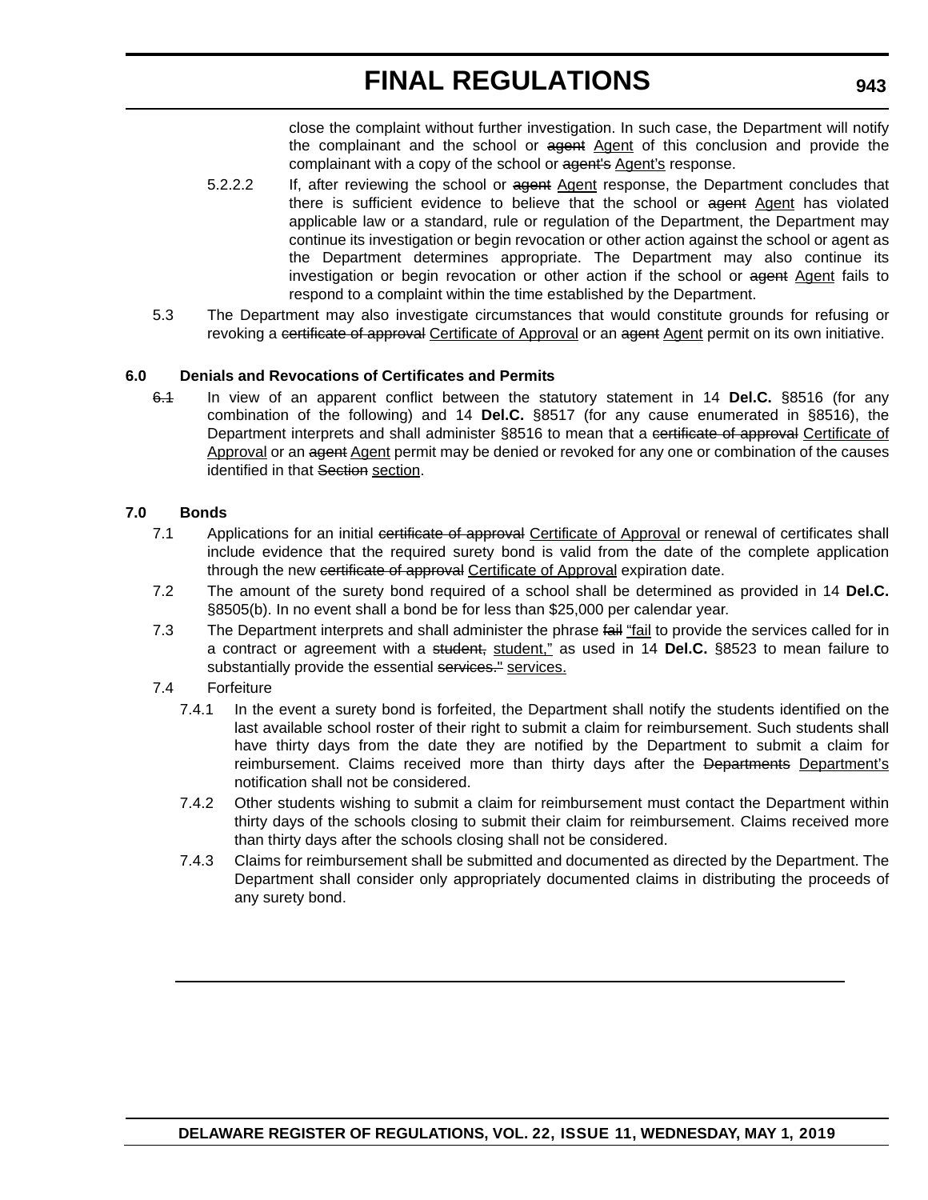close the complaint without further investigation. In such case, the Department will notify the complainant and the school or ~~agent~~ Agent of this conclusion and provide the complainant with a copy of the school or ~~agent's~~ Agent's response.

5.2.2.2 If, after reviewing the school or ~~agent~~ Agent response, the Department concludes that there is sufficient evidence to believe that the school or ~~agent~~ Agent has violated applicable law or a standard, rule or regulation of the Department, the Department may continue its investigation or begin revocation or other action against the school or agent as the Department determines appropriate. The Department may also continue its investigation or begin revocation or other action if the school or ~~agent~~ Agent fails to respond to a complaint within the time established by the Department.

5.3 The Department may also investigate circumstances that would constitute grounds for refusing or revoking a ~~certificate of approval~~ Certificate of Approval or an ~~agent~~ Agent permit on its own initiative.

**6.0 Denials and Revocations of Certificates and Permits**

~~6.1~~ In view of an apparent conflict between the statutory statement in 14 **Del.C.** §8516 (for any combination of the following) and 14 **Del.C.** §8517 (for any cause enumerated in §8516), the Department interprets and shall administer §8516 to mean that a ~~certificate of approval~~ Certificate of Approval or an ~~agent~~ Agent permit may be denied or revoked for any one or combination of the causes identified in that ~~Section~~ section.

**7.0 Bonds**

7.1 Applications for an initial ~~certificate of approval~~ Certificate of Approval or renewal of certificates shall include evidence that the required surety bond is valid from the date of the complete application through the new ~~certificate of approval~~ Certificate of Approval expiration date.

7.2 The amount of the surety bond required of a school shall be determined as provided in 14 **Del.C.** §8505(b). In no event shall a bond be for less than $25,000 per calendar year.

7.3 The Department interprets and shall administer the phrase ~~fail~~ "fail to provide the services called for in a contract or agreement with a ~~student,~~ student," as used in 14 **Del.C.** §8523 to mean failure to substantially provide the essential ~~services."~~ services.

7.4 Forfeiture

7.4.1 In the event a surety bond is forfeited, the Department shall notify the students identified on the last available school roster of their right to submit a claim for reimbursement. Such students shall have thirty days from the date they are notified by the Department to submit a claim for reimbursement. Claims received more than thirty days after the ~~Departments~~ Department's notification shall not be considered.

7.4.2 Other students wishing to submit a claim for reimbursement must contact the Department within thirty days of the schools closing to submit their claim for reimbursement. Claims received more than thirty days after the schools closing shall not be considered.

7.4.3 Claims for reimbursement shall be submitted and documented as directed by the Department. The Department shall consider only appropriately documented claims in distributing the proceeds of any surety bond.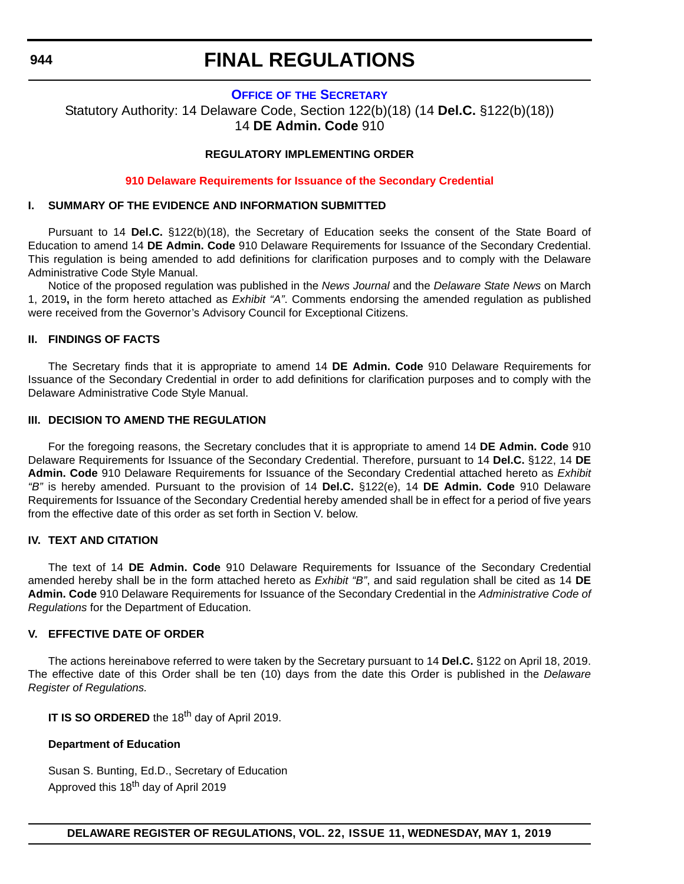# FINAL REGULATIONS

## OFFICE OF THE SECRETARY

Statutory Authority: 14 Delaware Code, Section 122(b)(18) (14 **Del.C.** §122(b)(18))
14 **DE Admin. Code** 910

**REGULATORY IMPLEMENTING ORDER**

**910 Delaware Requirements for Issuance of the Secondary Credential**

### I. SUMMARY OF THE EVIDENCE AND INFORMATION SUBMITTED

Pursuant to 14 **Del.C.** §122(b)(18), the Secretary of Education seeks the consent of the State Board of Education to amend 14 **DE Admin. Code** 910 Delaware Requirements for Issuance of the Secondary Credential. This regulation is being amended to add definitions for clarification purposes and to comply with the Delaware Administrative Code Style Manual.

Notice of the proposed regulation was published in the *News Journal* and the *Delaware State News* on March 1, 2019**,** in the form hereto attached as *Exhibit "A"*. Comments endorsing the amended regulation as published were received from the Governor's Advisory Council for Exceptional Citizens.

### II. FINDINGS OF FACTS

The Secretary finds that it is appropriate to amend 14 **DE Admin. Code** 910 Delaware Requirements for Issuance of the Secondary Credential in order to add definitions for clarification purposes and to comply with the Delaware Administrative Code Style Manual.

### III. DECISION TO AMEND THE REGULATION

For the foregoing reasons, the Secretary concludes that it is appropriate to amend 14 **DE Admin. Code** 910 Delaware Requirements for Issuance of the Secondary Credential. Therefore, pursuant to 14 **Del.C.** §122, 14 **DE Admin. Code** 910 Delaware Requirements for Issuance of the Secondary Credential attached hereto as *Exhibit "B"* is hereby amended. Pursuant to the provision of 14 **Del.C.** §122(e), 14 **DE Admin. Code** 910 Delaware Requirements for Issuance of the Secondary Credential hereby amended shall be in effect for a period of five years from the effective date of this order as set forth in Section V. below.

### IV. TEXT AND CITATION

The text of 14 **DE Admin. Code** 910 Delaware Requirements for Issuance of the Secondary Credential amended hereby shall be in the form attached hereto as *Exhibit "B"*, and said regulation shall be cited as 14 **DE Admin. Code** 910 Delaware Requirements for Issuance of the Secondary Credential in the *Administrative Code of Regulations* for the Department of Education.

### V. EFFECTIVE DATE OF ORDER

The actions hereinabove referred to were taken by the Secretary pursuant to 14 **Del.C.** §122 on April 18, 2019. The effective date of this Order shall be ten (10) days from the date this Order is published in the *Delaware Register of Regulations.*

**IT IS SO ORDERED** the 18th day of April 2019.

**Department of Education**

Susan S. Bunting, Ed.D., Secretary of Education
Approved this 18th day of April 2019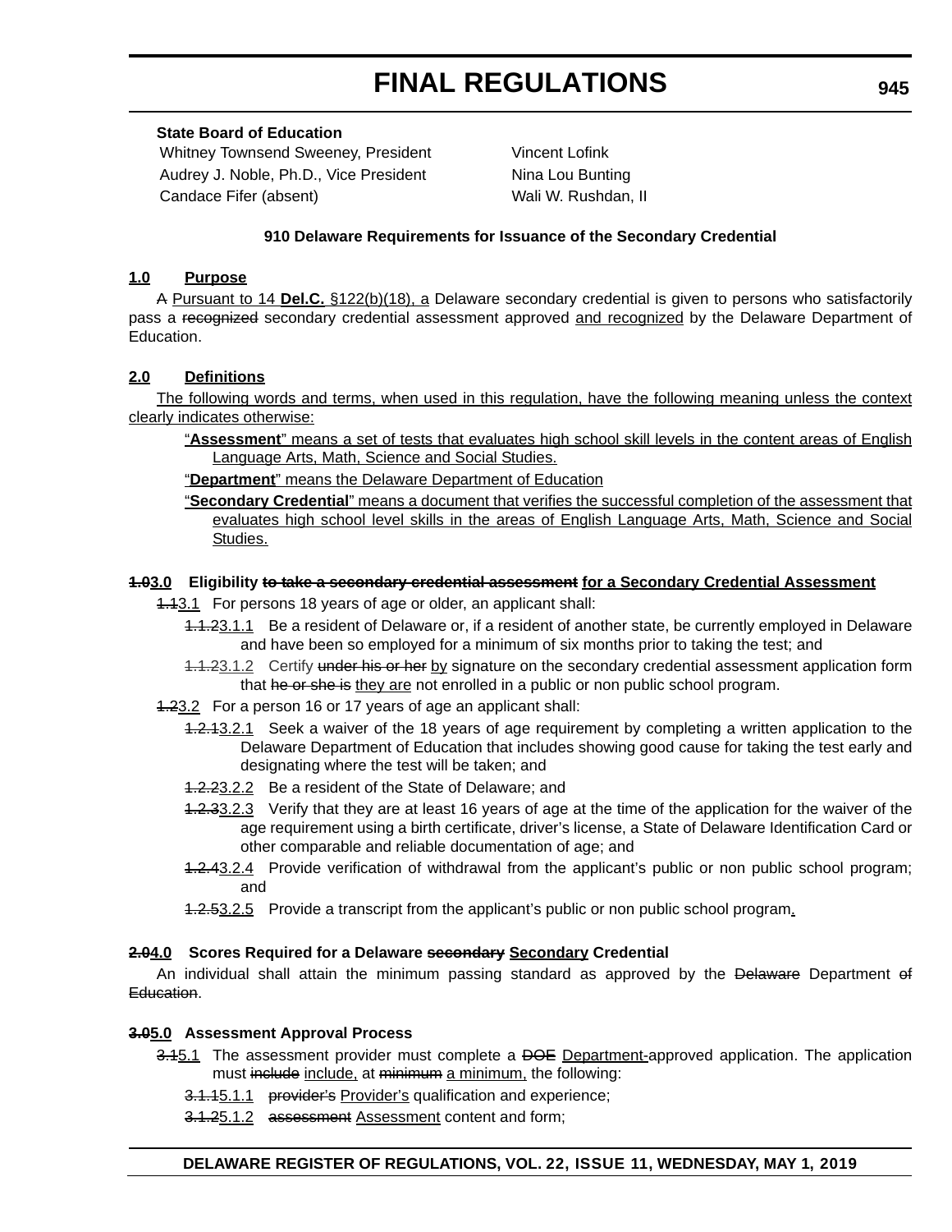**State Board of Education**

| | |
|---|---|
| Whitney Townsend Sweeney, President | Vincent Lofink |
| Audrey J. Noble, Ph.D., Vice President | Nina Lou Bunting |
| Candace Fifer (absent) | Wali W. Rushdan, II |

### 910 Delaware Requirements for Issuance of the Secondary Credential

**1.0 Purpose**

~~A~~ Pursuant to 14 **Del.C.** §122(b)(18), a Delaware secondary credential is given to persons who satisfactorily pass a ~~recognized~~ secondary credential assessment approved and recognized by the Delaware Department of Education.

**2.0 Definitions**

The following words and terms, when used in this regulation, have the following meaning unless the context clearly indicates otherwise:

"**Assessment**" means a set of tests that evaluates high school skill levels in the content areas of English Language Arts, Math, Science and Social Studies.

"**Department**" means the Delaware Department of Education

"**Secondary Credential**" means a document that verifies the successful completion of the assessment that evaluates high school level skills in the areas of English Language Arts, Math, Science and Social Studies.

**~~1.0~~3.0 Eligibility ~~to take a secondary credential assessment~~ for a Secondary Credential Assessment**

~~1.1~~3.1 For persons 18 years of age or older, an applicant shall:

~~1.1.2~~3.1.1 Be a resident of Delaware or, if a resident of another state, be currently employed in Delaware and have been so employed for a minimum of six months prior to taking the test; and

~~1.1.2~~3.1.2 Certify ~~under his or her~~ by signature on the secondary credential assessment application form that ~~he or she is~~ they are not enrolled in a public or non public school program.

~~1.2~~3.2 For a person 16 or 17 years of age an applicant shall:

~~1.2.1~~3.2.1 Seek a waiver of the 18 years of age requirement by completing a written application to the Delaware Department of Education that includes showing good cause for taking the test early and designating where the test will be taken; and

~~1.2.2~~3.2.2 Be a resident of the State of Delaware; and

~~1.2.3~~3.2.3 Verify that they are at least 16 years of age at the time of the application for the waiver of the age requirement using a birth certificate, driver's license, a State of Delaware Identification Card or other comparable and reliable documentation of age; and

~~1.2.4~~3.2.4 Provide verification of withdrawal from the applicant's public or non public school program; and

~~1.2.5~~3.2.5 Provide a transcript from the applicant's public or non public school program.

**~~2.0~~4.0 Scores Required for a Delaware ~~secondary~~ Secondary Credential**

An individual shall attain the minimum passing standard as approved by the ~~Delaware~~ Department ~~of Education~~.

**~~3.0~~5.0 Assessment Approval Process**

~~3.1~~5.1 The assessment provider must complete a ~~DOE~~ Department-approved application. The application must ~~include~~ include, at ~~minimum~~ a minimum, the following:

~~3.1.1~~5.1.1 ~~provider's~~ Provider's qualification and experience;

~~3.1.2~~5.1.2 ~~assessment~~ Assessment content and form;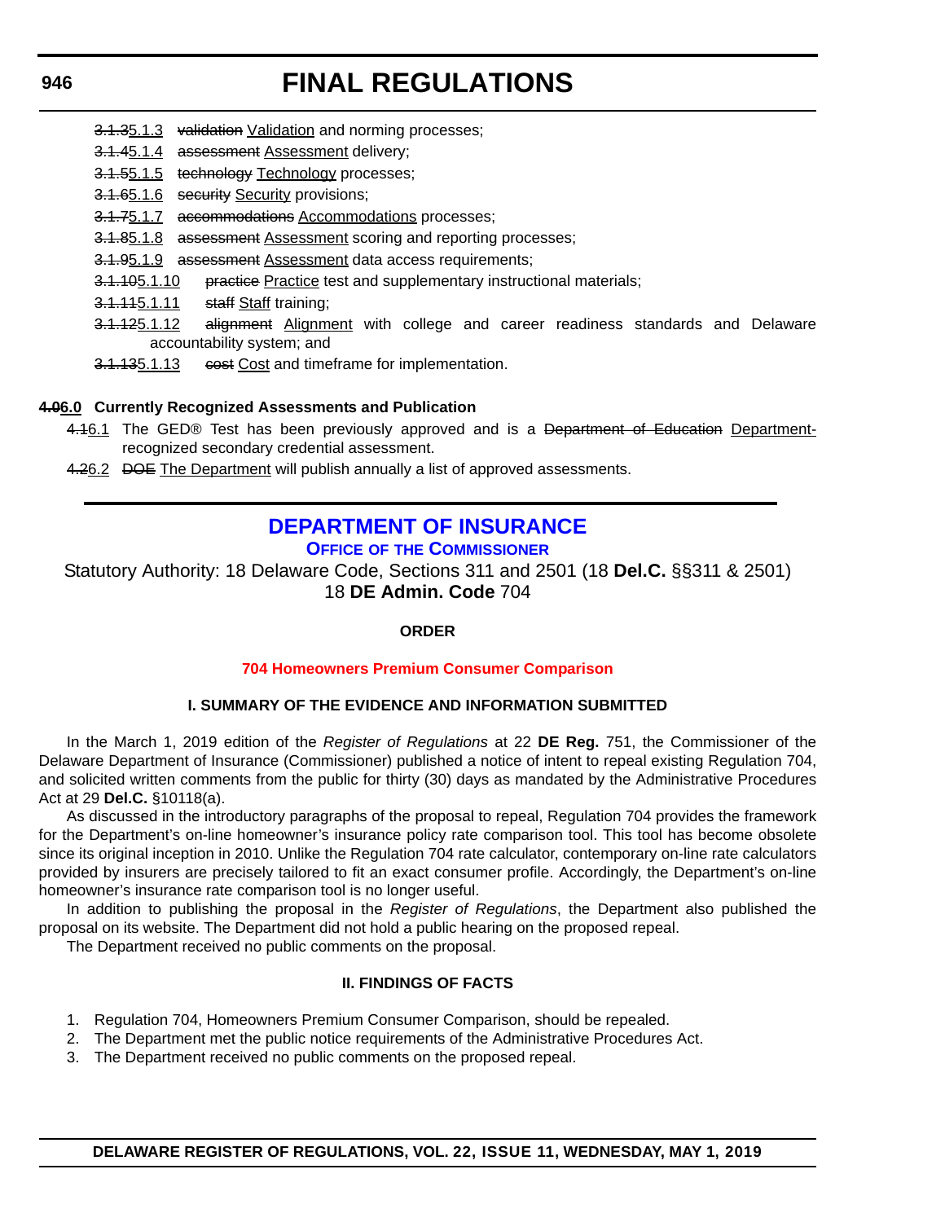~~3.1.3~~5.1.3 ~~validation~~ Validation and norming processes;

~~3.1.4~~5.1.4 ~~assessment~~ Assessment delivery;

~~3.1.5~~5.1.5 ~~technology~~ Technology processes;

~~3.1.6~~5.1.6 ~~security~~ Security provisions;

~~3.1.7~~5.1.7 ~~accommodations~~ Accommodations processes;

~~3.1.8~~5.1.8 ~~assessment~~ Assessment scoring and reporting processes;

~~3.1.9~~5.1.9 ~~assessment~~ Assessment data access requirements;

~~3.1.10~~5.1.10 ~~practice~~ Practice test and supplementary instructional materials;

~~3.1.11~~5.1.11 ~~staff~~ Staff training;

~~3.1.12~~5.1.12 ~~alignment~~ Alignment with college and career readiness standards and Delaware accountability system; and

~~3.1.13~~5.1.13 ~~cost~~ Cost and timeframe for implementation.

**~~4.0~~6.0 Currently Recognized Assessments and Publication**

~~4.1~~6.1 The GED® Test has been previously approved and is a ~~Department of Education~~ Department-recognized secondary credential assessment.

~~4.2~~6.2 ~~DOE~~ The Department will publish annually a list of approved assessments.

---

## DEPARTMENT OF INSURANCE

### OFFICE OF THE COMMISSIONER

Statutory Authority: 18 Delaware Code, Sections 311 and 2501 (18 **Del.C.** §§311 & 2501)
18 **DE Admin. Code** 704

**ORDER**

**704 Homeowners Premium Consumer Comparison**

**I. SUMMARY OF THE EVIDENCE AND INFORMATION SUBMITTED**

In the March 1, 2019 edition of the *Register of Regulations* at 22 **DE Reg.** 751, the Commissioner of the Delaware Department of Insurance (Commissioner) published a notice of intent to repeal existing Regulation 704, and solicited written comments from the public for thirty (30) days as mandated by the Administrative Procedures Act at 29 **Del.C.** §10118(a).

As discussed in the introductory paragraphs of the proposal to repeal, Regulation 704 provides the framework for the Department's on-line homeowner's insurance policy rate comparison tool. This tool has become obsolete since its original inception in 2010. Unlike the Regulation 704 rate calculator, contemporary on-line rate calculators provided by insurers are precisely tailored to fit an exact consumer profile. Accordingly, the Department's on-line homeowner's insurance rate comparison tool is no longer useful.

In addition to publishing the proposal in the *Register of Regulations*, the Department also published the proposal on its website. The Department did not hold a public hearing on the proposed repeal.

The Department received no public comments on the proposal.

**II. FINDINGS OF FACTS**

1. Regulation 704, Homeowners Premium Consumer Comparison, should be repealed.
2. The Department met the public notice requirements of the Administrative Procedures Act.
3. The Department received no public comments on the proposed repeal.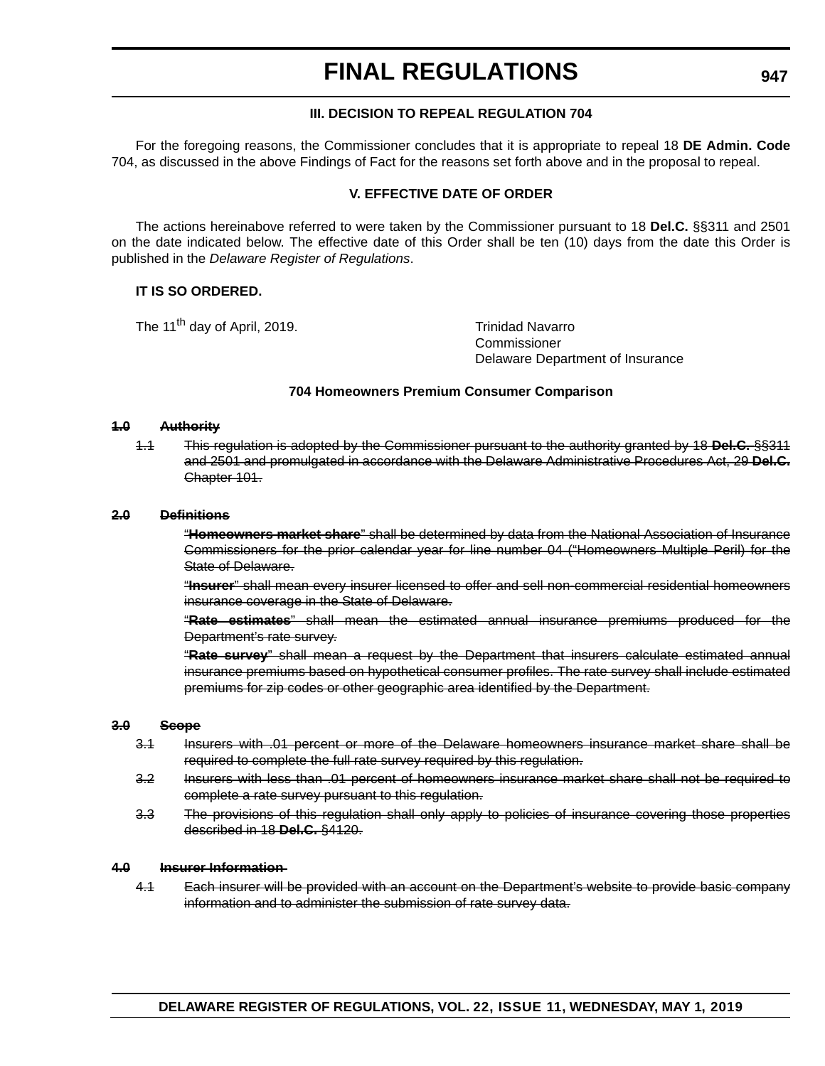### III. DECISION TO REPEAL REGULATION 704

For the foregoing reasons, the Commissioner concludes that it is appropriate to repeal 18 **DE Admin. Code** 704, as discussed in the above Findings of Fact for the reasons set forth above and in the proposal to repeal.

### V. EFFECTIVE DATE OF ORDER

The actions hereinabove referred to were taken by the Commissioner pursuant to 18 **Del.C.** §§311 and 2501 on the date indicated below. The effective date of this Order shall be ten (10) days from the date this Order is published in the *Delaware Register of Regulations*.

**IT IS SO ORDERED.**

The 11th day of April, 2019.

Trinidad Navarro
Commissioner
Delaware Department of Insurance

### 704 Homeowners Premium Consumer Comparison

~~**1.0 Authority**~~

~~1.1 This regulation is adopted by the Commissioner pursuant to the authority granted by 18 **Del.C.** §§311 and 2501 and promulgated in accordance with the Delaware Administrative Procedures Act, 29 **Del.C.** Chapter 101.~~

~~**2.0 Definitions**~~

~~"**Homeowners market share**" shall be determined by data from the National Association of Insurance Commissioners for the prior calendar year for line number 04 ("Homeowners Multiple Peril) for the State of Delaware.~~

~~"**Insurer**" shall mean every insurer licensed to offer and sell non-commercial residential homeowners insurance coverage in the State of Delaware.~~

~~"**Rate estimates**" shall mean the estimated annual insurance premiums produced for the Department's rate survey.~~

~~"**Rate survey**" shall mean a request by the Department that insurers calculate estimated annual insurance premiums based on hypothetical consumer profiles. The rate survey shall include estimated premiums for zip codes or other geographic area identified by the Department.~~

~~**3.0 Scope**~~

~~3.1 Insurers with .01 percent or more of the Delaware homeowners insurance market share shall be required to complete the full rate survey required by this regulation.~~

~~3.2 Insurers with less than .01 percent of homeowners insurance market share shall not be required to complete a rate survey pursuant to this regulation.~~

~~3.3 The provisions of this regulation shall only apply to policies of insurance covering those properties described in 18 **Del.C.** §4120.~~

~~**4.0 Insurer Information**~~

~~4.1 Each insurer will be provided with an account on the Department's website to provide basic company information and to administer the submission of rate survey data.~~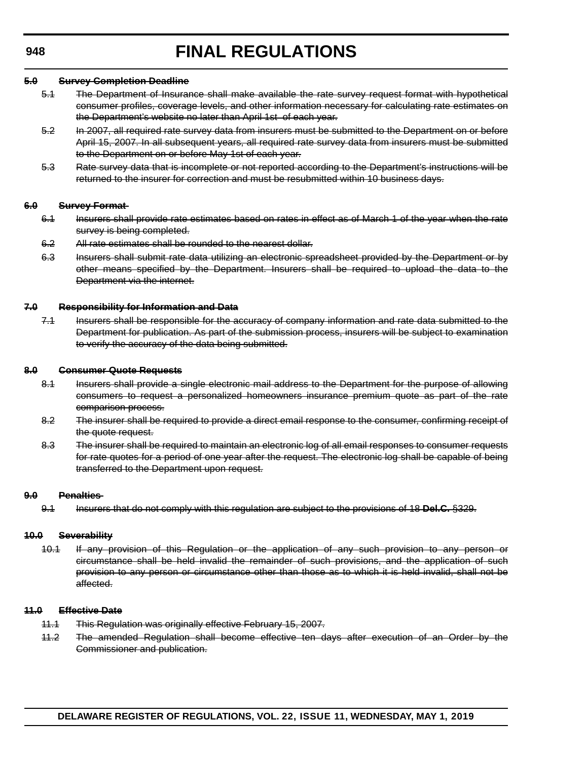~~**5.0 Survey Completion Deadline**~~

~~5.1 The Department of Insurance shall make available the rate survey request format with hypothetical consumer profiles, coverage levels, and other information necessary for calculating rate estimates on the Department's website no later than April 1st of each year.~~

~~5.2 In 2007, all required rate survey data from insurers must be submitted to the Department on or before April 15, 2007. In all subsequent years, all required rate survey data from insurers must be submitted to the Department on or before May 1st of each year.~~

~~5.3 Rate survey data that is incomplete or not reported according to the Department's instructions will be returned to the insurer for correction and must be resubmitted within 10 business days.~~

~~**6.0 Survey Format**~~

~~6.1 Insurers shall provide rate estimates based on rates in effect as of March 1 of the year when the rate survey is being completed.~~

~~6.2 All rate estimates shall be rounded to the nearest dollar.~~

~~6.3 Insurers shall submit rate data utilizing an electronic spreadsheet provided by the Department or by other means specified by the Department. Insurers shall be required to upload the data to the Department via the internet.~~

~~**7.0 Responsibility for Information and Data**~~

~~7.1 Insurers shall be responsible for the accuracy of company information and rate data submitted to the Department for publication. As part of the submission process, insurers will be subject to examination to verify the accuracy of the data being submitted.~~

~~**8.0 Consumer Quote Requests**~~

~~8.1 Insurers shall provide a single electronic mail address to the Department for the purpose of allowing consumers to request a personalized homeowners insurance premium quote as part of the rate comparison process.~~

~~8.2 The insurer shall be required to provide a direct email response to the consumer, confirming receipt of the quote request.~~

~~8.3 The insurer shall be required to maintain an electronic log of all email responses to consumer requests for rate quotes for a period of one year after the request. The electronic log shall be capable of being transferred to the Department upon request.~~

~~**9.0 Penalties**~~

~~9.1 Insurers that do not comply with this regulation are subject to the provisions of 18 **Del.C.** §329.~~

~~**10.0 Severability**~~

~~10.1 If any provision of this Regulation or the application of any such provision to any person or circumstance shall be held invalid the remainder of such provisions, and the application of such provision to any person or circumstance other than those as to which it is held invalid, shall not be affected.~~

~~**11.0 Effective Date**~~

~~11.1 This Regulation was originally effective February 15, 2007.~~

~~11.2 The amended Regulation shall become effective ten days after execution of an Order by the Commissioner and publication.~~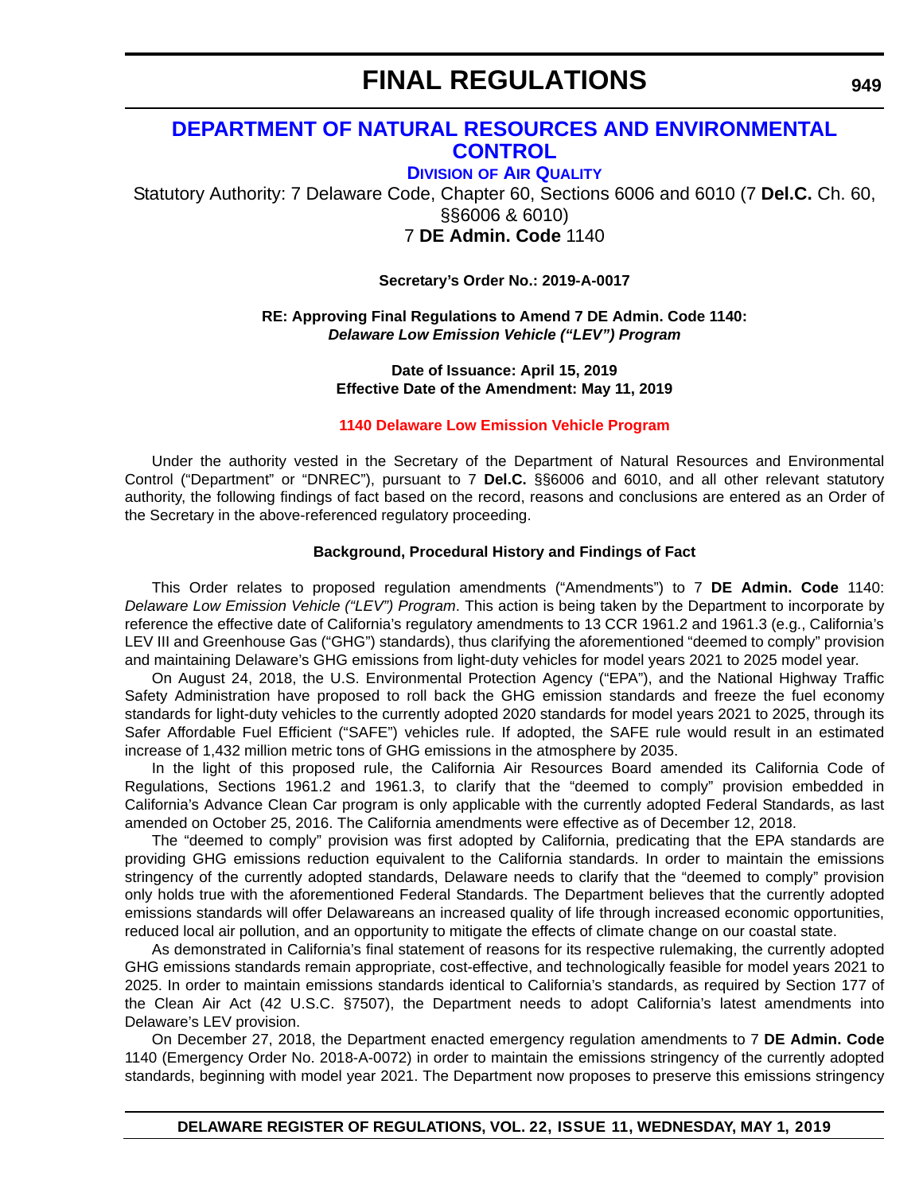# FINAL REGULATIONS

## DEPARTMENT OF NATURAL RESOURCES AND ENVIRONMENTAL CONTROL

### DIVISION OF AIR QUALITY

Statutory Authority: 7 Delaware Code, Chapter 60, Sections 6006 and 6010 (7 **Del.C.** Ch. 60, §§6006 & 6010)
7 **DE Admin. Code** 1140

**Secretary's Order No.: 2019-A-0017**

**RE: Approving Final Regulations to Amend 7 DE Admin. Code 1140:**
***Delaware Low Emission Vehicle ("LEV") Program***

**Date of Issuance: April 15, 2019**
**Effective Date of the Amendment: May 11, 2019**

**1140 Delaware Low Emission Vehicle Program**

Under the authority vested in the Secretary of the Department of Natural Resources and Environmental Control ("Department" or "DNREC"), pursuant to 7 **Del.C.** §§6006 and 6010, and all other relevant statutory authority, the following findings of fact based on the record, reasons and conclusions are entered as an Order of the Secretary in the above-referenced regulatory proceeding.

**Background, Procedural History and Findings of Fact**

This Order relates to proposed regulation amendments ("Amendments") to 7 **DE Admin. Code** 1140: *Delaware Low Emission Vehicle ("LEV") Program*. This action is being taken by the Department to incorporate by reference the effective date of California's regulatory amendments to 13 CCR 1961.2 and 1961.3 (e.g., California's LEV III and Greenhouse Gas ("GHG") standards), thus clarifying the aforementioned "deemed to comply" provision and maintaining Delaware's GHG emissions from light-duty vehicles for model years 2021 to 2025 model year.

On August 24, 2018, the U.S. Environmental Protection Agency ("EPA"), and the National Highway Traffic Safety Administration have proposed to roll back the GHG emission standards and freeze the fuel economy standards for light-duty vehicles to the currently adopted 2020 standards for model years 2021 to 2025, through its Safer Affordable Fuel Efficient ("SAFE") vehicles rule. If adopted, the SAFE rule would result in an estimated increase of 1,432 million metric tons of GHG emissions in the atmosphere by 2035.

In the light of this proposed rule, the California Air Resources Board amended its California Code of Regulations, Sections 1961.2 and 1961.3, to clarify that the "deemed to comply" provision embedded in California's Advance Clean Car program is only applicable with the currently adopted Federal Standards, as last amended on October 25, 2016. The California amendments were effective as of December 12, 2018.

The "deemed to comply" provision was first adopted by California, predicating that the EPA standards are providing GHG emissions reduction equivalent to the California standards. In order to maintain the emissions stringency of the currently adopted standards, Delaware needs to clarify that the "deemed to comply" provision only holds true with the aforementioned Federal Standards. The Department believes that the currently adopted emissions standards will offer Delawareans an increased quality of life through increased economic opportunities, reduced local air pollution, and an opportunity to mitigate the effects of climate change on our coastal state.

As demonstrated in California's final statement of reasons for its respective rulemaking, the currently adopted GHG emissions standards remain appropriate, cost-effective, and technologically feasible for model years 2021 to 2025. In order to maintain emissions standards identical to California's standards, as required by Section 177 of the Clean Air Act (42 U.S.C. §7507), the Department needs to adopt California's latest amendments into Delaware's LEV provision.

On December 27, 2018, the Department enacted emergency regulation amendments to 7 **DE Admin. Code** 1140 (Emergency Order No. 2018-A-0072) in order to maintain the emissions stringency of the currently adopted standards, beginning with model year 2021. The Department now proposes to preserve this emissions stringency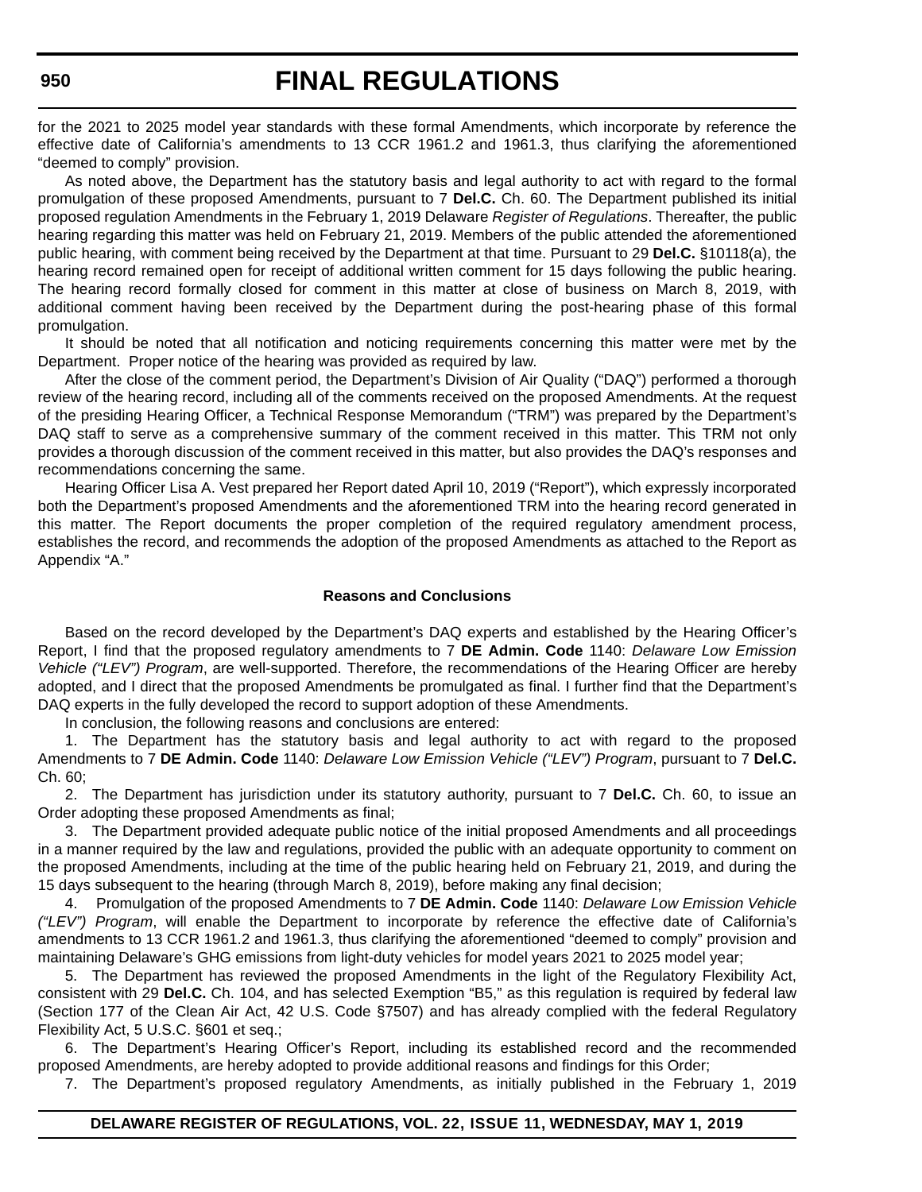for the 2021 to 2025 model year standards with these formal Amendments, which incorporate by reference the effective date of California's amendments to 13 CCR 1961.2 and 1961.3, thus clarifying the aforementioned "deemed to comply" provision.

As noted above, the Department has the statutory basis and legal authority to act with regard to the formal promulgation of these proposed Amendments, pursuant to 7 **Del.C.** Ch. 60. The Department published its initial proposed regulation Amendments in the February 1, 2019 Delaware *Register of Regulations*. Thereafter, the public hearing regarding this matter was held on February 21, 2019. Members of the public attended the aforementioned public hearing, with comment being received by the Department at that time. Pursuant to 29 **Del.C.** §10118(a), the hearing record remained open for receipt of additional written comment for 15 days following the public hearing. The hearing record formally closed for comment in this matter at close of business on March 8, 2019, with additional comment having been received by the Department during the post-hearing phase of this formal promulgation.

It should be noted that all notification and noticing requirements concerning this matter were met by the Department. Proper notice of the hearing was provided as required by law.

After the close of the comment period, the Department's Division of Air Quality ("DAQ") performed a thorough review of the hearing record, including all of the comments received on the proposed Amendments. At the request of the presiding Hearing Officer, a Technical Response Memorandum ("TRM") was prepared by the Department's DAQ staff to serve as a comprehensive summary of the comment received in this matter. This TRM not only provides a thorough discussion of the comment received in this matter, but also provides the DAQ's responses and recommendations concerning the same.

Hearing Officer Lisa A. Vest prepared her Report dated April 10, 2019 ("Report"), which expressly incorporated both the Department's proposed Amendments and the aforementioned TRM into the hearing record generated in this matter. The Report documents the proper completion of the required regulatory amendment process, establishes the record, and recommends the adoption of the proposed Amendments as attached to the Report as Appendix "A."

**Reasons and Conclusions**

Based on the record developed by the Department's DAQ experts and established by the Hearing Officer's Report, I find that the proposed regulatory amendments to 7 **DE Admin. Code** 1140: *Delaware Low Emission Vehicle ("LEV") Program*, are well-supported. Therefore, the recommendations of the Hearing Officer are hereby adopted, and I direct that the proposed Amendments be promulgated as final. I further find that the Department's DAQ experts in the fully developed the record to support adoption of these Amendments.

In conclusion, the following reasons and conclusions are entered:

1. The Department has the statutory basis and legal authority to act with regard to the proposed Amendments to 7 **DE Admin. Code** 1140: *Delaware Low Emission Vehicle ("LEV") Program*, pursuant to 7 **Del.C.** Ch. 60;

2. The Department has jurisdiction under its statutory authority, pursuant to 7 **Del.C.** Ch. 60, to issue an Order adopting these proposed Amendments as final;

3. The Department provided adequate public notice of the initial proposed Amendments and all proceedings in a manner required by the law and regulations, provided the public with an adequate opportunity to comment on the proposed Amendments, including at the time of the public hearing held on February 21, 2019, and during the 15 days subsequent to the hearing (through March 8, 2019), before making any final decision;

4. Promulgation of the proposed Amendments to 7 **DE Admin. Code** 1140: *Delaware Low Emission Vehicle ("LEV") Program*, will enable the Department to incorporate by reference the effective date of California's amendments to 13 CCR 1961.2 and 1961.3, thus clarifying the aforementioned "deemed to comply" provision and maintaining Delaware's GHG emissions from light-duty vehicles for model years 2021 to 2025 model year;

5. The Department has reviewed the proposed Amendments in the light of the Regulatory Flexibility Act, consistent with 29 **Del.C.** Ch. 104, and has selected Exemption "B5," as this regulation is required by federal law (Section 177 of the Clean Air Act, 42 U.S. Code §7507) and has already complied with the federal Regulatory Flexibility Act, 5 U.S.C. §601 et seq.;

6. The Department's Hearing Officer's Report, including its established record and the recommended proposed Amendments, are hereby adopted to provide additional reasons and findings for this Order;

7. The Department's proposed regulatory Amendments, as initially published in the February 1, 2019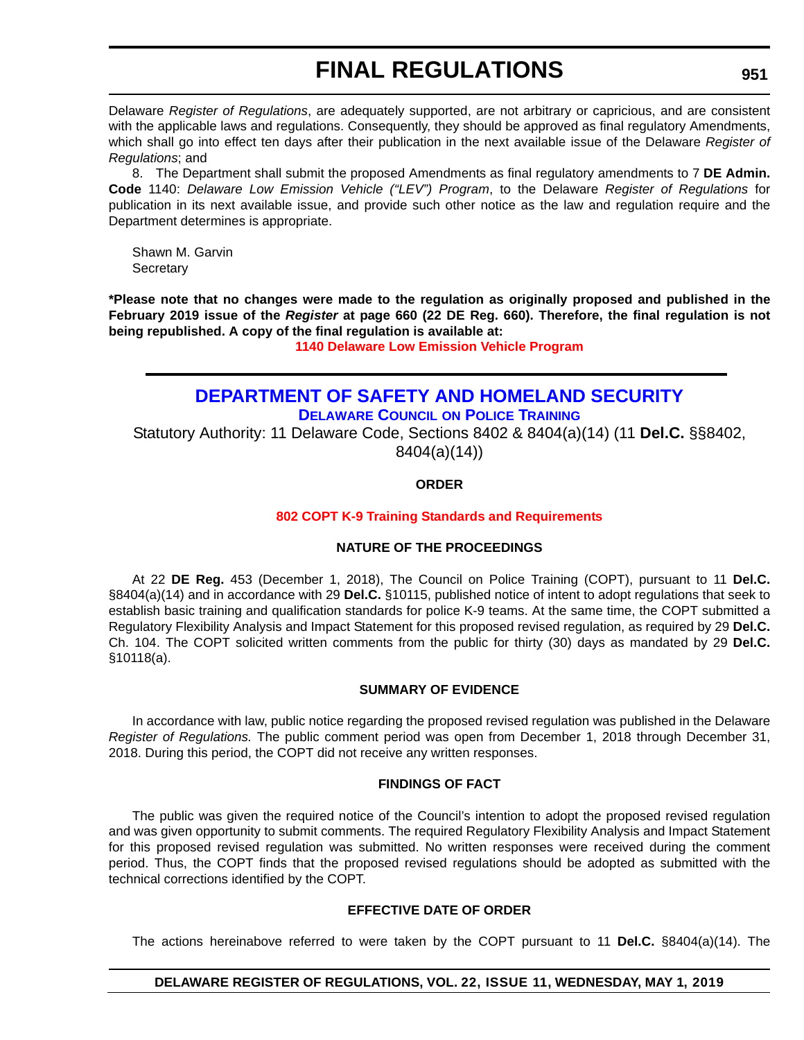Delaware *Register of Regulations*, are adequately supported, are not arbitrary or capricious, and are consistent with the applicable laws and regulations. Consequently, they should be approved as final regulatory Amendments, which shall go into effect ten days after their publication in the next available issue of the Delaware *Register of Regulations*; and

8. The Department shall submit the proposed Amendments as final regulatory amendments to 7 **DE Admin. Code** 1140: *Delaware Low Emission Vehicle ("LEV") Program*, to the Delaware *Register of Regulations* for publication in its next available issue, and provide such other notice as the law and regulation require and the Department determines is appropriate.

Shawn M. Garvin
Secretary

**\*Please note that no changes were made to the regulation as originally proposed and published in the February 2019 issue of the *Register* at page 660 (22 DE Reg. 660). Therefore, the final regulation is not being republished. A copy of the final regulation is available at:**

**1140 Delaware Low Emission Vehicle Program**

## DEPARTMENT OF SAFETY AND HOMELAND SECURITY

### DELAWARE COUNCIL ON POLICE TRAINING

Statutory Authority: 11 Delaware Code, Sections 8402 & 8404(a)(14) (11 **Del.C.** §§8402, 8404(a)(14))

**ORDER**

**802 COPT K-9 Training Standards and Requirements**

**NATURE OF THE PROCEEDINGS**

At 22 **DE Reg.** 453 (December 1, 2018), The Council on Police Training (COPT), pursuant to 11 **Del.C.** §8404(a)(14) and in accordance with 29 **Del.C.** §10115, published notice of intent to adopt regulations that seek to establish basic training and qualification standards for police K-9 teams. At the same time, the COPT submitted a Regulatory Flexibility Analysis and Impact Statement for this proposed revised regulation, as required by 29 **Del.C.** Ch. 104. The COPT solicited written comments from the public for thirty (30) days as mandated by 29 **Del.C.** §10118(a).

**SUMMARY OF EVIDENCE**

In accordance with law, public notice regarding the proposed revised regulation was published in the Delaware *Register of Regulations.* The public comment period was open from December 1, 2018 through December 31, 2018. During this period, the COPT did not receive any written responses.

**FINDINGS OF FACT**

The public was given the required notice of the Council's intention to adopt the proposed revised regulation and was given opportunity to submit comments. The required Regulatory Flexibility Analysis and Impact Statement for this proposed revised regulation was submitted. No written responses were received during the comment period. Thus, the COPT finds that the proposed revised regulations should be adopted as submitted with the technical corrections identified by the COPT.

**EFFECTIVE DATE OF ORDER**

The actions hereinabove referred to were taken by the COPT pursuant to 11 **Del.C.** §8404(a)(14). The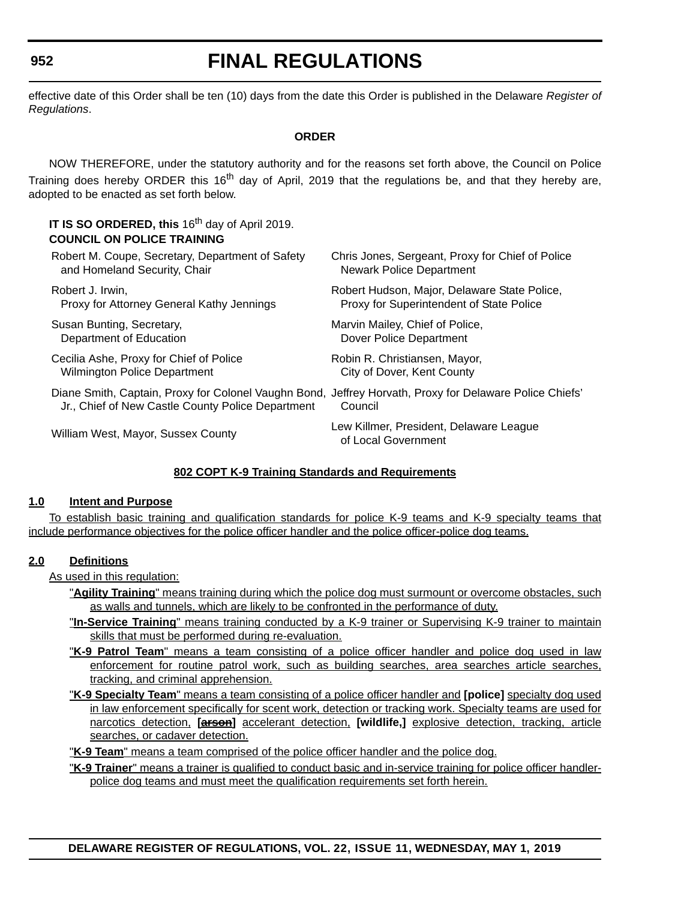effective date of this Order shall be ten (10) days from the date this Order is published in the Delaware *Register of Regulations*.

**ORDER**

NOW THEREFORE, under the statutory authority and for the reasons set forth above, the Council on Police Training does hereby ORDER this 16th day of April, 2019 that the regulations be, and that they hereby are, adopted to be enacted as set forth below.

**IT IS SO ORDERED, this** 16th day of April 2019.
**COUNCIL ON POLICE TRAINING**

| | |
|---|---|
| Robert M. Coupe, Secretary, Department of Safety and Homeland Security, Chair | Chris Jones, Sergeant, Proxy for Chief of Police Newark Police Department |
| Robert J. Irwin, Proxy for Attorney General Kathy Jennings | Robert Hudson, Major, Delaware State Police, Proxy for Superintendent of State Police |
| Susan Bunting, Secretary, Department of Education | Marvin Mailey, Chief of Police, Dover Police Department |
| Cecilia Ashe, Proxy for Chief of Police Wilmington Police Department | Robin R. Christiansen, Mayor, City of Dover, Kent County |
| Diane Smith, Captain, Proxy for Colonel Vaughn Bond, Jr., Chief of New Castle County Police Department | Jeffrey Horvath, Proxy for Delaware Police Chiefs' Council |
| William West, Mayor, Sussex County | Lew Killmer, President, Delaware League of Local Government |

**802 COPT K-9 Training Standards and Requirements**

**1.0 Intent and Purpose**

To establish basic training and qualification standards for police K-9 teams and K-9 specialty teams that include performance objectives for the police officer handler and the police officer-police dog teams.

**2.0 Definitions**

As used in this regulation:

"**Agility Training**" means training during which the police dog must surmount or overcome obstacles, such as walls and tunnels, which are likely to be confronted in the performance of duty.

"**In-Service Training**" means training conducted by a K-9 trainer or Supervising K-9 trainer to maintain skills that must be performed during re-evaluation.

"**K-9 Patrol Team**" means a team consisting of a police officer handler and police dog used in law enforcement for routine patrol work, such as building searches, area searches article searches, tracking, and criminal apprehension.

"**K-9 Specialty Team**" means a team consisting of a police officer handler and **[police]** specialty dog used in law enforcement specifically for scent work, detection or tracking work. Specialty teams are used for narcotics detection, **[~~arson~~]** accelerant detection, **[wildlife,]** explosive detection, tracking, article searches, or cadaver detection.

"**K-9 Team**" means a team comprised of the police officer handler and the police dog.

"**K-9 Trainer**" means a trainer is qualified to conduct basic and in-service training for police officer handler-police dog teams and must meet the qualification requirements set forth herein.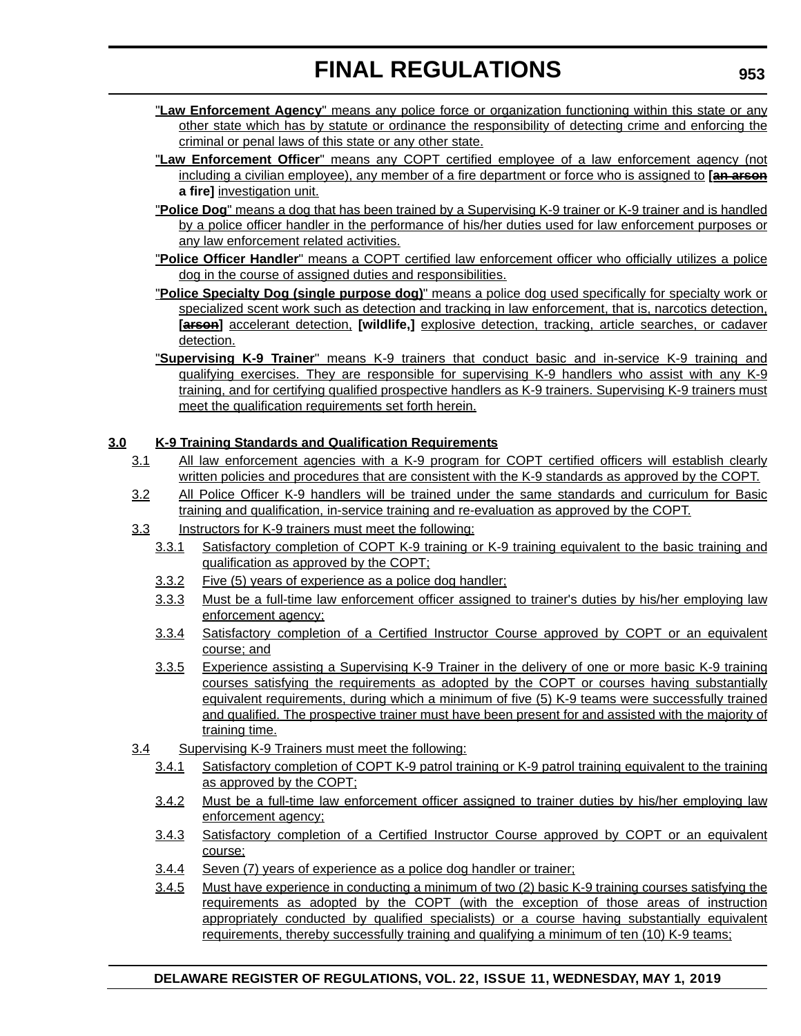"**Law Enforcement Agency**" means any police force or organization functioning within this state or any other state which has by statute or ordinance the responsibility of detecting crime and enforcing the criminal or penal laws of this state or any other state.

"**Law Enforcement Officer**" means any COPT certified employee of a law enforcement agency (not including a civilian employee), any member of a fire department or force who is assigned to **[~~an arson~~ a fire]** investigation unit.

"**Police Dog**" means a dog that has been trained by a Supervising K-9 trainer or K-9 trainer and is handled by a police officer handler in the performance of his/her duties used for law enforcement purposes or any law enforcement related activities.

"**Police Officer Handler**" means a COPT certified law enforcement officer who officially utilizes a police dog in the course of assigned duties and responsibilities.

"**Police Specialty Dog (single purpose dog)**" means a police dog used specifically for specialty work or specialized scent work such as detection and tracking in law enforcement, that is, narcotics detection, **[~~arson~~]** accelerant detection, **[wildlife,]** explosive detection, tracking, article searches, or cadaver detection.

"**Supervising K-9 Trainer**" means K-9 trainers that conduct basic and in-service K-9 training and qualifying exercises. They are responsible for supervising K-9 handlers who assist with any K-9 training, and for certifying qualified prospective handlers as K-9 trainers. Supervising K-9 trainers must meet the qualification requirements set forth herein.

**3.0 K-9 Training Standards and Qualification Requirements**

3.1 All law enforcement agencies with a K-9 program for COPT certified officers will establish clearly written policies and procedures that are consistent with the K-9 standards as approved by the COPT.

3.2 All Police Officer K-9 handlers will be trained under the same standards and curriculum for Basic training and qualification, in-service training and re-evaluation as approved by the COPT.

3.3 Instructors for K-9 trainers must meet the following:

3.3.1 Satisfactory completion of COPT K-9 training or K-9 training equivalent to the basic training and qualification as approved by the COPT;

3.3.2 Five (5) years of experience as a police dog handler;

3.3.3 Must be a full-time law enforcement officer assigned to trainer's duties by his/her employing law enforcement agency;

3.3.4 Satisfactory completion of a Certified Instructor Course approved by COPT or an equivalent course; and

3.3.5 Experience assisting a Supervising K-9 Trainer in the delivery of one or more basic K-9 training courses satisfying the requirements as adopted by the COPT or courses having substantially equivalent requirements, during which a minimum of five (5) K-9 teams were successfully trained and qualified. The prospective trainer must have been present for and assisted with the majority of training time.

3.4 Supervising K-9 Trainers must meet the following:

3.4.1 Satisfactory completion of COPT K-9 patrol training or K-9 patrol training equivalent to the training as approved by the COPT;

3.4.2 Must be a full-time law enforcement officer assigned to trainer duties by his/her employing law enforcement agency;

3.4.3 Satisfactory completion of a Certified Instructor Course approved by COPT or an equivalent course;

3.4.4 Seven (7) years of experience as a police dog handler or trainer;

3.4.5 Must have experience in conducting a minimum of two (2) basic K-9 training courses satisfying the requirements as adopted by the COPT (with the exception of those areas of instruction appropriately conducted by qualified specialists) or a course having substantially equivalent requirements, thereby successfully training and qualifying a minimum of ten (10) K-9 teams;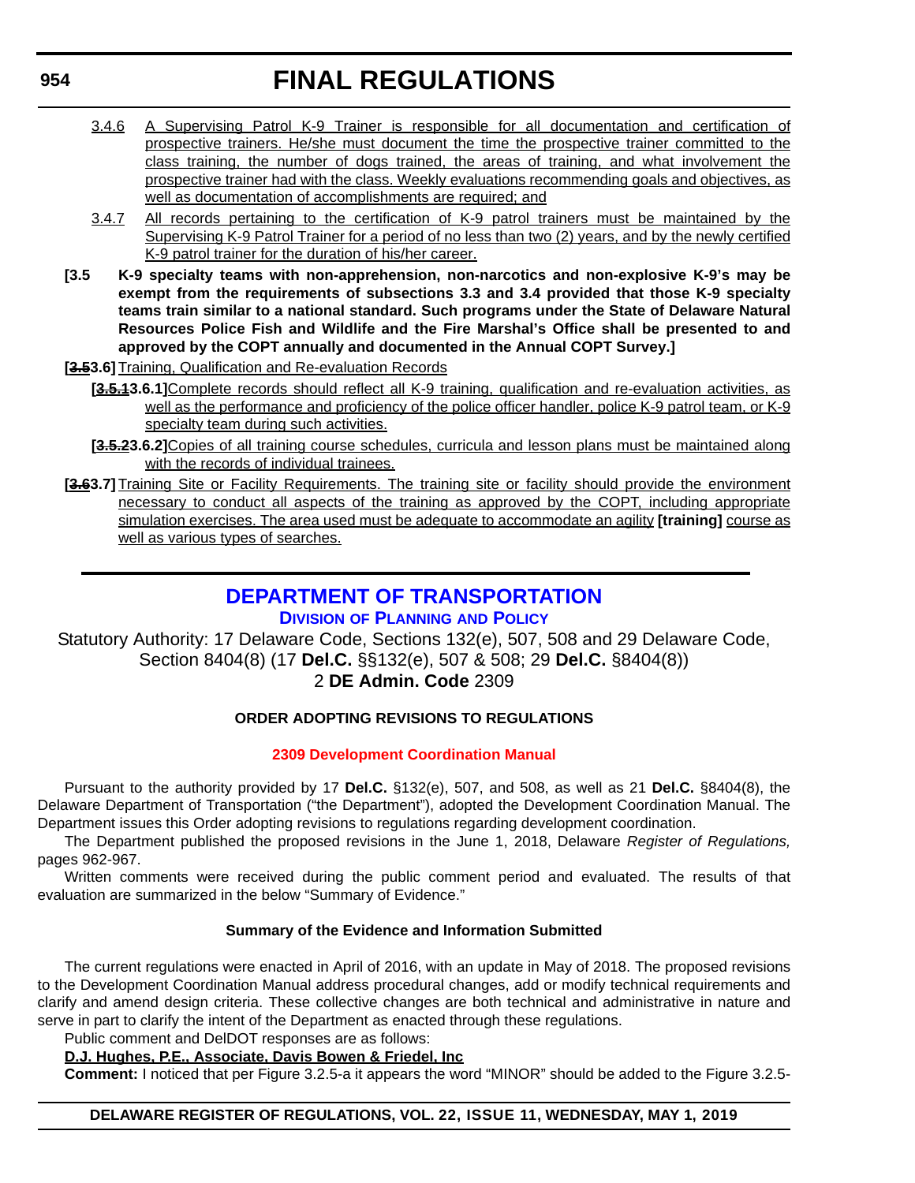3.4.6 A Supervising Patrol K-9 Trainer is responsible for all documentation and certification of prospective trainers. He/she must document the time the prospective trainer committed to the class training, the number of dogs trained, the areas of training, and what involvement the prospective trainer had with the class. Weekly evaluations recommending goals and objectives, as well as documentation of accomplishments are required; and

3.4.7 All records pertaining to the certification of K-9 patrol trainers must be maintained by the Supervising K-9 Patrol Trainer for a period of no less than two (2) years, and by the newly certified K-9 patrol trainer for the duration of his/her career.

**[3.5 K-9 specialty teams with non-apprehension, non-narcotics and non-explosive K-9's may be exempt from the requirements of subsections 3.3 and 3.4 provided that those K-9 specialty teams train similar to a national standard. Such programs under the State of Delaware Natural Resources Police Fish and Wildlife and the Fire Marshal's Office shall be presented to and approved by the COPT annually and documented in the Annual COPT Survey.]**

**[~~3.5~~3.6]** Training, Qualification and Re-evaluation Records

**[~~3.5.1~~3.6.1]** Complete records should reflect all K-9 training, qualification and re-evaluation activities, as well as the performance and proficiency of the police officer handler, police K-9 patrol team, or K-9 specialty team during such activities.

**[~~3.5.2~~3.6.2]** Copies of all training course schedules, curricula and lesson plans must be maintained along with the records of individual trainees.

**[~~3.6~~3.7]** Training Site or Facility Requirements. The training site or facility should provide the environment necessary to conduct all aspects of the training as approved by the COPT, including appropriate simulation exercises. The area used must be adequate to accommodate an agility **[training]** course as well as various types of searches.

---

## DEPARTMENT OF TRANSPORTATION

### Division of Planning and Policy

Statutory Authority: 17 Delaware Code, Sections 132(e), 507, 508 and 29 Delaware Code, Section 8404(8) (17 **Del.C.** §§132(e), 507 & 508; 29 **Del.C.** §8404(8))
2 **DE Admin. Code** 2309

**ORDER ADOPTING REVISIONS TO REGULATIONS**

**2309 Development Coordination Manual**

Pursuant to the authority provided by 17 **Del.C.** §132(e), 507, and 508, as well as 21 **Del.C.** §8404(8), the Delaware Department of Transportation ("the Department"), adopted the Development Coordination Manual. The Department issues this Order adopting revisions to regulations regarding development coordination.

The Department published the proposed revisions in the June 1, 2018, Delaware *Register of Regulations,* pages 962-967.

Written comments were received during the public comment period and evaluated. The results of that evaluation are summarized in the below "Summary of Evidence."

**Summary of the Evidence and Information Submitted**

The current regulations were enacted in April of 2016, with an update in May of 2018. The proposed revisions to the Development Coordination Manual address procedural changes, add or modify technical requirements and clarify and amend design criteria. These collective changes are both technical and administrative in nature and serve in part to clarify the intent of the Department as enacted through these regulations.

Public comment and DelDOT responses are as follows:

**D.J. Hughes, P.E., Associate, Davis Bowen & Friedel, Inc**

**Comment:** I noticed that per Figure 3.2.5-a it appears the word "MINOR" should be added to the Figure 3.2.5-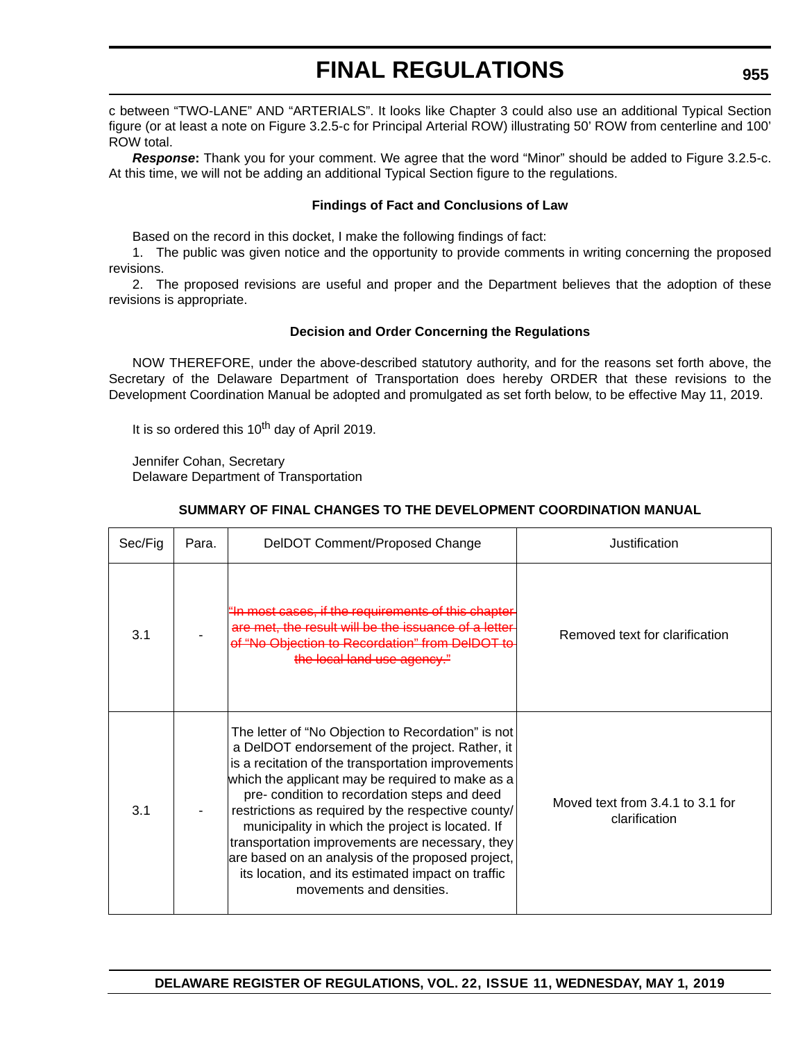c between "TWO-LANE" AND "ARTERIALS". It looks like Chapter 3 could also use an additional Typical Section figure (or at least a note on Figure 3.2.5-c for Principal Arterial ROW) illustrating 50' ROW from centerline and 100' ROW total.

***Response*:** Thank you for your comment. We agree that the word "Minor" should be added to Figure 3.2.5-c. At this time, we will not be adding an additional Typical Section figure to the regulations.

**Findings of Fact and Conclusions of Law**

Based on the record in this docket, I make the following findings of fact:

1. The public was given notice and the opportunity to provide comments in writing concerning the proposed revisions.

2. The proposed revisions are useful and proper and the Department believes that the adoption of these revisions is appropriate.

**Decision and Order Concerning the Regulations**

NOW THEREFORE, under the above-described statutory authority, and for the reasons set forth above, the Secretary of the Delaware Department of Transportation does hereby ORDER that these revisions to the Development Coordination Manual be adopted and promulgated as set forth below, to be effective May 11, 2019.

It is so ordered this 10th day of April 2019.

Jennifer Cohan, Secretary
Delaware Department of Transportation

**SUMMARY OF FINAL CHANGES TO THE DEVELOPMENT COORDINATION MANUAL**

| Sec/Fig | Para. | DelDOT Comment/Proposed Change | Justification |
|---|---|---|---|
| 3.1 | - | ~~"In most cases, if the requirements of this chapter are met, the result will be the issuance of a letter of "No Objection to Recordation" from DelDOT to the local land use agency."~~ | Removed text for clarification |
| 3.1 | - | The letter of "No Objection to Recordation" is not a DelDOT endorsement of the project. Rather, it is a recitation of the transportation improvements which the applicant may be required to make as a pre- condition to recordation steps and deed restrictions as required by the respective county/ municipality in which the project is located. If transportation improvements are necessary, they are based on an analysis of the proposed project, its location, and its estimated impact on traffic movements and densities. | Moved text from 3.4.1 to 3.1 for clarification |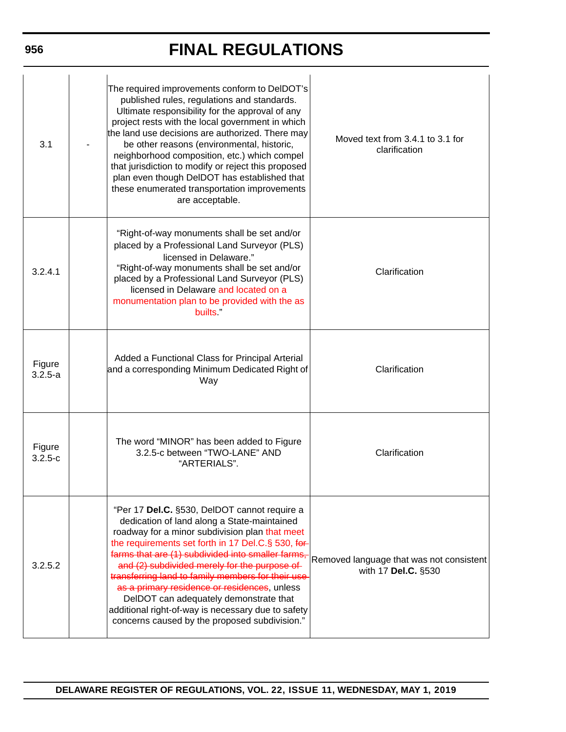| 3.1 | - | The required improvements conform to DelDOT's published rules, regulations and standards. Ultimate responsibility for the approval of any project rests with the local government in which the land use decisions are authorized. There may be other reasons (environmental, historic, neighborhood composition, etc.) which compel that jurisdiction to modify or reject this proposed plan even though DelDOT has established that these enumerated transportation improvements are acceptable. | Moved text from 3.4.1 to 3.1 for clarification |
|---|---|---|---|
| 3.2.4.1 | | "Right-of-way monuments shall be set and/or placed by a Professional Land Surveyor (PLS) licensed in Delaware." "Right-of-way monuments shall be set and/or placed by a Professional Land Surveyor (PLS) licensed in Delaware and located on a monumentation plan to be provided with the as builts." | Clarification |
| Figure 3.2.5-a | | Added a Functional Class for Principal Arterial and a corresponding Minimum Dedicated Right of Way | Clarification |
| Figure 3.2.5-c | | The word "MINOR" has been added to Figure 3.2.5-c between "TWO-LANE" AND "ARTERIALS". | Clarification |
| 3.2.5.2 | | "Per 17 **Del.C.** §530, DelDOT cannot require a dedication of land along a State-maintained roadway for a minor subdivision plan that meet the requirements set forth in 17 Del.C.§ 530, ~~for farms that are (1) subdivided into smaller farms, and (2) subdivided merely for the purpose of transferring land to family members for their use as a primary residence or residences~~, unless DelDOT can adequately demonstrate that additional right-of-way is necessary due to safety concerns caused by the proposed subdivision." | Removed language that was not consistent with 17 **Del.C.** §530 |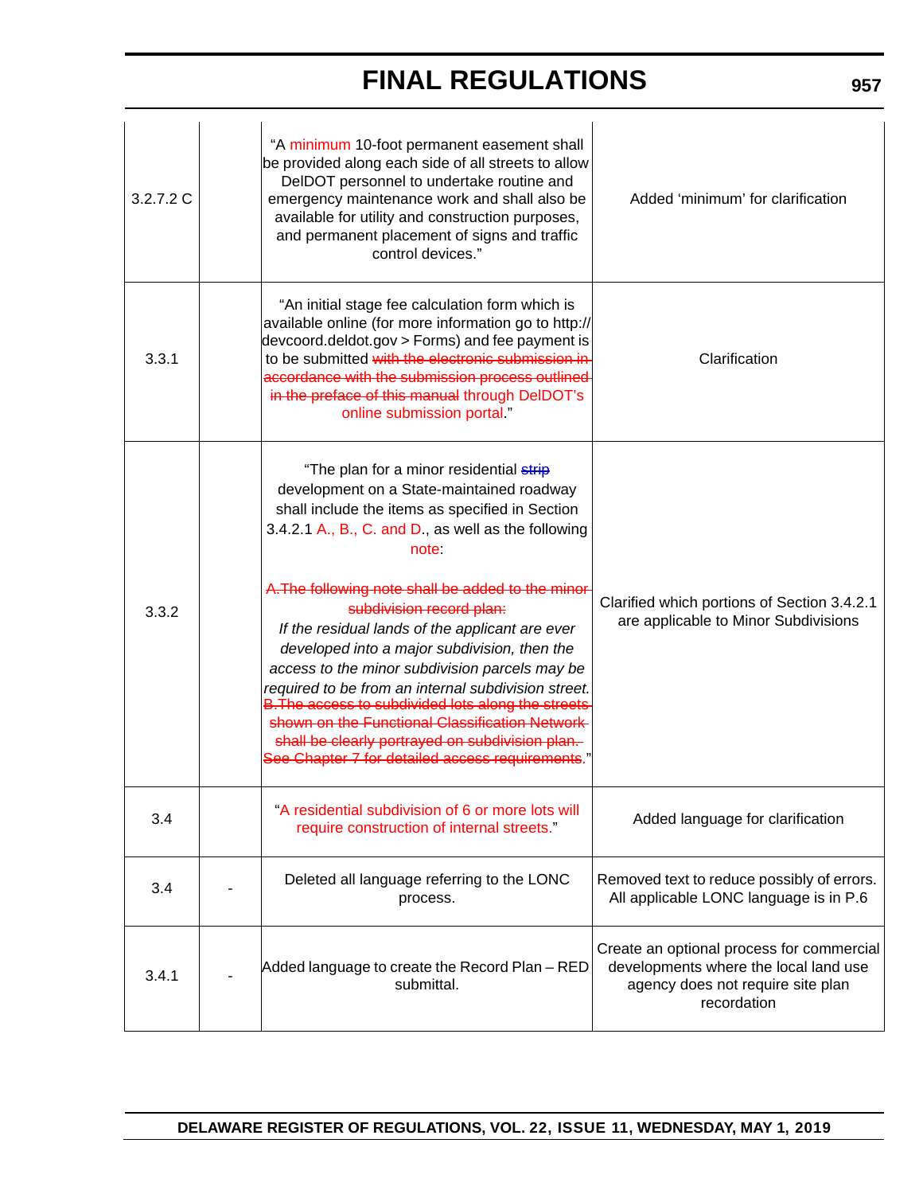| | | | |
|---|---|---|---|
| 3.2.7.2 C | | "A minimum 10-foot permanent easement shall be provided along each side of all streets to allow DelDOT personnel to undertake routine and emergency maintenance work and shall also be available for utility and construction purposes, and permanent placement of signs and traffic control devices." | Added 'minimum' for clarification |
| 3.3.1 | | "An initial stage fee calculation form which is available online (for more information go to http://devcoord.deldot.gov > Forms) and fee payment is to be submitted ~~with the electronic submission in accordance with the submission process outlined in the preface of this manual~~ through DelDOT's online submission portal." | Clarification |
| 3.3.2 | | "The plan for a minor residential ~~strip~~ development on a State-maintained roadway shall include the items as specified in Section 3.4.2.1 A., B., C. and D., as well as the following note:<br><br>~~A.The following note shall be added to the minor subdivision record plan:~~<br>*If the residual lands of the applicant are ever developed into a major subdivision, then the access to the minor subdivision parcels may be required to be from an internal subdivision street.*<br>~~B.The access to subdivided lots along the streets shown on the Functional Classification Network shall be clearly portrayed on subdivision plan. See Chapter 7 for detailed access requirements.~~" | Clarified which portions of Section 3.4.2.1 are applicable to Minor Subdivisions |
| 3.4 | | "A residential subdivision of 6 or more lots will require construction of internal streets." | Added language for clarification |
| 3.4 | - | Deleted all language referring to the LONC process. | Removed text to reduce possibly of errors. All applicable LONC language is in P.6 |
| 3.4.1 | - | Added language to create the Record Plan – RED submittal. | Create an optional process for commercial developments where the local land use agency does not require site plan recordation |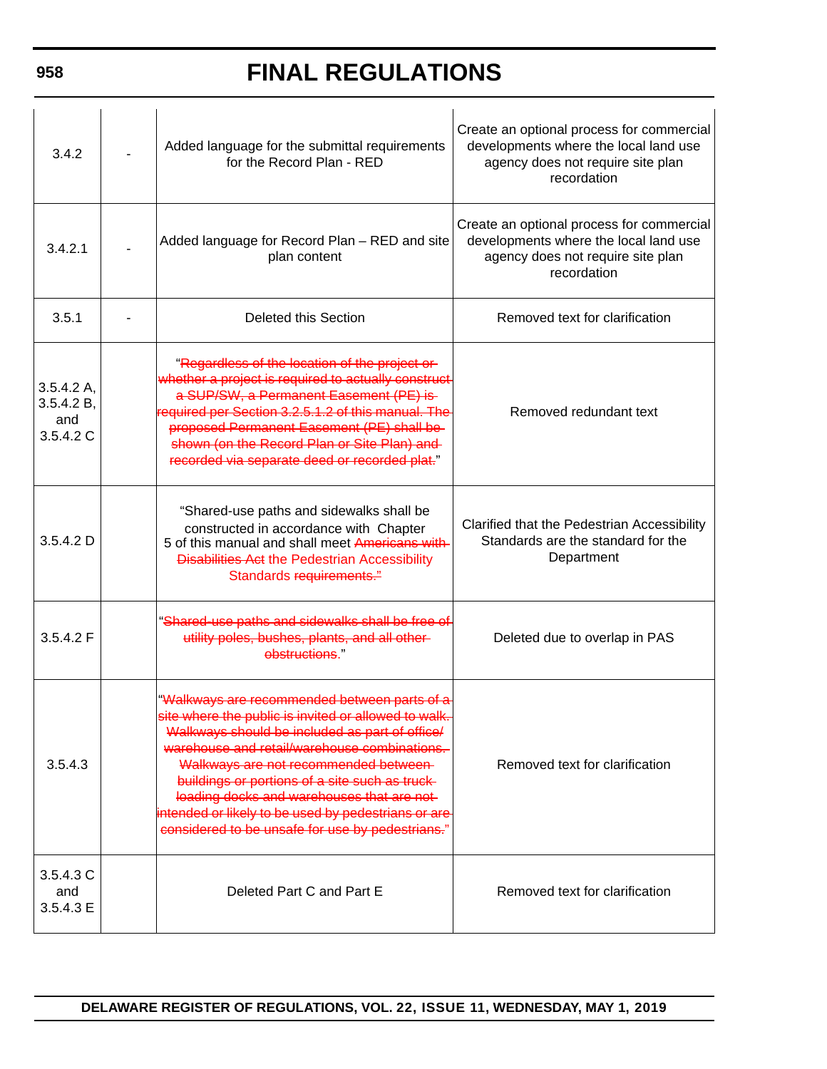| 3.4.2 | - | Added language for the submittal requirements for the Record Plan - RED | Create an optional process for commercial developments where the local land use agency does not require site plan recordation |
|---|---|---|---|
| 3.4.2.1 | - | Added language for Record Plan – RED and site plan content | Create an optional process for commercial developments where the local land use agency does not require site plan recordation |
| 3.5.1 | - | Deleted this Section | Removed text for clarification |
| 3.5.4.2 A, 3.5.4.2 B, and 3.5.4.2 C | | "~~Regardless of the location of the project or whether a project is required to actually construct a SUP/SW, a Permanent Easement (PE) is required per Section 3.2.5.1.2 of this manual. The proposed Permanent Easement (PE) shall be shown (on the Record Plan or Site Plan) and recorded via separate deed or recorded plat.~~" | Removed redundant text |
| 3.5.4.2 D | | "Shared-use paths and sidewalks shall be constructed in accordance with Chapter 5 of this manual and shall meet ~~Americans with Disabilities Act~~ the Pedestrian Accessibility Standards ~~requirements.~~" | Clarified that the Pedestrian Accessibility Standards are the standard for the Department |
| 3.5.4.2 F | | "~~Shared-use paths and sidewalks shall be free of utility poles, bushes, plants, and all other obstructions.~~" | Deleted due to overlap in PAS |
| 3.5.4.3 | | "~~Walkways are recommended between parts of a site where the public is invited or allowed to walk. Walkways should be included as part of office/ warehouse and retail/warehouse combinations. Walkways are not recommended between buildings or portions of a site such as truck loading docks and warehouses that are not intended or likely to be used by pedestrians or are considered to be unsafe for use by pedestrians.~~" | Removed text for clarification |
| 3.5.4.3 C and 3.5.4.3 E | | Deleted Part C and Part E | Removed text for clarification |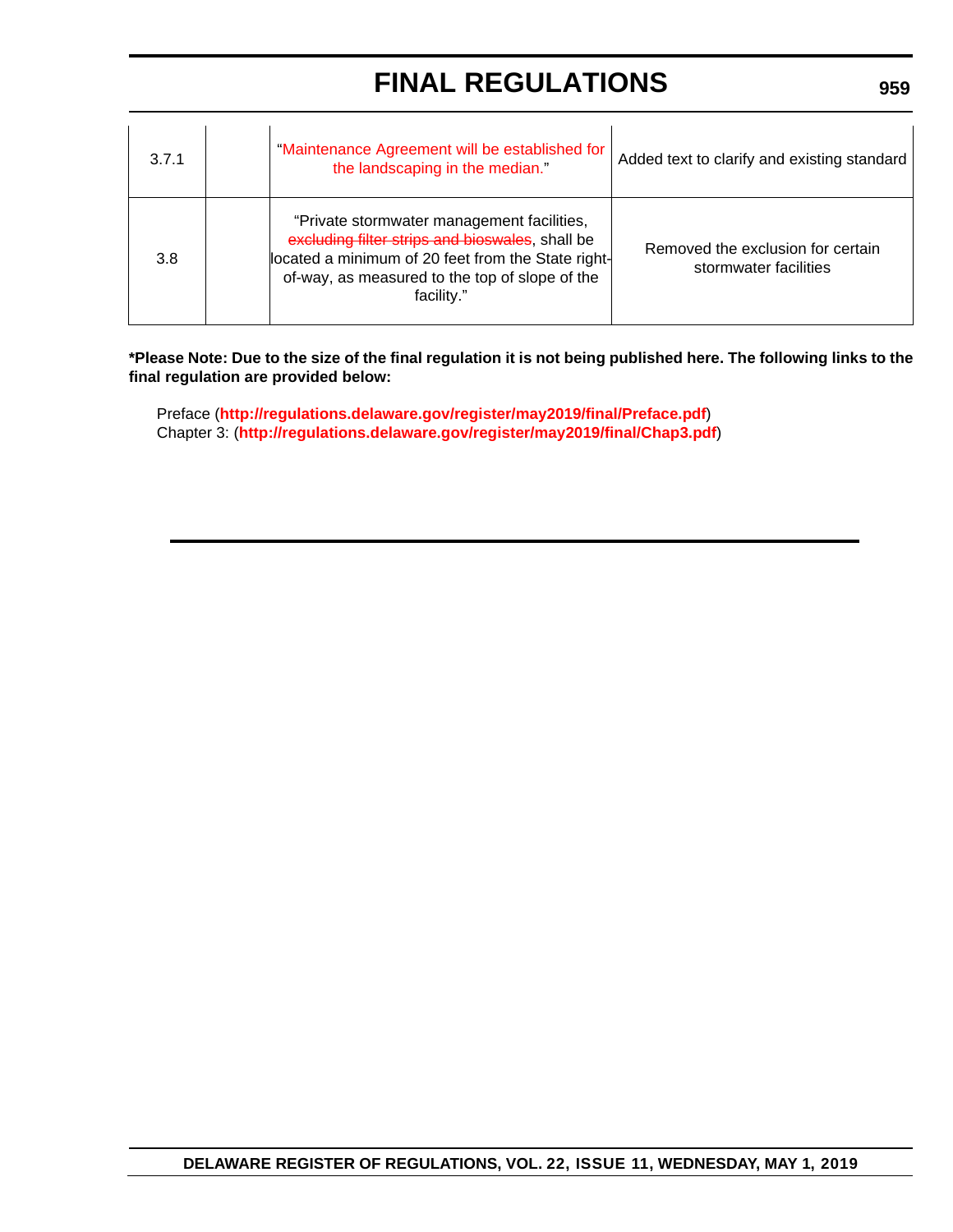| | | | |
|---|---|---|---|
| 3.7.1 | | "Maintenance Agreement will be established for the landscaping in the median." | Added text to clarify and existing standard |
| 3.8 | | "Private stormwater management facilities, ~~excluding filter strips and bioswales~~, shall be located a minimum of 20 feet from the State right-of-way, as measured to the top of slope of the facility." | Removed the exclusion for certain stormwater facilities |

**\*Please Note: Due to the size of the final regulation it is not being published here. The following links to the final regulation are provided below:**

Preface (**http://regulations.delaware.gov/register/may2019/final/Preface.pdf**)
Chapter 3: (**http://regulations.delaware.gov/register/may2019/final/Chap3.pdf**)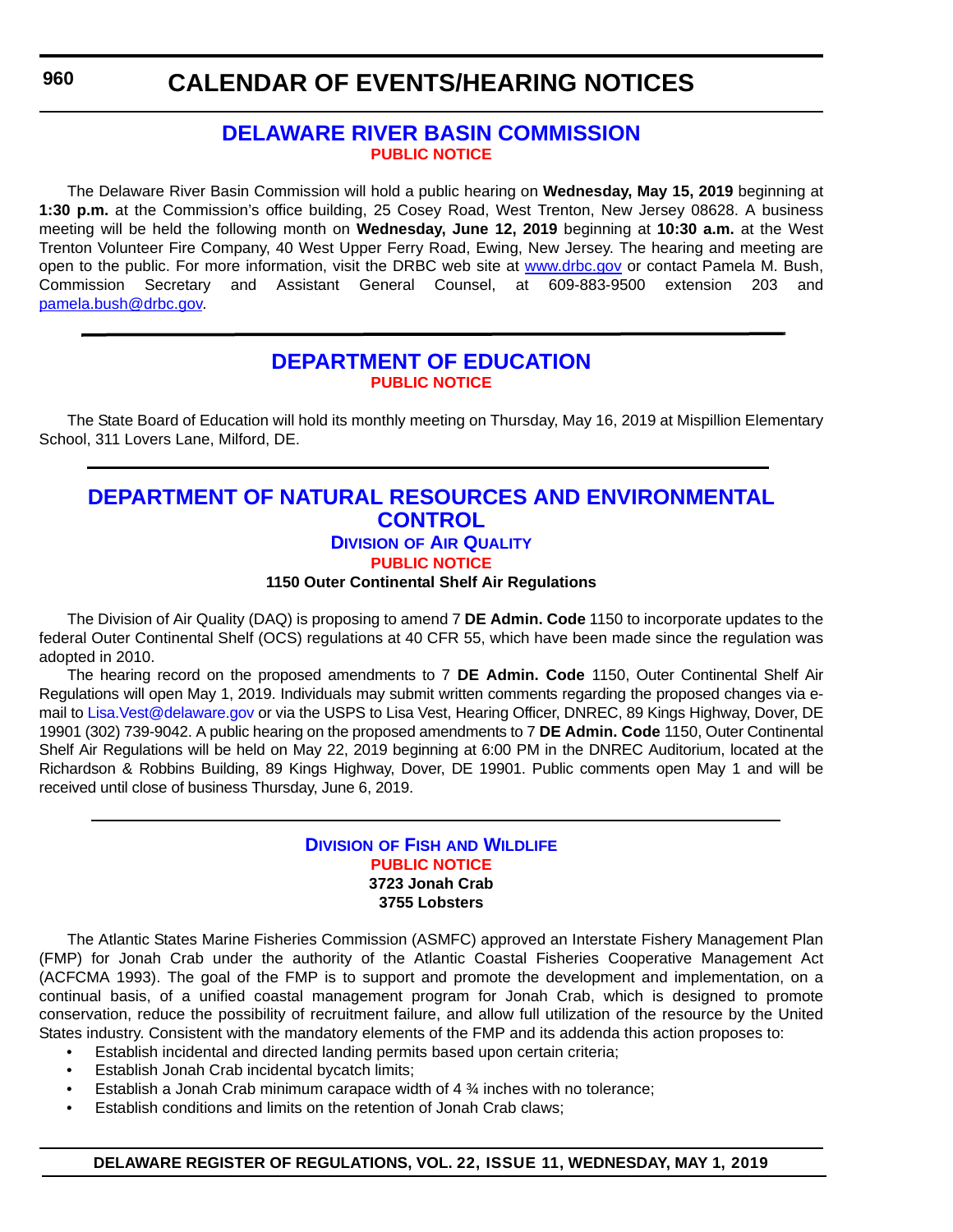# CALENDAR OF EVENTS/HEARING NOTICES

## DELAWARE RIVER BASIN COMMISSION

### PUBLIC NOTICE

The Delaware River Basin Commission will hold a public hearing on **Wednesday, May 15, 2019** beginning at **1:30 p.m.** at the Commission's office building, 25 Cosey Road, West Trenton, New Jersey 08628. A business meeting will be held the following month on **Wednesday, June 12, 2019** beginning at **10:30 a.m.** at the West Trenton Volunteer Fire Company, 40 West Upper Ferry Road, Ewing, New Jersey. The hearing and meeting are open to the public. For more information, visit the DRBC web site at www.drbc.gov or contact Pamela M. Bush, Commission Secretary and Assistant General Counsel, at 609-883-9500 extension 203 and pamela.bush@drbc.gov.

---

## DEPARTMENT OF EDUCATION

### PUBLIC NOTICE

The State Board of Education will hold its monthly meeting on Thursday, May 16, 2019 at Mispillion Elementary School, 311 Lovers Lane, Milford, DE.

---

## DEPARTMENT OF NATURAL RESOURCES AND ENVIRONMENTAL CONTROL

### Division of Air Quality

### PUBLIC NOTICE

**1150 Outer Continental Shelf Air Regulations**

The Division of Air Quality (DAQ) is proposing to amend 7 **DE Admin. Code** 1150 to incorporate updates to the federal Outer Continental Shelf (OCS) regulations at 40 CFR 55, which have been made since the regulation was adopted in 2010.

The hearing record on the proposed amendments to 7 **DE Admin. Code** 1150, Outer Continental Shelf Air Regulations will open May 1, 2019. Individuals may submit written comments regarding the proposed changes via e-mail to Lisa.Vest@delaware.gov or via the USPS to Lisa Vest, Hearing Officer, DNREC, 89 Kings Highway, Dover, DE 19901 (302) 739-9042. A public hearing on the proposed amendments to 7 **DE Admin. Code** 1150, Outer Continental Shelf Air Regulations will be held on May 22, 2019 beginning at 6:00 PM in the DNREC Auditorium, located at the Richardson & Robbins Building, 89 Kings Highway, Dover, DE 19901. Public comments open May 1 and will be received until close of business Thursday, June 6, 2019.

---

### Division of Fish and Wildlife

### PUBLIC NOTICE

**3723 Jonah Crab**
**3755 Lobsters**

The Atlantic States Marine Fisheries Commission (ASMFC) approved an Interstate Fishery Management Plan (FMP) for Jonah Crab under the authority of the Atlantic Coastal Fisheries Cooperative Management Act (ACFCMA 1993). The goal of the FMP is to support and promote the development and implementation, on a continual basis, of a unified coastal management program for Jonah Crab, which is designed to promote conservation, reduce the possibility of recruitment failure, and allow full utilization of the resource by the United States industry. Consistent with the mandatory elements of the FMP and its addenda this action proposes to:

- Establish incidental and directed landing permits based upon certain criteria;
- Establish Jonah Crab incidental bycatch limits;
- Establish a Jonah Crab minimum carapace width of 4 ¾ inches with no tolerance;
- Establish conditions and limits on the retention of Jonah Crab claws;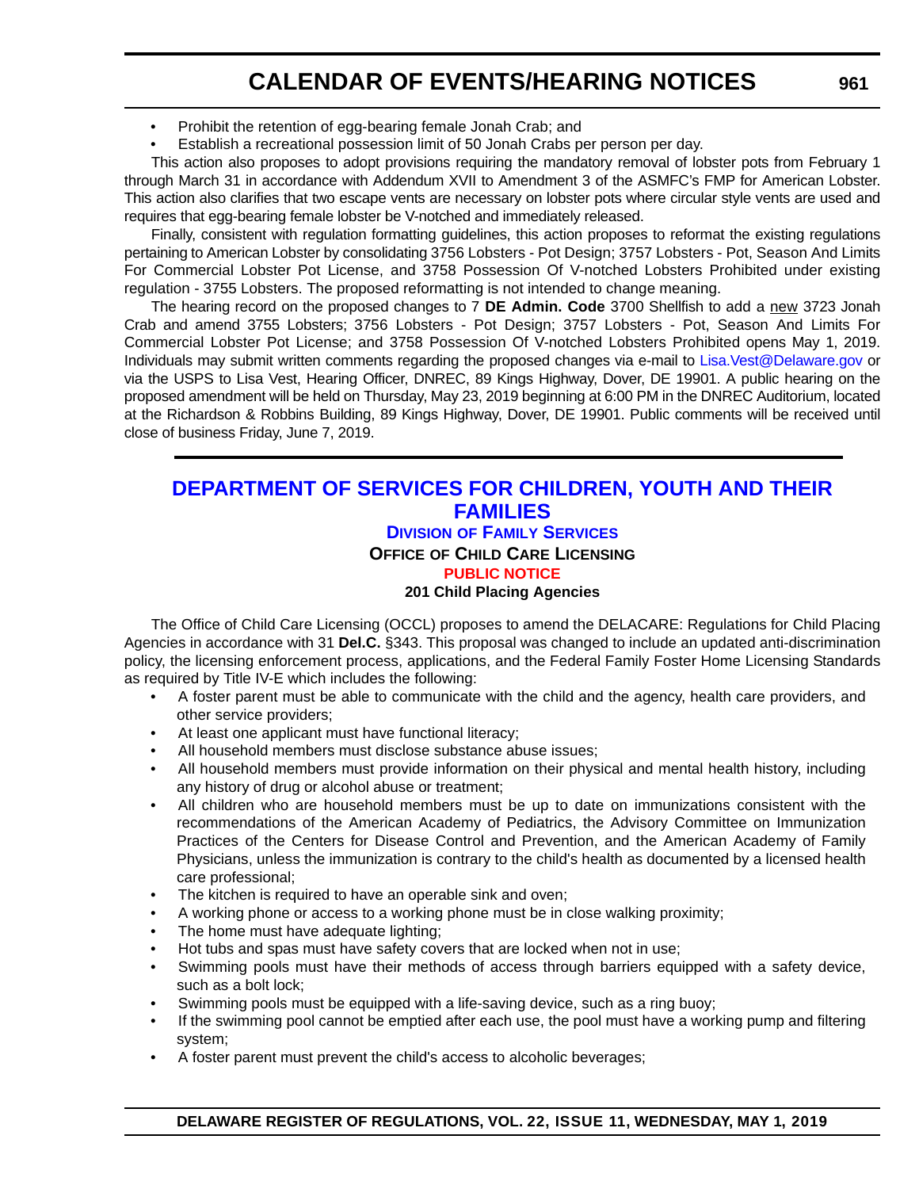- Prohibit the retention of egg-bearing female Jonah Crab; and
- Establish a recreational possession limit of 50 Jonah Crabs per person per day.

This action also proposes to adopt provisions requiring the mandatory removal of lobster pots from February 1 through March 31 in accordance with Addendum XVII to Amendment 3 of the ASMFC's FMP for American Lobster. This action also clarifies that two escape vents are necessary on lobster pots where circular style vents are used and requires that egg-bearing female lobster be V-notched and immediately released.

Finally, consistent with regulation formatting guidelines, this action proposes to reformat the existing regulations pertaining to American Lobster by consolidating 3756 Lobsters - Pot Design; 3757 Lobsters - Pot, Season And Limits For Commercial Lobster Pot License, and 3758 Possession Of V-notched Lobsters Prohibited under existing regulation - 3755 Lobsters. The proposed reformatting is not intended to change meaning.

The hearing record on the proposed changes to 7 **DE Admin. Code** 3700 Shellfish to add a new 3723 Jonah Crab and amend 3755 Lobsters; 3756 Lobsters - Pot Design; 3757 Lobsters - Pot, Season And Limits For Commercial Lobster Pot License; and 3758 Possession Of V-notched Lobsters Prohibited opens May 1, 2019. Individuals may submit written comments regarding the proposed changes via e-mail to Lisa.Vest@Delaware.gov or via the USPS to Lisa Vest, Hearing Officer, DNREC, 89 Kings Highway, Dover, DE 19901. A public hearing on the proposed amendment will be held on Thursday, May 23, 2019 beginning at 6:00 PM in the DNREC Auditorium, located at the Richardson & Robbins Building, 89 Kings Highway, Dover, DE 19901. Public comments will be received until close of business Friday, June 7, 2019.

---

## DEPARTMENT OF SERVICES FOR CHILDREN, YOUTH AND THEIR FAMILIES

### Division of Family Services

### Office of Child Care Licensing

### PUBLIC NOTICE

**201 Child Placing Agencies**

The Office of Child Care Licensing (OCCL) proposes to amend the DELACARE: Regulations for Child Placing Agencies in accordance with 31 **Del.C.** §343. This proposal was changed to include an updated anti-discrimination policy, the licensing enforcement process, applications, and the Federal Family Foster Home Licensing Standards as required by Title IV-E which includes the following:

- A foster parent must be able to communicate with the child and the agency, health care providers, and other service providers;
- At least one applicant must have functional literacy;
- All household members must disclose substance abuse issues;
- All household members must provide information on their physical and mental health history, including any history of drug or alcohol abuse or treatment;
- All children who are household members must be up to date on immunizations consistent with the recommendations of the American Academy of Pediatrics, the Advisory Committee on Immunization Practices of the Centers for Disease Control and Prevention, and the American Academy of Family Physicians, unless the immunization is contrary to the child's health as documented by a licensed health care professional;
- The kitchen is required to have an operable sink and oven;
- A working phone or access to a working phone must be in close walking proximity;
- The home must have adequate lighting;
- Hot tubs and spas must have safety covers that are locked when not in use;
- Swimming pools must have their methods of access through barriers equipped with a safety device, such as a bolt lock;
- Swimming pools must be equipped with a life-saving device, such as a ring buoy;
- If the swimming pool cannot be emptied after each use, the pool must have a working pump and filtering system;
- A foster parent must prevent the child's access to alcoholic beverages;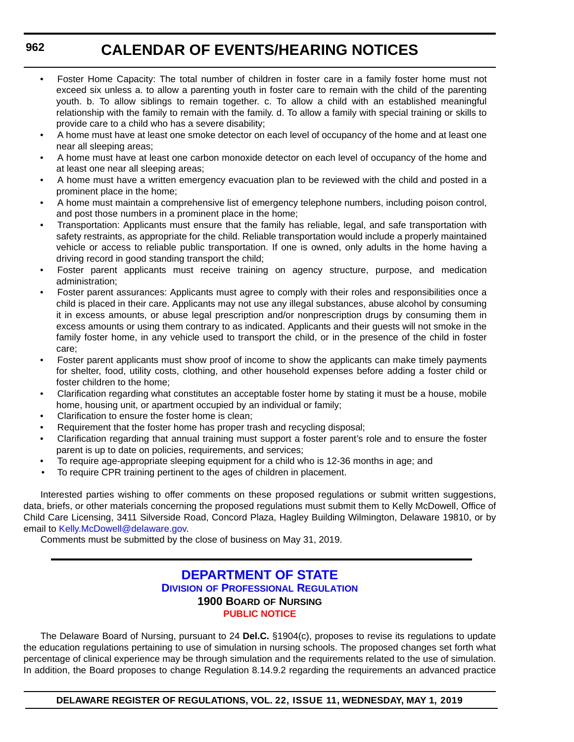- Foster Home Capacity: The total number of children in foster care in a family foster home must not exceed six unless a. to allow a parenting youth in foster care to remain with the child of the parenting youth. b. To allow siblings to remain together. c. To allow a child with an established meaningful relationship with the family to remain with the family. d. To allow a family with special training or skills to provide care to a child who has a severe disability;
- A home must have at least one smoke detector on each level of occupancy of the home and at least one near all sleeping areas;
- A home must have at least one carbon monoxide detector on each level of occupancy of the home and at least one near all sleeping areas;
- A home must have a written emergency evacuation plan to be reviewed with the child and posted in a prominent place in the home;
- A home must maintain a comprehensive list of emergency telephone numbers, including poison control, and post those numbers in a prominent place in the home;
- Transportation: Applicants must ensure that the family has reliable, legal, and safe transportation with safety restraints, as appropriate for the child. Reliable transportation would include a properly maintained vehicle or access to reliable public transportation. If one is owned, only adults in the home having a driving record in good standing transport the child;
- Foster parent applicants must receive training on agency structure, purpose, and medication administration;
- Foster parent assurances: Applicants must agree to comply with their roles and responsibilities once a child is placed in their care. Applicants may not use any illegal substances, abuse alcohol by consuming it in excess amounts, or abuse legal prescription and/or nonprescription drugs by consuming them in excess amounts or using them contrary to as indicated. Applicants and their guests will not smoke in the family foster home, in any vehicle used to transport the child, or in the presence of the child in foster care;
- Foster parent applicants must show proof of income to show the applicants can make timely payments for shelter, food, utility costs, clothing, and other household expenses before adding a foster child or foster children to the home;
- Clarification regarding what constitutes an acceptable foster home by stating it must be a house, mobile home, housing unit, or apartment occupied by an individual or family;
- Clarification to ensure the foster home is clean;
- Requirement that the foster home has proper trash and recycling disposal;
- Clarification regarding that annual training must support a foster parent's role and to ensure the foster parent is up to date on policies, requirements, and services;
- To require age-appropriate sleeping equipment for a child who is 12-36 months in age; and
- To require CPR training pertinent to the ages of children in placement.

Interested parties wishing to offer comments on these proposed regulations or submit written suggestions, data, briefs, or other materials concerning the proposed regulations must submit them to Kelly McDowell, Office of Child Care Licensing, 3411 Silverside Road, Concord Plaza, Hagley Building Wilmington, Delaware 19810, or by email to Kelly.McDowell@delaware.gov.

Comments must be submitted by the close of business on May 31, 2019.

---

# DEPARTMENT OF STATE

## DIVISION OF PROFESSIONAL REGULATION

### 1900 BOARD OF NURSING

#### PUBLIC NOTICE

The Delaware Board of Nursing, pursuant to 24 **Del.C.** §1904(c), proposes to revise its regulations to update the education regulations pertaining to use of simulation in nursing schools. The proposed changes set forth what percentage of clinical experience may be through simulation and the requirements related to the use of simulation. In addition, the Board proposes to change Regulation 8.14.9.2 regarding the requirements an advanced practice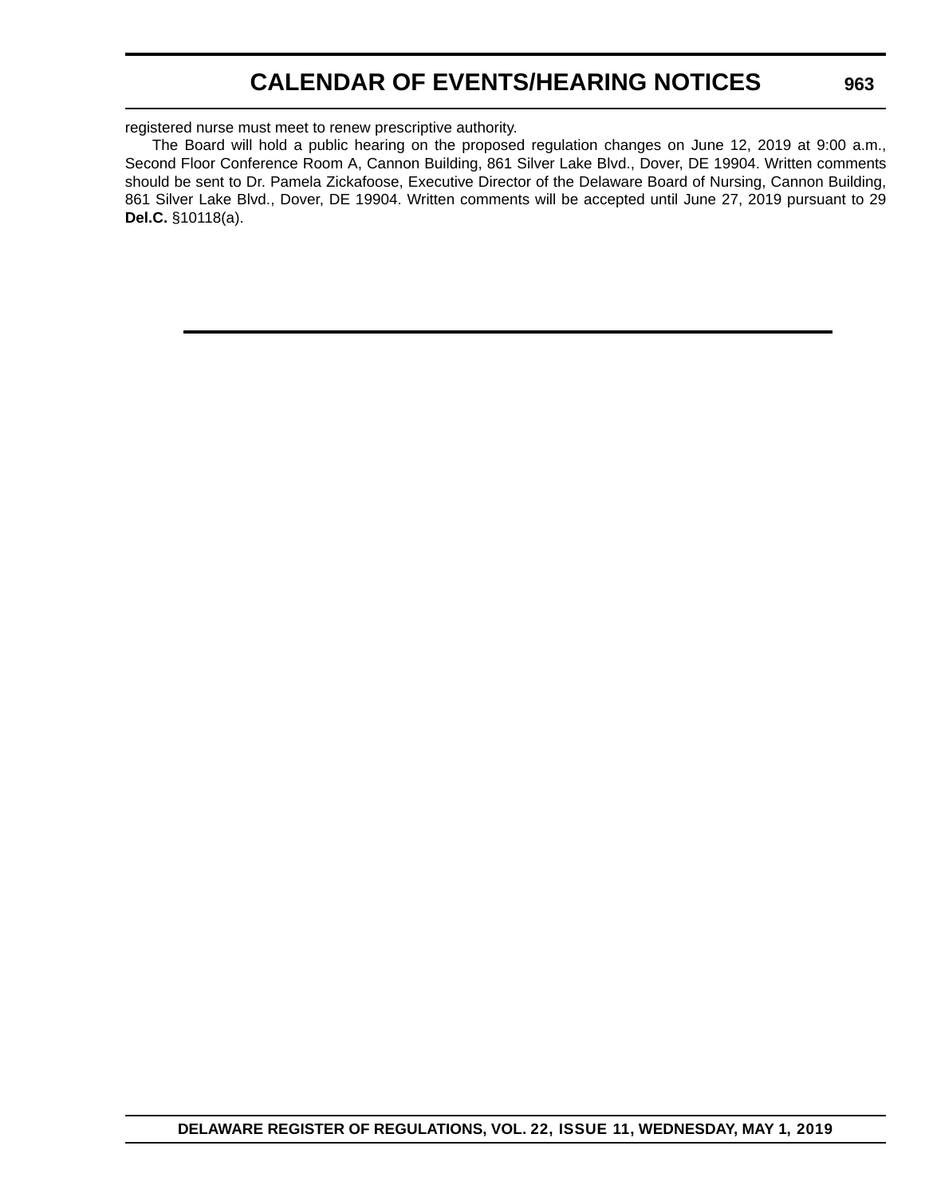registered nurse must meet to renew prescriptive authority.

The Board will hold a public hearing on the proposed regulation changes on June 12, 2019 at 9:00 a.m., Second Floor Conference Room A, Cannon Building, 861 Silver Lake Blvd., Dover, DE 19904. Written comments should be sent to Dr. Pamela Zickafoose, Executive Director of the Delaware Board of Nursing, Cannon Building, 861 Silver Lake Blvd., Dover, DE 19904. Written comments will be accepted until June 27, 2019 pursuant to 29 **Del.C.** §10118(a).